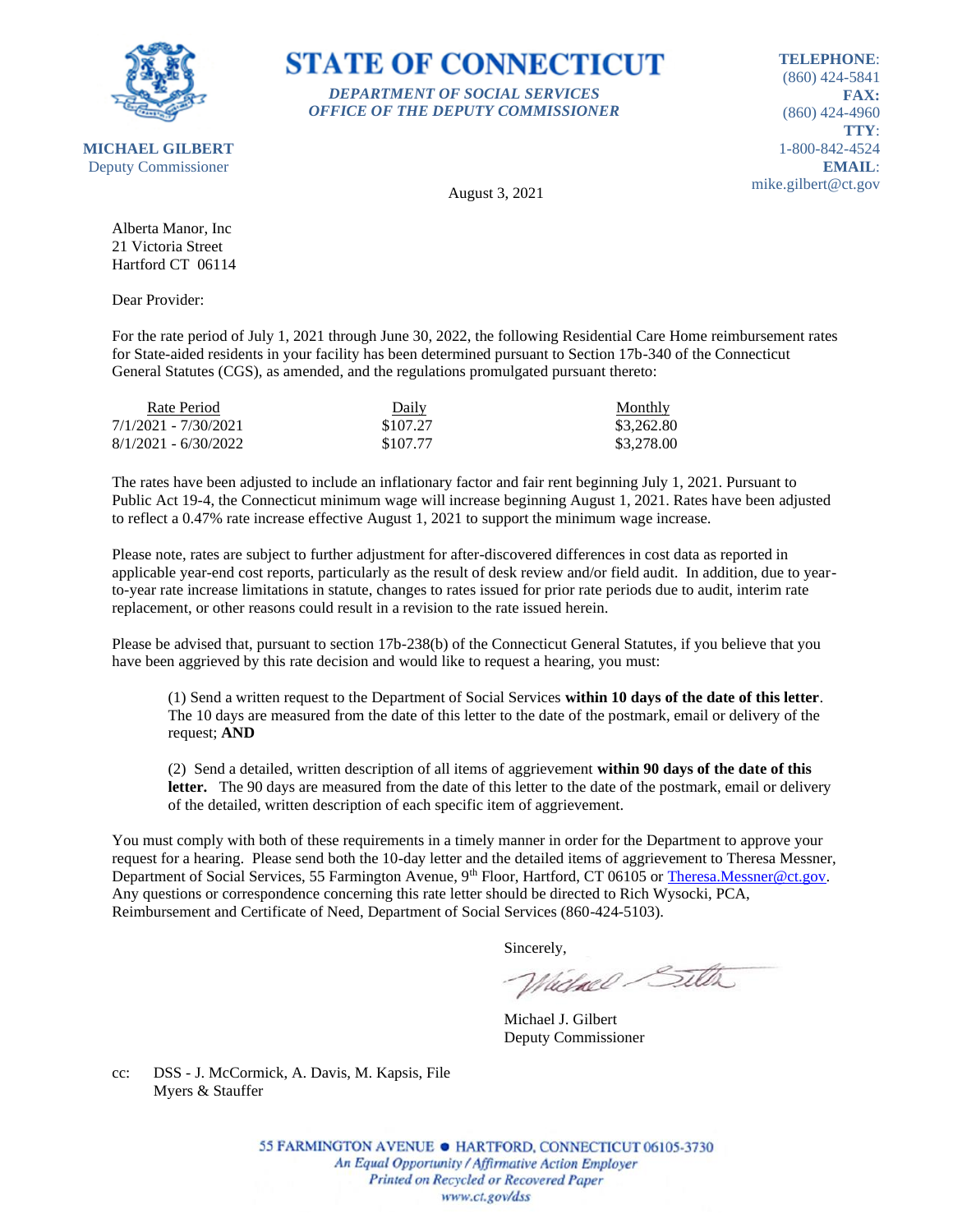**STATE OF CONNECTICUT**

*DEPARTMENT OF SOCIAL SERVICES*
*OFFICE OF THE DEPUTY COMMISSIONER*

**MICHAEL GILBERT**
Deputy Commissioner

**TELEPHONE**: (860) 424-5841
**FAX:** (860) 424-4960
**TTY**: 1-800-842-4524
**EMAIL**: mike.gilbert@ct.gov

August 3, 2021

Alberta Manor, Inc
21 Victoria Street
Hartford CT 06114

Dear Provider:

For the rate period of July 1, 2021 through June 30, 2022, the following Residential Care Home reimbursement rates for State-aided residents in your facility has been determined pursuant to Section 17b-340 of the Connecticut General Statutes (CGS), as amended, and the regulations promulgated pursuant thereto:

| Rate Period | Daily | Monthly |
|---|---|---|
| 7/1/2021 - 7/30/2021 | $107.27 | $3,262.80 |
| 8/1/2021 - 6/30/2022 | $107.77 | $3,278.00 |

The rates have been adjusted to include an inflationary factor and fair rent beginning July 1, 2021. Pursuant to Public Act 19-4, the Connecticut minimum wage will increase beginning August 1, 2021. Rates have been adjusted to reflect a 0.47% rate increase effective August 1, 2021 to support the minimum wage increase.

Please note, rates are subject to further adjustment for after-discovered differences in cost data as reported in applicable year-end cost reports, particularly as the result of desk review and/or field audit. In addition, due to year-to-year rate increase limitations in statute, changes to rates issued for prior rate periods due to audit, interim rate replacement, or other reasons could result in a revision to the rate issued herein.

Please be advised that, pursuant to section 17b-238(b) of the Connecticut General Statutes, if you believe that you have been aggrieved by this rate decision and would like to request a hearing, you must:

(1) Send a written request to the Department of Social Services **within 10 days of the date of this letter**. The 10 days are measured from the date of this letter to the date of the postmark, email or delivery of the request; **AND**

(2) Send a detailed, written description of all items of aggrievement **within 90 days of the date of this letter.** The 90 days are measured from the date of this letter to the date of the postmark, email or delivery of the detailed, written description of each specific item of aggrievement.

You must comply with both of these requirements in a timely manner in order for the Department to approve your request for a hearing. Please send both the 10-day letter and the detailed items of aggrievement to Theresa Messner, Department of Social Services, 55 Farmington Avenue, 9th Floor, Hartford, CT 06105 or Theresa.Messner@ct.gov. Any questions or correspondence concerning this rate letter should be directed to Rich Wysocki, PCA, Reimbursement and Certificate of Need, Department of Social Services (860-424-5103).

Sincerely,

Michael J. Gilbert
Deputy Commissioner

cc: DSS - J. McCormick, A. Davis, M. Kapsis, File
Myers & Stauffer

55 FARMINGTON AVENUE • HARTFORD, CONNECTICUT 06105-3730
*An Equal Opportunity / Affirmative Action Employer*
*Printed on Recycled or Recovered Paper*
*www.ct.gov/dss*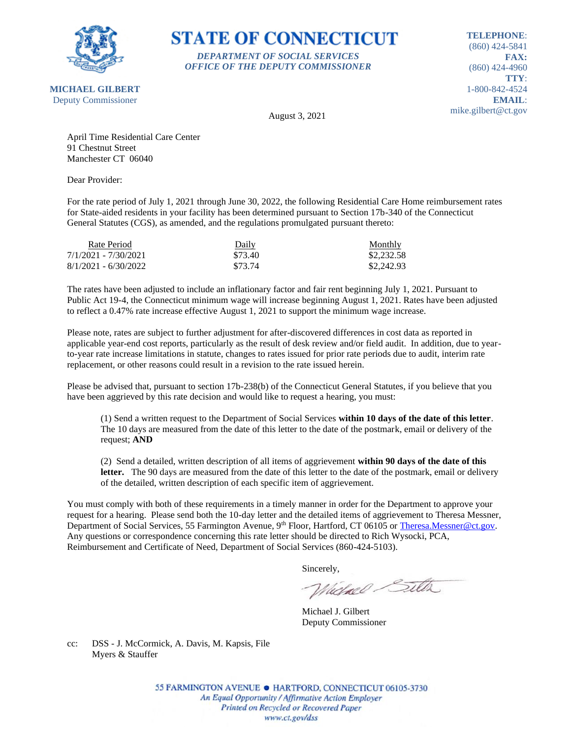**STATE OF CONNECTICUT**

*DEPARTMENT OF SOCIAL SERVICES*
*OFFICE OF THE DEPUTY COMMISSIONER*

**MICHAEL GILBERT**
Deputy Commissioner

**TELEPHONE**: (860) 424-5841
**FAX:** (860) 424-4960
**TTY**: 1-800-842-4524
**EMAIL**: mike.gilbert@ct.gov

August 3, 2021

April Time Residential Care Center
91 Chestnut Street
Manchester CT 06040

Dear Provider:

For the rate period of July 1, 2021 through June 30, 2022, the following Residential Care Home reimbursement rates for State-aided residents in your facility has been determined pursuant to Section 17b-340 of the Connecticut General Statutes (CGS), as amended, and the regulations promulgated pursuant thereto:

| Rate Period | Daily | Monthly |
|---|---|---|
| 7/1/2021 - 7/30/2021 | $73.40 | $2,232.58 |
| 8/1/2021 - 6/30/2022 | $73.74 | $2,242.93 |

The rates have been adjusted to include an inflationary factor and fair rent beginning July 1, 2021. Pursuant to Public Act 19-4, the Connecticut minimum wage will increase beginning August 1, 2021. Rates have been adjusted to reflect a 0.47% rate increase effective August 1, 2021 to support the minimum wage increase.

Please note, rates are subject to further adjustment for after-discovered differences in cost data as reported in applicable year-end cost reports, particularly as the result of desk review and/or field audit. In addition, due to year-to-year rate increase limitations in statute, changes to rates issued for prior rate periods due to audit, interim rate replacement, or other reasons could result in a revision to the rate issued herein.

Please be advised that, pursuant to section 17b-238(b) of the Connecticut General Statutes, if you believe that you have been aggrieved by this rate decision and would like to request a hearing, you must:

(1) Send a written request to the Department of Social Services **within 10 days of the date of this letter**. The 10 days are measured from the date of this letter to the date of the postmark, email or delivery of the request; **AND**

(2) Send a detailed, written description of all items of aggrievement **within 90 days of the date of this letter.** The 90 days are measured from the date of this letter to the date of the postmark, email or delivery of the detailed, written description of each specific item of aggrievement.

You must comply with both of these requirements in a timely manner in order for the Department to approve your request for a hearing. Please send both the 10-day letter and the detailed items of aggrievement to Theresa Messner, Department of Social Services, 55 Farmington Avenue, 9th Floor, Hartford, CT 06105 or Theresa.Messner@ct.gov. Any questions or correspondence concerning this rate letter should be directed to Rich Wysocki, PCA, Reimbursement and Certificate of Need, Department of Social Services (860-424-5103).

Sincerely,

Michael J. Gilbert
Deputy Commissioner

cc: DSS - J. McCormick, A. Davis, M. Kapsis, File
Myers & Stauffer

55 FARMINGTON AVENUE • HARTFORD, CONNECTICUT 06105-3730
*An Equal Opportunity / Affirmative Action Employer*
*Printed on Recycled or Recovered Paper*
*www.ct.gov/dss*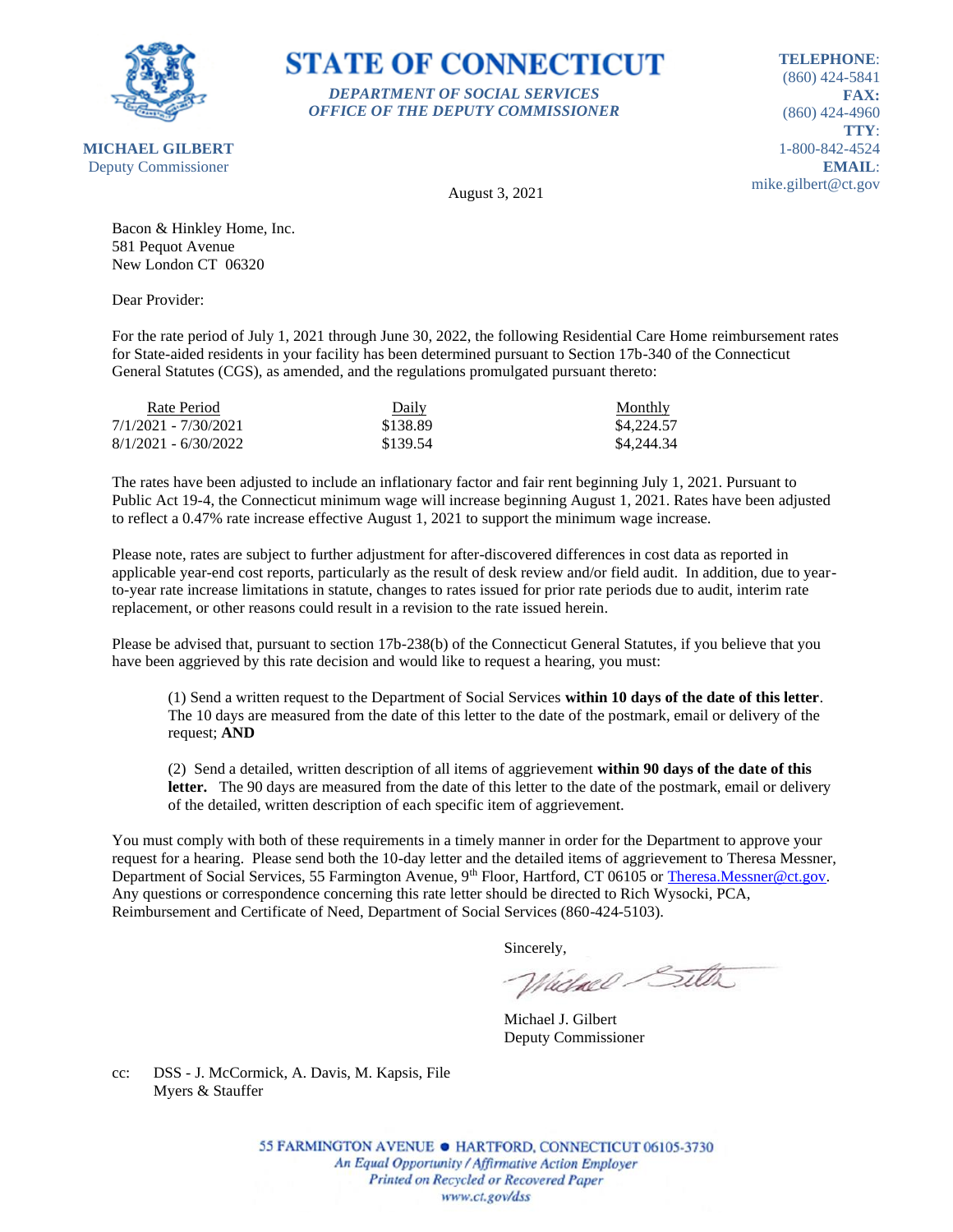# STATE OF CONNECTICUT

*DEPARTMENT OF SOCIAL SERVICES*
*OFFICE OF THE DEPUTY COMMISSIONER*

**MICHAEL GILBERT**
Deputy Commissioner

**TELEPHONE**:
(860) 424-5841
**FAX:**
(860) 424-4960
**TTY**:
1-800-842-4524
**EMAIL**:
mike.gilbert@ct.gov

August 3, 2021

Bacon & Hinkley Home, Inc.
581 Pequot Avenue
New London CT 06320

Dear Provider:

For the rate period of July 1, 2021 through June 30, 2022, the following Residential Care Home reimbursement rates for State-aided residents in your facility has been determined pursuant to Section 17b-340 of the Connecticut General Statutes (CGS), as amended, and the regulations promulgated pursuant thereto:

| Rate Period | Daily | Monthly |
|---|---|---|
| 7/1/2021 - 7/30/2021 | $138.89 | $4,224.57 |
| 8/1/2021 - 6/30/2022 | $139.54 | $4,244.34 |

The rates have been adjusted to include an inflationary factor and fair rent beginning July 1, 2021. Pursuant to Public Act 19-4, the Connecticut minimum wage will increase beginning August 1, 2021. Rates have been adjusted to reflect a 0.47% rate increase effective August 1, 2021 to support the minimum wage increase.

Please note, rates are subject to further adjustment for after-discovered differences in cost data as reported in applicable year-end cost reports, particularly as the result of desk review and/or field audit. In addition, due to year-to-year rate increase limitations in statute, changes to rates issued for prior rate periods due to audit, interim rate replacement, or other reasons could result in a revision to the rate issued herein.

Please be advised that, pursuant to section 17b-238(b) of the Connecticut General Statutes, if you believe that you have been aggrieved by this rate decision and would like to request a hearing, you must:

(1) Send a written request to the Department of Social Services **within 10 days of the date of this letter**. The 10 days are measured from the date of this letter to the date of the postmark, email or delivery of the request; **AND**

(2) Send a detailed, written description of all items of aggrievement **within 90 days of the date of this letter.** The 90 days are measured from the date of this letter to the date of the postmark, email or delivery of the detailed, written description of each specific item of aggrievement.

You must comply with both of these requirements in a timely manner in order for the Department to approve your request for a hearing. Please send both the 10-day letter and the detailed items of aggrievement to Theresa Messner, Department of Social Services, 55 Farmington Avenue, 9th Floor, Hartford, CT 06105 or Theresa.Messner@ct.gov. Any questions or correspondence concerning this rate letter should be directed to Rich Wysocki, PCA, Reimbursement and Certificate of Need, Department of Social Services (860-424-5103).

Sincerely,

Michael J. Gilbert
Deputy Commissioner

cc: DSS - J. McCormick, A. Davis, M. Kapsis, File
Myers & Stauffer

55 FARMINGTON AVENUE • HARTFORD, CONNECTICUT 06105-3730
*An Equal Opportunity / Affirmative Action Employer*
*Printed on Recycled or Recovered Paper*
*www.ct.gov/dss*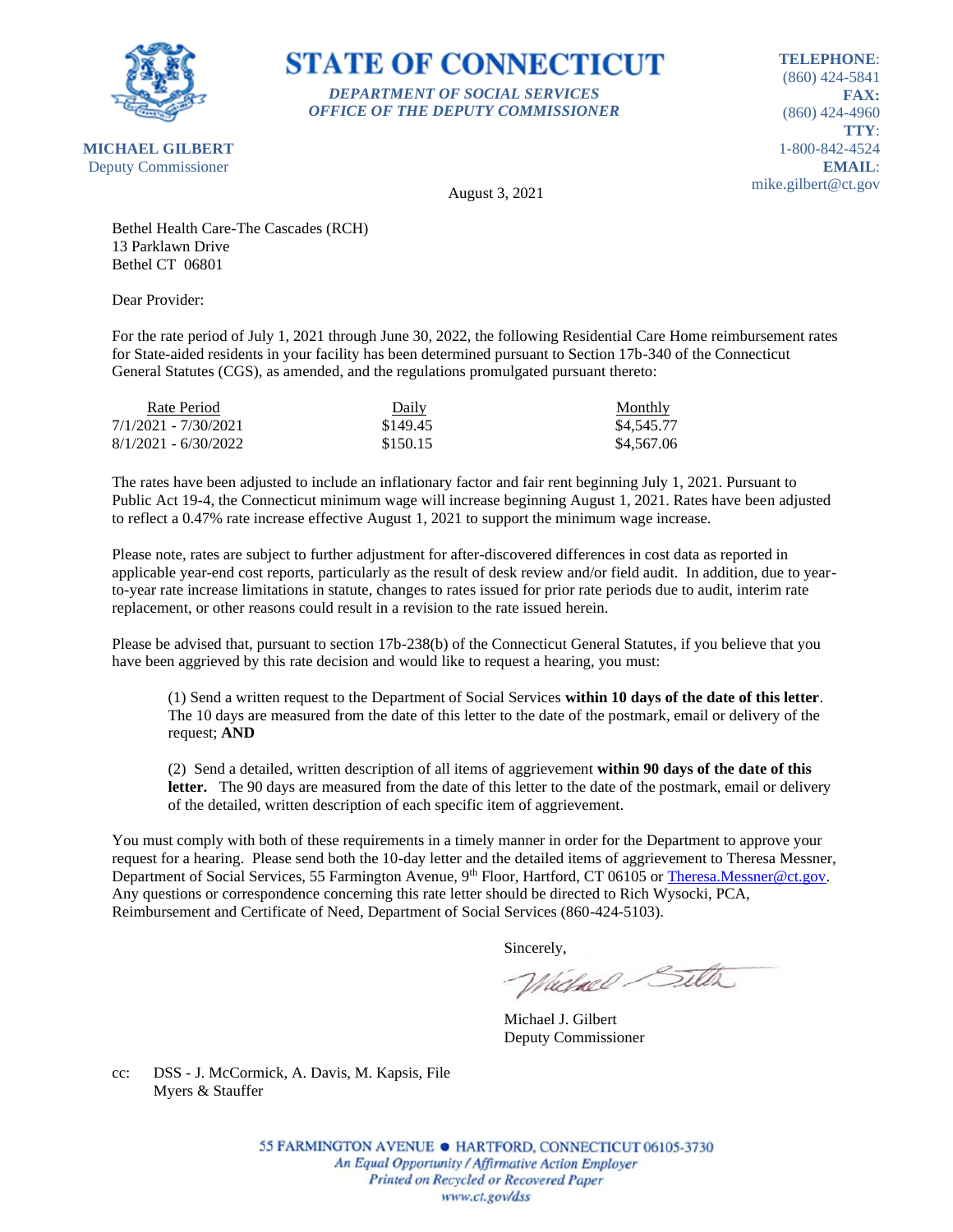**STATE OF CONNECTICUT**

*DEPARTMENT OF SOCIAL SERVICES*
*OFFICE OF THE DEPUTY COMMISSIONER*

**MICHAEL GILBERT**
Deputy Commissioner

**TELEPHONE**: (860) 424-5841
**FAX:** (860) 424-4960
**TTY**: 1-800-842-4524
**EMAIL**: mike.gilbert@ct.gov

August 3, 2021

Bethel Health Care-The Cascades (RCH)
13 Parklawn Drive
Bethel CT 06801

Dear Provider:

For the rate period of July 1, 2021 through June 30, 2022, the following Residential Care Home reimbursement rates for State-aided residents in your facility has been determined pursuant to Section 17b-340 of the Connecticut General Statutes (CGS), as amended, and the regulations promulgated pursuant thereto:

| Rate Period | Daily | Monthly |
|---|---|---|
| 7/1/2021 - 7/30/2021 | $149.45 | $4,545.77 |
| 8/1/2021 - 6/30/2022 | $150.15 | $4,567.06 |

The rates have been adjusted to include an inflationary factor and fair rent beginning July 1, 2021. Pursuant to Public Act 19-4, the Connecticut minimum wage will increase beginning August 1, 2021. Rates have been adjusted to reflect a 0.47% rate increase effective August 1, 2021 to support the minimum wage increase.

Please note, rates are subject to further adjustment for after-discovered differences in cost data as reported in applicable year-end cost reports, particularly as the result of desk review and/or field audit. In addition, due to year-to-year rate increase limitations in statute, changes to rates issued for prior rate periods due to audit, interim rate replacement, or other reasons could result in a revision to the rate issued herein.

Please be advised that, pursuant to section 17b-238(b) of the Connecticut General Statutes, if you believe that you have been aggrieved by this rate decision and would like to request a hearing, you must:

(1) Send a written request to the Department of Social Services **within 10 days of the date of this letter**. The 10 days are measured from the date of this letter to the date of the postmark, email or delivery of the request; **AND**

(2) Send a detailed, written description of all items of aggrievement **within 90 days of the date of this letter.** The 90 days are measured from the date of this letter to the date of the postmark, email or delivery of the detailed, written description of each specific item of aggrievement.

You must comply with both of these requirements in a timely manner in order for the Department to approve your request for a hearing. Please send both the 10-day letter and the detailed items of aggrievement to Theresa Messner, Department of Social Services, 55 Farmington Avenue, 9th Floor, Hartford, CT 06105 or Theresa.Messner@ct.gov. Any questions or correspondence concerning this rate letter should be directed to Rich Wysocki, PCA, Reimbursement and Certificate of Need, Department of Social Services (860-424-5103).

Sincerely,

Michael J. Gilbert
Deputy Commissioner

cc: DSS - J. McCormick, A. Davis, M. Kapsis, File
Myers & Stauffer

55 FARMINGTON AVENUE • HARTFORD, CONNECTICUT 06105-3730
*An Equal Opportunity / Affirmative Action Employer*
*Printed on Recycled or Recovered Paper*
*www.ct.gov/dss*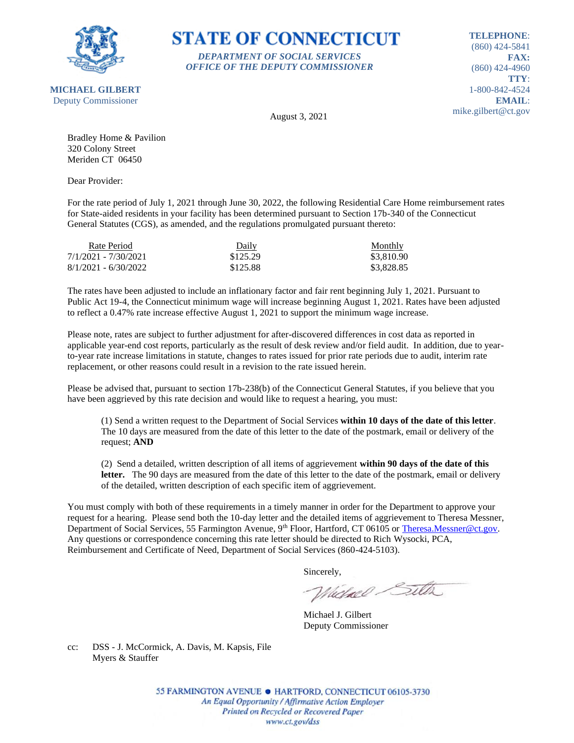**STATE OF CONNECTICUT**

*DEPARTMENT OF SOCIAL SERVICES*
*OFFICE OF THE DEPUTY COMMISSIONER*

**MICHAEL GILBERT**
Deputy Commissioner

**TELEPHONE**: (860) 424-5841
**FAX:** (860) 424-4960
**TTY**: 1-800-842-4524
**EMAIL**: mike.gilbert@ct.gov

August 3, 2021

Bradley Home & Pavilion
320 Colony Street
Meriden CT 06450

Dear Provider:

For the rate period of July 1, 2021 through June 30, 2022, the following Residential Care Home reimbursement rates for State-aided residents in your facility has been determined pursuant to Section 17b-340 of the Connecticut General Statutes (CGS), as amended, and the regulations promulgated pursuant thereto:

| Rate Period | Daily | Monthly |
|---|---|---|
| 7/1/2021 - 7/30/2021 | $125.29 | $3,810.90 |
| 8/1/2021 - 6/30/2022 | $125.88 | $3,828.85 |

The rates have been adjusted to include an inflationary factor and fair rent beginning July 1, 2021. Pursuant to Public Act 19-4, the Connecticut minimum wage will increase beginning August 1, 2021. Rates have been adjusted to reflect a 0.47% rate increase effective August 1, 2021 to support the minimum wage increase.

Please note, rates are subject to further adjustment for after-discovered differences in cost data as reported in applicable year-end cost reports, particularly as the result of desk review and/or field audit. In addition, due to year-to-year rate increase limitations in statute, changes to rates issued for prior rate periods due to audit, interim rate replacement, or other reasons could result in a revision to the rate issued herein.

Please be advised that, pursuant to section 17b-238(b) of the Connecticut General Statutes, if you believe that you have been aggrieved by this rate decision and would like to request a hearing, you must:

(1) Send a written request to the Department of Social Services **within 10 days of the date of this letter**. The 10 days are measured from the date of this letter to the date of the postmark, email or delivery of the request; **AND**

(2) Send a detailed, written description of all items of aggrievement **within 90 days of the date of this letter.** The 90 days are measured from the date of this letter to the date of the postmark, email or delivery of the detailed, written description of each specific item of aggrievement.

You must comply with both of these requirements in a timely manner in order for the Department to approve your request for a hearing. Please send both the 10-day letter and the detailed items of aggrievement to Theresa Messner, Department of Social Services, 55 Farmington Avenue, 9th Floor, Hartford, CT 06105 or Theresa.Messner@ct.gov. Any questions or correspondence concerning this rate letter should be directed to Rich Wysocki, PCA, Reimbursement and Certificate of Need, Department of Social Services (860-424-5103).

Sincerely,

Michael J. Gilbert
Deputy Commissioner

cc: DSS - J. McCormick, A. Davis, M. Kapsis, File
Myers & Stauffer

55 FARMINGTON AVENUE • HARTFORD, CONNECTICUT 06105-3730
*An Equal Opportunity / Affirmative Action Employer*
*Printed on Recycled or Recovered Paper*
*www.ct.gov/dss*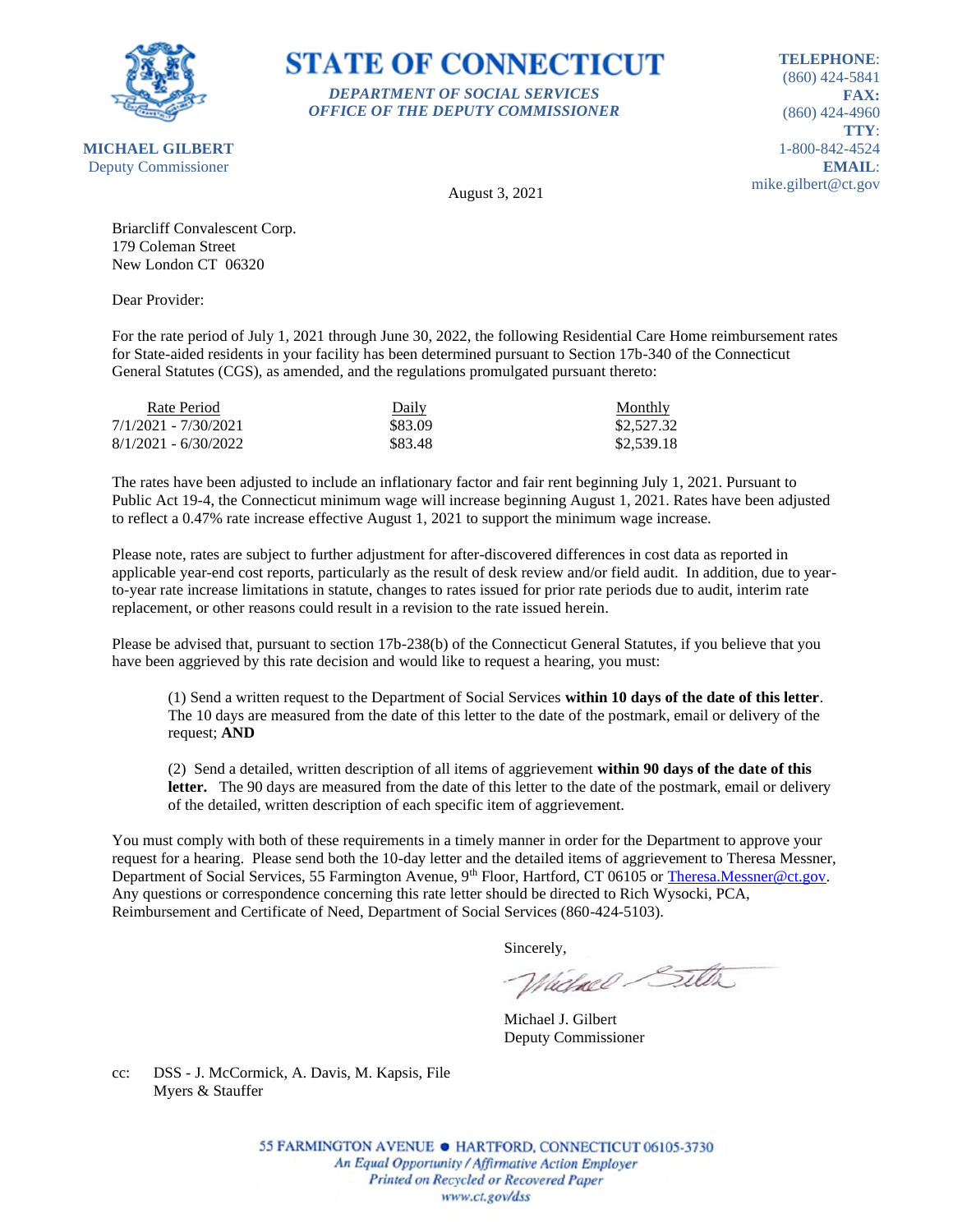# STATE OF CONNECTICUT

*DEPARTMENT OF SOCIAL SERVICES*
*OFFICE OF THE DEPUTY COMMISSIONER*

**MICHAEL GILBERT**
Deputy Commissioner

**TELEPHONE**:
(860) 424-5841
**FAX:**
(860) 424-4960
**TTY**:
1-800-842-4524
**EMAIL**:
mike.gilbert@ct.gov

August 3, 2021

Briarcliff Convalescent Corp.
179 Coleman Street
New London CT 06320

Dear Provider:

For the rate period of July 1, 2021 through June 30, 2022, the following Residential Care Home reimbursement rates for State-aided residents in your facility has been determined pursuant to Section 17b-340 of the Connecticut General Statutes (CGS), as amended, and the regulations promulgated pursuant thereto:

| Rate Period | Daily | Monthly |
|---|---|---|
| 7/1/2021 - 7/30/2021 | $83.09 | $2,527.32 |
| 8/1/2021 - 6/30/2022 | $83.48 | $2,539.18 |

The rates have been adjusted to include an inflationary factor and fair rent beginning July 1, 2021. Pursuant to Public Act 19-4, the Connecticut minimum wage will increase beginning August 1, 2021. Rates have been adjusted to reflect a 0.47% rate increase effective August 1, 2021 to support the minimum wage increase.

Please note, rates are subject to further adjustment for after-discovered differences in cost data as reported in applicable year-end cost reports, particularly as the result of desk review and/or field audit. In addition, due to year-to-year rate increase limitations in statute, changes to rates issued for prior rate periods due to audit, interim rate replacement, or other reasons could result in a revision to the rate issued herein.

Please be advised that, pursuant to section 17b-238(b) of the Connecticut General Statutes, if you believe that you have been aggrieved by this rate decision and would like to request a hearing, you must:

(1) Send a written request to the Department of Social Services **within 10 days of the date of this letter**. The 10 days are measured from the date of this letter to the date of the postmark, email or delivery of the request; **AND**

(2) Send a detailed, written description of all items of aggrievement **within 90 days of the date of this letter.** The 90 days are measured from the date of this letter to the date of the postmark, email or delivery of the detailed, written description of each specific item of aggrievement.

You must comply with both of these requirements in a timely manner in order for the Department to approve your request for a hearing. Please send both the 10-day letter and the detailed items of aggrievement to Theresa Messner, Department of Social Services, 55 Farmington Avenue, 9th Floor, Hartford, CT 06105 or Theresa.Messner@ct.gov. Any questions or correspondence concerning this rate letter should be directed to Rich Wysocki, PCA, Reimbursement and Certificate of Need, Department of Social Services (860-424-5103).

Sincerely,

Michael J. Gilbert
Deputy Commissioner

cc: DSS - J. McCormick, A. Davis, M. Kapsis, File
Myers & Stauffer

55 FARMINGTON AVENUE • HARTFORD, CONNECTICUT 06105-3730
*An Equal Opportunity / Affirmative Action Employer*
*Printed on Recycled or Recovered Paper*
*www.ct.gov/dss*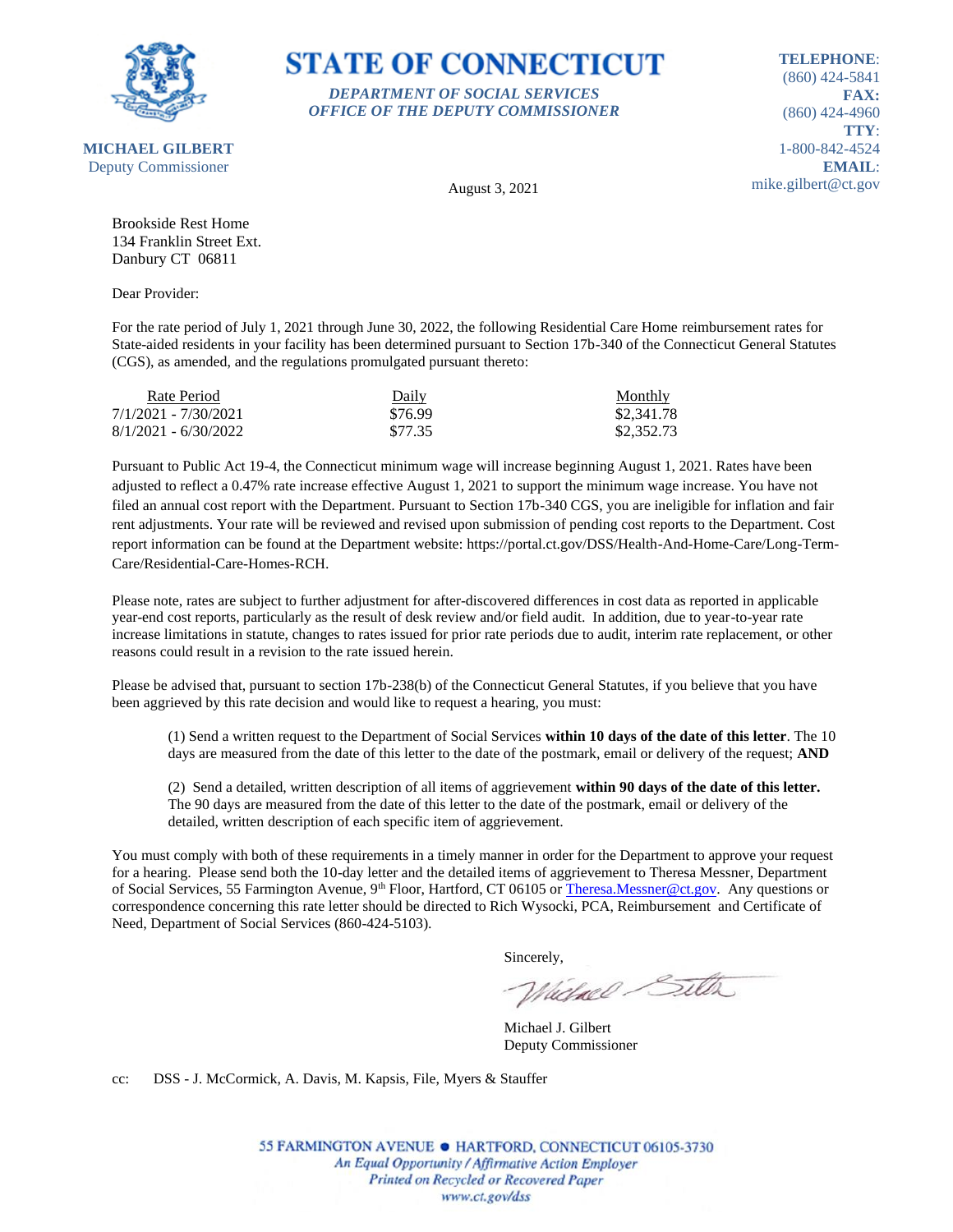# STATE OF CONNECTICUT

***DEPARTMENT OF SOCIAL SERVICES***
***OFFICE OF THE DEPUTY COMMISSIONER***

**MICHAEL GILBERT**
Deputy Commissioner

**TELEPHONE**: (860) 424-5841
**FAX:** (860) 424-4960
**TTY**: 1-800-842-4524
**EMAIL**: mike.gilbert@ct.gov

August 3, 2021

Brookside Rest Home
134 Franklin Street Ext.
Danbury CT 06811

Dear Provider:

For the rate period of July 1, 2021 through June 30, 2022, the following Residential Care Home reimbursement rates for State-aided residents in your facility has been determined pursuant to Section 17b-340 of the Connecticut General Statutes (CGS), as amended, and the regulations promulgated pursuant thereto:

| Rate Period | Daily | Monthly |
|---|---|---|
| 7/1/2021 - 7/30/2021 | $76.99 | $2,341.78 |
| 8/1/2021 - 6/30/2022 | $77.35 | $2,352.73 |

Pursuant to Public Act 19-4, the Connecticut minimum wage will increase beginning August 1, 2021. Rates have been adjusted to reflect a 0.47% rate increase effective August 1, 2021 to support the minimum wage increase. You have not filed an annual cost report with the Department. Pursuant to Section 17b-340 CGS, you are ineligible for inflation and fair rent adjustments. Your rate will be reviewed and revised upon submission of pending cost reports to the Department. Cost report information can be found at the Department website: https://portal.ct.gov/DSS/Health-And-Home-Care/Long-Term-Care/Residential-Care-Homes-RCH.

Please note, rates are subject to further adjustment for after-discovered differences in cost data as reported in applicable year-end cost reports, particularly as the result of desk review and/or field audit. In addition, due to year-to-year rate increase limitations in statute, changes to rates issued for prior rate periods due to audit, interim rate replacement, or other reasons could result in a revision to the rate issued herein.

Please be advised that, pursuant to section 17b-238(b) of the Connecticut General Statutes, if you believe that you have been aggrieved by this rate decision and would like to request a hearing, you must:

(1) Send a written request to the Department of Social Services **within 10 days of the date of this letter**. The 10 days are measured from the date of this letter to the date of the postmark, email or delivery of the request; **AND**

(2) Send a detailed, written description of all items of aggrievement **within 90 days of the date of this letter.** The 90 days are measured from the date of this letter to the date of the postmark, email or delivery of the detailed, written description of each specific item of aggrievement.

You must comply with both of these requirements in a timely manner in order for the Department to approve your request for a hearing. Please send both the 10-day letter and the detailed items of aggrievement to Theresa Messner, Department of Social Services, 55 Farmington Avenue, 9th Floor, Hartford, CT 06105 or Theresa.Messner@ct.gov. Any questions or correspondence concerning this rate letter should be directed to Rich Wysocki, PCA, Reimbursement and Certificate of Need, Department of Social Services (860-424-5103).

Sincerely,

Michael J. Gilbert
Deputy Commissioner

cc: DSS - J. McCormick, A. Davis, M. Kapsis, File, Myers & Stauffer

55 FARMINGTON AVENUE • HARTFORD, CONNECTICUT 06105-3730
*An Equal Opportunity / Affirmative Action Employer*
*Printed on Recycled or Recovered Paper*
*www.ct.gov/dss*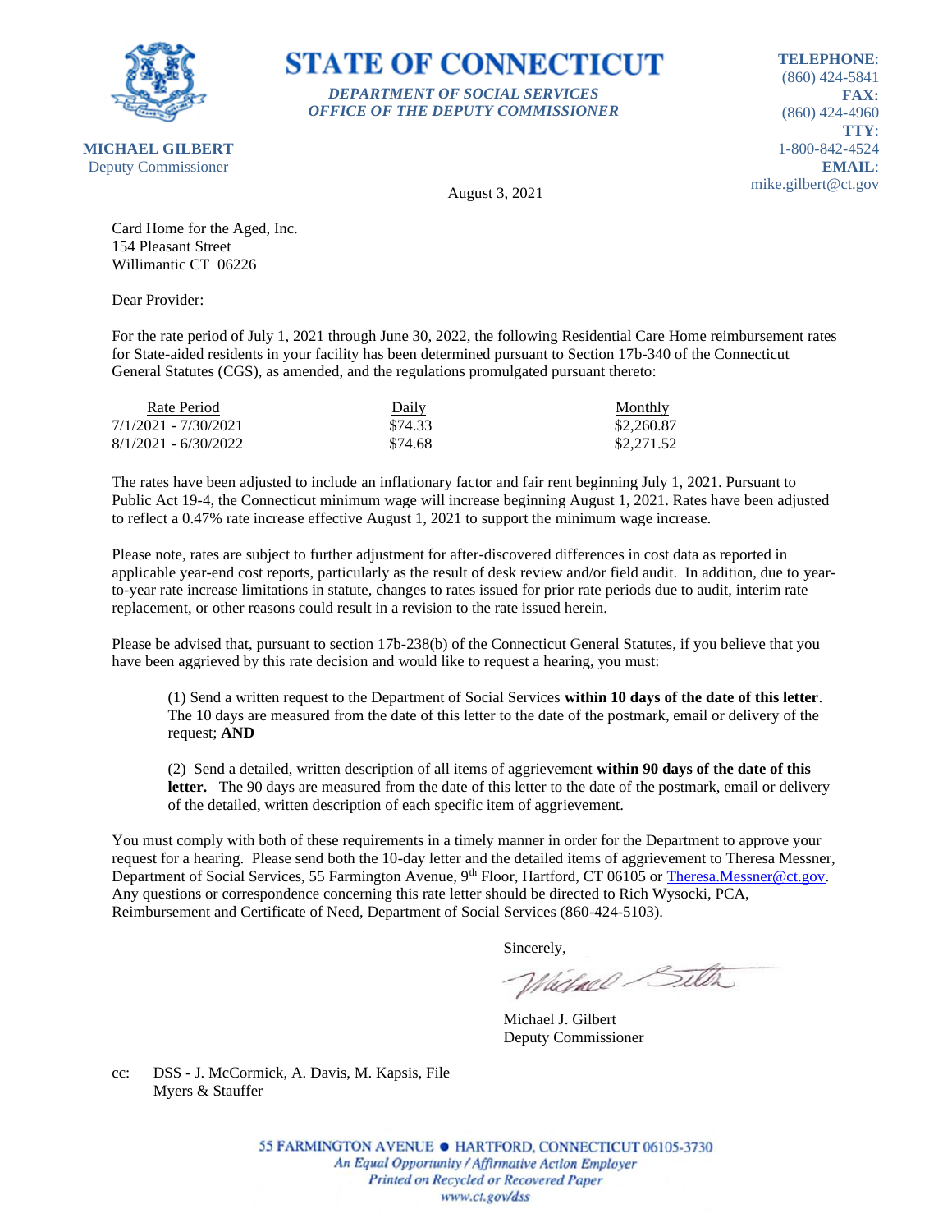# STATE OF CONNECTICUT

***DEPARTMENT OF SOCIAL SERVICES***
***OFFICE OF THE DEPUTY COMMISSIONER***

**MICHAEL GILBERT**
Deputy Commissioner

**TELEPHONE**: (860) 424-5841
**FAX:** (860) 424-4960
**TTY**: 1-800-842-4524
**EMAIL**: mike.gilbert@ct.gov

August 3, 2021

Card Home for the Aged, Inc.
154 Pleasant Street
Willimantic CT 06226

Dear Provider:

For the rate period of July 1, 2021 through June 30, 2022, the following Residential Care Home reimbursement rates for State-aided residents in your facility has been determined pursuant to Section 17b-340 of the Connecticut General Statutes (CGS), as amended, and the regulations promulgated pursuant thereto:

| Rate Period | Daily | Monthly |
|---|---|---|
| 7/1/2021 - 7/30/2021 | $74.33 | $2,260.87 |
| 8/1/2021 - 6/30/2022 | $74.68 | $2,271.52 |

The rates have been adjusted to include an inflationary factor and fair rent beginning July 1, 2021. Pursuant to Public Act 19-4, the Connecticut minimum wage will increase beginning August 1, 2021. Rates have been adjusted to reflect a 0.47% rate increase effective August 1, 2021 to support the minimum wage increase.

Please note, rates are subject to further adjustment for after-discovered differences in cost data as reported in applicable year-end cost reports, particularly as the result of desk review and/or field audit. In addition, due to year-to-year rate increase limitations in statute, changes to rates issued for prior rate periods due to audit, interim rate replacement, or other reasons could result in a revision to the rate issued herein.

Please be advised that, pursuant to section 17b-238(b) of the Connecticut General Statutes, if you believe that you have been aggrieved by this rate decision and would like to request a hearing, you must:

(1) Send a written request to the Department of Social Services **within 10 days of the date of this letter**. The 10 days are measured from the date of this letter to the date of the postmark, email or delivery of the request; **AND**

(2) Send a detailed, written description of all items of aggrievement **within 90 days of the date of this letter.** The 90 days are measured from the date of this letter to the date of the postmark, email or delivery of the detailed, written description of each specific item of aggrievement.

You must comply with both of these requirements in a timely manner in order for the Department to approve your request for a hearing. Please send both the 10-day letter and the detailed items of aggrievement to Theresa Messner, Department of Social Services, 55 Farmington Avenue, 9th Floor, Hartford, CT 06105 or Theresa.Messner@ct.gov. Any questions or correspondence concerning this rate letter should be directed to Rich Wysocki, PCA, Reimbursement and Certificate of Need, Department of Social Services (860-424-5103).

Sincerely,

Michael J. Gilbert
Deputy Commissioner

cc: DSS - J. McCormick, A. Davis, M. Kapsis, File
Myers & Stauffer

55 FARMINGTON AVENUE • HARTFORD, CONNECTICUT 06105-3730
*An Equal Opportunity / Affirmative Action Employer*
*Printed on Recycled or Recovered Paper*
*www.ct.gov/dss*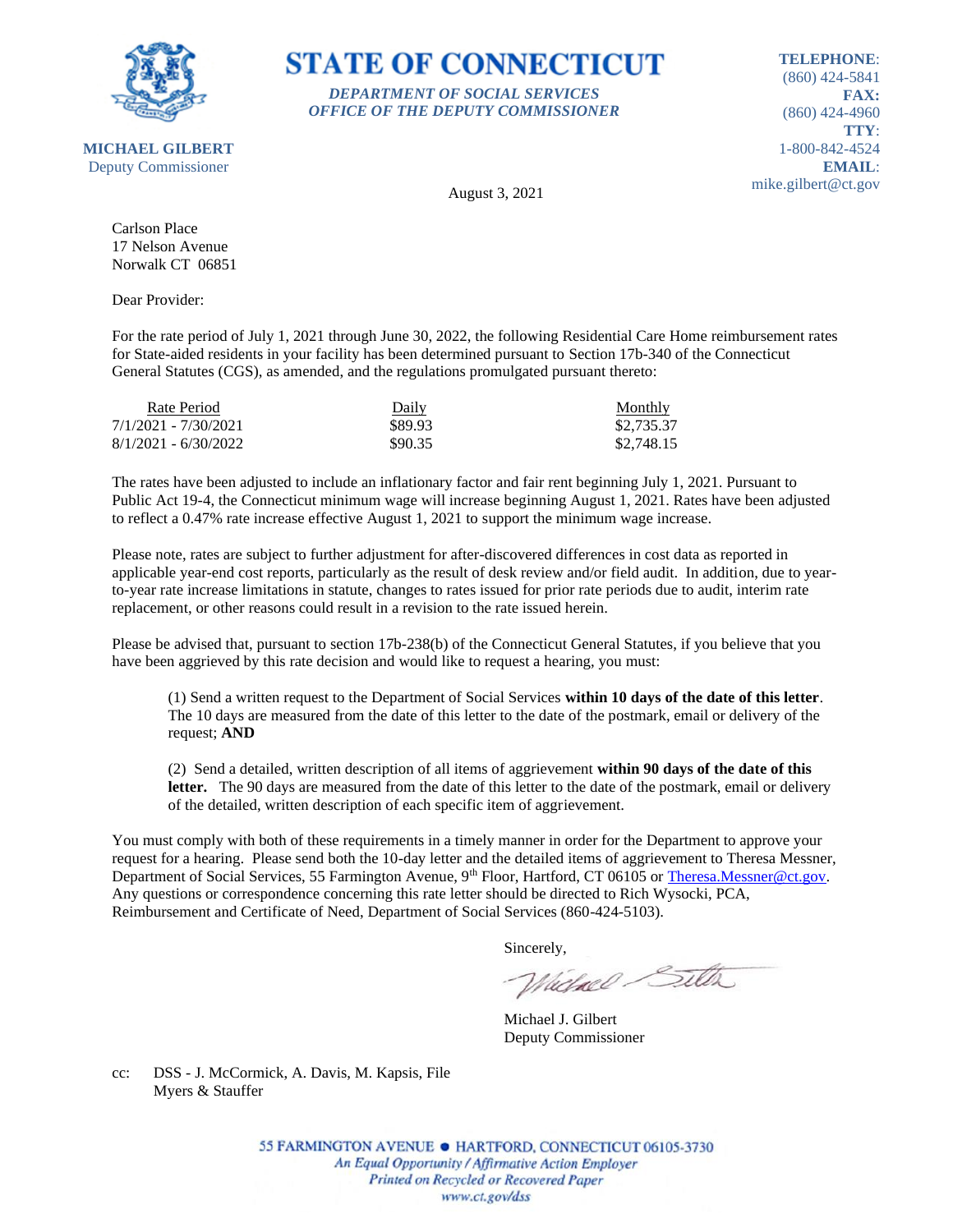**STATE OF CONNECTICUT**

*DEPARTMENT OF SOCIAL SERVICES*
*OFFICE OF THE DEPUTY COMMISSIONER*

**MICHAEL GILBERT**
Deputy Commissioner

**TELEPHONE**: (860) 424-5841
**FAX**: (860) 424-4960
**TTY**: 1-800-842-4524
**EMAIL**: mike.gilbert@ct.gov

August 3, 2021

Carlson Place
17 Nelson Avenue
Norwalk CT 06851

Dear Provider:

For the rate period of July 1, 2021 through June 30, 2022, the following Residential Care Home reimbursement rates for State-aided residents in your facility has been determined pursuant to Section 17b-340 of the Connecticut General Statutes (CGS), as amended, and the regulations promulgated pursuant thereto:

| Rate Period | Daily | Monthly |
|---|---|---|
| 7/1/2021 - 7/30/2021 | $89.93 | $2,735.37 |
| 8/1/2021 - 6/30/2022 | $90.35 | $2,748.15 |

The rates have been adjusted to include an inflationary factor and fair rent beginning July 1, 2021. Pursuant to Public Act 19-4, the Connecticut minimum wage will increase beginning August 1, 2021. Rates have been adjusted to reflect a 0.47% rate increase effective August 1, 2021 to support the minimum wage increase.

Please note, rates are subject to further adjustment for after-discovered differences in cost data as reported in applicable year-end cost reports, particularly as the result of desk review and/or field audit. In addition, due to year-to-year rate increase limitations in statute, changes to rates issued for prior rate periods due to audit, interim rate replacement, or other reasons could result in a revision to the rate issued herein.

Please be advised that, pursuant to section 17b-238(b) of the Connecticut General Statutes, if you believe that you have been aggrieved by this rate decision and would like to request a hearing, you must:

(1) Send a written request to the Department of Social Services **within 10 days of the date of this letter**. The 10 days are measured from the date of this letter to the date of the postmark, email or delivery of the request; **AND**

(2) Send a detailed, written description of all items of aggrievement **within 90 days of the date of this letter.** The 90 days are measured from the date of this letter to the date of the postmark, email or delivery of the detailed, written description of each specific item of aggrievement.

You must comply with both of these requirements in a timely manner in order for the Department to approve your request for a hearing. Please send both the 10-day letter and the detailed items of aggrievement to Theresa Messner, Department of Social Services, 55 Farmington Avenue, 9th Floor, Hartford, CT 06105 or Theresa.Messner@ct.gov. Any questions or correspondence concerning this rate letter should be directed to Rich Wysocki, PCA, Reimbursement and Certificate of Need, Department of Social Services (860-424-5103).

Sincerely,

Michael J. Gilbert
Deputy Commissioner

cc: DSS - J. McCormick, A. Davis, M. Kapsis, File
Myers & Stauffer

55 FARMINGTON AVENUE • HARTFORD, CONNECTICUT 06105-3730
*An Equal Opportunity / Affirmative Action Employer*
*Printed on Recycled or Recovered Paper*
*www.ct.gov/dss*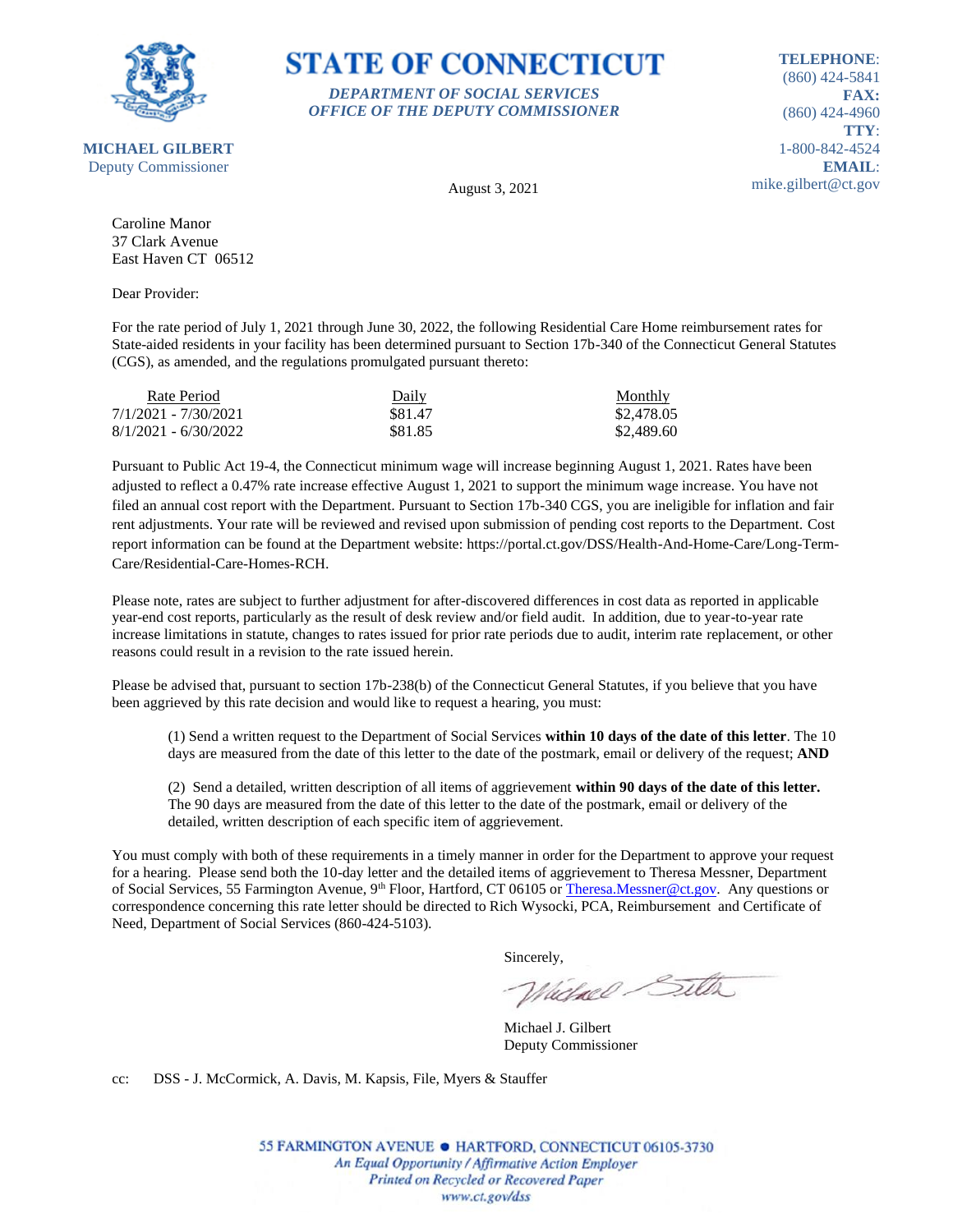**STATE OF CONNECTICUT**

*DEPARTMENT OF SOCIAL SERVICES*
*OFFICE OF THE DEPUTY COMMISSIONER*

**MICHAEL GILBERT**
Deputy Commissioner

**TELEPHONE**: (860) 424-5841
**FAX:** (860) 424-4960
**TTY**: 1-800-842-4524
**EMAIL**: mike.gilbert@ct.gov

August 3, 2021

Caroline Manor
37 Clark Avenue
East Haven CT 06512

Dear Provider:

For the rate period of July 1, 2021 through June 30, 2022, the following Residential Care Home reimbursement rates for State-aided residents in your facility has been determined pursuant to Section 17b-340 of the Connecticut General Statutes (CGS), as amended, and the regulations promulgated pursuant thereto:

| Rate Period | Daily | Monthly |
|---|---|---|
| 7/1/2021 - 7/30/2021 | $81.47 | $2,478.05 |
| 8/1/2021 - 6/30/2022 | $81.85 | $2,489.60 |

Pursuant to Public Act 19-4, the Connecticut minimum wage will increase beginning August 1, 2021. Rates have been adjusted to reflect a 0.47% rate increase effective August 1, 2021 to support the minimum wage increase. You have not filed an annual cost report with the Department. Pursuant to Section 17b-340 CGS, you are ineligible for inflation and fair rent adjustments. Your rate will be reviewed and revised upon submission of pending cost reports to the Department. Cost report information can be found at the Department website: https://portal.ct.gov/DSS/Health-And-Home-Care/Long-Term-Care/Residential-Care-Homes-RCH.

Please note, rates are subject to further adjustment for after-discovered differences in cost data as reported in applicable year-end cost reports, particularly as the result of desk review and/or field audit. In addition, due to year-to-year rate increase limitations in statute, changes to rates issued for prior rate periods due to audit, interim rate replacement, or other reasons could result in a revision to the rate issued herein.

Please be advised that, pursuant to section 17b-238(b) of the Connecticut General Statutes, if you believe that you have been aggrieved by this rate decision and would like to request a hearing, you must:

(1) Send a written request to the Department of Social Services **within 10 days of the date of this letter**. The 10 days are measured from the date of this letter to the date of the postmark, email or delivery of the request; **AND**

(2) Send a detailed, written description of all items of aggrievement **within 90 days of the date of this letter.** The 90 days are measured from the date of this letter to the date of the postmark, email or delivery of the detailed, written description of each specific item of aggrievement.

You must comply with both of these requirements in a timely manner in order for the Department to approve your request for a hearing. Please send both the 10-day letter and the detailed items of aggrievement to Theresa Messner, Department of Social Services, 55 Farmington Avenue, 9th Floor, Hartford, CT 06105 or Theresa.Messner@ct.gov. Any questions or correspondence concerning this rate letter should be directed to Rich Wysocki, PCA, Reimbursement and Certificate of Need, Department of Social Services (860-424-5103).

Sincerely,

Michael J. Gilbert
Deputy Commissioner

cc: DSS - J. McCormick, A. Davis, M. Kapsis, File, Myers & Stauffer

55 FARMINGTON AVENUE • HARTFORD, CONNECTICUT 06105-3730
*An Equal Opportunity / Affirmative Action Employer*
*Printed on Recycled or Recovered Paper*
*www.ct.gov/dss*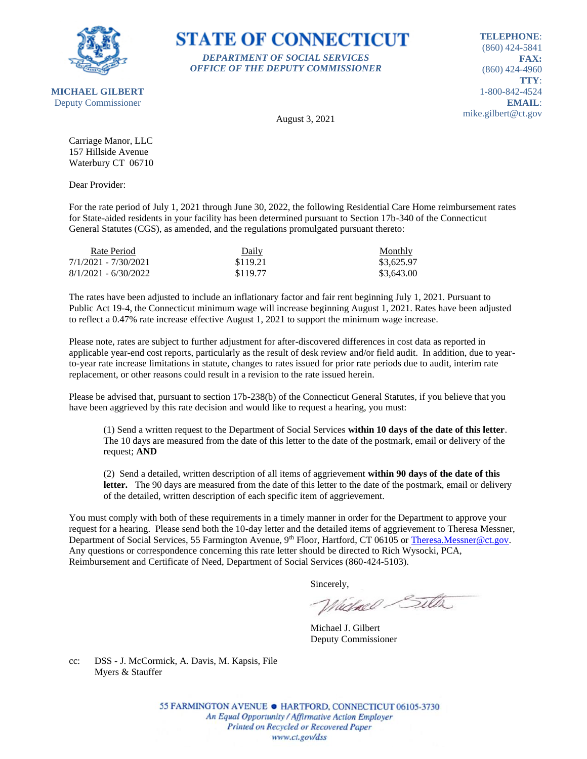# STATE OF CONNECTICUT

***DEPARTMENT OF SOCIAL SERVICES***
***OFFICE OF THE DEPUTY COMMISSIONER***

**MICHAEL GILBERT**
Deputy Commissioner

**TELEPHONE**: (860) 424-5841
**FAX:** (860) 424-4960
**TTY**: 1-800-842-4524
**EMAIL**: mike.gilbert@ct.gov

August 3, 2021

Carriage Manor, LLC
157 Hillside Avenue
Waterbury CT 06710

Dear Provider:

For the rate period of July 1, 2021 through June 30, 2022, the following Residential Care Home reimbursement rates for State-aided residents in your facility has been determined pursuant to Section 17b-340 of the Connecticut General Statutes (CGS), as amended, and the regulations promulgated pursuant thereto:

| Rate Period | Daily | Monthly |
|---|---|---|
| 7/1/2021 - 7/30/2021 | $119.21 | $3,625.97 |
| 8/1/2021 - 6/30/2022 | $119.77 | $3,643.00 |

The rates have been adjusted to include an inflationary factor and fair rent beginning July 1, 2021. Pursuant to Public Act 19-4, the Connecticut minimum wage will increase beginning August 1, 2021. Rates have been adjusted to reflect a 0.47% rate increase effective August 1, 2021 to support the minimum wage increase.

Please note, rates are subject to further adjustment for after-discovered differences in cost data as reported in applicable year-end cost reports, particularly as the result of desk review and/or field audit. In addition, due to year-to-year rate increase limitations in statute, changes to rates issued for prior rate periods due to audit, interim rate replacement, or other reasons could result in a revision to the rate issued herein.

Please be advised that, pursuant to section 17b-238(b) of the Connecticut General Statutes, if you believe that you have been aggrieved by this rate decision and would like to request a hearing, you must:

(1) Send a written request to the Department of Social Services **within 10 days of the date of this letter**. The 10 days are measured from the date of this letter to the date of the postmark, email or delivery of the request; **AND**

(2) Send a detailed, written description of all items of aggrievement **within 90 days of the date of this letter.** The 90 days are measured from the date of this letter to the date of the postmark, email or delivery of the detailed, written description of each specific item of aggrievement.

You must comply with both of these requirements in a timely manner in order for the Department to approve your request for a hearing. Please send both the 10-day letter and the detailed items of aggrievement to Theresa Messner, Department of Social Services, 55 Farmington Avenue, 9th Floor, Hartford, CT 06105 or Theresa.Messner@ct.gov. Any questions or correspondence concerning this rate letter should be directed to Rich Wysocki, PCA, Reimbursement and Certificate of Need, Department of Social Services (860-424-5103).

Sincerely,

Michael J. Gilbert
Deputy Commissioner

cc: DSS - J. McCormick, A. Davis, M. Kapsis, File
Myers & Stauffer

55 FARMINGTON AVENUE • HARTFORD, CONNECTICUT 06105-3730
*An Equal Opportunity / Affirmative Action Employer*
*Printed on Recycled or Recovered Paper*
*www.ct.gov/dss*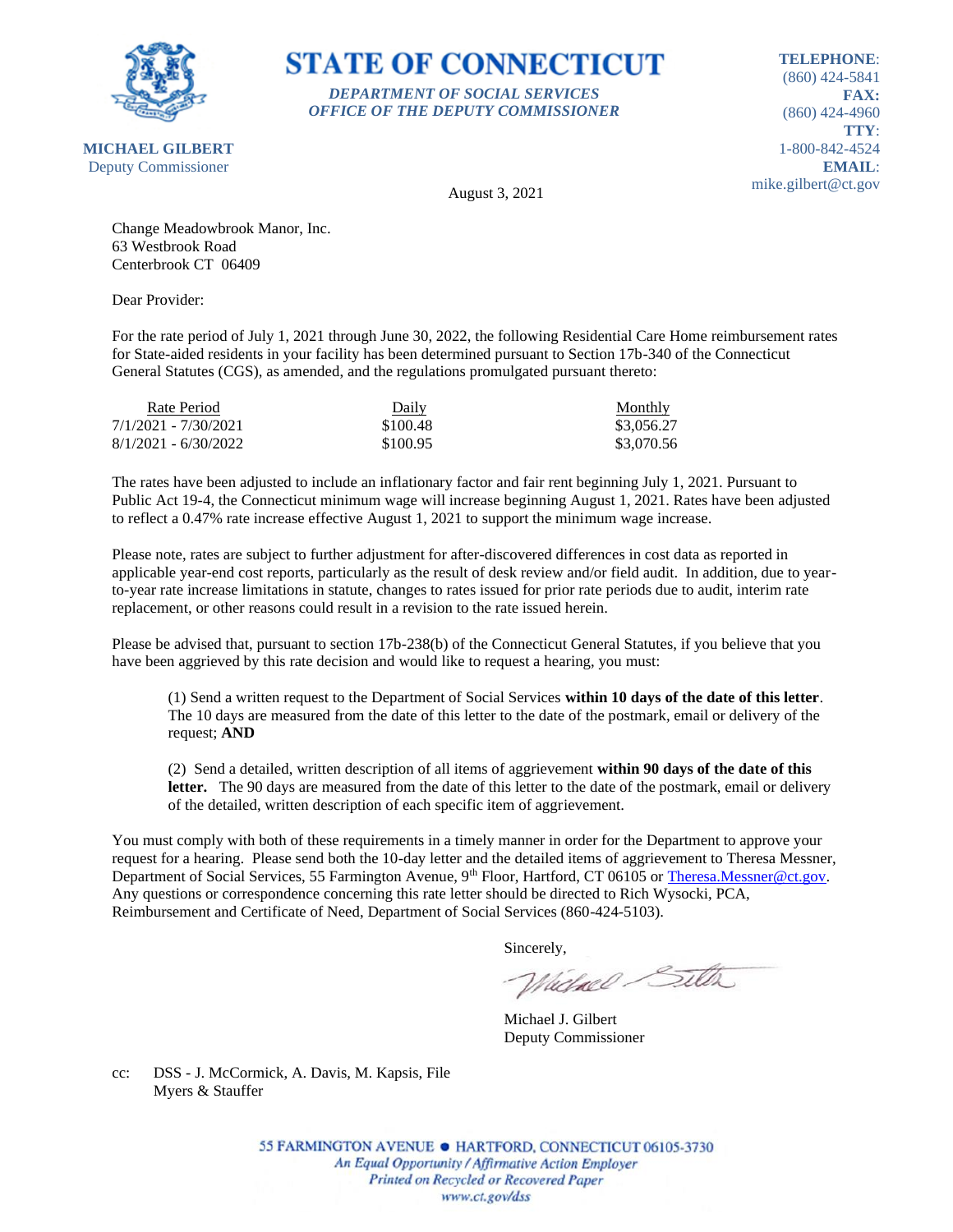# STATE OF CONNECTICUT

*DEPARTMENT OF SOCIAL SERVICES*
*OFFICE OF THE DEPUTY COMMISSIONER*

**MICHAEL GILBERT**
Deputy Commissioner

**TELEPHONE**:
(860) 424-5841
**FAX:**
(860) 424-4960
**TTY**:
1-800-842-4524
**EMAIL**:
mike.gilbert@ct.gov

August 3, 2021

Change Meadowbrook Manor, Inc.
63 Westbrook Road
Centerbrook CT 06409

Dear Provider:

For the rate period of July 1, 2021 through June 30, 2022, the following Residential Care Home reimbursement rates for State-aided residents in your facility has been determined pursuant to Section 17b-340 of the Connecticut General Statutes (CGS), as amended, and the regulations promulgated pursuant thereto:

| Rate Period | Daily | Monthly |
|---|---|---|
| 7/1/2021 - 7/30/2021 | $100.48 | $3,056.27 |
| 8/1/2021 - 6/30/2022 | $100.95 | $3,070.56 |

The rates have been adjusted to include an inflationary factor and fair rent beginning July 1, 2021. Pursuant to Public Act 19-4, the Connecticut minimum wage will increase beginning August 1, 2021. Rates have been adjusted to reflect a 0.47% rate increase effective August 1, 2021 to support the minimum wage increase.

Please note, rates are subject to further adjustment for after-discovered differences in cost data as reported in applicable year-end cost reports, particularly as the result of desk review and/or field audit. In addition, due to year-to-year rate increase limitations in statute, changes to rates issued for prior rate periods due to audit, interim rate replacement, or other reasons could result in a revision to the rate issued herein.

Please be advised that, pursuant to section 17b-238(b) of the Connecticut General Statutes, if you believe that you have been aggrieved by this rate decision and would like to request a hearing, you must:

(1) Send a written request to the Department of Social Services **within 10 days of the date of this letter**. The 10 days are measured from the date of this letter to the date of the postmark, email or delivery of the request; **AND**

(2) Send a detailed, written description of all items of aggrievement **within 90 days of the date of this letter.** The 90 days are measured from the date of this letter to the date of the postmark, email or delivery of the detailed, written description of each specific item of aggrievement.

You must comply with both of these requirements in a timely manner in order for the Department to approve your request for a hearing. Please send both the 10-day letter and the detailed items of aggrievement to Theresa Messner, Department of Social Services, 55 Farmington Avenue, 9th Floor, Hartford, CT 06105 or Theresa.Messner@ct.gov. Any questions or correspondence concerning this rate letter should be directed to Rich Wysocki, PCA, Reimbursement and Certificate of Need, Department of Social Services (860-424-5103).

Sincerely,

Michael J. Gilbert
Deputy Commissioner

cc: DSS - J. McCormick, A. Davis, M. Kapsis, File
Myers & Stauffer

55 FARMINGTON AVENUE • HARTFORD, CONNECTICUT 06105-3730
*An Equal Opportunity / Affirmative Action Employer*
*Printed on Recycled or Recovered Paper*
*www.ct.gov/dss*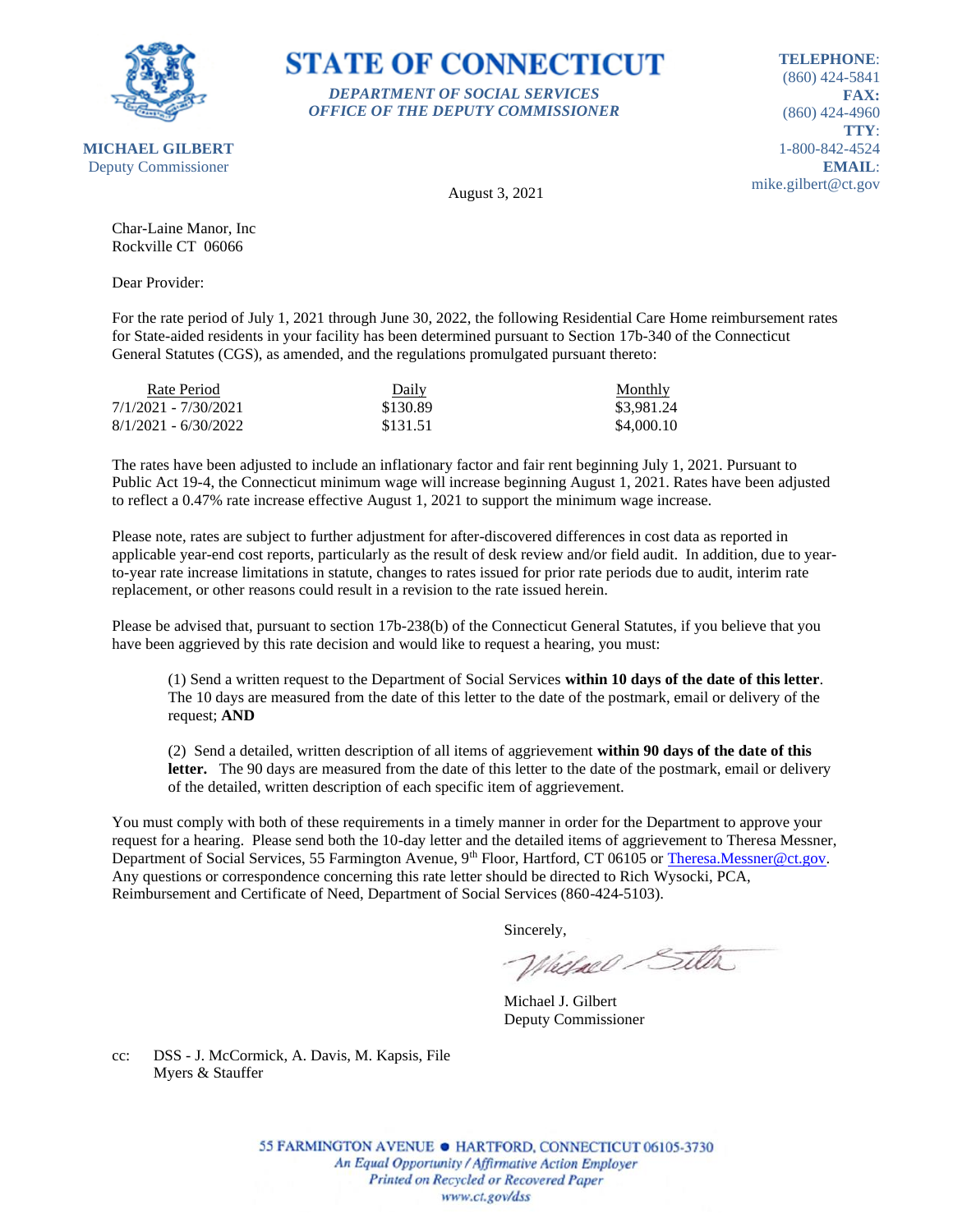# STATE OF CONNECTICUT

*DEPARTMENT OF SOCIAL SERVICES*
*OFFICE OF THE DEPUTY COMMISSIONER*

**MICHAEL GILBERT**
Deputy Commissioner

**TELEPHONE**: (860) 424-5841
**FAX:** (860) 424-4960
**TTY**: 1-800-842-4524
**EMAIL**: mike.gilbert@ct.gov

August 3, 2021

Char-Laine Manor, Inc
Rockville CT 06066

Dear Provider:

For the rate period of July 1, 2021 through June 30, 2022, the following Residential Care Home reimbursement rates for State-aided residents in your facility has been determined pursuant to Section 17b-340 of the Connecticut General Statutes (CGS), as amended, and the regulations promulgated pursuant thereto:

| Rate Period | Daily | Monthly |
|---|---|---|
| 7/1/2021 - 7/30/2021 | $130.89 | $3,981.24 |
| 8/1/2021 - 6/30/2022 | $131.51 | $4,000.10 |

The rates have been adjusted to include an inflationary factor and fair rent beginning July 1, 2021. Pursuant to Public Act 19-4, the Connecticut minimum wage will increase beginning August 1, 2021. Rates have been adjusted to reflect a 0.47% rate increase effective August 1, 2021 to support the minimum wage increase.

Please note, rates are subject to further adjustment for after-discovered differences in cost data as reported in applicable year-end cost reports, particularly as the result of desk review and/or field audit. In addition, due to year-to-year rate increase limitations in statute, changes to rates issued for prior rate periods due to audit, interim rate replacement, or other reasons could result in a revision to the rate issued herein.

Please be advised that, pursuant to section 17b-238(b) of the Connecticut General Statutes, if you believe that you have been aggrieved by this rate decision and would like to request a hearing, you must:

(1) Send a written request to the Department of Social Services **within 10 days of the date of this letter**. The 10 days are measured from the date of this letter to the date of the postmark, email or delivery of the request; **AND**

(2) Send a detailed, written description of all items of aggrievement **within 90 days of the date of this letter.** The 90 days are measured from the date of this letter to the date of the postmark, email or delivery of the detailed, written description of each specific item of aggrievement.

You must comply with both of these requirements in a timely manner in order for the Department to approve your request for a hearing. Please send both the 10-day letter and the detailed items of aggrievement to Theresa Messner, Department of Social Services, 55 Farmington Avenue, 9th Floor, Hartford, CT 06105 or Theresa.Messner@ct.gov. Any questions or correspondence concerning this rate letter should be directed to Rich Wysocki, PCA, Reimbursement and Certificate of Need, Department of Social Services (860-424-5103).

Sincerely,

Michael J. Gilbert
Deputy Commissioner

cc: DSS - J. McCormick, A. Davis, M. Kapsis, File
Myers & Stauffer

55 FARMINGTON AVENUE • HARTFORD, CONNECTICUT 06105-3730
*An Equal Opportunity / Affirmative Action Employer*
*Printed on Recycled or Recovered Paper*
*www.ct.gov/dss*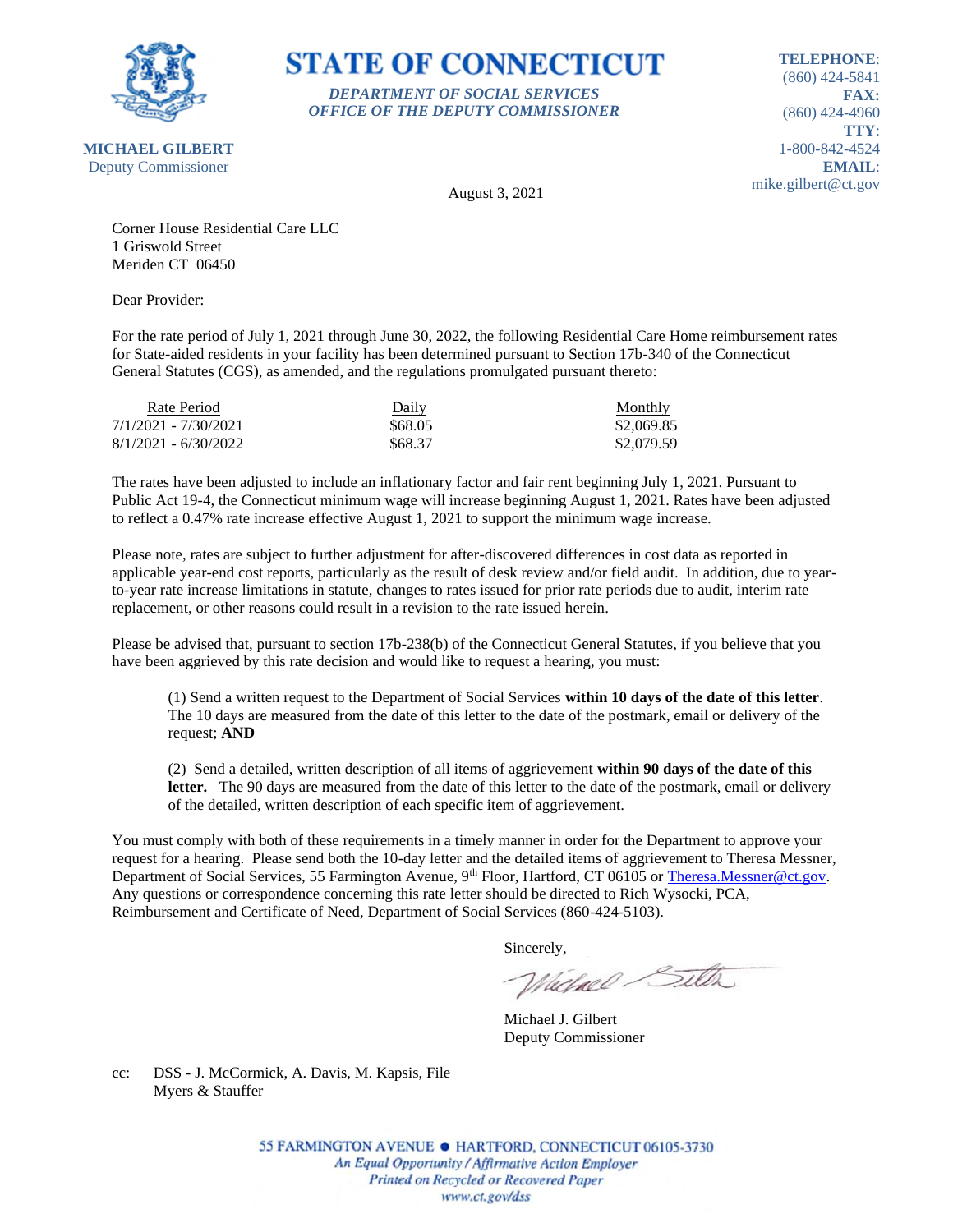# STATE OF CONNECTICUT

*DEPARTMENT OF SOCIAL SERVICES*
*OFFICE OF THE DEPUTY COMMISSIONER*

**MICHAEL GILBERT**
Deputy Commissioner

**TELEPHONE**: (860) 424-5841
**FAX:** (860) 424-4960
**TTY**: 1-800-842-4524
**EMAIL**: mike.gilbert@ct.gov

August 3, 2021

Corner House Residential Care LLC
1 Griswold Street
Meriden CT 06450

Dear Provider:

For the rate period of July 1, 2021 through June 30, 2022, the following Residential Care Home reimbursement rates for State-aided residents in your facility has been determined pursuant to Section 17b-340 of the Connecticut General Statutes (CGS), as amended, and the regulations promulgated pursuant thereto:

| Rate Period | Daily | Monthly |
|---|---|---|
| 7/1/2021 - 7/30/2021 | $68.05 | $2,069.85 |
| 8/1/2021 - 6/30/2022 | $68.37 | $2,079.59 |

The rates have been adjusted to include an inflationary factor and fair rent beginning July 1, 2021. Pursuant to Public Act 19-4, the Connecticut minimum wage will increase beginning August 1, 2021. Rates have been adjusted to reflect a 0.47% rate increase effective August 1, 2021 to support the minimum wage increase.

Please note, rates are subject to further adjustment for after-discovered differences in cost data as reported in applicable year-end cost reports, particularly as the result of desk review and/or field audit. In addition, due to year-to-year rate increase limitations in statute, changes to rates issued for prior rate periods due to audit, interim rate replacement, or other reasons could result in a revision to the rate issued herein.

Please be advised that, pursuant to section 17b-238(b) of the Connecticut General Statutes, if you believe that you have been aggrieved by this rate decision and would like to request a hearing, you must:

(1) Send a written request to the Department of Social Services **within 10 days of the date of this letter**. The 10 days are measured from the date of this letter to the date of the postmark, email or delivery of the request; **AND**

(2) Send a detailed, written description of all items of aggrievement **within 90 days of the date of this letter.** The 90 days are measured from the date of this letter to the date of the postmark, email or delivery of the detailed, written description of each specific item of aggrievement.

You must comply with both of these requirements in a timely manner in order for the Department to approve your request for a hearing. Please send both the 10-day letter and the detailed items of aggrievement to Theresa Messner, Department of Social Services, 55 Farmington Avenue, 9th Floor, Hartford, CT 06105 or Theresa.Messner@ct.gov. Any questions or correspondence concerning this rate letter should be directed to Rich Wysocki, PCA, Reimbursement and Certificate of Need, Department of Social Services (860-424-5103).

Sincerely,

Michael J. Gilbert
Deputy Commissioner

cc: DSS - J. McCormick, A. Davis, M. Kapsis, File
Myers & Stauffer

55 FARMINGTON AVENUE • HARTFORD, CONNECTICUT 06105-3730
*An Equal Opportunity / Affirmative Action Employer*
*Printed on Recycled or Recovered Paper*
*www.ct.gov/dss*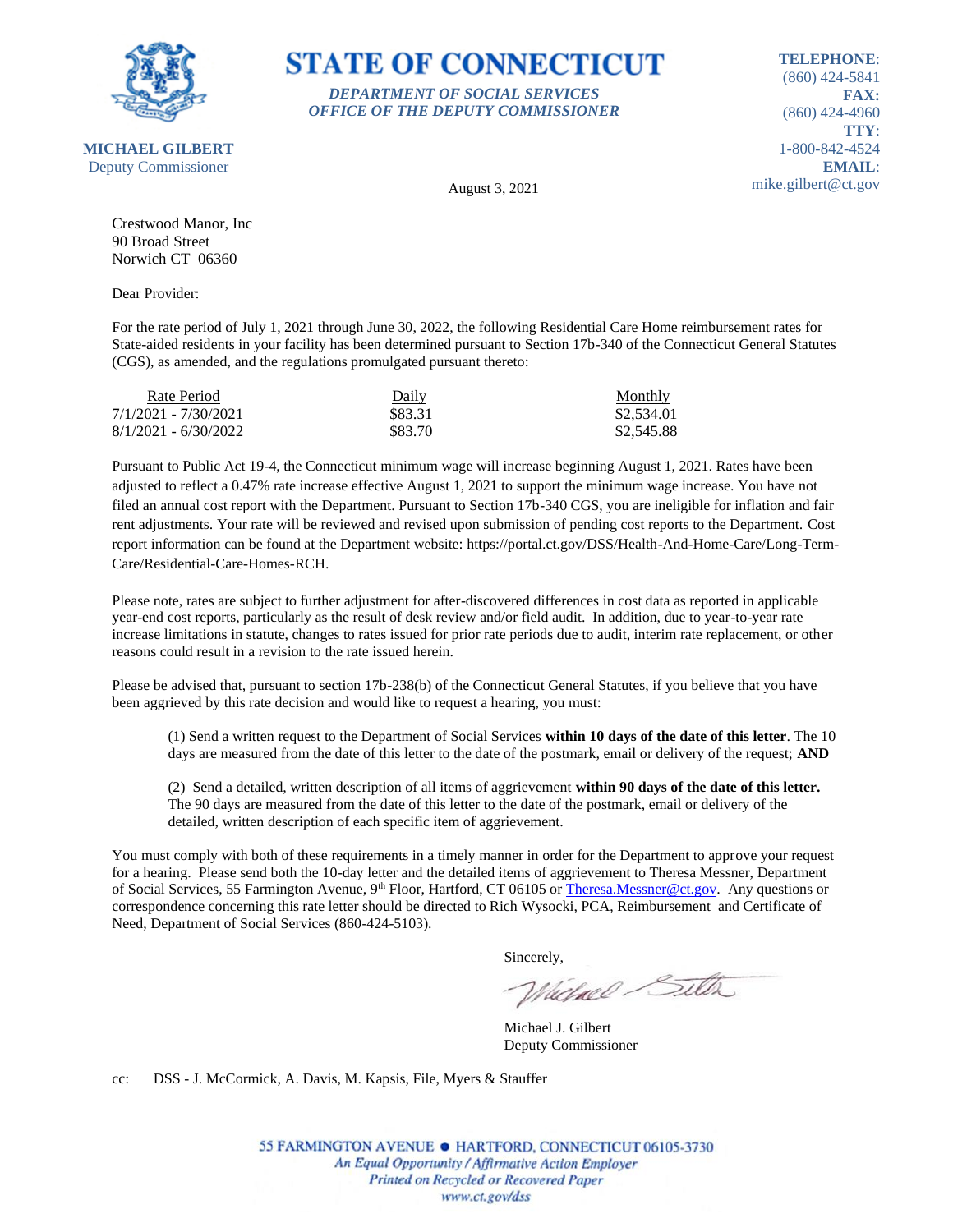**STATE OF CONNECTICUT**

*DEPARTMENT OF SOCIAL SERVICES*
*OFFICE OF THE DEPUTY COMMISSIONER*

**MICHAEL GILBERT**
Deputy Commissioner

**TELEPHONE**: (860) 424-5841
**FAX:** (860) 424-4960
**TTY**: 1-800-842-4524
**EMAIL**: mike.gilbert@ct.gov

August 3, 2021

Crestwood Manor, Inc
90 Broad Street
Norwich CT 06360

Dear Provider:

For the rate period of July 1, 2021 through June 30, 2022, the following Residential Care Home reimbursement rates for State-aided residents in your facility has been determined pursuant to Section 17b-340 of the Connecticut General Statutes (CGS), as amended, and the regulations promulgated pursuant thereto:

| Rate Period | Daily | Monthly |
|---|---|---|
| 7/1/2021 - 7/30/2021 | $83.31 | $2,534.01 |
| 8/1/2021 - 6/30/2022 | $83.70 | $2,545.88 |

Pursuant to Public Act 19-4, the Connecticut minimum wage will increase beginning August 1, 2021. Rates have been adjusted to reflect a 0.47% rate increase effective August 1, 2021 to support the minimum wage increase. You have not filed an annual cost report with the Department. Pursuant to Section 17b-340 CGS, you are ineligible for inflation and fair rent adjustments. Your rate will be reviewed and revised upon submission of pending cost reports to the Department. Cost report information can be found at the Department website: https://portal.ct.gov/DSS/Health-And-Home-Care/Long-Term-Care/Residential-Care-Homes-RCH.

Please note, rates are subject to further adjustment for after-discovered differences in cost data as reported in applicable year-end cost reports, particularly as the result of desk review and/or field audit. In addition, due to year-to-year rate increase limitations in statute, changes to rates issued for prior rate periods due to audit, interim rate replacement, or other reasons could result in a revision to the rate issued herein.

Please be advised that, pursuant to section 17b-238(b) of the Connecticut General Statutes, if you believe that you have been aggrieved by this rate decision and would like to request a hearing, you must:

(1) Send a written request to the Department of Social Services **within 10 days of the date of this letter**. The 10 days are measured from the date of this letter to the date of the postmark, email or delivery of the request; **AND**

(2) Send a detailed, written description of all items of aggrievement **within 90 days of the date of this letter.** The 90 days are measured from the date of this letter to the date of the postmark, email or delivery of the detailed, written description of each specific item of aggrievement.

You must comply with both of these requirements in a timely manner in order for the Department to approve your request for a hearing. Please send both the 10-day letter and the detailed items of aggrievement to Theresa Messner, Department of Social Services, 55 Farmington Avenue, 9th Floor, Hartford, CT 06105 or Theresa.Messner@ct.gov. Any questions or correspondence concerning this rate letter should be directed to Rich Wysocki, PCA, Reimbursement and Certificate of Need, Department of Social Services (860-424-5103).

Sincerely,

Michael J. Gilbert
Deputy Commissioner

cc: DSS - J. McCormick, A. Davis, M. Kapsis, File, Myers & Stauffer

55 FARMINGTON AVENUE • HARTFORD, CONNECTICUT 06105-3730
*An Equal Opportunity / Affirmative Action Employer*
*Printed on Recycled or Recovered Paper*
*www.ct.gov/dss*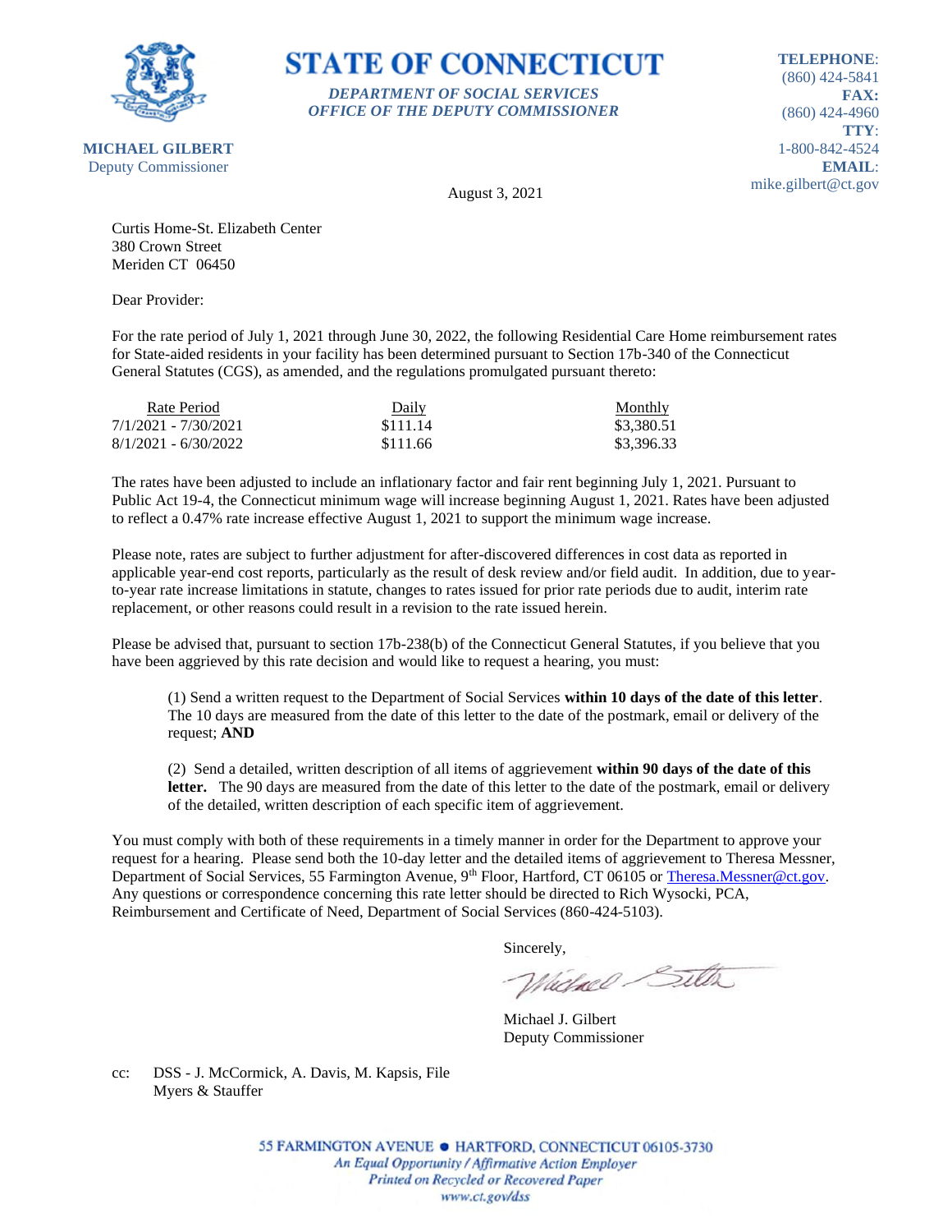**STATE OF CONNECTICUT**

*DEPARTMENT OF SOCIAL SERVICES*
*OFFICE OF THE DEPUTY COMMISSIONER*

**MICHAEL GILBERT**
Deputy Commissioner

**TELEPHONE**: (860) 424-5841
**FAX:** (860) 424-4960
**TTY**: 1-800-842-4524
**EMAIL**: mike.gilbert@ct.gov

August 3, 2021

Curtis Home-St. Elizabeth Center
380 Crown Street
Meriden CT 06450

Dear Provider:

For the rate period of July 1, 2021 through June 30, 2022, the following Residential Care Home reimbursement rates for State-aided residents in your facility has been determined pursuant to Section 17b-340 of the Connecticut General Statutes (CGS), as amended, and the regulations promulgated pursuant thereto:

| Rate Period | Daily | Monthly |
|---|---|---|
| 7/1/2021 - 7/30/2021 | $111.14 | $3,380.51 |
| 8/1/2021 - 6/30/2022 | $111.66 | $3,396.33 |

The rates have been adjusted to include an inflationary factor and fair rent beginning July 1, 2021. Pursuant to Public Act 19-4, the Connecticut minimum wage will increase beginning August 1, 2021. Rates have been adjusted to reflect a 0.47% rate increase effective August 1, 2021 to support the minimum wage increase.

Please note, rates are subject to further adjustment for after-discovered differences in cost data as reported in applicable year-end cost reports, particularly as the result of desk review and/or field audit. In addition, due to year-to-year rate increase limitations in statute, changes to rates issued for prior rate periods due to audit, interim rate replacement, or other reasons could result in a revision to the rate issued herein.

Please be advised that, pursuant to section 17b-238(b) of the Connecticut General Statutes, if you believe that you have been aggrieved by this rate decision and would like to request a hearing, you must:

(1) Send a written request to the Department of Social Services **within 10 days of the date of this letter**. The 10 days are measured from the date of this letter to the date of the postmark, email or delivery of the request; **AND**

(2) Send a detailed, written description of all items of aggrievement **within 90 days of the date of this letter.** The 90 days are measured from the date of this letter to the date of the postmark, email or delivery of the detailed, written description of each specific item of aggrievement.

You must comply with both of these requirements in a timely manner in order for the Department to approve your request for a hearing. Please send both the 10-day letter and the detailed items of aggrievement to Theresa Messner, Department of Social Services, 55 Farmington Avenue, 9th Floor, Hartford, CT 06105 or Theresa.Messner@ct.gov. Any questions or correspondence concerning this rate letter should be directed to Rich Wysocki, PCA, Reimbursement and Certificate of Need, Department of Social Services (860-424-5103).

Sincerely,

Michael J. Gilbert
Deputy Commissioner

cc: DSS - J. McCormick, A. Davis, M. Kapsis, File
Myers & Stauffer

55 FARMINGTON AVENUE • HARTFORD, CONNECTICUT 06105-3730
*An Equal Opportunity / Affirmative Action Employer*
*Printed on Recycled or Recovered Paper*
*www.ct.gov/dss*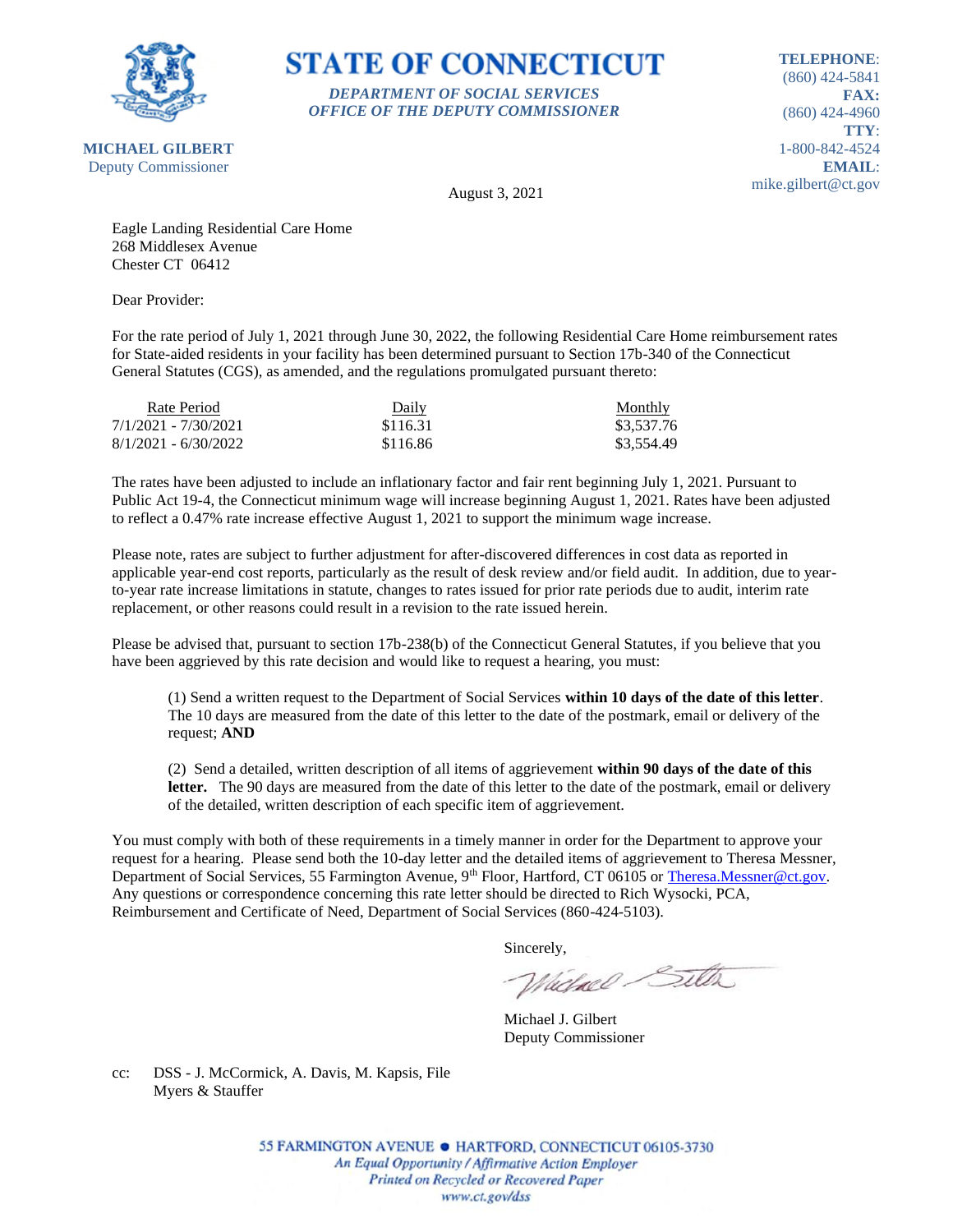**STATE OF CONNECTICUT**

*DEPARTMENT OF SOCIAL SERVICES*
*OFFICE OF THE DEPUTY COMMISSIONER*

**MICHAEL GILBERT**
Deputy Commissioner

**TELEPHONE**: (860) 424-5841
**FAX:** (860) 424-4960
**TTY**: 1-800-842-4524
**EMAIL**: mike.gilbert@ct.gov

August 3, 2021

Eagle Landing Residential Care Home
268 Middlesex Avenue
Chester CT 06412

Dear Provider:

For the rate period of July 1, 2021 through June 30, 2022, the following Residential Care Home reimbursement rates for State-aided residents in your facility has been determined pursuant to Section 17b-340 of the Connecticut General Statutes (CGS), as amended, and the regulations promulgated pursuant thereto:

| Rate Period | Daily | Monthly |
|---|---|---|
| 7/1/2021 - 7/30/2021 | $116.31 | $3,537.76 |
| 8/1/2021 - 6/30/2022 | $116.86 | $3,554.49 |

The rates have been adjusted to include an inflationary factor and fair rent beginning July 1, 2021. Pursuant to Public Act 19-4, the Connecticut minimum wage will increase beginning August 1, 2021. Rates have been adjusted to reflect a 0.47% rate increase effective August 1, 2021 to support the minimum wage increase.

Please note, rates are subject to further adjustment for after-discovered differences in cost data as reported in applicable year-end cost reports, particularly as the result of desk review and/or field audit. In addition, due to year-to-year rate increase limitations in statute, changes to rates issued for prior rate periods due to audit, interim rate replacement, or other reasons could result in a revision to the rate issued herein.

Please be advised that, pursuant to section 17b-238(b) of the Connecticut General Statutes, if you believe that you have been aggrieved by this rate decision and would like to request a hearing, you must:

(1) Send a written request to the Department of Social Services **within 10 days of the date of this letter**. The 10 days are measured from the date of this letter to the date of the postmark, email or delivery of the request; **AND**

(2) Send a detailed, written description of all items of aggrievement **within 90 days of the date of this letter.** The 90 days are measured from the date of this letter to the date of the postmark, email or delivery of the detailed, written description of each specific item of aggrievement.

You must comply with both of these requirements in a timely manner in order for the Department to approve your request for a hearing. Please send both the 10-day letter and the detailed items of aggrievement to Theresa Messner, Department of Social Services, 55 Farmington Avenue, 9th Floor, Hartford, CT 06105 or Theresa.Messner@ct.gov. Any questions or correspondence concerning this rate letter should be directed to Rich Wysocki, PCA, Reimbursement and Certificate of Need, Department of Social Services (860-424-5103).

Sincerely,

Michael J. Gilbert
Deputy Commissioner

cc: DSS - J. McCormick, A. Davis, M. Kapsis, File
Myers & Stauffer

55 FARMINGTON AVENUE • HARTFORD, CONNECTICUT 06105-3730
*An Equal Opportunity / Affirmative Action Employer*
*Printed on Recycled or Recovered Paper*
*www.ct.gov/dss*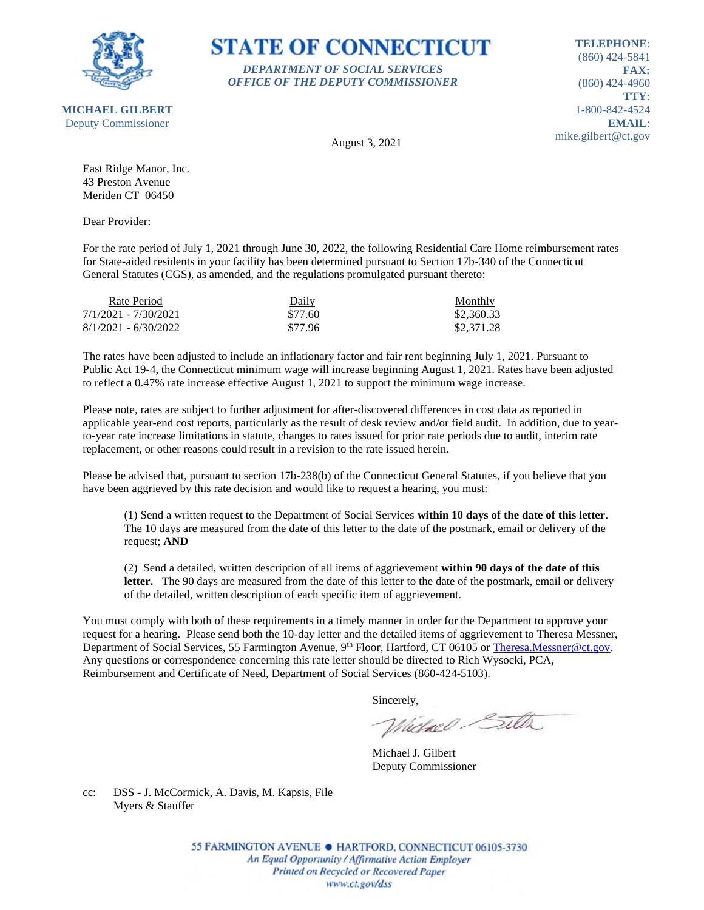# STATE OF CONNECTICUT

*DEPARTMENT OF SOCIAL SERVICES*
*OFFICE OF THE DEPUTY COMMISSIONER*

**MICHAEL GILBERT**
Deputy Commissioner

**TELEPHONE**: (860) 424-5841
**FAX:** (860) 424-4960
**TTY**: 1-800-842-4524
**EMAIL**: mike.gilbert@ct.gov

August 3, 2021

East Ridge Manor, Inc.
43 Preston Avenue
Meriden CT 06450

Dear Provider:

For the rate period of July 1, 2021 through June 30, 2022, the following Residential Care Home reimbursement rates for State-aided residents in your facility has been determined pursuant to Section 17b-340 of the Connecticut General Statutes (CGS), as amended, and the regulations promulgated pursuant thereto:

| Rate Period | Daily | Monthly |
|---|---|---|
| 7/1/2021 - 7/30/2021 | $77.60 | $2,360.33 |
| 8/1/2021 - 6/30/2022 | $77.96 | $2,371.28 |

The rates have been adjusted to include an inflationary factor and fair rent beginning July 1, 2021. Pursuant to Public Act 19-4, the Connecticut minimum wage will increase beginning August 1, 2021. Rates have been adjusted to reflect a 0.47% rate increase effective August 1, 2021 to support the minimum wage increase.

Please note, rates are subject to further adjustment for after-discovered differences in cost data as reported in applicable year-end cost reports, particularly as the result of desk review and/or field audit. In addition, due to year-to-year rate increase limitations in statute, changes to rates issued for prior rate periods due to audit, interim rate replacement, or other reasons could result in a revision to the rate issued herein.

Please be advised that, pursuant to section 17b-238(b) of the Connecticut General Statutes, if you believe that you have been aggrieved by this rate decision and would like to request a hearing, you must:

(1) Send a written request to the Department of Social Services **within 10 days of the date of this letter**. The 10 days are measured from the date of this letter to the date of the postmark, email or delivery of the request; **AND**

(2) Send a detailed, written description of all items of aggrievement **within 90 days of the date of this letter.** The 90 days are measured from the date of this letter to the date of the postmark, email or delivery of the detailed, written description of each specific item of aggrievement.

You must comply with both of these requirements in a timely manner in order for the Department to approve your request for a hearing. Please send both the 10-day letter and the detailed items of aggrievement to Theresa Messner, Department of Social Services, 55 Farmington Avenue, 9th Floor, Hartford, CT 06105 or Theresa.Messner@ct.gov. Any questions or correspondence concerning this rate letter should be directed to Rich Wysocki, PCA, Reimbursement and Certificate of Need, Department of Social Services (860-424-5103).

Sincerely,

Michael J. Gilbert
Deputy Commissioner

cc: DSS - J. McCormick, A. Davis, M. Kapsis, File
Myers & Stauffer

55 FARMINGTON AVENUE • HARTFORD, CONNECTICUT 06105-3730
*An Equal Opportunity / Affirmative Action Employer*
*Printed on Recycled or Recovered Paper*
*www.ct.gov/dss*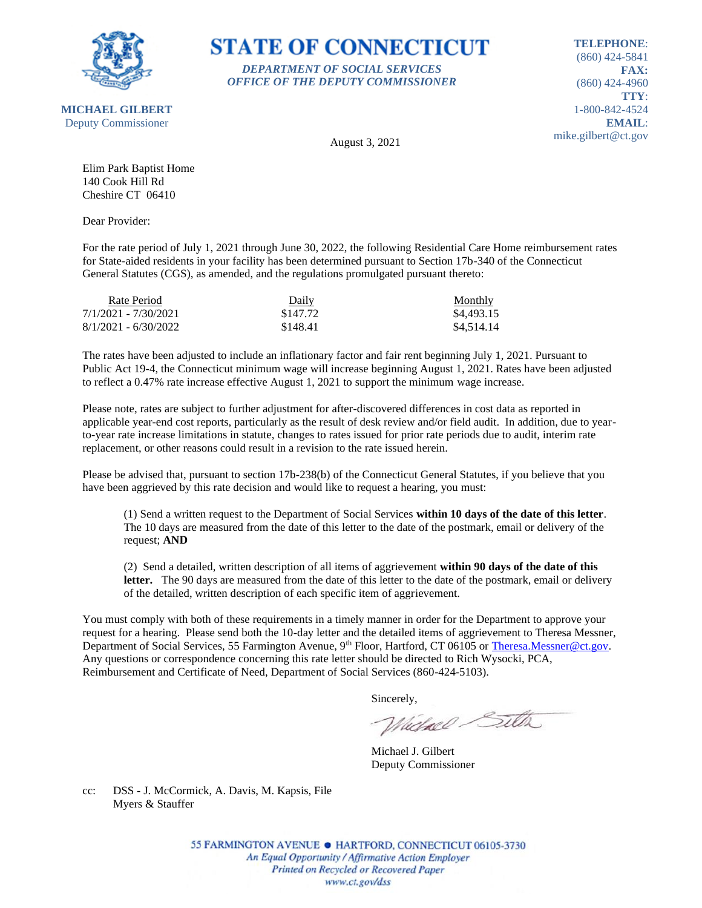# STATE OF CONNECTICUT

*DEPARTMENT OF SOCIAL SERVICES*
*OFFICE OF THE DEPUTY COMMISSIONER*

**MICHAEL GILBERT**
Deputy Commissioner

**TELEPHONE**: (860) 424-5841
**FAX:** (860) 424-4960
**TTY**: 1-800-842-4524
**EMAIL**: mike.gilbert@ct.gov

August 3, 2021

Elim Park Baptist Home
140 Cook Hill Rd
Cheshire CT 06410

Dear Provider:

For the rate period of July 1, 2021 through June 30, 2022, the following Residential Care Home reimbursement rates for State-aided residents in your facility has been determined pursuant to Section 17b-340 of the Connecticut General Statutes (CGS), as amended, and the regulations promulgated pursuant thereto:

| Rate Period | Daily | Monthly |
|---|---|---|
| 7/1/2021 - 7/30/2021 | $147.72 | $4,493.15 |
| 8/1/2021 - 6/30/2022 | $148.41 | $4,514.14 |

The rates have been adjusted to include an inflationary factor and fair rent beginning July 1, 2021. Pursuant to Public Act 19-4, the Connecticut minimum wage will increase beginning August 1, 2021. Rates have been adjusted to reflect a 0.47% rate increase effective August 1, 2021 to support the minimum wage increase.

Please note, rates are subject to further adjustment for after-discovered differences in cost data as reported in applicable year-end cost reports, particularly as the result of desk review and/or field audit. In addition, due to year-to-year rate increase limitations in statute, changes to rates issued for prior rate periods due to audit, interim rate replacement, or other reasons could result in a revision to the rate issued herein.

Please be advised that, pursuant to section 17b-238(b) of the Connecticut General Statutes, if you believe that you have been aggrieved by this rate decision and would like to request a hearing, you must:

> (1) Send a written request to the Department of Social Services **within 10 days of the date of this letter**. The 10 days are measured from the date of this letter to the date of the postmark, email or delivery of the request; **AND**
>
> (2) Send a detailed, written description of all items of aggrievement **within 90 days of the date of this letter.** The 90 days are measured from the date of this letter to the date of the postmark, email or delivery of the detailed, written description of each specific item of aggrievement.

You must comply with both of these requirements in a timely manner in order for the Department to approve your request for a hearing. Please send both the 10-day letter and the detailed items of aggrievement to Theresa Messner, Department of Social Services, 55 Farmington Avenue, 9th Floor, Hartford, CT 06105 or Theresa.Messner@ct.gov. Any questions or correspondence concerning this rate letter should be directed to Rich Wysocki, PCA, Reimbursement and Certificate of Need, Department of Social Services (860-424-5103).

Sincerely,

Michael J. Gilbert
Deputy Commissioner

cc: DSS - J. McCormick, A. Davis, M. Kapsis, File
Myers & Stauffer

55 FARMINGTON AVENUE • HARTFORD, CONNECTICUT 06105-3730
*An Equal Opportunity / Affirmative Action Employer*
*Printed on Recycled or Recovered Paper*
*www.ct.gov/dss*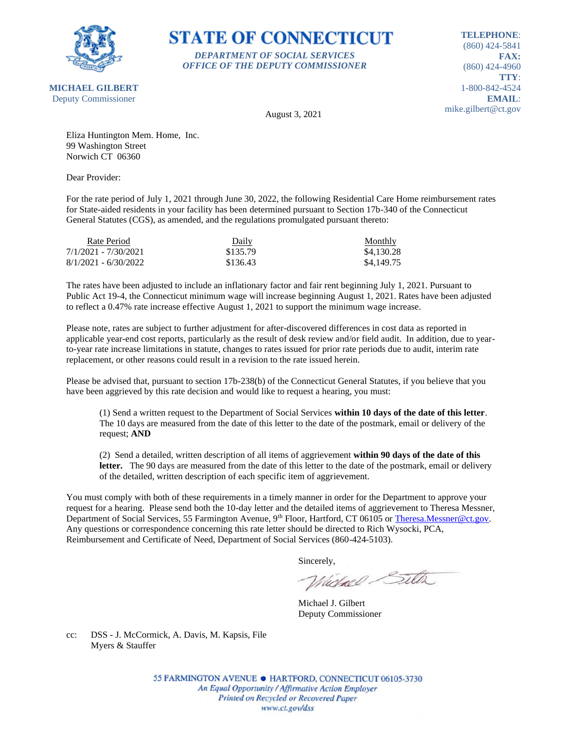# STATE OF CONNECTICUT

*DEPARTMENT OF SOCIAL SERVICES*
*OFFICE OF THE DEPUTY COMMISSIONER*

**MICHAEL GILBERT**
Deputy Commissioner

**TELEPHONE**: (860) 424-5841
**FAX:** (860) 424-4960
**TTY**: 1-800-842-4524
**EMAIL**: mike.gilbert@ct.gov

August 3, 2021

Eliza Huntington Mem. Home, Inc.
99 Washington Street
Norwich CT 06360

Dear Provider:

For the rate period of July 1, 2021 through June 30, 2022, the following Residential Care Home reimbursement rates for State-aided residents in your facility has been determined pursuant to Section 17b-340 of the Connecticut General Statutes (CGS), as amended, and the regulations promulgated pursuant thereto:

| Rate Period | Daily | Monthly |
|---|---|---|
| 7/1/2021 - 7/30/2021 | $135.79 | $4,130.28 |
| 8/1/2021 - 6/30/2022 | $136.43 | $4,149.75 |

The rates have been adjusted to include an inflationary factor and fair rent beginning July 1, 2021. Pursuant to Public Act 19-4, the Connecticut minimum wage will increase beginning August 1, 2021. Rates have been adjusted to reflect a 0.47% rate increase effective August 1, 2021 to support the minimum wage increase.

Please note, rates are subject to further adjustment for after-discovered differences in cost data as reported in applicable year-end cost reports, particularly as the result of desk review and/or field audit. In addition, due to year-to-year rate increase limitations in statute, changes to rates issued for prior rate periods due to audit, interim rate replacement, or other reasons could result in a revision to the rate issued herein.

Please be advised that, pursuant to section 17b-238(b) of the Connecticut General Statutes, if you believe that you have been aggrieved by this rate decision and would like to request a hearing, you must:

(1) Send a written request to the Department of Social Services **within 10 days of the date of this letter**. The 10 days are measured from the date of this letter to the date of the postmark, email or delivery of the request; **AND**

(2) Send a detailed, written description of all items of aggrievement **within 90 days of the date of this letter.** The 90 days are measured from the date of this letter to the date of the postmark, email or delivery of the detailed, written description of each specific item of aggrievement.

You must comply with both of these requirements in a timely manner in order for the Department to approve your request for a hearing. Please send both the 10-day letter and the detailed items of aggrievement to Theresa Messner, Department of Social Services, 55 Farmington Avenue, 9th Floor, Hartford, CT 06105 or Theresa.Messner@ct.gov. Any questions or correspondence concerning this rate letter should be directed to Rich Wysocki, PCA, Reimbursement and Certificate of Need, Department of Social Services (860-424-5103).

Sincerely,

Michael J. Gilbert
Deputy Commissioner

cc: DSS - J. McCormick, A. Davis, M. Kapsis, File
Myers & Stauffer

55 FARMINGTON AVENUE • HARTFORD, CONNECTICUT 06105-3730
*An Equal Opportunity / Affirmative Action Employer*
*Printed on Recycled or Recovered Paper*
*www.ct.gov/dss*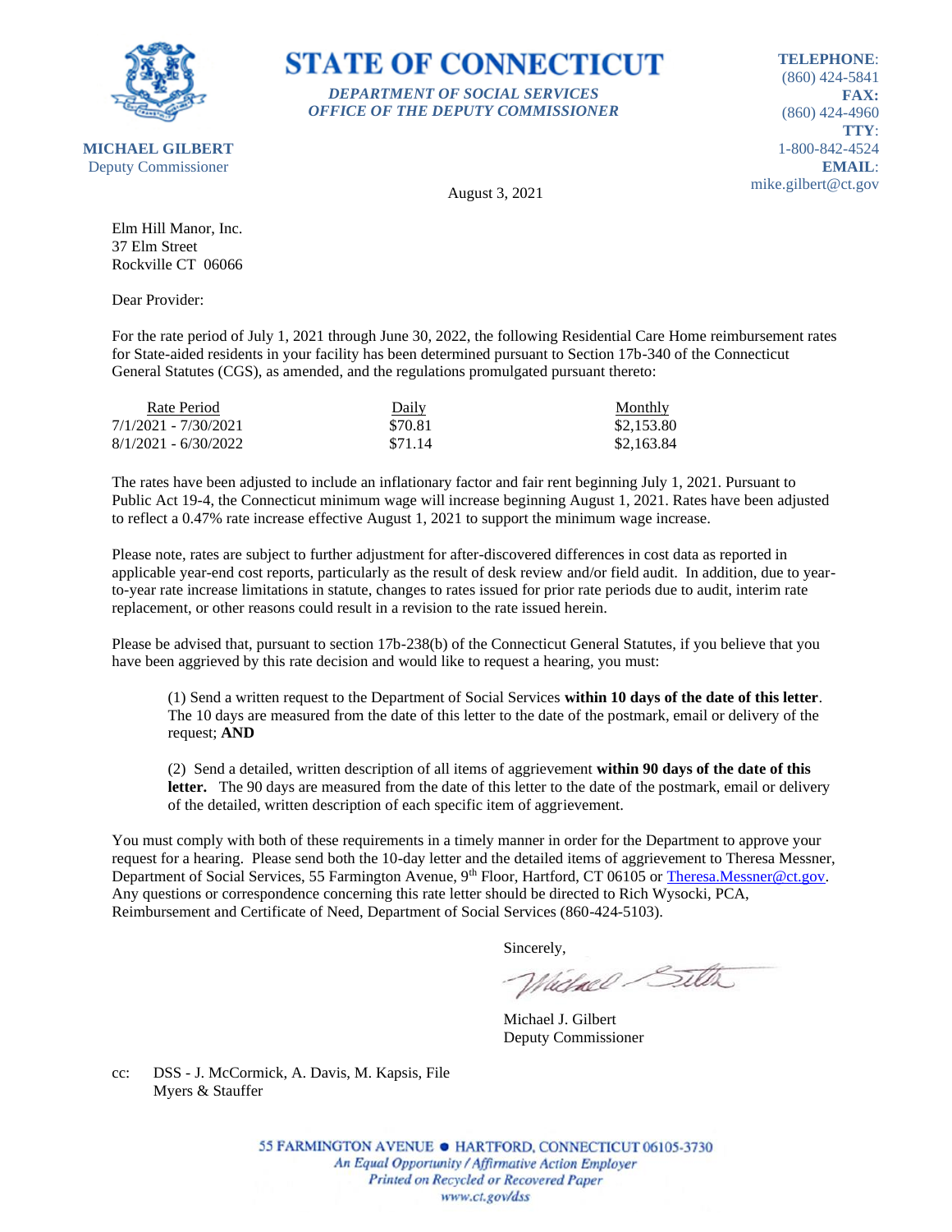**STATE OF CONNECTICUT**

***DEPARTMENT OF SOCIAL SERVICES***
***OFFICE OF THE DEPUTY COMMISSIONER***

**MICHAEL GILBERT**
Deputy Commissioner

**TELEPHONE**: (860) 424-5841
**FAX:** (860) 424-4960
**TTY**: 1-800-842-4524
**EMAIL**: mike.gilbert@ct.gov

August 3, 2021

Elm Hill Manor, Inc.
37 Elm Street
Rockville CT 06066

Dear Provider:

For the rate period of July 1, 2021 through June 30, 2022, the following Residential Care Home reimbursement rates for State-aided residents in your facility has been determined pursuant to Section 17b-340 of the Connecticut General Statutes (CGS), as amended, and the regulations promulgated pursuant thereto:

| Rate Period | Daily | Monthly |
|---|---|---|
| 7/1/2021 - 7/30/2021 | $70.81 | $2,153.80 |
| 8/1/2021 - 6/30/2022 | $71.14 | $2,163.84 |

The rates have been adjusted to include an inflationary factor and fair rent beginning July 1, 2021. Pursuant to Public Act 19-4, the Connecticut minimum wage will increase beginning August 1, 2021. Rates have been adjusted to reflect a 0.47% rate increase effective August 1, 2021 to support the minimum wage increase.

Please note, rates are subject to further adjustment for after-discovered differences in cost data as reported in applicable year-end cost reports, particularly as the result of desk review and/or field audit. In addition, due to year-to-year rate increase limitations in statute, changes to rates issued for prior rate periods due to audit, interim rate replacement, or other reasons could result in a revision to the rate issued herein.

Please be advised that, pursuant to section 17b-238(b) of the Connecticut General Statutes, if you believe that you have been aggrieved by this rate decision and would like to request a hearing, you must:

(1) Send a written request to the Department of Social Services **within 10 days of the date of this letter**. The 10 days are measured from the date of this letter to the date of the postmark, email or delivery of the request; **AND**

(2) Send a detailed, written description of all items of aggrievement **within 90 days of the date of this letter.** The 90 days are measured from the date of this letter to the date of the postmark, email or delivery of the detailed, written description of each specific item of aggrievement.

You must comply with both of these requirements in a timely manner in order for the Department to approve your request for a hearing. Please send both the 10-day letter and the detailed items of aggrievement to Theresa Messner, Department of Social Services, 55 Farmington Avenue, 9th Floor, Hartford, CT 06105 or Theresa.Messner@ct.gov. Any questions or correspondence concerning this rate letter should be directed to Rich Wysocki, PCA, Reimbursement and Certificate of Need, Department of Social Services (860-424-5103).

Sincerely,

Michael J. Gilbert
Deputy Commissioner

cc: DSS - J. McCormick, A. Davis, M. Kapsis, File
Myers & Stauffer

55 FARMINGTON AVENUE • HARTFORD, CONNECTICUT 06105-3730
*An Equal Opportunity / Affirmative Action Employer*
*Printed on Recycled or Recovered Paper*
*www.ct.gov/dss*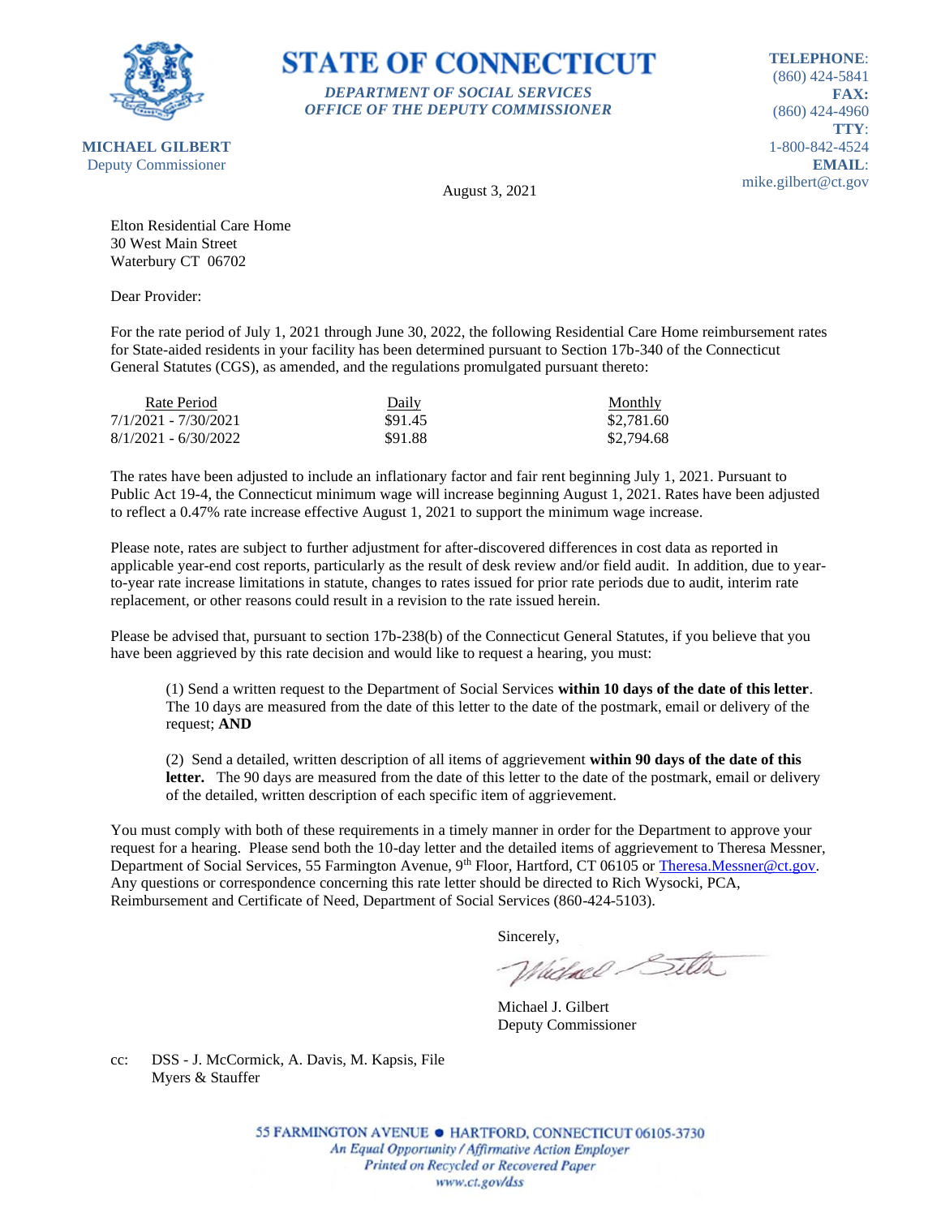**STATE OF CONNECTICUT**

*DEPARTMENT OF SOCIAL SERVICES*
*OFFICE OF THE DEPUTY COMMISSIONER*

**MICHAEL GILBERT**
Deputy Commissioner

**TELEPHONE**: (860) 424-5841
**FAX:** (860) 424-4960
**TTY**: 1-800-842-4524
**EMAIL**: mike.gilbert@ct.gov

August 3, 2021

Elton Residential Care Home
30 West Main Street
Waterbury CT 06702

Dear Provider:

For the rate period of July 1, 2021 through June 30, 2022, the following Residential Care Home reimbursement rates for State-aided residents in your facility has been determined pursuant to Section 17b-340 of the Connecticut General Statutes (CGS), as amended, and the regulations promulgated pursuant thereto:

| Rate Period | Daily | Monthly |
|---|---|---|
| 7/1/2021 - 7/30/2021 | $91.45 | $2,781.60 |
| 8/1/2021 - 6/30/2022 | $91.88 | $2,794.68 |

The rates have been adjusted to include an inflationary factor and fair rent beginning July 1, 2021. Pursuant to Public Act 19-4, the Connecticut minimum wage will increase beginning August 1, 2021. Rates have been adjusted to reflect a 0.47% rate increase effective August 1, 2021 to support the minimum wage increase.

Please note, rates are subject to further adjustment for after-discovered differences in cost data as reported in applicable year-end cost reports, particularly as the result of desk review and/or field audit. In addition, due to year-to-year rate increase limitations in statute, changes to rates issued for prior rate periods due to audit, interim rate replacement, or other reasons could result in a revision to the rate issued herein.

Please be advised that, pursuant to section 17b-238(b) of the Connecticut General Statutes, if you believe that you have been aggrieved by this rate decision and would like to request a hearing, you must:

(1) Send a written request to the Department of Social Services **within 10 days of the date of this letter**. The 10 days are measured from the date of this letter to the date of the postmark, email or delivery of the request; **AND**

(2) Send a detailed, written description of all items of aggrievement **within 90 days of the date of this letter.** The 90 days are measured from the date of this letter to the date of the postmark, email or delivery of the detailed, written description of each specific item of aggrievement.

You must comply with both of these requirements in a timely manner in order for the Department to approve your request for a hearing. Please send both the 10-day letter and the detailed items of aggrievement to Theresa Messner, Department of Social Services, 55 Farmington Avenue, 9th Floor, Hartford, CT 06105 or Theresa.Messner@ct.gov. Any questions or correspondence concerning this rate letter should be directed to Rich Wysocki, PCA, Reimbursement and Certificate of Need, Department of Social Services (860-424-5103).

Sincerely,

Michael J. Gilbert
Deputy Commissioner

cc: DSS - J. McCormick, A. Davis, M. Kapsis, File
Myers & Stauffer

55 FARMINGTON AVENUE • HARTFORD, CONNECTICUT 06105-3730
*An Equal Opportunity / Affirmative Action Employer*
*Printed on Recycled or Recovered Paper*
*www.ct.gov/dss*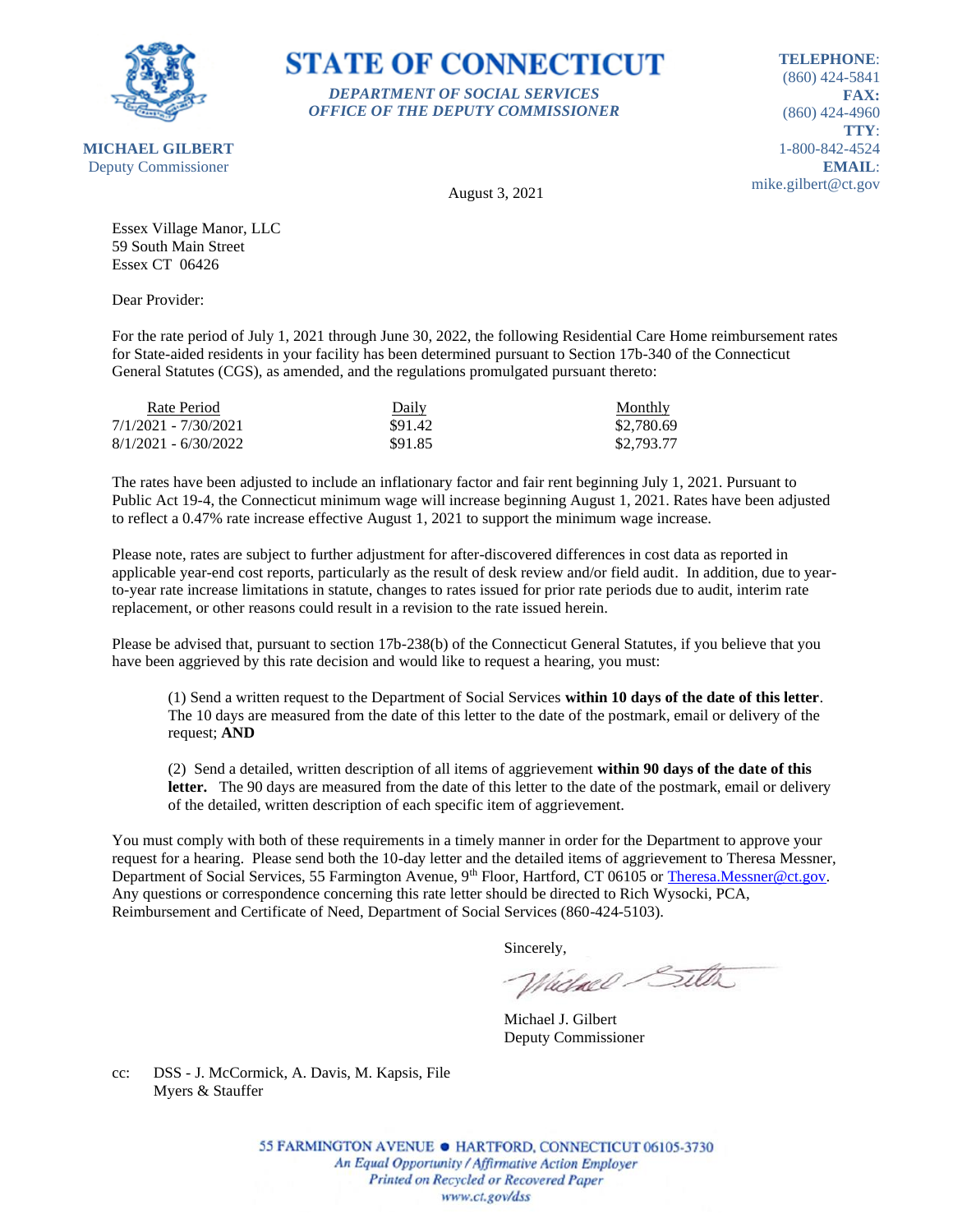# STATE OF CONNECTICUT

*DEPARTMENT OF SOCIAL SERVICES*
*OFFICE OF THE DEPUTY COMMISSIONER*

**MICHAEL GILBERT**
Deputy Commissioner

**TELEPHONE**: (860) 424-5841
**FAX:** (860) 424-4960
**TTY**: 1-800-842-4524
**EMAIL**: mike.gilbert@ct.gov

August 3, 2021

Essex Village Manor, LLC
59 South Main Street
Essex CT 06426

Dear Provider:

For the rate period of July 1, 2021 through June 30, 2022, the following Residential Care Home reimbursement rates for State-aided residents in your facility has been determined pursuant to Section 17b-340 of the Connecticut General Statutes (CGS), as amended, and the regulations promulgated pursuant thereto:

| Rate Period | Daily | Monthly |
|---|---|---|
| 7/1/2021 - 7/30/2021 | $91.42 | $2,780.69 |
| 8/1/2021 - 6/30/2022 | $91.85 | $2,793.77 |

The rates have been adjusted to include an inflationary factor and fair rent beginning July 1, 2021. Pursuant to Public Act 19-4, the Connecticut minimum wage will increase beginning August 1, 2021. Rates have been adjusted to reflect a 0.47% rate increase effective August 1, 2021 to support the minimum wage increase.

Please note, rates are subject to further adjustment for after-discovered differences in cost data as reported in applicable year-end cost reports, particularly as the result of desk review and/or field audit. In addition, due to year-to-year rate increase limitations in statute, changes to rates issued for prior rate periods due to audit, interim rate replacement, or other reasons could result in a revision to the rate issued herein.

Please be advised that, pursuant to section 17b-238(b) of the Connecticut General Statutes, if you believe that you have been aggrieved by this rate decision and would like to request a hearing, you must:

(1) Send a written request to the Department of Social Services **within 10 days of the date of this letter**. The 10 days are measured from the date of this letter to the date of the postmark, email or delivery of the request; **AND**

(2) Send a detailed, written description of all items of aggrievement **within 90 days of the date of this letter.** The 90 days are measured from the date of this letter to the date of the postmark, email or delivery of the detailed, written description of each specific item of aggrievement.

You must comply with both of these requirements in a timely manner in order for the Department to approve your request for a hearing. Please send both the 10-day letter and the detailed items of aggrievement to Theresa Messner, Department of Social Services, 55 Farmington Avenue, 9th Floor, Hartford, CT 06105 or Theresa.Messner@ct.gov. Any questions or correspondence concerning this rate letter should be directed to Rich Wysocki, PCA, Reimbursement and Certificate of Need, Department of Social Services (860-424-5103).

Sincerely,

Michael J. Gilbert
Deputy Commissioner

cc: DSS - J. McCormick, A. Davis, M. Kapsis, File
Myers & Stauffer

55 FARMINGTON AVENUE • HARTFORD, CONNECTICUT 06105-3730
*An Equal Opportunity / Affirmative Action Employer*
*Printed on Recycled or Recovered Paper*
*www.ct.gov/dss*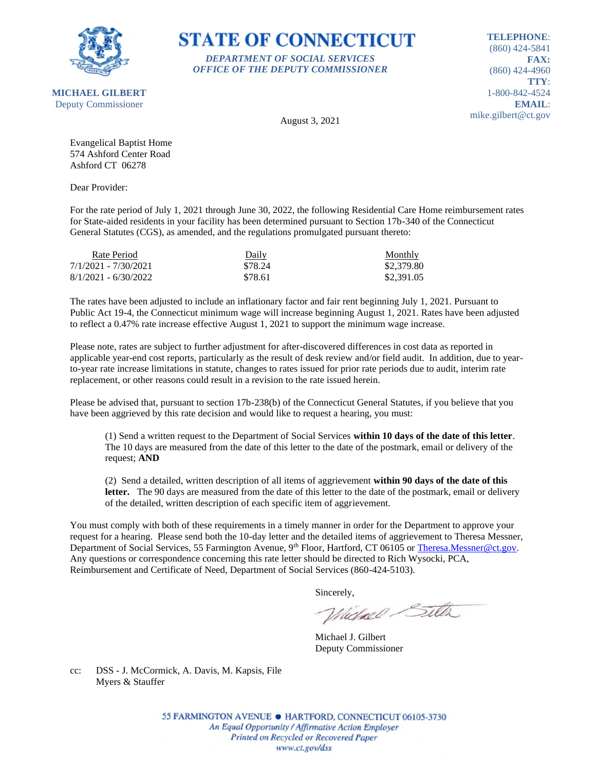**STATE OF CONNECTICUT**

*DEPARTMENT OF SOCIAL SERVICES*
*OFFICE OF THE DEPUTY COMMISSIONER*

**MICHAEL GILBERT**
Deputy Commissioner

**TELEPHONE**: (860) 424-5841
**FAX:** (860) 424-4960
**TTY**: 1-800-842-4524
**EMAIL**: mike.gilbert@ct.gov

August 3, 2021

Evangelical Baptist Home
574 Ashford Center Road
Ashford CT 06278

Dear Provider:

For the rate period of July 1, 2021 through June 30, 2022, the following Residential Care Home reimbursement rates for State-aided residents in your facility has been determined pursuant to Section 17b-340 of the Connecticut General Statutes (CGS), as amended, and the regulations promulgated pursuant thereto:

| Rate Period | Daily | Monthly |
|---|---|---|
| 7/1/2021 - 7/30/2021 | $78.24 | $2,379.80 |
| 8/1/2021 - 6/30/2022 | $78.61 | $2,391.05 |

The rates have been adjusted to include an inflationary factor and fair rent beginning July 1, 2021. Pursuant to Public Act 19-4, the Connecticut minimum wage will increase beginning August 1, 2021. Rates have been adjusted to reflect a 0.47% rate increase effective August 1, 2021 to support the minimum wage increase.

Please note, rates are subject to further adjustment for after-discovered differences in cost data as reported in applicable year-end cost reports, particularly as the result of desk review and/or field audit. In addition, due to year-to-year rate increase limitations in statute, changes to rates issued for prior rate periods due to audit, interim rate replacement, or other reasons could result in a revision to the rate issued herein.

Please be advised that, pursuant to section 17b-238(b) of the Connecticut General Statutes, if you believe that you have been aggrieved by this rate decision and would like to request a hearing, you must:

(1) Send a written request to the Department of Social Services **within 10 days of the date of this letter**. The 10 days are measured from the date of this letter to the date of the postmark, email or delivery of the request; **AND**

(2) Send a detailed, written description of all items of aggrievement **within 90 days of the date of this letter.** The 90 days are measured from the date of this letter to the date of the postmark, email or delivery of the detailed, written description of each specific item of aggrievement.

You must comply with both of these requirements in a timely manner in order for the Department to approve your request for a hearing. Please send both the 10-day letter and the detailed items of aggrievement to Theresa Messner, Department of Social Services, 55 Farmington Avenue, 9th Floor, Hartford, CT 06105 or Theresa.Messner@ct.gov. Any questions or correspondence concerning this rate letter should be directed to Rich Wysocki, PCA, Reimbursement and Certificate of Need, Department of Social Services (860-424-5103).

Sincerely,

Michael J. Gilbert
Deputy Commissioner

cc: DSS - J. McCormick, A. Davis, M. Kapsis, File
Myers & Stauffer

55 FARMINGTON AVENUE • HARTFORD, CONNECTICUT 06105-3730
*An Equal Opportunity / Affirmative Action Employer*
*Printed on Recycled or Recovered Paper*
*www.ct.gov/dss*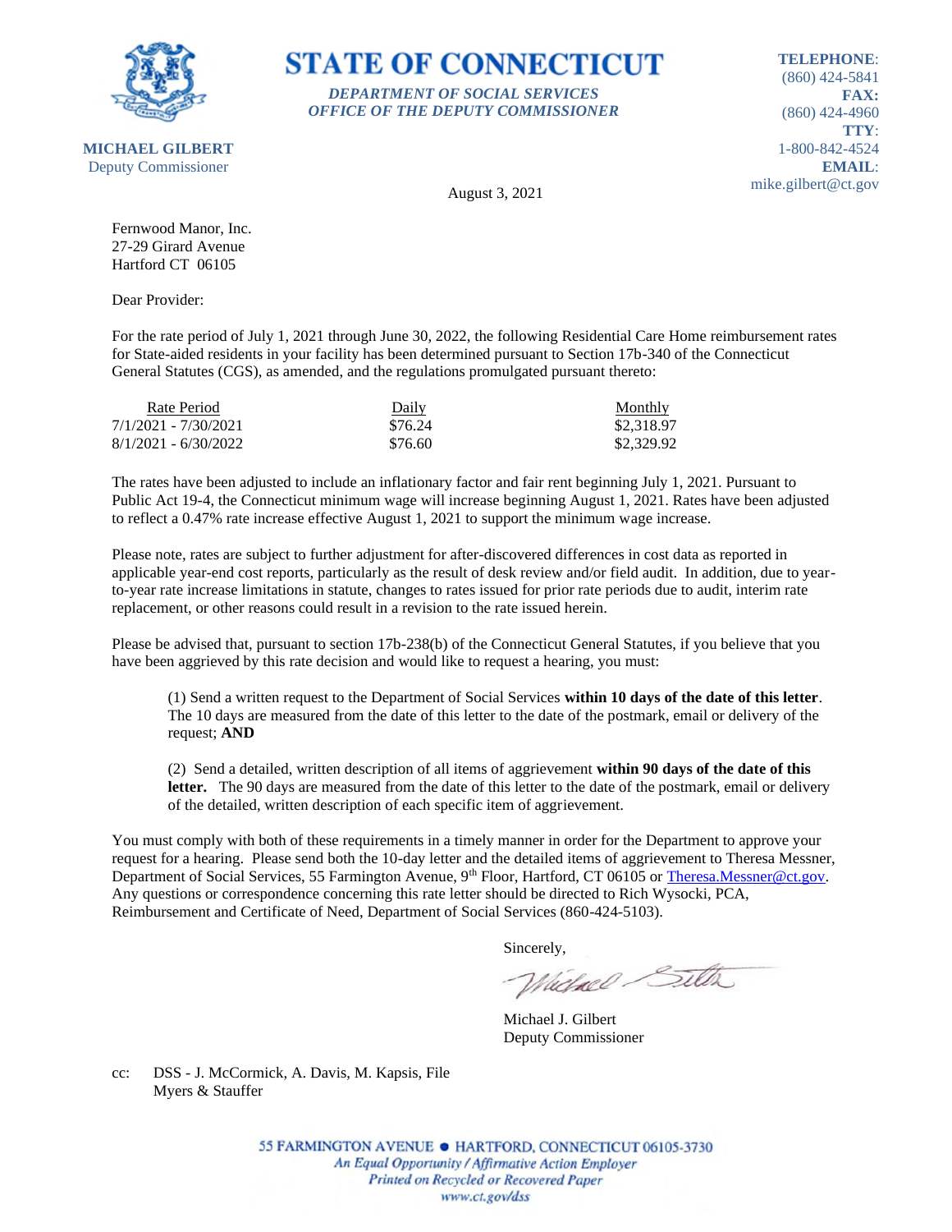**STATE OF CONNECTICUT**

*DEPARTMENT OF SOCIAL SERVICES*
*OFFICE OF THE DEPUTY COMMISSIONER*

**MICHAEL GILBERT**
Deputy Commissioner

**TELEPHONE**: (860) 424-5841
**FAX:** (860) 424-4960
**TTY**: 1-800-842-4524
**EMAIL**: mike.gilbert@ct.gov

August 3, 2021

Fernwood Manor, Inc.
27-29 Girard Avenue
Hartford CT 06105

Dear Provider:

For the rate period of July 1, 2021 through June 30, 2022, the following Residential Care Home reimbursement rates for State-aided residents in your facility has been determined pursuant to Section 17b-340 of the Connecticut General Statutes (CGS), as amended, and the regulations promulgated pursuant thereto:

| Rate Period | Daily | Monthly |
|---|---|---|
| 7/1/2021 - 7/30/2021 | $76.24 | $2,318.97 |
| 8/1/2021 - 6/30/2022 | $76.60 | $2,329.92 |

The rates have been adjusted to include an inflationary factor and fair rent beginning July 1, 2021. Pursuant to Public Act 19-4, the Connecticut minimum wage will increase beginning August 1, 2021. Rates have been adjusted to reflect a 0.47% rate increase effective August 1, 2021 to support the minimum wage increase.

Please note, rates are subject to further adjustment for after-discovered differences in cost data as reported in applicable year-end cost reports, particularly as the result of desk review and/or field audit. In addition, due to year-to-year rate increase limitations in statute, changes to rates issued for prior rate periods due to audit, interim rate replacement, or other reasons could result in a revision to the rate issued herein.

Please be advised that, pursuant to section 17b-238(b) of the Connecticut General Statutes, if you believe that you have been aggrieved by this rate decision and would like to request a hearing, you must:

(1) Send a written request to the Department of Social Services **within 10 days of the date of this letter**. The 10 days are measured from the date of this letter to the date of the postmark, email or delivery of the request; **AND**

(2) Send a detailed, written description of all items of aggrievement **within 90 days of the date of this letter.** The 90 days are measured from the date of this letter to the date of the postmark, email or delivery of the detailed, written description of each specific item of aggrievement.

You must comply with both of these requirements in a timely manner in order for the Department to approve your request for a hearing. Please send both the 10-day letter and the detailed items of aggrievement to Theresa Messner, Department of Social Services, 55 Farmington Avenue, 9th Floor, Hartford, CT 06105 or Theresa.Messner@ct.gov. Any questions or correspondence concerning this rate letter should be directed to Rich Wysocki, PCA, Reimbursement and Certificate of Need, Department of Social Services (860-424-5103).

Sincerely,

Michael J. Gilbert
Deputy Commissioner

cc: DSS - J. McCormick, A. Davis, M. Kapsis, File
Myers & Stauffer

55 FARMINGTON AVENUE • HARTFORD, CONNECTICUT 06105-3730
*An Equal Opportunity / Affirmative Action Employer*
*Printed on Recycled or Recovered Paper*
*www.ct.gov/dss*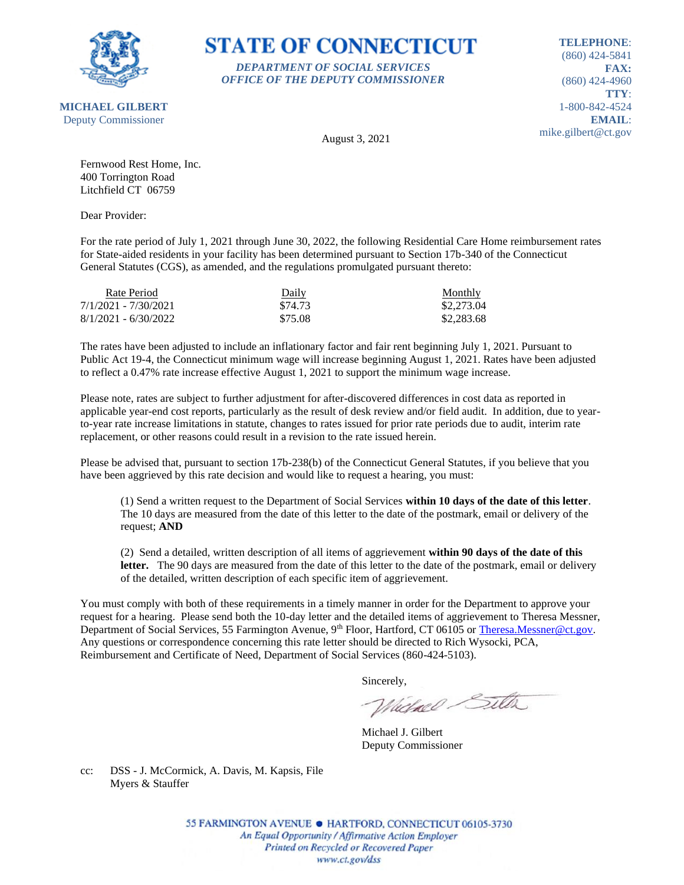# STATE OF CONNECTICUT

*DEPARTMENT OF SOCIAL SERVICES*
*OFFICE OF THE DEPUTY COMMISSIONER*

**MICHAEL GILBERT**
Deputy Commissioner

**TELEPHONE**: (860) 424-5841
**FAX:** (860) 424-4960
**TTY**: 1-800-842-4524
**EMAIL**: mike.gilbert@ct.gov

August 3, 2021

Fernwood Rest Home, Inc.
400 Torrington Road
Litchfield CT 06759

Dear Provider:

For the rate period of July 1, 2021 through June 30, 2022, the following Residential Care Home reimbursement rates for State-aided residents in your facility has been determined pursuant to Section 17b-340 of the Connecticut General Statutes (CGS), as amended, and the regulations promulgated pursuant thereto:

| Rate Period | Daily | Monthly |
|---|---|---|
| 7/1/2021 - 7/30/2021 | $74.73 | $2,273.04 |
| 8/1/2021 - 6/30/2022 | $75.08 | $2,283.68 |

The rates have been adjusted to include an inflationary factor and fair rent beginning July 1, 2021. Pursuant to Public Act 19-4, the Connecticut minimum wage will increase beginning August 1, 2021. Rates have been adjusted to reflect a 0.47% rate increase effective August 1, 2021 to support the minimum wage increase.

Please note, rates are subject to further adjustment for after-discovered differences in cost data as reported in applicable year-end cost reports, particularly as the result of desk review and/or field audit. In addition, due to year-to-year rate increase limitations in statute, changes to rates issued for prior rate periods due to audit, interim rate replacement, or other reasons could result in a revision to the rate issued herein.

Please be advised that, pursuant to section 17b-238(b) of the Connecticut General Statutes, if you believe that you have been aggrieved by this rate decision and would like to request a hearing, you must:

(1) Send a written request to the Department of Social Services **within 10 days of the date of this letter**. The 10 days are measured from the date of this letter to the date of the postmark, email or delivery of the request; **AND**

(2) Send a detailed, written description of all items of aggrievement **within 90 days of the date of this letter.** The 90 days are measured from the date of this letter to the date of the postmark, email or delivery of the detailed, written description of each specific item of aggrievement.

You must comply with both of these requirements in a timely manner in order for the Department to approve your request for a hearing. Please send both the 10-day letter and the detailed items of aggrievement to Theresa Messner, Department of Social Services, 55 Farmington Avenue, 9th Floor, Hartford, CT 06105 or Theresa.Messner@ct.gov. Any questions or correspondence concerning this rate letter should be directed to Rich Wysocki, PCA, Reimbursement and Certificate of Need, Department of Social Services (860-424-5103).

Sincerely,

Michael J. Gilbert
Deputy Commissioner

cc: DSS - J. McCormick, A. Davis, M. Kapsis, File
Myers & Stauffer

55 FARMINGTON AVENUE • HARTFORD, CONNECTICUT 06105-3730
*An Equal Opportunity / Affirmative Action Employer*
*Printed on Recycled or Recovered Paper*
*www.ct.gov/dss*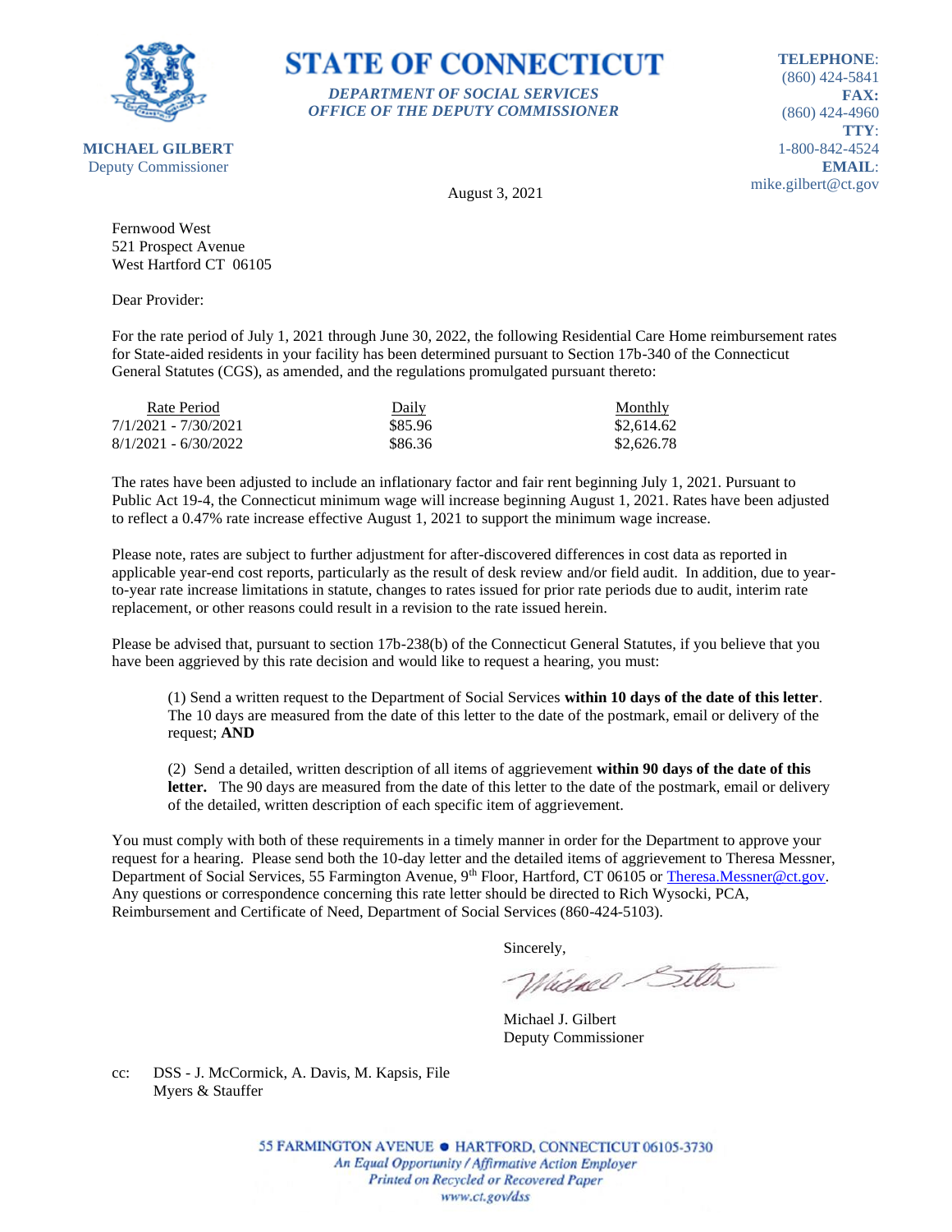# STATE OF CONNECTICUT

*DEPARTMENT OF SOCIAL SERVICES*
*OFFICE OF THE DEPUTY COMMISSIONER*

**MICHAEL GILBERT**
Deputy Commissioner

**TELEPHONE**:
(860) 424-5841
**FAX:**
(860) 424-4960
**TTY**:
1-800-842-4524
**EMAIL**:
mike.gilbert@ct.gov

August 3, 2021

Fernwood West
521 Prospect Avenue
West Hartford CT 06105

Dear Provider:

For the rate period of July 1, 2021 through June 30, 2022, the following Residential Care Home reimbursement rates for State-aided residents in your facility has been determined pursuant to Section 17b-340 of the Connecticut General Statutes (CGS), as amended, and the regulations promulgated pursuant thereto:

| Rate Period | Daily | Monthly |
|---|---|---|
| 7/1/2021 - 7/30/2021 | $85.96 | $2,614.62 |
| 8/1/2021 - 6/30/2022 | $86.36 | $2,626.78 |

The rates have been adjusted to include an inflationary factor and fair rent beginning July 1, 2021. Pursuant to Public Act 19-4, the Connecticut minimum wage will increase beginning August 1, 2021. Rates have been adjusted to reflect a 0.47% rate increase effective August 1, 2021 to support the minimum wage increase.

Please note, rates are subject to further adjustment for after-discovered differences in cost data as reported in applicable year-end cost reports, particularly as the result of desk review and/or field audit. In addition, due to year-to-year rate increase limitations in statute, changes to rates issued for prior rate periods due to audit, interim rate replacement, or other reasons could result in a revision to the rate issued herein.

Please be advised that, pursuant to section 17b-238(b) of the Connecticut General Statutes, if you believe that you have been aggrieved by this rate decision and would like to request a hearing, you must:

(1) Send a written request to the Department of Social Services **within 10 days of the date of this letter**. The 10 days are measured from the date of this letter to the date of the postmark, email or delivery of the request; **AND**

(2) Send a detailed, written description of all items of aggrievement **within 90 days of the date of this letter.** The 90 days are measured from the date of this letter to the date of the postmark, email or delivery of the detailed, written description of each specific item of aggrievement.

You must comply with both of these requirements in a timely manner in order for the Department to approve your request for a hearing. Please send both the 10-day letter and the detailed items of aggrievement to Theresa Messner, Department of Social Services, 55 Farmington Avenue, 9th Floor, Hartford, CT 06105 or Theresa.Messner@ct.gov. Any questions or correspondence concerning this rate letter should be directed to Rich Wysocki, PCA, Reimbursement and Certificate of Need, Department of Social Services (860-424-5103).

Sincerely,

Michael J. Gilbert
Deputy Commissioner

cc: DSS - J. McCormick, A. Davis, M. Kapsis, File
Myers & Stauffer

55 FARMINGTON AVENUE • HARTFORD, CONNECTICUT 06105-3730
*An Equal Opportunity / Affirmative Action Employer*
*Printed on Recycled or Recovered Paper*
*www.ct.gov/dss*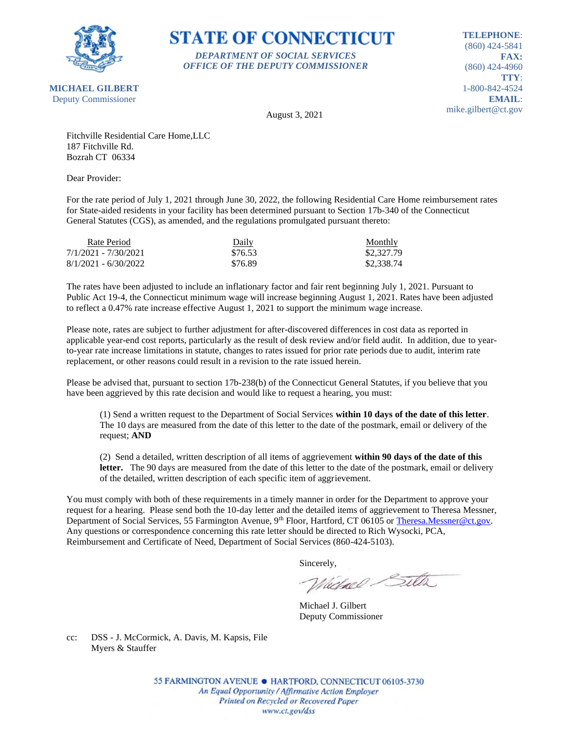# STATE OF CONNECTICUT

*DEPARTMENT OF SOCIAL SERVICES*
*OFFICE OF THE DEPUTY COMMISSIONER*

**MICHAEL GILBERT**
Deputy Commissioner

**TELEPHONE**: (860) 424-5841
**FAX:** (860) 424-4960
**TTY**: 1-800-842-4524
**EMAIL**: mike.gilbert@ct.gov

August 3, 2021

Fitchville Residential Care Home,LLC
187 Fitchville Rd.
Bozrah CT 06334

Dear Provider:

For the rate period of July 1, 2021 through June 30, 2022, the following Residential Care Home reimbursement rates for State-aided residents in your facility has been determined pursuant to Section 17b-340 of the Connecticut General Statutes (CGS), as amended, and the regulations promulgated pursuant thereto:

| Rate Period | Daily | Monthly |
|---|---|---|
| 7/1/2021 - 7/30/2021 | $76.53 | $2,327.79 |
| 8/1/2021 - 6/30/2022 | $76.89 | $2,338.74 |

The rates have been adjusted to include an inflationary factor and fair rent beginning July 1, 2021. Pursuant to Public Act 19-4, the Connecticut minimum wage will increase beginning August 1, 2021. Rates have been adjusted to reflect a 0.47% rate increase effective August 1, 2021 to support the minimum wage increase.

Please note, rates are subject to further adjustment for after-discovered differences in cost data as reported in applicable year-end cost reports, particularly as the result of desk review and/or field audit. In addition, due to year-to-year rate increase limitations in statute, changes to rates issued for prior rate periods due to audit, interim rate replacement, or other reasons could result in a revision to the rate issued herein.

Please be advised that, pursuant to section 17b-238(b) of the Connecticut General Statutes, if you believe that you have been aggrieved by this rate decision and would like to request a hearing, you must:

(1) Send a written request to the Department of Social Services **within 10 days of the date of this letter**. The 10 days are measured from the date of this letter to the date of the postmark, email or delivery of the request; **AND**

(2) Send a detailed, written description of all items of aggrievement **within 90 days of the date of this letter.** The 90 days are measured from the date of this letter to the date of the postmark, email or delivery of the detailed, written description of each specific item of aggrievement.

You must comply with both of these requirements in a timely manner in order for the Department to approve your request for a hearing. Please send both the 10-day letter and the detailed items of aggrievement to Theresa Messner, Department of Social Services, 55 Farmington Avenue, 9th Floor, Hartford, CT 06105 or Theresa.Messner@ct.gov. Any questions or correspondence concerning this rate letter should be directed to Rich Wysocki, PCA, Reimbursement and Certificate of Need, Department of Social Services (860-424-5103).

Sincerely,

Michael J. Gilbert
Deputy Commissioner

cc: DSS - J. McCormick, A. Davis, M. Kapsis, File
Myers & Stauffer

55 FARMINGTON AVENUE • HARTFORD, CONNECTICUT 06105-3730
*An Equal Opportunity / Affirmative Action Employer*
*Printed on Recycled or Recovered Paper*
*www.ct.gov/dss*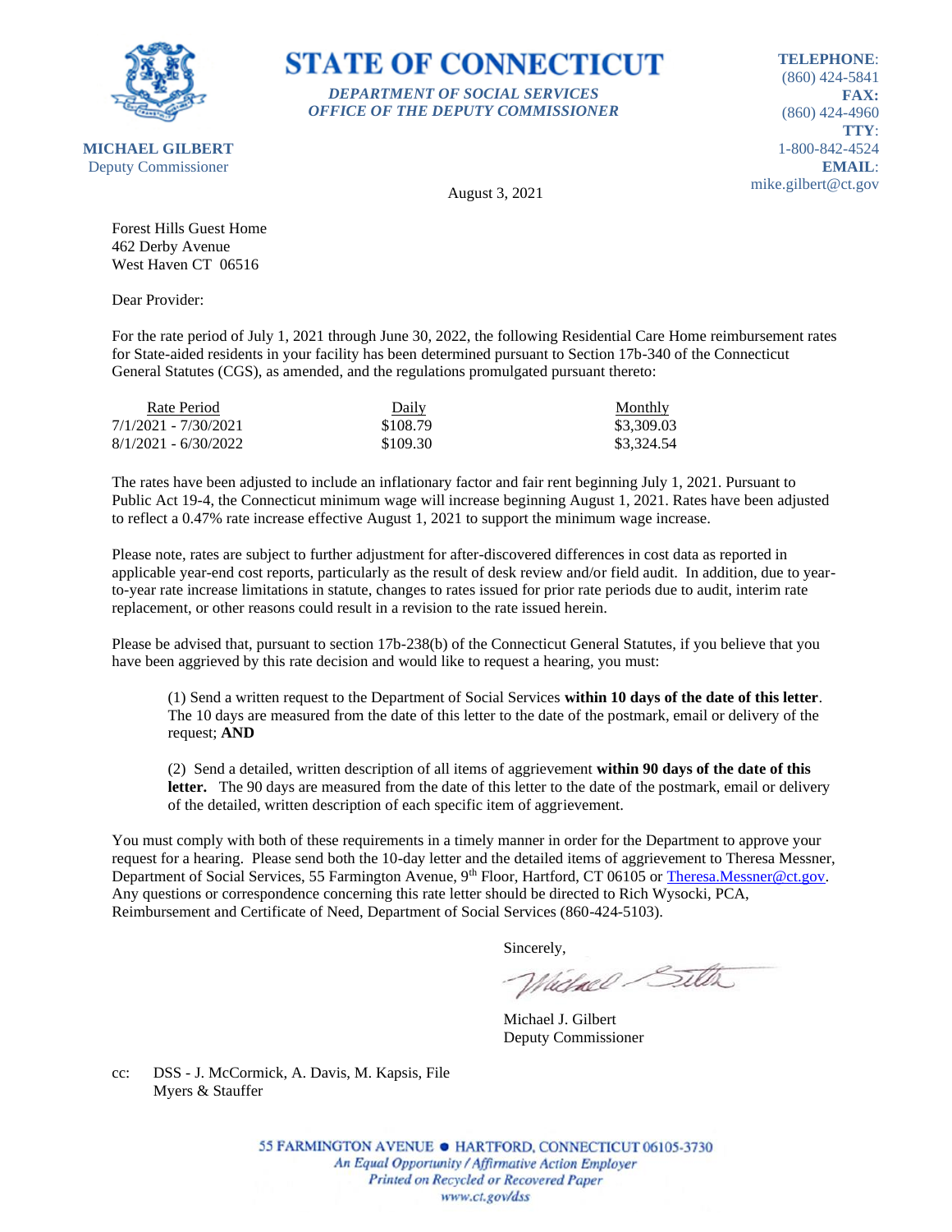# STATE OF CONNECTICUT

*DEPARTMENT OF SOCIAL SERVICES*
*OFFICE OF THE DEPUTY COMMISSIONER*

**MICHAEL GILBERT**
Deputy Commissioner

**TELEPHONE**: (860) 424-5841
**FAX:** (860) 424-4960
**TTY**: 1-800-842-4524
**EMAIL**: mike.gilbert@ct.gov

August 3, 2021

Forest Hills Guest Home
462 Derby Avenue
West Haven CT 06516

Dear Provider:

For the rate period of July 1, 2021 through June 30, 2022, the following Residential Care Home reimbursement rates for State-aided residents in your facility has been determined pursuant to Section 17b-340 of the Connecticut General Statutes (CGS), as amended, and the regulations promulgated pursuant thereto:

| Rate Period | Daily | Monthly |
|---|---|---|
| 7/1/2021 - 7/30/2021 | $108.79 | $3,309.03 |
| 8/1/2021 - 6/30/2022 | $109.30 | $3,324.54 |

The rates have been adjusted to include an inflationary factor and fair rent beginning July 1, 2021. Pursuant to Public Act 19-4, the Connecticut minimum wage will increase beginning August 1, 2021. Rates have been adjusted to reflect a 0.47% rate increase effective August 1, 2021 to support the minimum wage increase.

Please note, rates are subject to further adjustment for after-discovered differences in cost data as reported in applicable year-end cost reports, particularly as the result of desk review and/or field audit. In addition, due to year-to-year rate increase limitations in statute, changes to rates issued for prior rate periods due to audit, interim rate replacement, or other reasons could result in a revision to the rate issued herein.

Please be advised that, pursuant to section 17b-238(b) of the Connecticut General Statutes, if you believe that you have been aggrieved by this rate decision and would like to request a hearing, you must:

(1) Send a written request to the Department of Social Services **within 10 days of the date of this letter**. The 10 days are measured from the date of this letter to the date of the postmark, email or delivery of the request; **AND**

(2) Send a detailed, written description of all items of aggrievement **within 90 days of the date of this letter.** The 90 days are measured from the date of this letter to the date of the postmark, email or delivery of the detailed, written description of each specific item of aggrievement.

You must comply with both of these requirements in a timely manner in order for the Department to approve your request for a hearing. Please send both the 10-day letter and the detailed items of aggrievement to Theresa Messner, Department of Social Services, 55 Farmington Avenue, 9th Floor, Hartford, CT 06105 or Theresa.Messner@ct.gov. Any questions or correspondence concerning this rate letter should be directed to Rich Wysocki, PCA, Reimbursement and Certificate of Need, Department of Social Services (860-424-5103).

Sincerely,

Michael J. Gilbert
Deputy Commissioner

cc: DSS - J. McCormick, A. Davis, M. Kapsis, File
Myers & Stauffer

55 FARMINGTON AVENUE • HARTFORD, CONNECTICUT 06105-3730
*An Equal Opportunity / Affirmative Action Employer*
*Printed on Recycled or Recovered Paper*
*www.ct.gov/dss*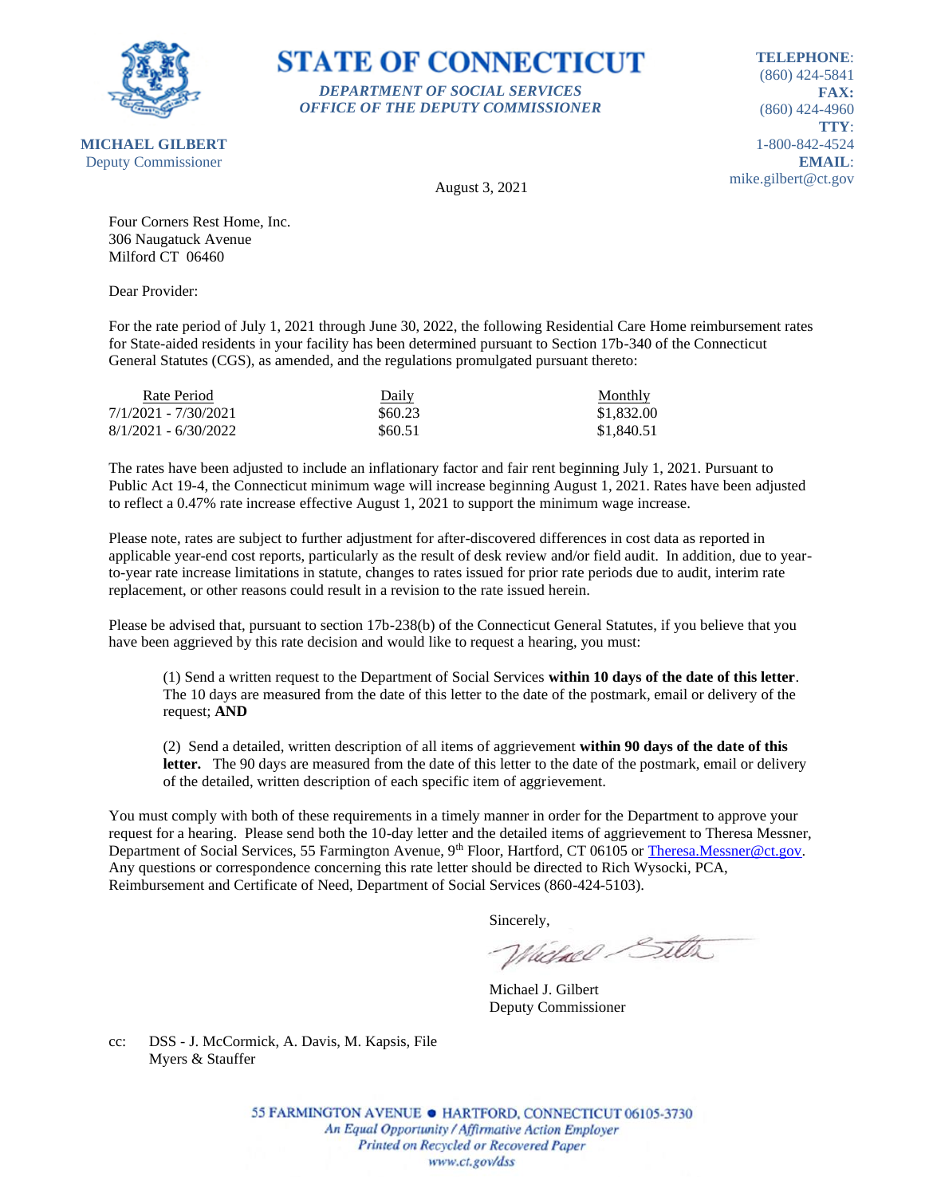**STATE OF CONNECTICUT**

*DEPARTMENT OF SOCIAL SERVICES*
*OFFICE OF THE DEPUTY COMMISSIONER*

**MICHAEL GILBERT**
Deputy Commissioner

**TELEPHONE**: (860) 424-5841
**FAX:** (860) 424-4960
**TTY**: 1-800-842-4524
**EMAIL**: mike.gilbert@ct.gov

August 3, 2021

Four Corners Rest Home, Inc.
306 Naugatuck Avenue
Milford CT 06460

Dear Provider:

For the rate period of July 1, 2021 through June 30, 2022, the following Residential Care Home reimbursement rates for State-aided residents in your facility has been determined pursuant to Section 17b-340 of the Connecticut General Statutes (CGS), as amended, and the regulations promulgated pursuant thereto:

| Rate Period | Daily | Monthly |
|---|---|---|
| 7/1/2021 - 7/30/2021 | $60.23 | $1,832.00 |
| 8/1/2021 - 6/30/2022 | $60.51 | $1,840.51 |

The rates have been adjusted to include an inflationary factor and fair rent beginning July 1, 2021. Pursuant to Public Act 19-4, the Connecticut minimum wage will increase beginning August 1, 2021. Rates have been adjusted to reflect a 0.47% rate increase effective August 1, 2021 to support the minimum wage increase.

Please note, rates are subject to further adjustment for after-discovered differences in cost data as reported in applicable year-end cost reports, particularly as the result of desk review and/or field audit. In addition, due to year-to-year rate increase limitations in statute, changes to rates issued for prior rate periods due to audit, interim rate replacement, or other reasons could result in a revision to the rate issued herein.

Please be advised that, pursuant to section 17b-238(b) of the Connecticut General Statutes, if you believe that you have been aggrieved by this rate decision and would like to request a hearing, you must:

(1) Send a written request to the Department of Social Services **within 10 days of the date of this letter**. The 10 days are measured from the date of this letter to the date of the postmark, email or delivery of the request; **AND**

(2) Send a detailed, written description of all items of aggrievement **within 90 days of the date of this letter.** The 90 days are measured from the date of this letter to the date of the postmark, email or delivery of the detailed, written description of each specific item of aggrievement.

You must comply with both of these requirements in a timely manner in order for the Department to approve your request for a hearing. Please send both the 10-day letter and the detailed items of aggrievement to Theresa Messner, Department of Social Services, 55 Farmington Avenue, 9th Floor, Hartford, CT 06105 or Theresa.Messner@ct.gov. Any questions or correspondence concerning this rate letter should be directed to Rich Wysocki, PCA, Reimbursement and Certificate of Need, Department of Social Services (860-424-5103).

Sincerely,

Michael J. Gilbert
Deputy Commissioner

cc: DSS - J. McCormick, A. Davis, M. Kapsis, File
Myers & Stauffer

55 FARMINGTON AVENUE • HARTFORD, CONNECTICUT 06105-3730
*An Equal Opportunity / Affirmative Action Employer*
*Printed on Recycled or Recovered Paper*
*www.ct.gov/dss*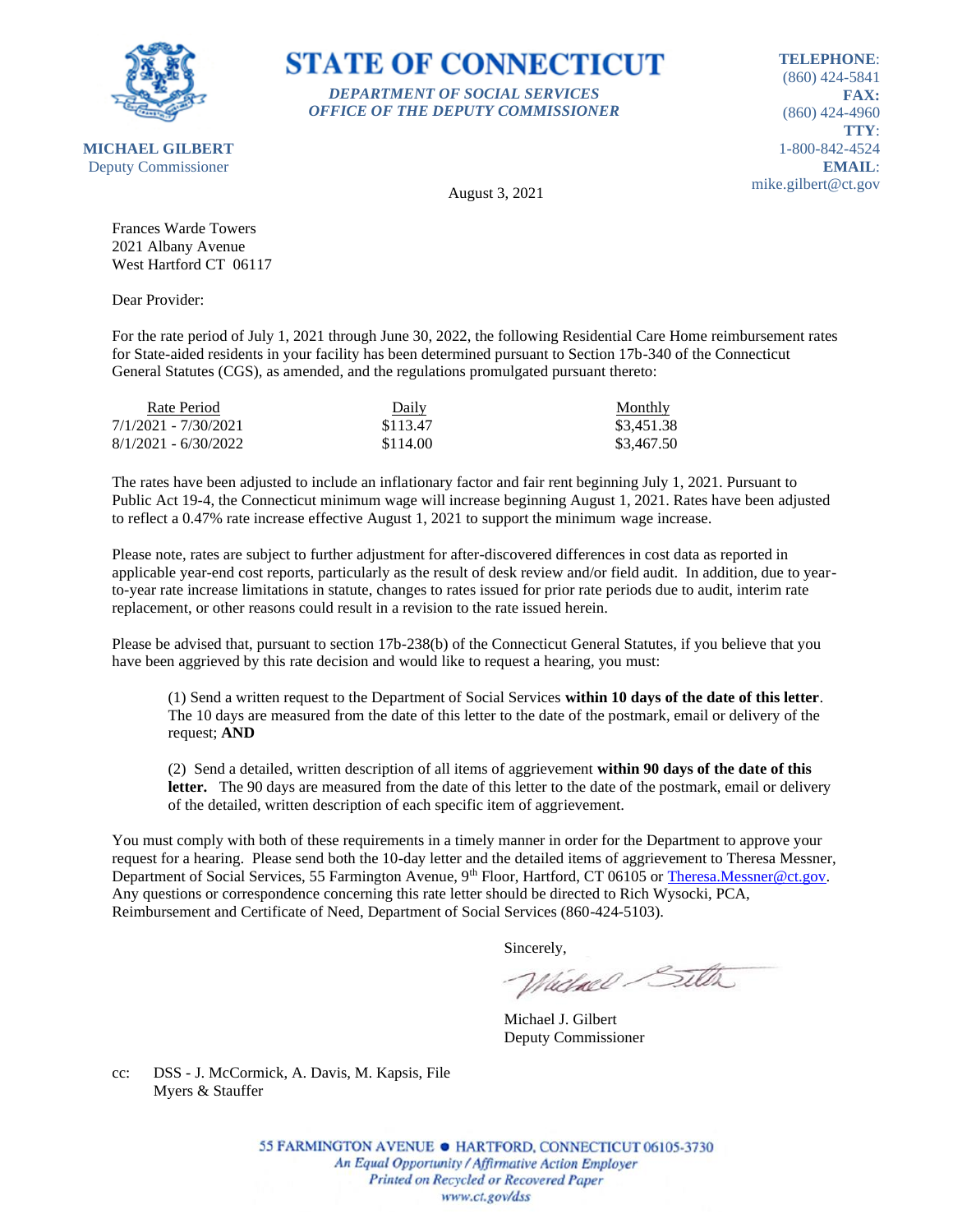**STATE OF CONNECTICUT**

*DEPARTMENT OF SOCIAL SERVICES*
*OFFICE OF THE DEPUTY COMMISSIONER*

**MICHAEL GILBERT**
Deputy Commissioner

**TELEPHONE**: (860) 424-5841
**FAX:** (860) 424-4960
**TTY**: 1-800-842-4524
**EMAIL**: mike.gilbert@ct.gov

August 3, 2021

Frances Warde Towers
2021 Albany Avenue
West Hartford CT 06117

Dear Provider:

For the rate period of July 1, 2021 through June 30, 2022, the following Residential Care Home reimbursement rates for State-aided residents in your facility has been determined pursuant to Section 17b-340 of the Connecticut General Statutes (CGS), as amended, and the regulations promulgated pursuant thereto:

| Rate Period | Daily | Monthly |
|---|---|---|
| 7/1/2021 - 7/30/2021 | $113.47 | $3,451.38 |
| 8/1/2021 - 6/30/2022 | $114.00 | $3,467.50 |

The rates have been adjusted to include an inflationary factor and fair rent beginning July 1, 2021. Pursuant to Public Act 19-4, the Connecticut minimum wage will increase beginning August 1, 2021. Rates have been adjusted to reflect a 0.47% rate increase effective August 1, 2021 to support the minimum wage increase.

Please note, rates are subject to further adjustment for after-discovered differences in cost data as reported in applicable year-end cost reports, particularly as the result of desk review and/or field audit. In addition, due to year-to-year rate increase limitations in statute, changes to rates issued for prior rate periods due to audit, interim rate replacement, or other reasons could result in a revision to the rate issued herein.

Please be advised that, pursuant to section 17b-238(b) of the Connecticut General Statutes, if you believe that you have been aggrieved by this rate decision and would like to request a hearing, you must:

(1) Send a written request to the Department of Social Services **within 10 days of the date of this letter**. The 10 days are measured from the date of this letter to the date of the postmark, email or delivery of the request; **AND**

(2) Send a detailed, written description of all items of aggrievement **within 90 days of the date of this letter.** The 90 days are measured from the date of this letter to the date of the postmark, email or delivery of the detailed, written description of each specific item of aggrievement.

You must comply with both of these requirements in a timely manner in order for the Department to approve your request for a hearing. Please send both the 10-day letter and the detailed items of aggrievement to Theresa Messner, Department of Social Services, 55 Farmington Avenue, 9th Floor, Hartford, CT 06105 or Theresa.Messner@ct.gov. Any questions or correspondence concerning this rate letter should be directed to Rich Wysocki, PCA, Reimbursement and Certificate of Need, Department of Social Services (860-424-5103).

Sincerely,

Michael J. Gilbert
Deputy Commissioner

cc: DSS - J. McCormick, A. Davis, M. Kapsis, File
Myers & Stauffer

55 FARMINGTON AVENUE • HARTFORD, CONNECTICUT 06105-3730
*An Equal Opportunity / Affirmative Action Employer*
*Printed on Recycled or Recovered Paper*
*www.ct.gov/dss*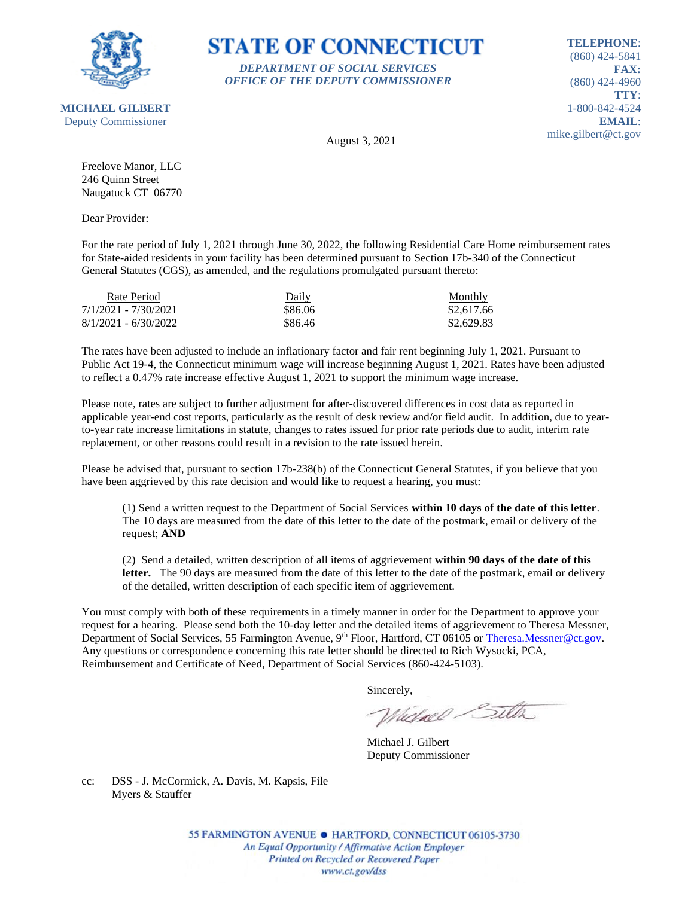# STATE OF CONNECTICUT

***DEPARTMENT OF SOCIAL SERVICES***
***OFFICE OF THE DEPUTY COMMISSIONER***

**MICHAEL GILBERT**
Deputy Commissioner

**TELEPHONE**:
(860) 424-5841
**FAX:**
(860) 424-4960
**TTY**:
1-800-842-4524
**EMAIL**:
mike.gilbert@ct.gov

August 3, 2021

Freelove Manor, LLC
246 Quinn Street
Naugatuck CT 06770

Dear Provider:

For the rate period of July 1, 2021 through June 30, 2022, the following Residential Care Home reimbursement rates for State-aided residents in your facility has been determined pursuant to Section 17b-340 of the Connecticut General Statutes (CGS), as amended, and the regulations promulgated pursuant thereto:

| Rate Period | Daily | Monthly |
|---|---|---|
| 7/1/2021 - 7/30/2021 | $86.06 | $2,617.66 |
| 8/1/2021 - 6/30/2022 | $86.46 | $2,629.83 |

The rates have been adjusted to include an inflationary factor and fair rent beginning July 1, 2021. Pursuant to Public Act 19-4, the Connecticut minimum wage will increase beginning August 1, 2021. Rates have been adjusted to reflect a 0.47% rate increase effective August 1, 2021 to support the minimum wage increase.

Please note, rates are subject to further adjustment for after-discovered differences in cost data as reported in applicable year-end cost reports, particularly as the result of desk review and/or field audit. In addition, due to year-to-year rate increase limitations in statute, changes to rates issued for prior rate periods due to audit, interim rate replacement, or other reasons could result in a revision to the rate issued herein.

Please be advised that, pursuant to section 17b-238(b) of the Connecticut General Statutes, if you believe that you have been aggrieved by this rate decision and would like to request a hearing, you must:

(1) Send a written request to the Department of Social Services **within 10 days of the date of this letter**. The 10 days are measured from the date of this letter to the date of the postmark, email or delivery of the request; **AND**

(2) Send a detailed, written description of all items of aggrievement **within 90 days of the date of this letter.** The 90 days are measured from the date of this letter to the date of the postmark, email or delivery of the detailed, written description of each specific item of aggrievement.

You must comply with both of these requirements in a timely manner in order for the Department to approve your request for a hearing. Please send both the 10-day letter and the detailed items of aggrievement to Theresa Messner, Department of Social Services, 55 Farmington Avenue, 9th Floor, Hartford, CT 06105 or Theresa.Messner@ct.gov. Any questions or correspondence concerning this rate letter should be directed to Rich Wysocki, PCA, Reimbursement and Certificate of Need, Department of Social Services (860-424-5103).

Sincerely,

Michael J. Gilbert
Deputy Commissioner

cc: DSS - J. McCormick, A. Davis, M. Kapsis, File
Myers & Stauffer

55 FARMINGTON AVENUE • HARTFORD, CONNECTICUT 06105-3730
*An Equal Opportunity / Affirmative Action Employer*
*Printed on Recycled or Recovered Paper*
*www.ct.gov/dss*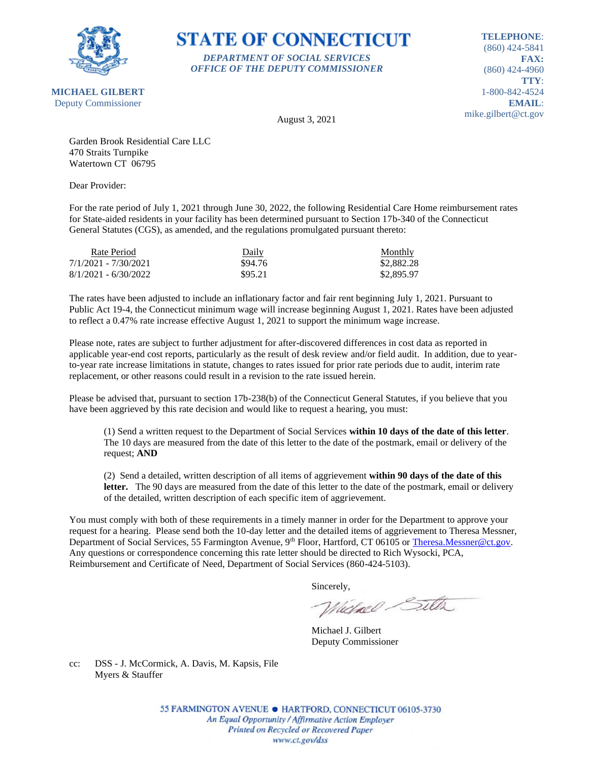**STATE OF CONNECTICUT**

*DEPARTMENT OF SOCIAL SERVICES*
*OFFICE OF THE DEPUTY COMMISSIONER*

**MICHAEL GILBERT**
Deputy Commissioner

**TELEPHONE**: (860) 424-5841
**FAX:** (860) 424-4960
**TTY**: 1-800-842-4524
**EMAIL**: mike.gilbert@ct.gov

August 3, 2021

Garden Brook Residential Care LLC
470 Straits Turnpike
Watertown CT 06795

Dear Provider:

For the rate period of July 1, 2021 through June 30, 2022, the following Residential Care Home reimbursement rates for State-aided residents in your facility has been determined pursuant to Section 17b-340 of the Connecticut General Statutes (CGS), as amended, and the regulations promulgated pursuant thereto:

| Rate Period | Daily | Monthly |
|---|---|---|
| 7/1/2021 - 7/30/2021 | $94.76 | $2,882.28 |
| 8/1/2021 - 6/30/2022 | $95.21 | $2,895.97 |

The rates have been adjusted to include an inflationary factor and fair rent beginning July 1, 2021. Pursuant to Public Act 19-4, the Connecticut minimum wage will increase beginning August 1, 2021. Rates have been adjusted to reflect a 0.47% rate increase effective August 1, 2021 to support the minimum wage increase.

Please note, rates are subject to further adjustment for after-discovered differences in cost data as reported in applicable year-end cost reports, particularly as the result of desk review and/or field audit. In addition, due to year-to-year rate increase limitations in statute, changes to rates issued for prior rate periods due to audit, interim rate replacement, or other reasons could result in a revision to the rate issued herein.

Please be advised that, pursuant to section 17b-238(b) of the Connecticut General Statutes, if you believe that you have been aggrieved by this rate decision and would like to request a hearing, you must:

(1) Send a written request to the Department of Social Services **within 10 days of the date of this letter**. The 10 days are measured from the date of this letter to the date of the postmark, email or delivery of the request; **AND**

(2) Send a detailed, written description of all items of aggrievement **within 90 days of the date of this letter.** The 90 days are measured from the date of this letter to the date of the postmark, email or delivery of the detailed, written description of each specific item of aggrievement.

You must comply with both of these requirements in a timely manner in order for the Department to approve your request for a hearing. Please send both the 10-day letter and the detailed items of aggrievement to Theresa Messner, Department of Social Services, 55 Farmington Avenue, 9th Floor, Hartford, CT 06105 or Theresa.Messner@ct.gov. Any questions or correspondence concerning this rate letter should be directed to Rich Wysocki, PCA, Reimbursement and Certificate of Need, Department of Social Services (860-424-5103).

Sincerely,

Michael J. Gilbert
Deputy Commissioner

cc: DSS - J. McCormick, A. Davis, M. Kapsis, File
Myers & Stauffer

55 FARMINGTON AVENUE • HARTFORD, CONNECTICUT 06105-3730
*An Equal Opportunity / Affirmative Action Employer*
*Printed on Recycled or Recovered Paper*
*www.ct.gov/dss*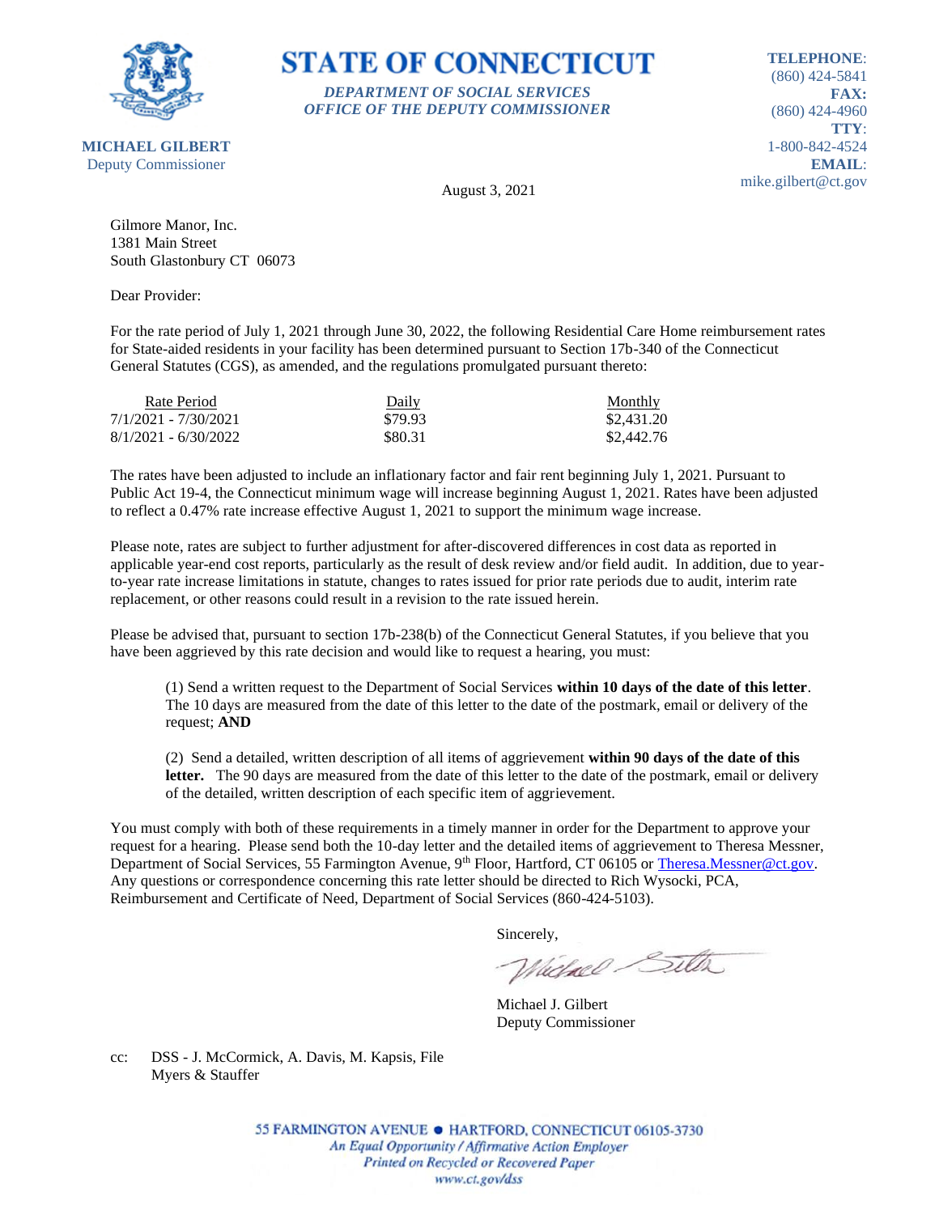**STATE OF CONNECTICUT**

***DEPARTMENT OF SOCIAL SERVICES***
***OFFICE OF THE DEPUTY COMMISSIONER***

**MICHAEL GILBERT**
Deputy Commissioner

**TELEPHONE**: (860) 424-5841
**FAX:** (860) 424-4960
**TTY**: 1-800-842-4524
**EMAIL**: mike.gilbert@ct.gov

August 3, 2021

Gilmore Manor, Inc.
1381 Main Street
South Glastonbury CT 06073

Dear Provider:

For the rate period of July 1, 2021 through June 30, 2022, the following Residential Care Home reimbursement rates for State-aided residents in your facility has been determined pursuant to Section 17b-340 of the Connecticut General Statutes (CGS), as amended, and the regulations promulgated pursuant thereto:

| Rate Period | Daily | Monthly |
|---|---|---|
| 7/1/2021 - 7/30/2021 | $79.93 | $2,431.20 |
| 8/1/2021 - 6/30/2022 | $80.31 | $2,442.76 |

The rates have been adjusted to include an inflationary factor and fair rent beginning July 1, 2021. Pursuant to Public Act 19-4, the Connecticut minimum wage will increase beginning August 1, 2021. Rates have been adjusted to reflect a 0.47% rate increase effective August 1, 2021 to support the minimum wage increase.

Please note, rates are subject to further adjustment for after-discovered differences in cost data as reported in applicable year-end cost reports, particularly as the result of desk review and/or field audit. In addition, due to year-to-year rate increase limitations in statute, changes to rates issued for prior rate periods due to audit, interim rate replacement, or other reasons could result in a revision to the rate issued herein.

Please be advised that, pursuant to section 17b-238(b) of the Connecticut General Statutes, if you believe that you have been aggrieved by this rate decision and would like to request a hearing, you must:

(1) Send a written request to the Department of Social Services **within 10 days of the date of this letter**. The 10 days are measured from the date of this letter to the date of the postmark, email or delivery of the request; **AND**

(2) Send a detailed, written description of all items of aggrievement **within 90 days of the date of this letter.** The 90 days are measured from the date of this letter to the date of the postmark, email or delivery of the detailed, written description of each specific item of aggrievement.

You must comply with both of these requirements in a timely manner in order for the Department to approve your request for a hearing. Please send both the 10-day letter and the detailed items of aggrievement to Theresa Messner, Department of Social Services, 55 Farmington Avenue, 9th Floor, Hartford, CT 06105 or Theresa.Messner@ct.gov. Any questions or correspondence concerning this rate letter should be directed to Rich Wysocki, PCA, Reimbursement and Certificate of Need, Department of Social Services (860-424-5103).

Sincerely,

Michael J. Gilbert
Deputy Commissioner

cc: DSS - J. McCormick, A. Davis, M. Kapsis, File
Myers & Stauffer

55 FARMINGTON AVENUE • HARTFORD, CONNECTICUT 06105-3730
*An Equal Opportunity / Affirmative Action Employer*
*Printed on Recycled or Recovered Paper*
*www.ct.gov/dss*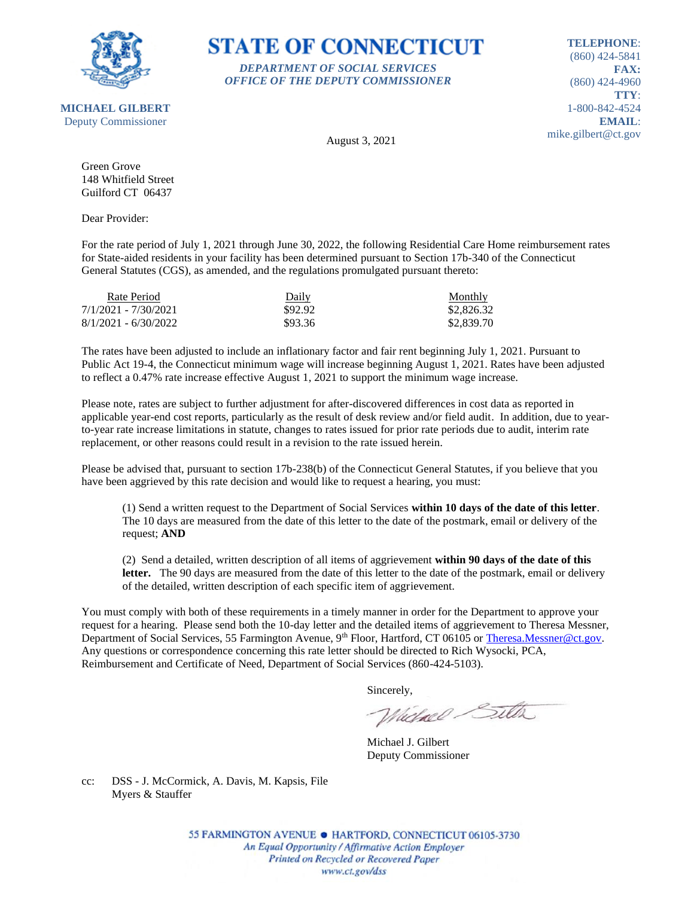# STATE OF CONNECTICUT

***DEPARTMENT OF SOCIAL SERVICES***
***OFFICE OF THE DEPUTY COMMISSIONER***

**MICHAEL GILBERT**
Deputy Commissioner

**TELEPHONE**: (860) 424-5841
**FAX:** (860) 424-4960
**TTY**: 1-800-842-4524
**EMAIL**: mike.gilbert@ct.gov

August 3, 2021

Green Grove
148 Whitfield Street
Guilford CT 06437

Dear Provider:

For the rate period of July 1, 2021 through June 30, 2022, the following Residential Care Home reimbursement rates for State-aided residents in your facility has been determined pursuant to Section 17b-340 of the Connecticut General Statutes (CGS), as amended, and the regulations promulgated pursuant thereto:

| Rate Period | Daily | Monthly |
|---|---|---|
| 7/1/2021 - 7/30/2021 | $92.92 | $2,826.32 |
| 8/1/2021 - 6/30/2022 | $93.36 | $2,839.70 |

The rates have been adjusted to include an inflationary factor and fair rent beginning July 1, 2021. Pursuant to Public Act 19-4, the Connecticut minimum wage will increase beginning August 1, 2021. Rates have been adjusted to reflect a 0.47% rate increase effective August 1, 2021 to support the minimum wage increase.

Please note, rates are subject to further adjustment for after-discovered differences in cost data as reported in applicable year-end cost reports, particularly as the result of desk review and/or field audit. In addition, due to year-to-year rate increase limitations in statute, changes to rates issued for prior rate periods due to audit, interim rate replacement, or other reasons could result in a revision to the rate issued herein.

Please be advised that, pursuant to section 17b-238(b) of the Connecticut General Statutes, if you believe that you have been aggrieved by this rate decision and would like to request a hearing, you must:

(1) Send a written request to the Department of Social Services **within 10 days of the date of this letter**. The 10 days are measured from the date of this letter to the date of the postmark, email or delivery of the request; **AND**

(2) Send a detailed, written description of all items of aggrievement **within 90 days of the date of this letter.** The 90 days are measured from the date of this letter to the date of the postmark, email or delivery of the detailed, written description of each specific item of aggrievement.

You must comply with both of these requirements in a timely manner in order for the Department to approve your request for a hearing. Please send both the 10-day letter and the detailed items of aggrievement to Theresa Messner, Department of Social Services, 55 Farmington Avenue, 9th Floor, Hartford, CT 06105 or Theresa.Messner@ct.gov. Any questions or correspondence concerning this rate letter should be directed to Rich Wysocki, PCA, Reimbursement and Certificate of Need, Department of Social Services (860-424-5103).

Sincerely,

Michael J. Gilbert
Deputy Commissioner

cc: DSS - J. McCormick, A. Davis, M. Kapsis, File
Myers & Stauffer

55 FARMINGTON AVENUE • HARTFORD, CONNECTICUT 06105-3730
*An Equal Opportunity / Affirmative Action Employer*
*Printed on Recycled or Recovered Paper*
*www.ct.gov/dss*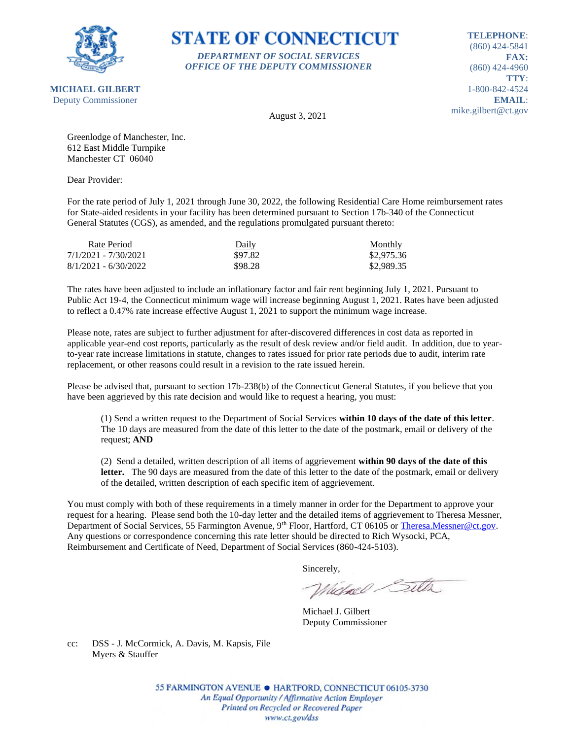# STATE OF CONNECTICUT

*DEPARTMENT OF SOCIAL SERVICES*
*OFFICE OF THE DEPUTY COMMISSIONER*

**MICHAEL GILBERT**
Deputy Commissioner

**TELEPHONE**: (860) 424-5841
**FAX:** (860) 424-4960
**TTY**: 1-800-842-4524
**EMAIL**: mike.gilbert@ct.gov

August 3, 2021

Greenlodge of Manchester, Inc.
612 East Middle Turnpike
Manchester CT 06040

Dear Provider:

For the rate period of July 1, 2021 through June 30, 2022, the following Residential Care Home reimbursement rates for State-aided residents in your facility has been determined pursuant to Section 17b-340 of the Connecticut General Statutes (CGS), as amended, and the regulations promulgated pursuant thereto:

| Rate Period | Daily | Monthly |
|---|---|---|
| 7/1/2021 - 7/30/2021 | $97.82 | $2,975.36 |
| 8/1/2021 - 6/30/2022 | $98.28 | $2,989.35 |

The rates have been adjusted to include an inflationary factor and fair rent beginning July 1, 2021. Pursuant to Public Act 19-4, the Connecticut minimum wage will increase beginning August 1, 2021. Rates have been adjusted to reflect a 0.47% rate increase effective August 1, 2021 to support the minimum wage increase.

Please note, rates are subject to further adjustment for after-discovered differences in cost data as reported in applicable year-end cost reports, particularly as the result of desk review and/or field audit. In addition, due to year-to-year rate increase limitations in statute, changes to rates issued for prior rate periods due to audit, interim rate replacement, or other reasons could result in a revision to the rate issued herein.

Please be advised that, pursuant to section 17b-238(b) of the Connecticut General Statutes, if you believe that you have been aggrieved by this rate decision and would like to request a hearing, you must:

(1) Send a written request to the Department of Social Services **within 10 days of the date of this letter**. The 10 days are measured from the date of this letter to the date of the postmark, email or delivery of the request; **AND**

(2) Send a detailed, written description of all items of aggrievement **within 90 days of the date of this letter.** The 90 days are measured from the date of this letter to the date of the postmark, email or delivery of the detailed, written description of each specific item of aggrievement.

You must comply with both of these requirements in a timely manner in order for the Department to approve your request for a hearing. Please send both the 10-day letter and the detailed items of aggrievement to Theresa Messner, Department of Social Services, 55 Farmington Avenue, 9th Floor, Hartford, CT 06105 or Theresa.Messner@ct.gov. Any questions or correspondence concerning this rate letter should be directed to Rich Wysocki, PCA, Reimbursement and Certificate of Need, Department of Social Services (860-424-5103).

Sincerely,

Michael J. Gilbert
Deputy Commissioner

cc: DSS - J. McCormick, A. Davis, M. Kapsis, File
Myers & Stauffer

55 FARMINGTON AVENUE • HARTFORD, CONNECTICUT 06105-3730
*An Equal Opportunity / Affirmative Action Employer*
*Printed on Recycled or Recovered Paper*
*www.ct.gov/dss*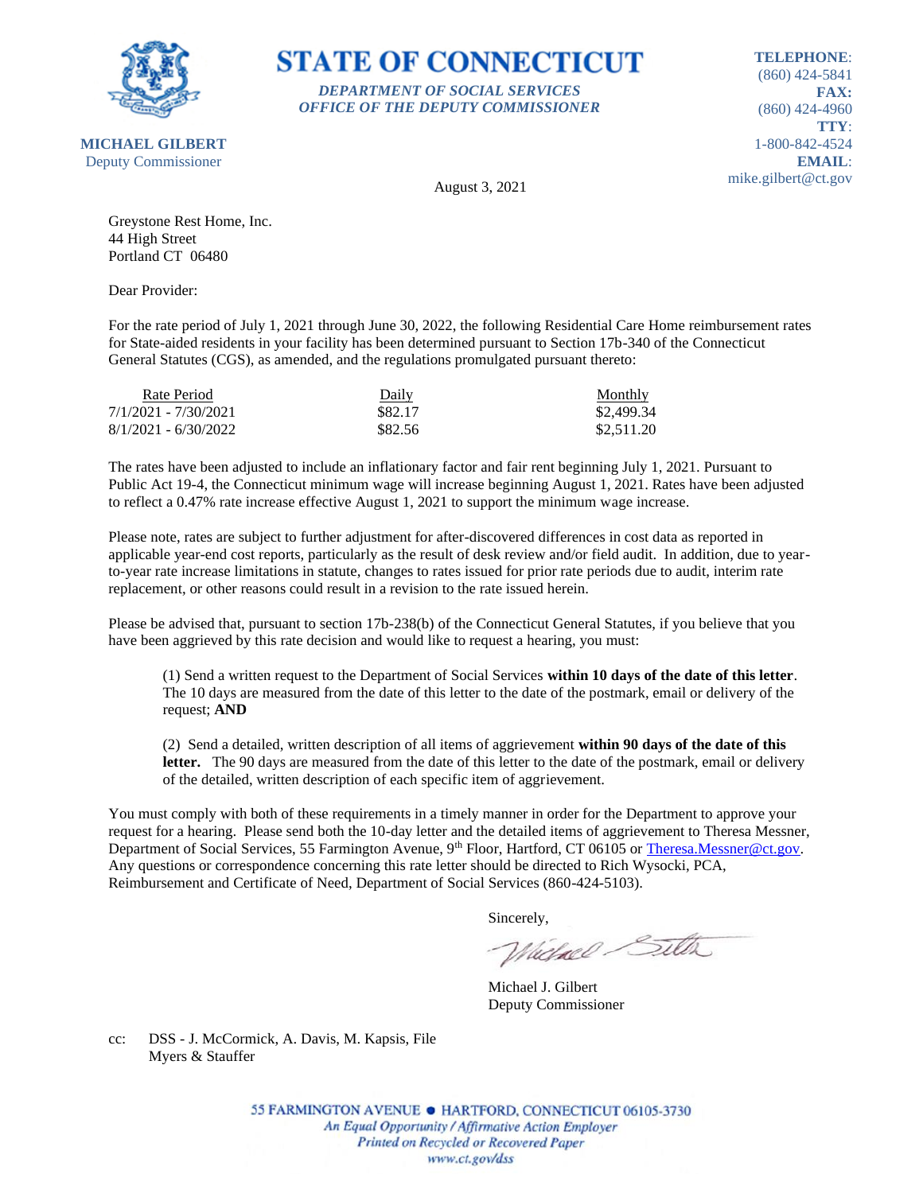**STATE OF CONNECTICUT**

***DEPARTMENT OF SOCIAL SERVICES***
***OFFICE OF THE DEPUTY COMMISSIONER***

**MICHAEL GILBERT**
Deputy Commissioner

**TELEPHONE**: (860) 424-5841
**FAX:** (860) 424-4960
**TTY**: 1-800-842-4524
**EMAIL**: mike.gilbert@ct.gov

August 3, 2021

Greystone Rest Home, Inc.
44 High Street
Portland CT 06480

Dear Provider:

For the rate period of July 1, 2021 through June 30, 2022, the following Residential Care Home reimbursement rates for State-aided residents in your facility has been determined pursuant to Section 17b-340 of the Connecticut General Statutes (CGS), as amended, and the regulations promulgated pursuant thereto:

| Rate Period | Daily | Monthly |
|---|---|---|
| 7/1/2021 - 7/30/2021 | $82.17 | $2,499.34 |
| 8/1/2021 - 6/30/2022 | $82.56 | $2,511.20 |

The rates have been adjusted to include an inflationary factor and fair rent beginning July 1, 2021. Pursuant to Public Act 19-4, the Connecticut minimum wage will increase beginning August 1, 2021. Rates have been adjusted to reflect a 0.47% rate increase effective August 1, 2021 to support the minimum wage increase.

Please note, rates are subject to further adjustment for after-discovered differences in cost data as reported in applicable year-end cost reports, particularly as the result of desk review and/or field audit. In addition, due to year-to-year rate increase limitations in statute, changes to rates issued for prior rate periods due to audit, interim rate replacement, or other reasons could result in a revision to the rate issued herein.

Please be advised that, pursuant to section 17b-238(b) of the Connecticut General Statutes, if you believe that you have been aggrieved by this rate decision and would like to request a hearing, you must:

(1) Send a written request to the Department of Social Services **within 10 days of the date of this letter**. The 10 days are measured from the date of this letter to the date of the postmark, email or delivery of the request; **AND**

(2) Send a detailed, written description of all items of aggrievement **within 90 days of the date of this letter.** The 90 days are measured from the date of this letter to the date of the postmark, email or delivery of the detailed, written description of each specific item of aggrievement.

You must comply with both of these requirements in a timely manner in order for the Department to approve your request for a hearing. Please send both the 10-day letter and the detailed items of aggrievement to Theresa Messner, Department of Social Services, 55 Farmington Avenue, 9th Floor, Hartford, CT 06105 or Theresa.Messner@ct.gov. Any questions or correspondence concerning this rate letter should be directed to Rich Wysocki, PCA, Reimbursement and Certificate of Need, Department of Social Services (860-424-5103).

Sincerely,

Michael J. Gilbert
Deputy Commissioner

cc: DSS - J. McCormick, A. Davis, M. Kapsis, File
Myers & Stauffer

55 FARMINGTON AVENUE • HARTFORD, CONNECTICUT 06105-3730
*An Equal Opportunity / Affirmative Action Employer*
*Printed on Recycled or Recovered Paper*
*www.ct.gov/dss*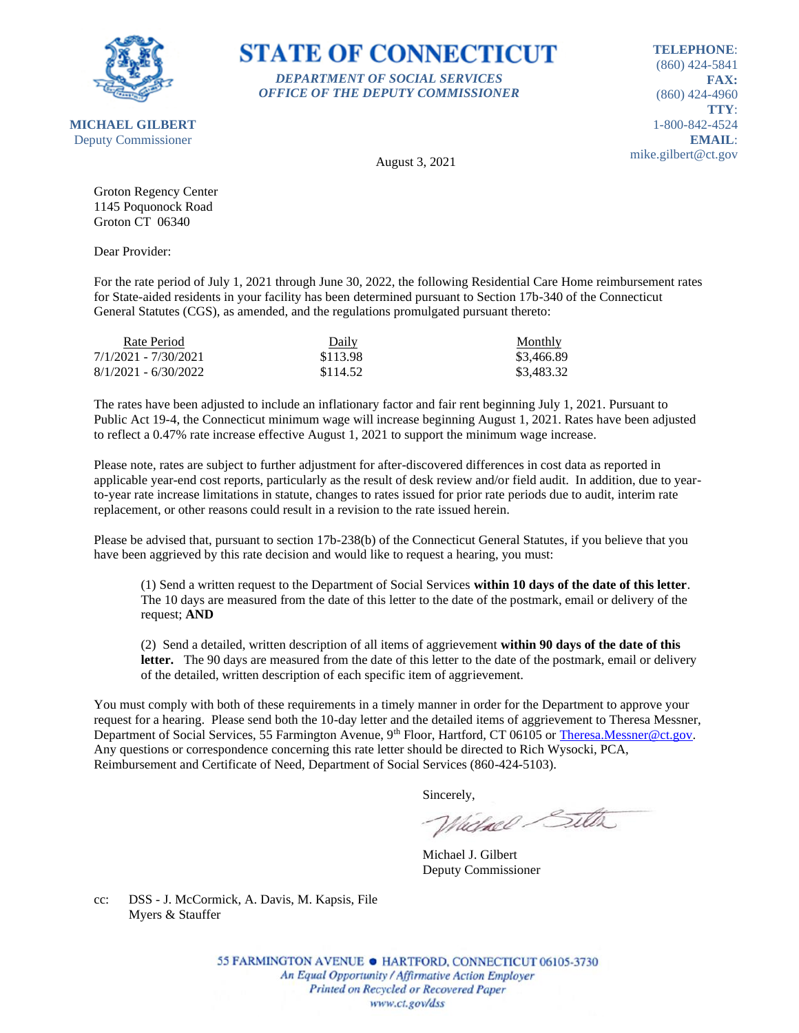**STATE OF CONNECTICUT**

*DEPARTMENT OF SOCIAL SERVICES*
*OFFICE OF THE DEPUTY COMMISSIONER*

**MICHAEL GILBERT**
Deputy Commissioner

**TELEPHONE**: (860) 424-5841
**FAX:** (860) 424-4960
**TTY**: 1-800-842-4524
**EMAIL**: mike.gilbert@ct.gov

August 3, 2021

Groton Regency Center
1145 Poquonock Road
Groton CT 06340

Dear Provider:

For the rate period of July 1, 2021 through June 30, 2022, the following Residential Care Home reimbursement rates for State-aided residents in your facility has been determined pursuant to Section 17b-340 of the Connecticut General Statutes (CGS), as amended, and the regulations promulgated pursuant thereto:

| Rate Period | Daily | Monthly |
|---|---|---|
| 7/1/2021 - 7/30/2021 | $113.98 | $3,466.89 |
| 8/1/2021 - 6/30/2022 | $114.52 | $3,483.32 |

The rates have been adjusted to include an inflationary factor and fair rent beginning July 1, 2021. Pursuant to Public Act 19-4, the Connecticut minimum wage will increase beginning August 1, 2021. Rates have been adjusted to reflect a 0.47% rate increase effective August 1, 2021 to support the minimum wage increase.

Please note, rates are subject to further adjustment for after-discovered differences in cost data as reported in applicable year-end cost reports, particularly as the result of desk review and/or field audit. In addition, due to year-to-year rate increase limitations in statute, changes to rates issued for prior rate periods due to audit, interim rate replacement, or other reasons could result in a revision to the rate issued herein.

Please be advised that, pursuant to section 17b-238(b) of the Connecticut General Statutes, if you believe that you have been aggrieved by this rate decision and would like to request a hearing, you must:

(1) Send a written request to the Department of Social Services **within 10 days of the date of this letter**. The 10 days are measured from the date of this letter to the date of the postmark, email or delivery of the request; **AND**

(2) Send a detailed, written description of all items of aggrievement **within 90 days of the date of this letter.** The 90 days are measured from the date of this letter to the date of the postmark, email or delivery of the detailed, written description of each specific item of aggrievement.

You must comply with both of these requirements in a timely manner in order for the Department to approve your request for a hearing. Please send both the 10-day letter and the detailed items of aggrievement to Theresa Messner, Department of Social Services, 55 Farmington Avenue, 9th Floor, Hartford, CT 06105 or Theresa.Messner@ct.gov. Any questions or correspondence concerning this rate letter should be directed to Rich Wysocki, PCA, Reimbursement and Certificate of Need, Department of Social Services (860-424-5103).

Sincerely,

Michael J. Gilbert
Deputy Commissioner

cc: DSS - J. McCormick, A. Davis, M. Kapsis, File
Myers & Stauffer

55 FARMINGTON AVENUE • HARTFORD, CONNECTICUT 06105-3730
*An Equal Opportunity / Affirmative Action Employer*
*Printed on Recycled or Recovered Paper*
*www.ct.gov/dss*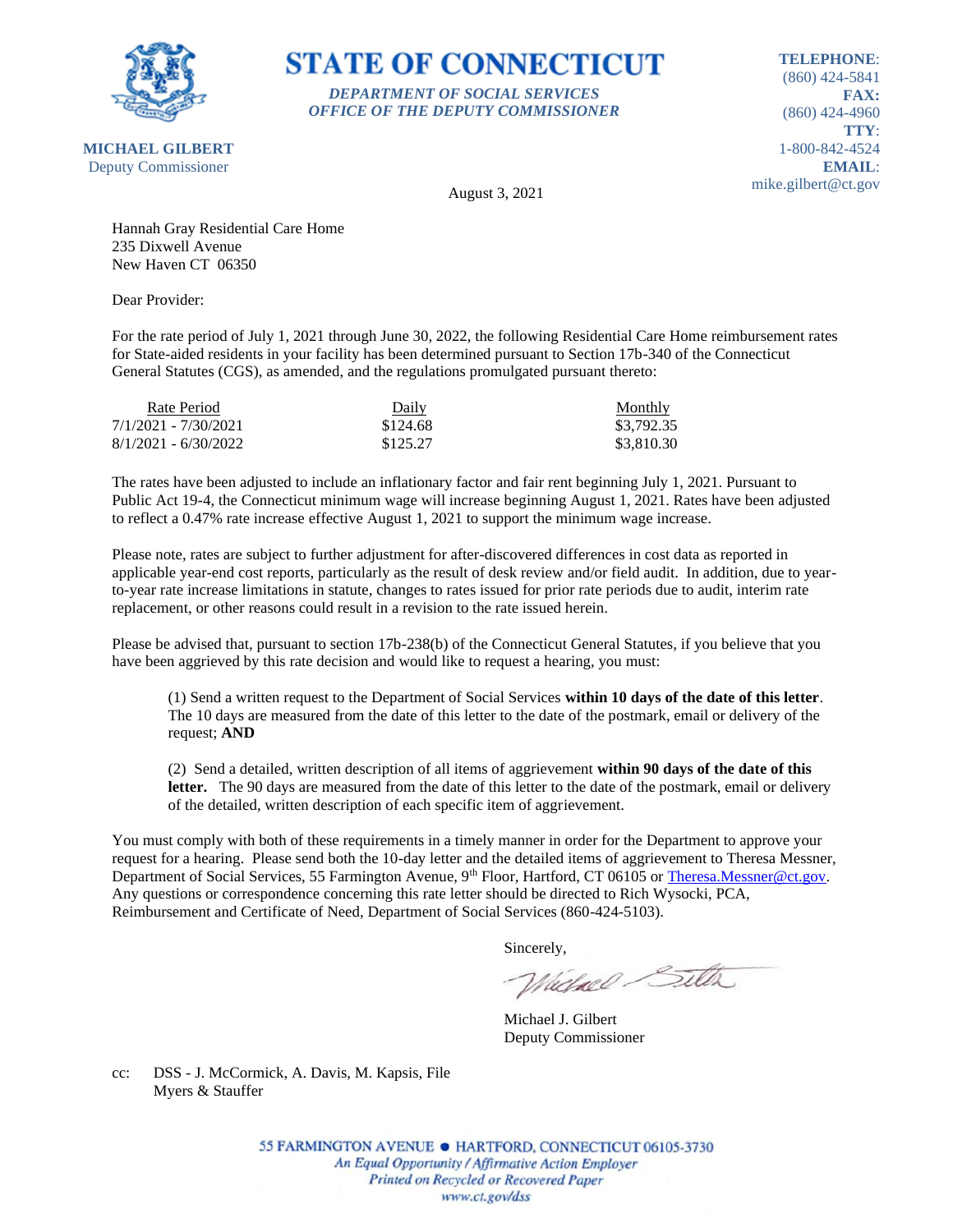**MICHAEL GILBERT**
Deputy Commissioner

# STATE OF CONNECTICUT

***DEPARTMENT OF SOCIAL SERVICES***
***OFFICE OF THE DEPUTY COMMISSIONER***

**TELEPHONE**: (860) 424-5841
**FAX:** (860) 424-4960
**TTY**: 1-800-842-4524
**EMAIL**: mike.gilbert@ct.gov

August 3, 2021

Hannah Gray Residential Care Home
235 Dixwell Avenue
New Haven CT 06350

Dear Provider:

For the rate period of July 1, 2021 through June 30, 2022, the following Residential Care Home reimbursement rates for State-aided residents in your facility has been determined pursuant to Section 17b-340 of the Connecticut General Statutes (CGS), as amended, and the regulations promulgated pursuant thereto:

| Rate Period | Daily | Monthly |
|---|---|---|
| 7/1/2021 - 7/30/2021 | $124.68 | $3,792.35 |
| 8/1/2021 - 6/30/2022 | $125.27 | $3,810.30 |

The rates have been adjusted to include an inflationary factor and fair rent beginning July 1, 2021. Pursuant to Public Act 19-4, the Connecticut minimum wage will increase beginning August 1, 2021. Rates have been adjusted to reflect a 0.47% rate increase effective August 1, 2021 to support the minimum wage increase.

Please note, rates are subject to further adjustment for after-discovered differences in cost data as reported in applicable year-end cost reports, particularly as the result of desk review and/or field audit. In addition, due to year-to-year rate increase limitations in statute, changes to rates issued for prior rate periods due to audit, interim rate replacement, or other reasons could result in a revision to the rate issued herein.

Please be advised that, pursuant to section 17b-238(b) of the Connecticut General Statutes, if you believe that you have been aggrieved by this rate decision and would like to request a hearing, you must:

(1) Send a written request to the Department of Social Services **within 10 days of the date of this letter**. The 10 days are measured from the date of this letter to the date of the postmark, email or delivery of the request; **AND**

(2) Send a detailed, written description of all items of aggrievement **within 90 days of the date of this letter.** The 90 days are measured from the date of this letter to the date of the postmark, email or delivery of the detailed, written description of each specific item of aggrievement.

You must comply with both of these requirements in a timely manner in order for the Department to approve your request for a hearing. Please send both the 10-day letter and the detailed items of aggrievement to Theresa Messner, Department of Social Services, 55 Farmington Avenue, 9th Floor, Hartford, CT 06105 or Theresa.Messner@ct.gov. Any questions or correspondence concerning this rate letter should be directed to Rich Wysocki, PCA, Reimbursement and Certificate of Need, Department of Social Services (860-424-5103).

Sincerely,

Michael J. Gilbert
Deputy Commissioner

cc: DSS - J. McCormick, A. Davis, M. Kapsis, File
Myers & Stauffer

55 FARMINGTON AVENUE • HARTFORD, CONNECTICUT 06105-3730
*An Equal Opportunity / Affirmative Action Employer*
*Printed on Recycled or Recovered Paper*
*www.ct.gov/dss*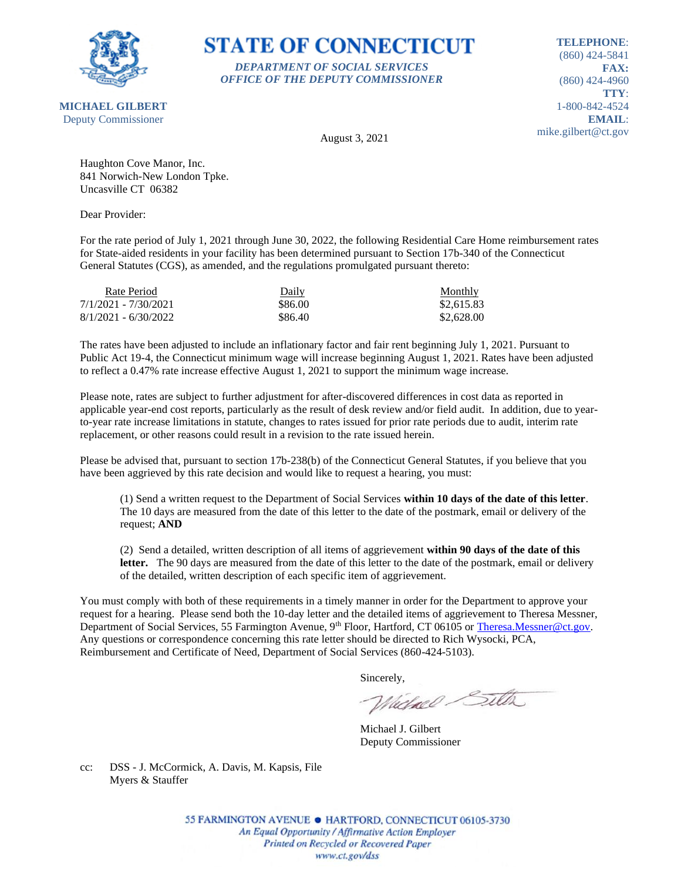**STATE OF CONNECTICUT**

*DEPARTMENT OF SOCIAL SERVICES*
*OFFICE OF THE DEPUTY COMMISSIONER*

**MICHAEL GILBERT**
Deputy Commissioner

**TELEPHONE**: (860) 424-5841
**FAX:** (860) 424-4960
**TTY**: 1-800-842-4524
**EMAIL**: mike.gilbert@ct.gov

August 3, 2021

Haughton Cove Manor, Inc.
841 Norwich-New London Tpke.
Uncasville CT 06382

Dear Provider:

For the rate period of July 1, 2021 through June 30, 2022, the following Residential Care Home reimbursement rates for State-aided residents in your facility has been determined pursuant to Section 17b-340 of the Connecticut General Statutes (CGS), as amended, and the regulations promulgated pursuant thereto:

| Rate Period | Daily | Monthly |
|---|---|---|
| 7/1/2021 - 7/30/2021 | $86.00 | $2,615.83 |
| 8/1/2021 - 6/30/2022 | $86.40 | $2,628.00 |

The rates have been adjusted to include an inflationary factor and fair rent beginning July 1, 2021. Pursuant to Public Act 19-4, the Connecticut minimum wage will increase beginning August 1, 2021. Rates have been adjusted to reflect a 0.47% rate increase effective August 1, 2021 to support the minimum wage increase.

Please note, rates are subject to further adjustment for after-discovered differences in cost data as reported in applicable year-end cost reports, particularly as the result of desk review and/or field audit. In addition, due to year-to-year rate increase limitations in statute, changes to rates issued for prior rate periods due to audit, interim rate replacement, or other reasons could result in a revision to the rate issued herein.

Please be advised that, pursuant to section 17b-238(b) of the Connecticut General Statutes, if you believe that you have been aggrieved by this rate decision and would like to request a hearing, you must:

(1) Send a written request to the Department of Social Services **within 10 days of the date of this letter**. The 10 days are measured from the date of this letter to the date of the postmark, email or delivery of the request; **AND**

(2) Send a detailed, written description of all items of aggrievement **within 90 days of the date of this letter.** The 90 days are measured from the date of this letter to the date of the postmark, email or delivery of the detailed, written description of each specific item of aggrievement.

You must comply with both of these requirements in a timely manner in order for the Department to approve your request for a hearing. Please send both the 10-day letter and the detailed items of aggrievement to Theresa Messner, Department of Social Services, 55 Farmington Avenue, 9th Floor, Hartford, CT 06105 or Theresa.Messner@ct.gov. Any questions or correspondence concerning this rate letter should be directed to Rich Wysocki, PCA, Reimbursement and Certificate of Need, Department of Social Services (860-424-5103).

Sincerely,

Michael J. Gilbert
Deputy Commissioner

cc: DSS - J. McCormick, A. Davis, M. Kapsis, File
Myers & Stauffer

55 FARMINGTON AVENUE • HARTFORD, CONNECTICUT 06105-3730
*An Equal Opportunity / Affirmative Action Employer*
*Printed on Recycled or Recovered Paper*
*www.ct.gov/dss*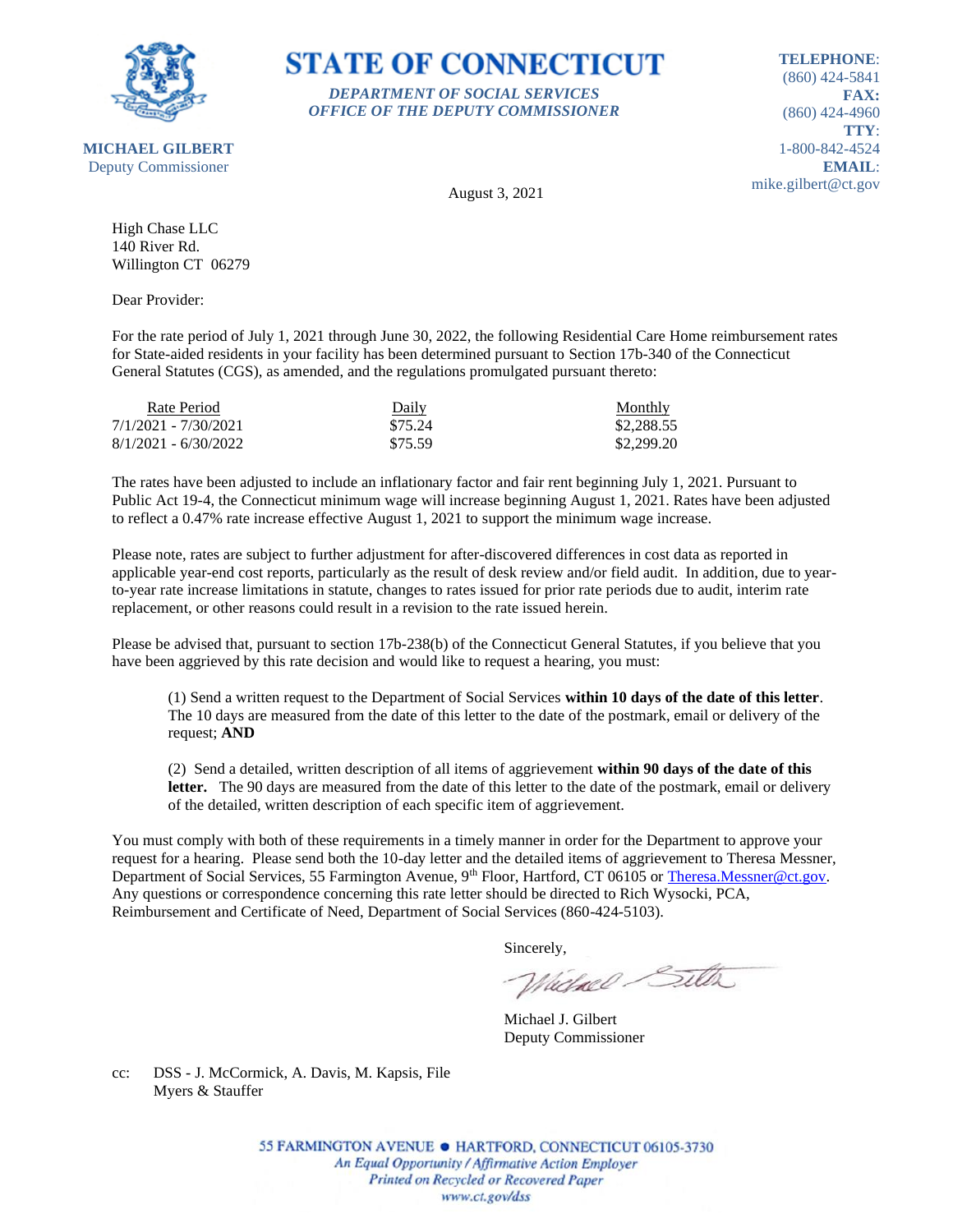**MICHAEL GILBERT**
Deputy Commissioner

# STATE OF CONNECTICUT

***DEPARTMENT OF SOCIAL SERVICES***
***OFFICE OF THE DEPUTY COMMISSIONER***

**TELEPHONE**: (860) 424-5841
**FAX:** (860) 424-4960
**TTY**: 1-800-842-4524
**EMAIL**: mike.gilbert@ct.gov

August 3, 2021

High Chase LLC
140 River Rd.
Willington CT 06279

Dear Provider:

For the rate period of July 1, 2021 through June 30, 2022, the following Residential Care Home reimbursement rates for State-aided residents in your facility has been determined pursuant to Section 17b-340 of the Connecticut General Statutes (CGS), as amended, and the regulations promulgated pursuant thereto:

| Rate Period | Daily | Monthly |
|---|---|---|
| 7/1/2021 - 7/30/2021 | $75.24 | $2,288.55 |
| 8/1/2021 - 6/30/2022 | $75.59 | $2,299.20 |

The rates have been adjusted to include an inflationary factor and fair rent beginning July 1, 2021. Pursuant to Public Act 19-4, the Connecticut minimum wage will increase beginning August 1, 2021. Rates have been adjusted to reflect a 0.47% rate increase effective August 1, 2021 to support the minimum wage increase.

Please note, rates are subject to further adjustment for after-discovered differences in cost data as reported in applicable year-end cost reports, particularly as the result of desk review and/or field audit. In addition, due to year-to-year rate increase limitations in statute, changes to rates issued for prior rate periods due to audit, interim rate replacement, or other reasons could result in a revision to the rate issued herein.

Please be advised that, pursuant to section 17b-238(b) of the Connecticut General Statutes, if you believe that you have been aggrieved by this rate decision and would like to request a hearing, you must:

(1) Send a written request to the Department of Social Services **within 10 days of the date of this letter**. The 10 days are measured from the date of this letter to the date of the postmark, email or delivery of the request; **AND**

(2) Send a detailed, written description of all items of aggrievement **within 90 days of the date of this letter.** The 90 days are measured from the date of this letter to the date of the postmark, email or delivery of the detailed, written description of each specific item of aggrievement.

You must comply with both of these requirements in a timely manner in order for the Department to approve your request for a hearing. Please send both the 10-day letter and the detailed items of aggrievement to Theresa Messner, Department of Social Services, 55 Farmington Avenue, 9th Floor, Hartford, CT 06105 or Theresa.Messner@ct.gov. Any questions or correspondence concerning this rate letter should be directed to Rich Wysocki, PCA, Reimbursement and Certificate of Need, Department of Social Services (860-424-5103).

Sincerely,

Michael J. Gilbert
Deputy Commissioner

cc: DSS - J. McCormick, A. Davis, M. Kapsis, File
Myers & Stauffer

55 FARMINGTON AVENUE • HARTFORD, CONNECTICUT 06105-3730
*An Equal Opportunity / Affirmative Action Employer*
*Printed on Recycled or Recovered Paper*
*www.ct.gov/dss*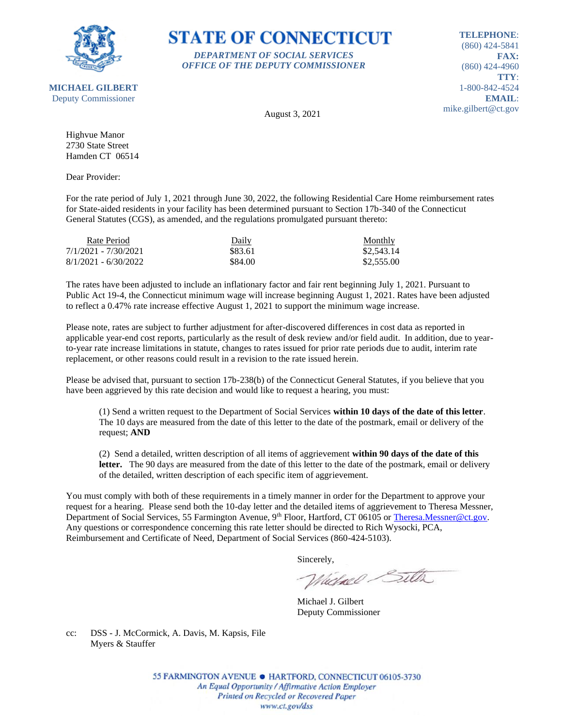**MICHAEL GILBERT**
Deputy Commissioner

# STATE OF CONNECTICUT

***DEPARTMENT OF SOCIAL SERVICES***
***OFFICE OF THE DEPUTY COMMISSIONER***

**TELEPHONE**: (860) 424-5841
**FAX:** (860) 424-4960
**TTY**: 1-800-842-4524
**EMAIL**: mike.gilbert@ct.gov

August 3, 2021

Highvue Manor
2730 State Street
Hamden CT 06514

Dear Provider:

For the rate period of July 1, 2021 through June 30, 2022, the following Residential Care Home reimbursement rates for State-aided residents in your facility has been determined pursuant to Section 17b-340 of the Connecticut General Statutes (CGS), as amended, and the regulations promulgated pursuant thereto:

| Rate Period | Daily | Monthly |
|---|---|---|
| 7/1/2021 - 7/30/2021 | $83.61 | $2,543.14 |
| 8/1/2021 - 6/30/2022 | $84.00 | $2,555.00 |

The rates have been adjusted to include an inflationary factor and fair rent beginning July 1, 2021. Pursuant to Public Act 19-4, the Connecticut minimum wage will increase beginning August 1, 2021. Rates have been adjusted to reflect a 0.47% rate increase effective August 1, 2021 to support the minimum wage increase.

Please note, rates are subject to further adjustment for after-discovered differences in cost data as reported in applicable year-end cost reports, particularly as the result of desk review and/or field audit. In addition, due to year-to-year rate increase limitations in statute, changes to rates issued for prior rate periods due to audit, interim rate replacement, or other reasons could result in a revision to the rate issued herein.

Please be advised that, pursuant to section 17b-238(b) of the Connecticut General Statutes, if you believe that you have been aggrieved by this rate decision and would like to request a hearing, you must:

(1) Send a written request to the Department of Social Services **within 10 days of the date of this letter**. The 10 days are measured from the date of this letter to the date of the postmark, email or delivery of the request; **AND**

(2) Send a detailed, written description of all items of aggrievement **within 90 days of the date of this letter.** The 90 days are measured from the date of this letter to the date of the postmark, email or delivery of the detailed, written description of each specific item of aggrievement.

You must comply with both of these requirements in a timely manner in order for the Department to approve your request for a hearing. Please send both the 10-day letter and the detailed items of aggrievement to Theresa Messner, Department of Social Services, 55 Farmington Avenue, 9th Floor, Hartford, CT 06105 or Theresa.Messner@ct.gov. Any questions or correspondence concerning this rate letter should be directed to Rich Wysocki, PCA, Reimbursement and Certificate of Need, Department of Social Services (860-424-5103).

Sincerely,

Michael J. Gilbert
Deputy Commissioner

cc: DSS - J. McCormick, A. Davis, M. Kapsis, File
Myers & Stauffer

55 FARMINGTON AVENUE • HARTFORD, CONNECTICUT 06105-3730
*An Equal Opportunity / Affirmative Action Employer*
*Printed on Recycled or Recovered Paper*
*www.ct.gov/dss*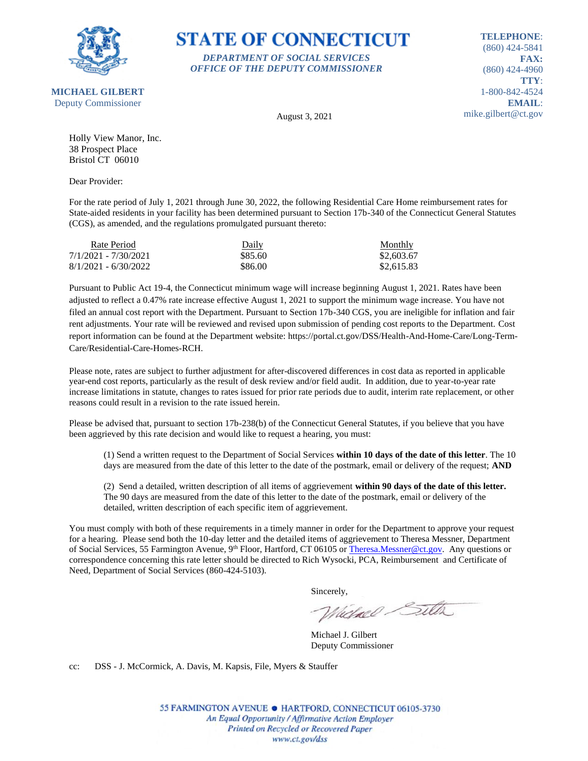**STATE OF CONNECTICUT**

*DEPARTMENT OF SOCIAL SERVICES*
*OFFICE OF THE DEPUTY COMMISSIONER*

**MICHAEL GILBERT**
Deputy Commissioner

**TELEPHONE**: (860) 424-5841
**FAX:** (860) 424-4960
**TTY**: 1-800-842-4524
**EMAIL**: mike.gilbert@ct.gov

August 3, 2021

Holly View Manor, Inc.
38 Prospect Place
Bristol CT 06010

Dear Provider:

For the rate period of July 1, 2021 through June 30, 2022, the following Residential Care Home reimbursement rates for State-aided residents in your facility has been determined pursuant to Section 17b-340 of the Connecticut General Statutes (CGS), as amended, and the regulations promulgated pursuant thereto:

| Rate Period | Daily | Monthly |
|---|---|---|
| 7/1/2021 - 7/30/2021 | $85.60 | $2,603.67 |
| 8/1/2021 - 6/30/2022 | $86.00 | $2,615.83 |

Pursuant to Public Act 19-4, the Connecticut minimum wage will increase beginning August 1, 2021. Rates have been adjusted to reflect a 0.47% rate increase effective August 1, 2021 to support the minimum wage increase. You have not filed an annual cost report with the Department. Pursuant to Section 17b-340 CGS, you are ineligible for inflation and fair rent adjustments. Your rate will be reviewed and revised upon submission of pending cost reports to the Department. Cost report information can be found at the Department website: https://portal.ct.gov/DSS/Health-And-Home-Care/Long-Term-Care/Residential-Care-Homes-RCH.

Please note, rates are subject to further adjustment for after-discovered differences in cost data as reported in applicable year-end cost reports, particularly as the result of desk review and/or field audit. In addition, due to year-to-year rate increase limitations in statute, changes to rates issued for prior rate periods due to audit, interim rate replacement, or other reasons could result in a revision to the rate issued herein.

Please be advised that, pursuant to section 17b-238(b) of the Connecticut General Statutes, if you believe that you have been aggrieved by this rate decision and would like to request a hearing, you must:

(1) Send a written request to the Department of Social Services **within 10 days of the date of this letter**. The 10 days are measured from the date of this letter to the date of the postmark, email or delivery of the request; **AND**

(2) Send a detailed, written description of all items of aggrievement **within 90 days of the date of this letter.** The 90 days are measured from the date of this letter to the date of the postmark, email or delivery of the detailed, written description of each specific item of aggrievement.

You must comply with both of these requirements in a timely manner in order for the Department to approve your request for a hearing. Please send both the 10-day letter and the detailed items of aggrievement to Theresa Messner, Department of Social Services, 55 Farmington Avenue, 9th Floor, Hartford, CT 06105 or Theresa.Messner@ct.gov. Any questions or correspondence concerning this rate letter should be directed to Rich Wysocki, PCA, Reimbursement and Certificate of Need, Department of Social Services (860-424-5103).

Sincerely,

Michael J. Gilbert
Deputy Commissioner

cc: DSS - J. McCormick, A. Davis, M. Kapsis, File, Myers & Stauffer

55 FARMINGTON AVENUE • HARTFORD, CONNECTICUT 06105-3730
*An Equal Opportunity / Affirmative Action Employer*
*Printed on Recycled or Recovered Paper*
*www.ct.gov/dss*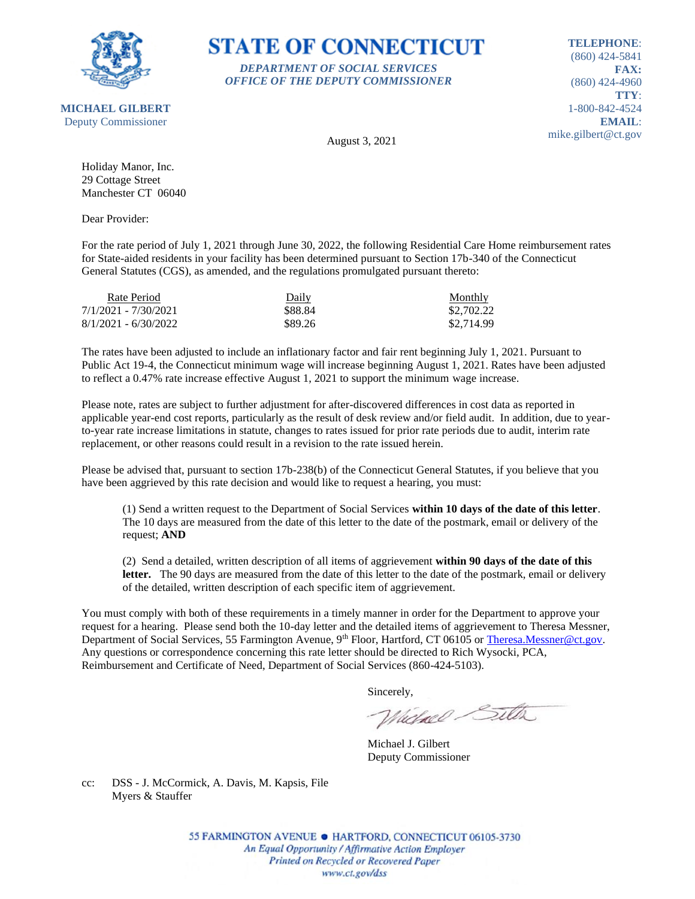**STATE OF CONNECTICUT**

*DEPARTMENT OF SOCIAL SERVICES*
*OFFICE OF THE DEPUTY COMMISSIONER*

**MICHAEL GILBERT**
Deputy Commissioner

**TELEPHONE**: (860) 424-5841
**FAX:** (860) 424-4960
**TTY**: 1-800-842-4524
**EMAIL**: mike.gilbert@ct.gov

August 3, 2021

Holiday Manor, Inc.
29 Cottage Street
Manchester CT 06040

Dear Provider:

For the rate period of July 1, 2021 through June 30, 2022, the following Residential Care Home reimbursement rates for State-aided residents in your facility has been determined pursuant to Section 17b-340 of the Connecticut General Statutes (CGS), as amended, and the regulations promulgated pursuant thereto:

| Rate Period | Daily | Monthly |
|---|---|---|
| 7/1/2021 - 7/30/2021 | $88.84 | $2,702.22 |
| 8/1/2021 - 6/30/2022 | $89.26 | $2,714.99 |

The rates have been adjusted to include an inflationary factor and fair rent beginning July 1, 2021. Pursuant to Public Act 19-4, the Connecticut minimum wage will increase beginning August 1, 2021. Rates have been adjusted to reflect a 0.47% rate increase effective August 1, 2021 to support the minimum wage increase.

Please note, rates are subject to further adjustment for after-discovered differences in cost data as reported in applicable year-end cost reports, particularly as the result of desk review and/or field audit. In addition, due to year-to-year rate increase limitations in statute, changes to rates issued for prior rate periods due to audit, interim rate replacement, or other reasons could result in a revision to the rate issued herein.

Please be advised that, pursuant to section 17b-238(b) of the Connecticut General Statutes, if you believe that you have been aggrieved by this rate decision and would like to request a hearing, you must:

(1) Send a written request to the Department of Social Services **within 10 days of the date of this letter**. The 10 days are measured from the date of this letter to the date of the postmark, email or delivery of the request; **AND**

(2) Send a detailed, written description of all items of aggrievement **within 90 days of the date of this letter.** The 90 days are measured from the date of this letter to the date of the postmark, email or delivery of the detailed, written description of each specific item of aggrievement.

You must comply with both of these requirements in a timely manner in order for the Department to approve your request for a hearing. Please send both the 10-day letter and the detailed items of aggrievement to Theresa Messner, Department of Social Services, 55 Farmington Avenue, 9th Floor, Hartford, CT 06105 or Theresa.Messner@ct.gov. Any questions or correspondence concerning this rate letter should be directed to Rich Wysocki, PCA, Reimbursement and Certificate of Need, Department of Social Services (860-424-5103).

Sincerely,

Michael J. Gilbert
Deputy Commissioner

cc: DSS - J. McCormick, A. Davis, M. Kapsis, File
Myers & Stauffer

55 FARMINGTON AVENUE • HARTFORD, CONNECTICUT 06105-3730
*An Equal Opportunity / Affirmative Action Employer*
*Printed on Recycled or Recovered Paper*
*www.ct.gov/dss*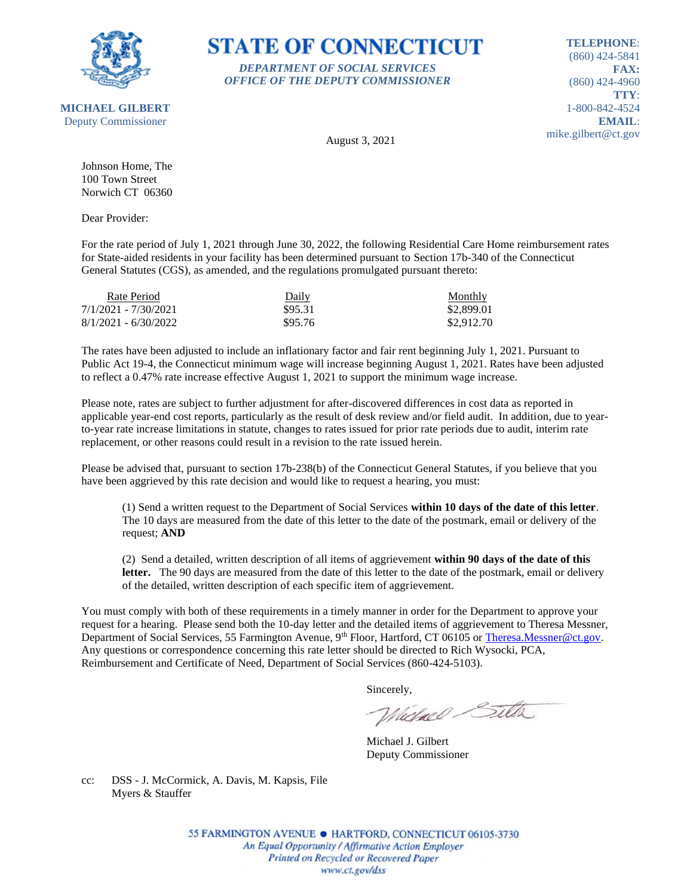# STATE OF CONNECTICUT

*DEPARTMENT OF SOCIAL SERVICES*
*OFFICE OF THE DEPUTY COMMISSIONER*

**MICHAEL GILBERT**
Deputy Commissioner

**TELEPHONE**: (860) 424-5841
**FAX:** (860) 424-4960
**TTY**: 1-800-842-4524
**EMAIL**: mike.gilbert@ct.gov

August 3, 2021

Johnson Home, The
100 Town Street
Norwich CT 06360

Dear Provider:

For the rate period of July 1, 2021 through June 30, 2022, the following Residential Care Home reimbursement rates for State-aided residents in your facility has been determined pursuant to Section 17b-340 of the Connecticut General Statutes (CGS), as amended, and the regulations promulgated pursuant thereto:

| Rate Period | Daily | Monthly |
|---|---|---|
| 7/1/2021 - 7/30/2021 | $95.31 | $2,899.01 |
| 8/1/2021 - 6/30/2022 | $95.76 | $2,912.70 |

The rates have been adjusted to include an inflationary factor and fair rent beginning July 1, 2021. Pursuant to Public Act 19-4, the Connecticut minimum wage will increase beginning August 1, 2021. Rates have been adjusted to reflect a 0.47% rate increase effective August 1, 2021 to support the minimum wage increase.

Please note, rates are subject to further adjustment for after-discovered differences in cost data as reported in applicable year-end cost reports, particularly as the result of desk review and/or field audit. In addition, due to year-to-year rate increase limitations in statute, changes to rates issued for prior rate periods due to audit, interim rate replacement, or other reasons could result in a revision to the rate issued herein.

Please be advised that, pursuant to section 17b-238(b) of the Connecticut General Statutes, if you believe that you have been aggrieved by this rate decision and would like to request a hearing, you must:

(1) Send a written request to the Department of Social Services **within 10 days of the date of this letter**. The 10 days are measured from the date of this letter to the date of the postmark, email or delivery of the request; **AND**

(2) Send a detailed, written description of all items of aggrievement **within 90 days of the date of this letter.** The 90 days are measured from the date of this letter to the date of the postmark, email or delivery of the detailed, written description of each specific item of aggrievement.

You must comply with both of these requirements in a timely manner in order for the Department to approve your request for a hearing. Please send both the 10-day letter and the detailed items of aggrievement to Theresa Messner, Department of Social Services, 55 Farmington Avenue, 9th Floor, Hartford, CT 06105 or Theresa.Messner@ct.gov. Any questions or correspondence concerning this rate letter should be directed to Rich Wysocki, PCA, Reimbursement and Certificate of Need, Department of Social Services (860-424-5103).

Sincerely,

Michael J. Gilbert
Deputy Commissioner

cc: DSS - J. McCormick, A. Davis, M. Kapsis, File
Myers & Stauffer

55 FARMINGTON AVENUE • HARTFORD, CONNECTICUT 06105-3730
*An Equal Opportunity / Affirmative Action Employer*
*Printed on Recycled or Recovered Paper*
*www.ct.gov/dss*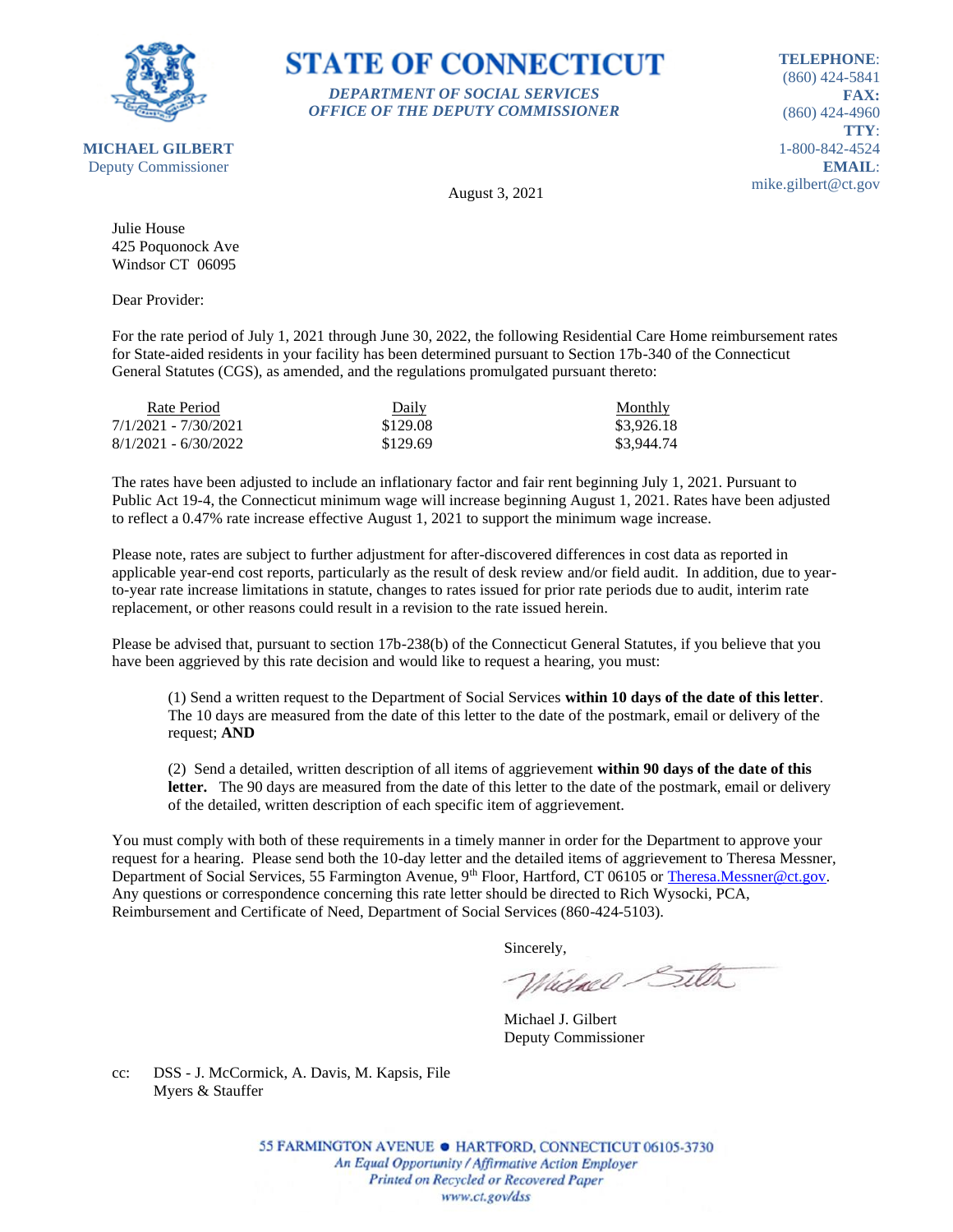**STATE OF CONNECTICUT**

***DEPARTMENT OF SOCIAL SERVICES***
***OFFICE OF THE DEPUTY COMMISSIONER***

**MICHAEL GILBERT**
Deputy Commissioner

**TELEPHONE**: (860) 424-5841
**FAX:** (860) 424-4960
**TTY**: 1-800-842-4524
**EMAIL**: mike.gilbert@ct.gov

August 3, 2021

Julie House
425 Poquonock Ave
Windsor CT 06095

Dear Provider:

For the rate period of July 1, 2021 through June 30, 2022, the following Residential Care Home reimbursement rates for State-aided residents in your facility has been determined pursuant to Section 17b-340 of the Connecticut General Statutes (CGS), as amended, and the regulations promulgated pursuant thereto:

| Rate Period | Daily | Monthly |
|---|---|---|
| 7/1/2021 - 7/30/2021 | $129.08 | $3,926.18 |
| 8/1/2021 - 6/30/2022 | $129.69 | $3,944.74 |

The rates have been adjusted to include an inflationary factor and fair rent beginning July 1, 2021. Pursuant to Public Act 19-4, the Connecticut minimum wage will increase beginning August 1, 2021. Rates have been adjusted to reflect a 0.47% rate increase effective August 1, 2021 to support the minimum wage increase.

Please note, rates are subject to further adjustment for after-discovered differences in cost data as reported in applicable year-end cost reports, particularly as the result of desk review and/or field audit. In addition, due to year-to-year rate increase limitations in statute, changes to rates issued for prior rate periods due to audit, interim rate replacement, or other reasons could result in a revision to the rate issued herein.

Please be advised that, pursuant to section 17b-238(b) of the Connecticut General Statutes, if you believe that you have been aggrieved by this rate decision and would like to request a hearing, you must:

(1) Send a written request to the Department of Social Services **within 10 days of the date of this letter**. The 10 days are measured from the date of this letter to the date of the postmark, email or delivery of the request; **AND**

(2) Send a detailed, written description of all items of aggrievement **within 90 days of the date of this letter.** The 90 days are measured from the date of this letter to the date of the postmark, email or delivery of the detailed, written description of each specific item of aggrievement.

You must comply with both of these requirements in a timely manner in order for the Department to approve your request for a hearing. Please send both the 10-day letter and the detailed items of aggrievement to Theresa Messner, Department of Social Services, 55 Farmington Avenue, 9th Floor, Hartford, CT 06105 or Theresa.Messner@ct.gov. Any questions or correspondence concerning this rate letter should be directed to Rich Wysocki, PCA, Reimbursement and Certificate of Need, Department of Social Services (860-424-5103).

Sincerely,

Michael J. Gilbert
Deputy Commissioner

cc: DSS - J. McCormick, A. Davis, M. Kapsis, File
Myers & Stauffer

55 FARMINGTON AVENUE • HARTFORD, CONNECTICUT 06105-3730
*An Equal Opportunity / Affirmative Action Employer*
*Printed on Recycled or Recovered Paper*
*www.ct.gov/dss*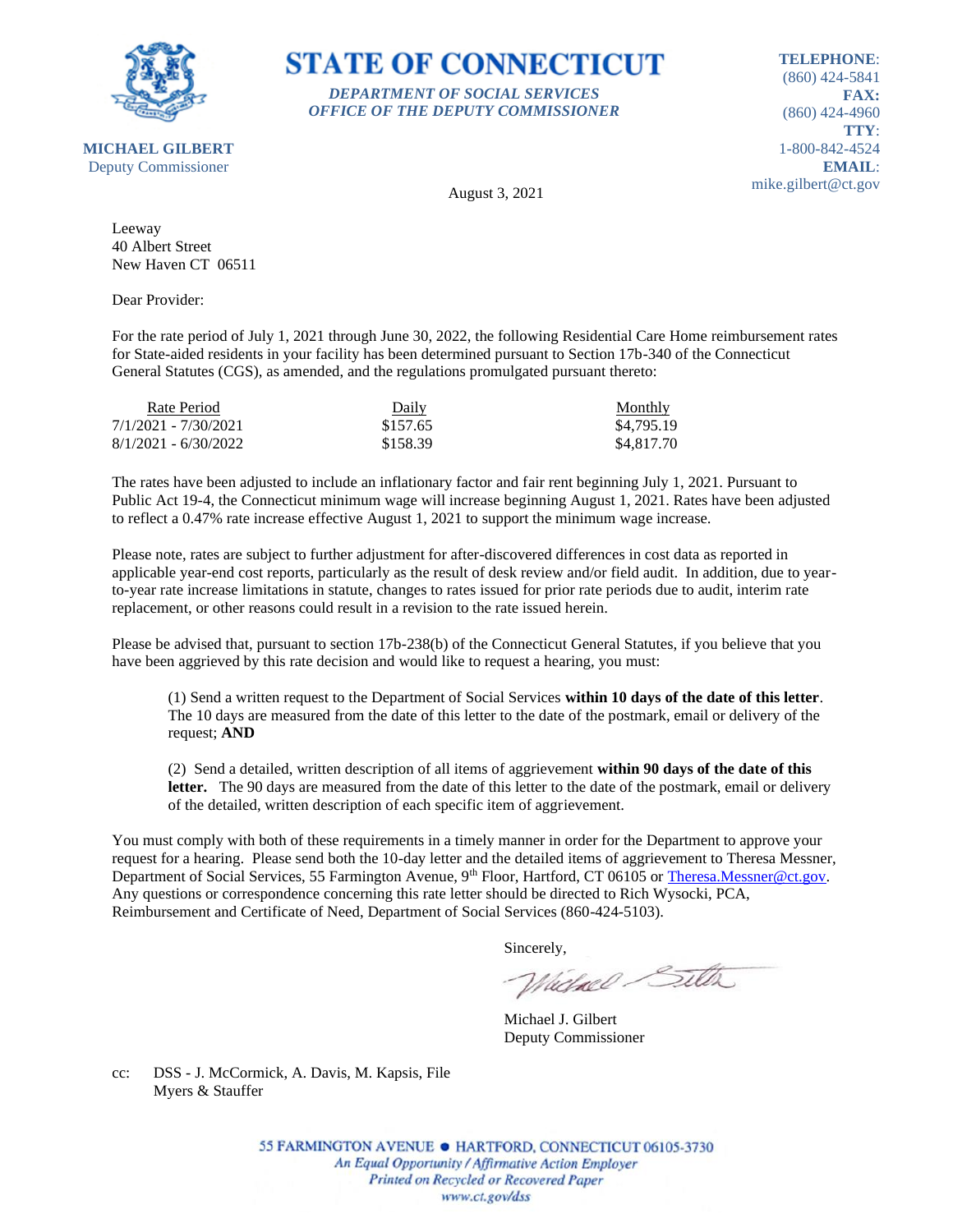**STATE OF CONNECTICUT**

***DEPARTMENT OF SOCIAL SERVICES***
***OFFICE OF THE DEPUTY COMMISSIONER***

**MICHAEL GILBERT**
Deputy Commissioner

**TELEPHONE**:
(860) 424-5841
**FAX:**
(860) 424-4960
**TTY**:
1-800-842-4524
**EMAIL**:
mike.gilbert@ct.gov

August 3, 2021

Leeway
40 Albert Street
New Haven CT 06511

Dear Provider:

For the rate period of July 1, 2021 through June 30, 2022, the following Residential Care Home reimbursement rates for State-aided residents in your facility has been determined pursuant to Section 17b-340 of the Connecticut General Statutes (CGS), as amended, and the regulations promulgated pursuant thereto:

| Rate Period | Daily | Monthly |
|---|---|---|
| 7/1/2021 - 7/30/2021 | $157.65 | $4,795.19 |
| 8/1/2021 - 6/30/2022 | $158.39 | $4,817.70 |

The rates have been adjusted to include an inflationary factor and fair rent beginning July 1, 2021. Pursuant to Public Act 19-4, the Connecticut minimum wage will increase beginning August 1, 2021. Rates have been adjusted to reflect a 0.47% rate increase effective August 1, 2021 to support the minimum wage increase.

Please note, rates are subject to further adjustment for after-discovered differences in cost data as reported in applicable year-end cost reports, particularly as the result of desk review and/or field audit. In addition, due to year-to-year rate increase limitations in statute, changes to rates issued for prior rate periods due to audit, interim rate replacement, or other reasons could result in a revision to the rate issued herein.

Please be advised that, pursuant to section 17b-238(b) of the Connecticut General Statutes, if you believe that you have been aggrieved by this rate decision and would like to request a hearing, you must:

(1) Send a written request to the Department of Social Services **within 10 days of the date of this letter**. The 10 days are measured from the date of this letter to the date of the postmark, email or delivery of the request; **AND**

(2) Send a detailed, written description of all items of aggrievement **within 90 days of the date of this letter.** The 90 days are measured from the date of this letter to the date of the postmark, email or delivery of the detailed, written description of each specific item of aggrievement.

You must comply with both of these requirements in a timely manner in order for the Department to approve your request for a hearing. Please send both the 10-day letter and the detailed items of aggrievement to Theresa Messner, Department of Social Services, 55 Farmington Avenue, 9th Floor, Hartford, CT 06105 or Theresa.Messner@ct.gov. Any questions or correspondence concerning this rate letter should be directed to Rich Wysocki, PCA, Reimbursement and Certificate of Need, Department of Social Services (860-424-5103).

Sincerely,

Michael J. Gilbert
Deputy Commissioner

cc: DSS - J. McCormick, A. Davis, M. Kapsis, File
Myers & Stauffer

55 FARMINGTON AVENUE • HARTFORD, CONNECTICUT 06105-3730
*An Equal Opportunity / Affirmative Action Employer*
*Printed on Recycled or Recovered Paper*
*www.ct.gov/dss*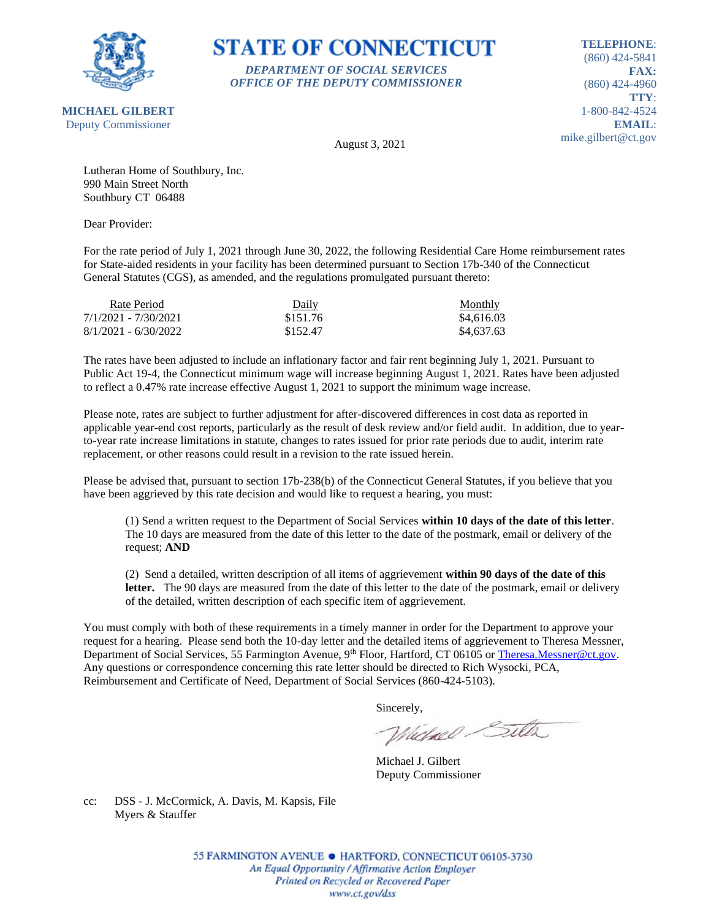**STATE OF CONNECTICUT**

*DEPARTMENT OF SOCIAL SERVICES*
*OFFICE OF THE DEPUTY COMMISSIONER*

**MICHAEL GILBERT**
Deputy Commissioner

**TELEPHONE**: (860) 424-5841
**FAX:** (860) 424-4960
**TTY**: 1-800-842-4524
**EMAIL**: mike.gilbert@ct.gov

August 3, 2021

Lutheran Home of Southbury, Inc.
990 Main Street North
Southbury CT 06488

Dear Provider:

For the rate period of July 1, 2021 through June 30, 2022, the following Residential Care Home reimbursement rates for State-aided residents in your facility has been determined pursuant to Section 17b-340 of the Connecticut General Statutes (CGS), as amended, and the regulations promulgated pursuant thereto:

| Rate Period | Daily | Monthly |
|---|---|---|
| 7/1/2021 - 7/30/2021 | $151.76 | $4,616.03 |
| 8/1/2021 - 6/30/2022 | $152.47 | $4,637.63 |

The rates have been adjusted to include an inflationary factor and fair rent beginning July 1, 2021. Pursuant to Public Act 19-4, the Connecticut minimum wage will increase beginning August 1, 2021. Rates have been adjusted to reflect a 0.47% rate increase effective August 1, 2021 to support the minimum wage increase.

Please note, rates are subject to further adjustment for after-discovered differences in cost data as reported in applicable year-end cost reports, particularly as the result of desk review and/or field audit. In addition, due to year-to-year rate increase limitations in statute, changes to rates issued for prior rate periods due to audit, interim rate replacement, or other reasons could result in a revision to the rate issued herein.

Please be advised that, pursuant to section 17b-238(b) of the Connecticut General Statutes, if you believe that you have been aggrieved by this rate decision and would like to request a hearing, you must:

(1) Send a written request to the Department of Social Services **within 10 days of the date of this letter**. The 10 days are measured from the date of this letter to the date of the postmark, email or delivery of the request; **AND**

(2) Send a detailed, written description of all items of aggrievement **within 90 days of the date of this letter.** The 90 days are measured from the date of this letter to the date of the postmark, email or delivery of the detailed, written description of each specific item of aggrievement.

You must comply with both of these requirements in a timely manner in order for the Department to approve your request for a hearing. Please send both the 10-day letter and the detailed items of aggrievement to Theresa Messner, Department of Social Services, 55 Farmington Avenue, 9th Floor, Hartford, CT 06105 or Theresa.Messner@ct.gov. Any questions or correspondence concerning this rate letter should be directed to Rich Wysocki, PCA, Reimbursement and Certificate of Need, Department of Social Services (860-424-5103).

Sincerely,

Michael J. Gilbert
Deputy Commissioner

cc: DSS - J. McCormick, A. Davis, M. Kapsis, File
Myers & Stauffer

55 FARMINGTON AVENUE • HARTFORD, CONNECTICUT 06105-3730
*An Equal Opportunity / Affirmative Action Employer*
*Printed on Recycled or Recovered Paper*
*www.ct.gov/dss*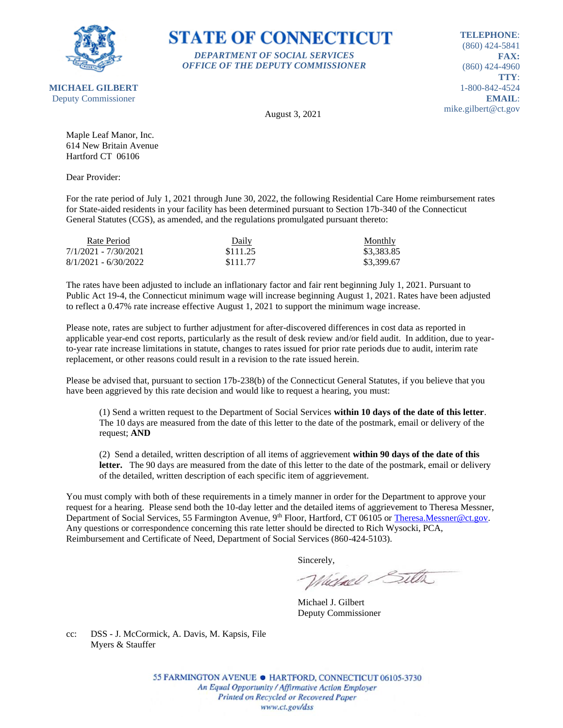**STATE OF CONNECTICUT**

*DEPARTMENT OF SOCIAL SERVICES*
*OFFICE OF THE DEPUTY COMMISSIONER*

**MICHAEL GILBERT**
Deputy Commissioner

**TELEPHONE**: (860) 424-5841
**FAX:** (860) 424-4960
**TTY**: 1-800-842-4524
**EMAIL**: mike.gilbert@ct.gov

August 3, 2021

Maple Leaf Manor, Inc.
614 New Britain Avenue
Hartford CT 06106

Dear Provider:

For the rate period of July 1, 2021 through June 30, 2022, the following Residential Care Home reimbursement rates for State-aided residents in your facility has been determined pursuant to Section 17b-340 of the Connecticut General Statutes (CGS), as amended, and the regulations promulgated pursuant thereto:

| Rate Period | Daily | Monthly |
|---|---|---|
| 7/1/2021 - 7/30/2021 | $111.25 | $3,383.85 |
| 8/1/2021 - 6/30/2022 | $111.77 | $3,399.67 |

The rates have been adjusted to include an inflationary factor and fair rent beginning July 1, 2021. Pursuant to Public Act 19-4, the Connecticut minimum wage will increase beginning August 1, 2021. Rates have been adjusted to reflect a 0.47% rate increase effective August 1, 2021 to support the minimum wage increase.

Please note, rates are subject to further adjustment for after-discovered differences in cost data as reported in applicable year-end cost reports, particularly as the result of desk review and/or field audit. In addition, due to year-to-year rate increase limitations in statute, changes to rates issued for prior rate periods due to audit, interim rate replacement, or other reasons could result in a revision to the rate issued herein.

Please be advised that, pursuant to section 17b-238(b) of the Connecticut General Statutes, if you believe that you have been aggrieved by this rate decision and would like to request a hearing, you must:

(1) Send a written request to the Department of Social Services **within 10 days of the date of this letter**. The 10 days are measured from the date of this letter to the date of the postmark, email or delivery of the request; **AND**

(2) Send a detailed, written description of all items of aggrievement **within 90 days of the date of this letter.** The 90 days are measured from the date of this letter to the date of the postmark, email or delivery of the detailed, written description of each specific item of aggrievement.

You must comply with both of these requirements in a timely manner in order for the Department to approve your request for a hearing. Please send both the 10-day letter and the detailed items of aggrievement to Theresa Messner, Department of Social Services, 55 Farmington Avenue, 9th Floor, Hartford, CT 06105 or Theresa.Messner@ct.gov. Any questions or correspondence concerning this rate letter should be directed to Rich Wysocki, PCA, Reimbursement and Certificate of Need, Department of Social Services (860-424-5103).

Sincerely,

Michael J. Gilbert
Deputy Commissioner

cc: DSS - J. McCormick, A. Davis, M. Kapsis, File
Myers & Stauffer

55 FARMINGTON AVENUE • HARTFORD, CONNECTICUT 06105-3730
*An Equal Opportunity / Affirmative Action Employer*
*Printed on Recycled or Recovered Paper*
*www.ct.gov/dss*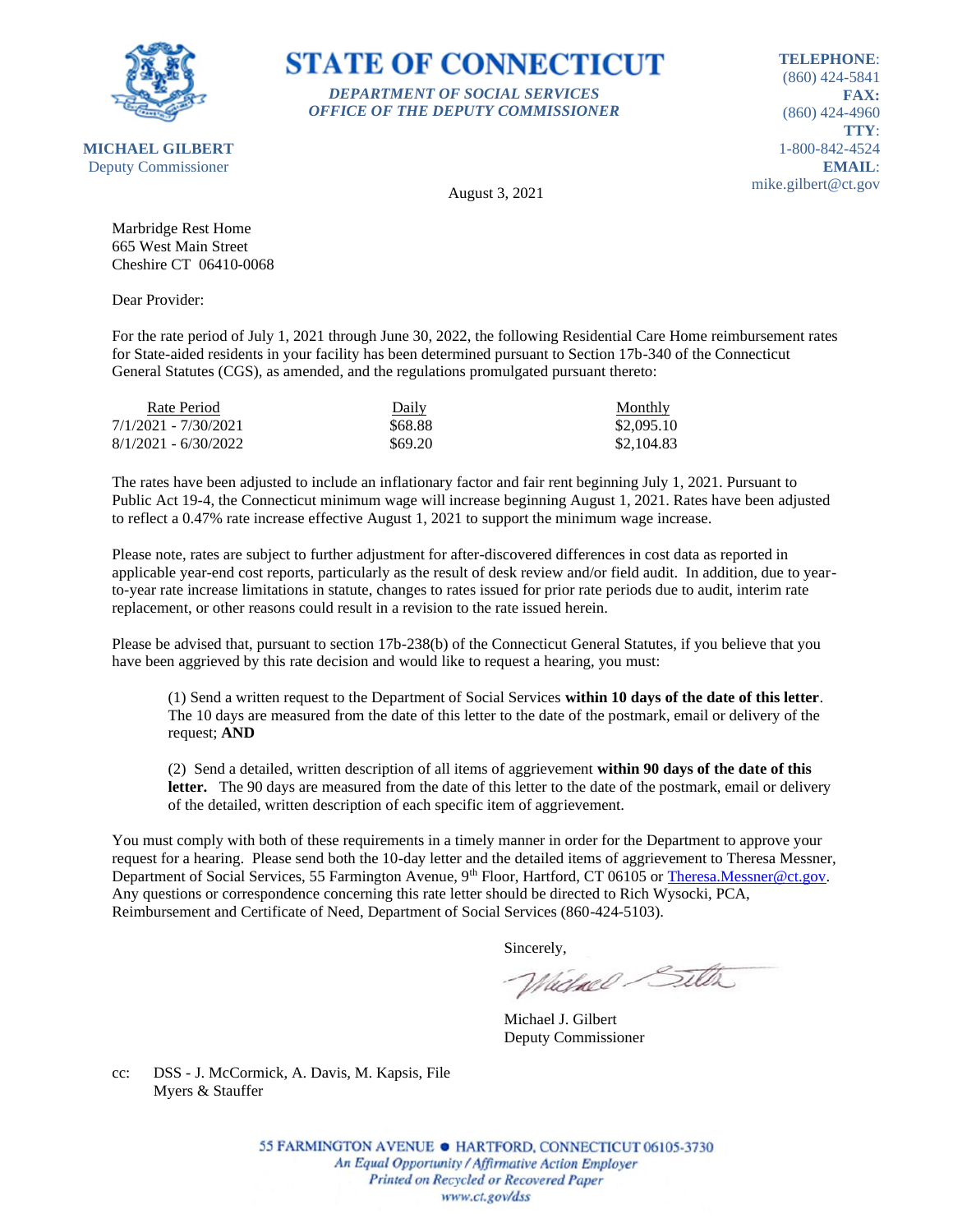# STATE OF CONNECTICUT

*DEPARTMENT OF SOCIAL SERVICES*
*OFFICE OF THE DEPUTY COMMISSIONER*

**MICHAEL GILBERT**
Deputy Commissioner

**TELEPHONE**: (860) 424-5841
**FAX:** (860) 424-4960
**TTY**: 1-800-842-4524
**EMAIL**: mike.gilbert@ct.gov

August 3, 2021

Marbridge Rest Home
665 West Main Street
Cheshire CT 06410-0068

Dear Provider:

For the rate period of July 1, 2021 through June 30, 2022, the following Residential Care Home reimbursement rates for State-aided residents in your facility has been determined pursuant to Section 17b-340 of the Connecticut General Statutes (CGS), as amended, and the regulations promulgated pursuant thereto:

| Rate Period | Daily | Monthly |
|---|---|---|
| 7/1/2021 - 7/30/2021 | $68.88 | $2,095.10 |
| 8/1/2021 - 6/30/2022 | $69.20 | $2,104.83 |

The rates have been adjusted to include an inflationary factor and fair rent beginning July 1, 2021. Pursuant to Public Act 19-4, the Connecticut minimum wage will increase beginning August 1, 2021. Rates have been adjusted to reflect a 0.47% rate increase effective August 1, 2021 to support the minimum wage increase.

Please note, rates are subject to further adjustment for after-discovered differences in cost data as reported in applicable year-end cost reports, particularly as the result of desk review and/or field audit. In addition, due to year-to-year rate increase limitations in statute, changes to rates issued for prior rate periods due to audit, interim rate replacement, or other reasons could result in a revision to the rate issued herein.

Please be advised that, pursuant to section 17b-238(b) of the Connecticut General Statutes, if you believe that you have been aggrieved by this rate decision and would like to request a hearing, you must:

(1) Send a written request to the Department of Social Services **within 10 days of the date of this letter**. The 10 days are measured from the date of this letter to the date of the postmark, email or delivery of the request; **AND**

(2) Send a detailed, written description of all items of aggrievement **within 90 days of the date of this letter.** The 90 days are measured from the date of this letter to the date of the postmark, email or delivery of the detailed, written description of each specific item of aggrievement.

You must comply with both of these requirements in a timely manner in order for the Department to approve your request for a hearing. Please send both the 10-day letter and the detailed items of aggrievement to Theresa Messner, Department of Social Services, 55 Farmington Avenue, 9th Floor, Hartford, CT 06105 or Theresa.Messner@ct.gov. Any questions or correspondence concerning this rate letter should be directed to Rich Wysocki, PCA, Reimbursement and Certificate of Need, Department of Social Services (860-424-5103).

Sincerely,

Michael J. Gilbert
Deputy Commissioner

cc: DSS - J. McCormick, A. Davis, M. Kapsis, File
Myers & Stauffer

55 FARMINGTON AVENUE • HARTFORD, CONNECTICUT 06105-3730
*An Equal Opportunity / Affirmative Action Employer*
*Printed on Recycled or Recovered Paper*
*www.ct.gov/dss*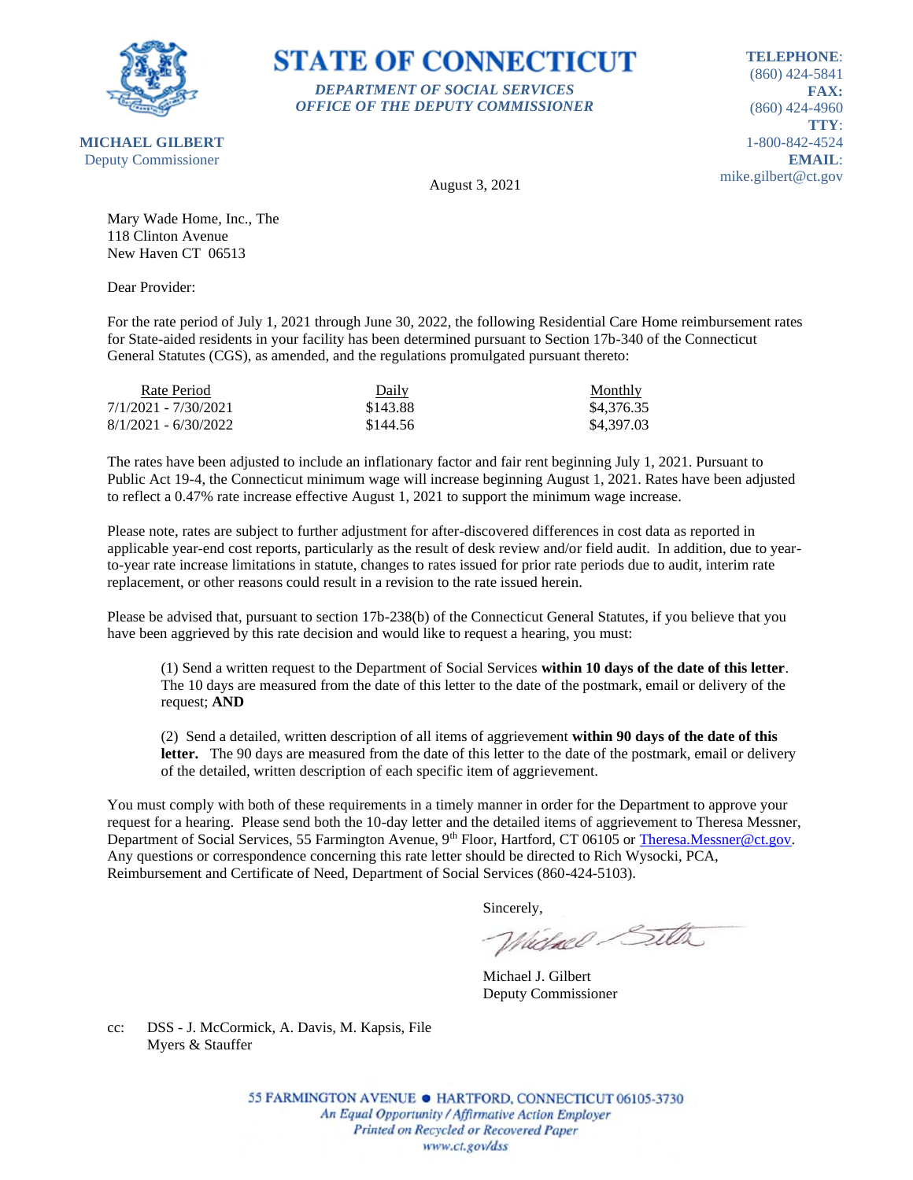**STATE OF CONNECTICUT**

***DEPARTMENT OF SOCIAL SERVICES***
***OFFICE OF THE DEPUTY COMMISSIONER***

**MICHAEL GILBERT**
Deputy Commissioner

**TELEPHONE**: (860) 424-5841
**FAX:** (860) 424-4960
**TTY**: 1-800-842-4524
**EMAIL**: mike.gilbert@ct.gov

August 3, 2021

Mary Wade Home, Inc., The
118 Clinton Avenue
New Haven CT 06513

Dear Provider:

For the rate period of July 1, 2021 through June 30, 2022, the following Residential Care Home reimbursement rates for State-aided residents in your facility has been determined pursuant to Section 17b-340 of the Connecticut General Statutes (CGS), as amended, and the regulations promulgated pursuant thereto:

| Rate Period | Daily | Monthly |
|---|---|---|
| 7/1/2021 - 7/30/2021 | $143.88 | $4,376.35 |
| 8/1/2021 - 6/30/2022 | $144.56 | $4,397.03 |

The rates have been adjusted to include an inflationary factor and fair rent beginning July 1, 2021. Pursuant to Public Act 19-4, the Connecticut minimum wage will increase beginning August 1, 2021. Rates have been adjusted to reflect a 0.47% rate increase effective August 1, 2021 to support the minimum wage increase.

Please note, rates are subject to further adjustment for after-discovered differences in cost data as reported in applicable year-end cost reports, particularly as the result of desk review and/or field audit. In addition, due to year-to-year rate increase limitations in statute, changes to rates issued for prior rate periods due to audit, interim rate replacement, or other reasons could result in a revision to the rate issued herein.

Please be advised that, pursuant to section 17b-238(b) of the Connecticut General Statutes, if you believe that you have been aggrieved by this rate decision and would like to request a hearing, you must:

(1) Send a written request to the Department of Social Services **within 10 days of the date of this letter**. The 10 days are measured from the date of this letter to the date of the postmark, email or delivery of the request; **AND**

(2) Send a detailed, written description of all items of aggrievement **within 90 days of the date of this letter.** The 90 days are measured from the date of this letter to the date of the postmark, email or delivery of the detailed, written description of each specific item of aggrievement.

You must comply with both of these requirements in a timely manner in order for the Department to approve your request for a hearing. Please send both the 10-day letter and the detailed items of aggrievement to Theresa Messner, Department of Social Services, 55 Farmington Avenue, 9th Floor, Hartford, CT 06105 or Theresa.Messner@ct.gov. Any questions or correspondence concerning this rate letter should be directed to Rich Wysocki, PCA, Reimbursement and Certificate of Need, Department of Social Services (860-424-5103).

Sincerely,

Michael J. Gilbert
Deputy Commissioner

cc: DSS - J. McCormick, A. Davis, M. Kapsis, File
Myers & Stauffer

55 FARMINGTON AVENUE • HARTFORD, CONNECTICUT 06105-3730
*An Equal Opportunity / Affirmative Action Employer*
*Printed on Recycled or Recovered Paper*
*www.ct.gov/dss*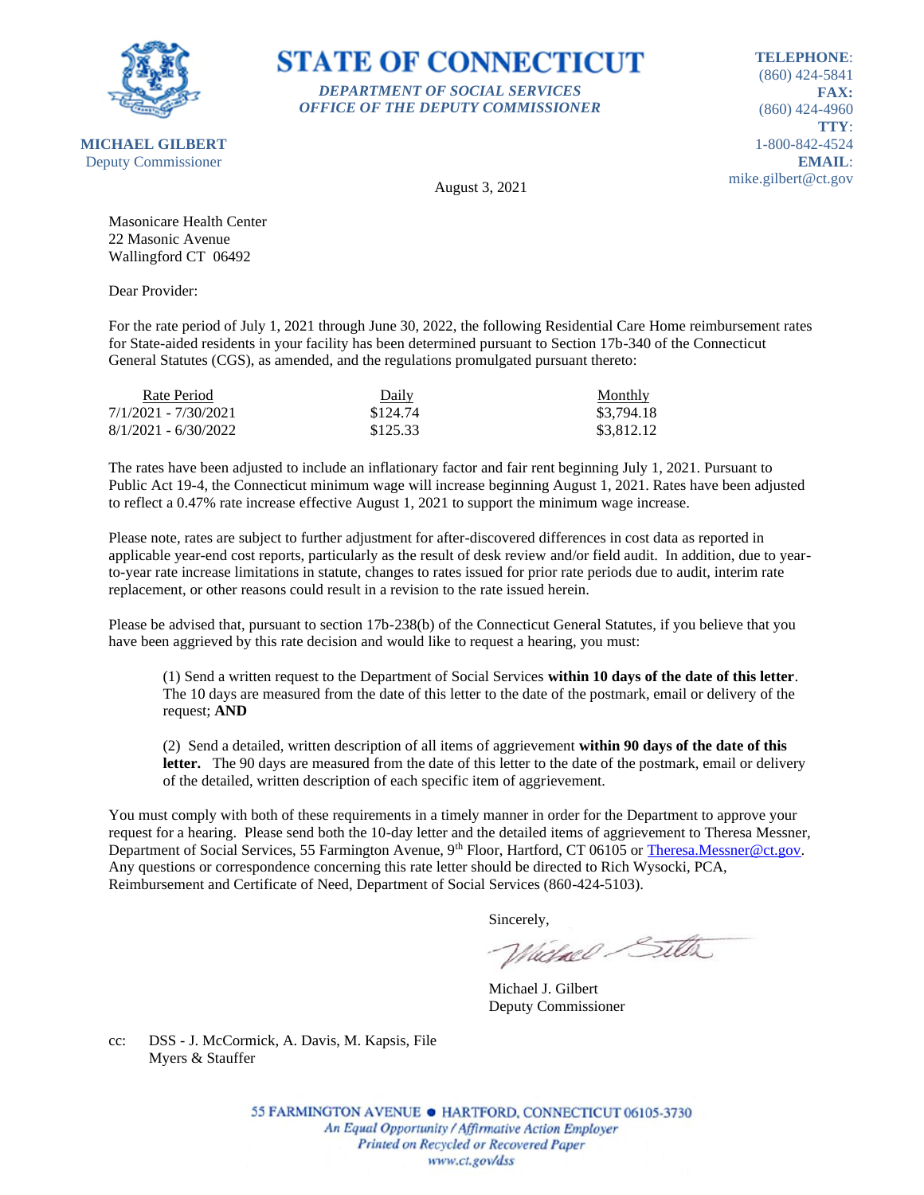**STATE OF CONNECTICUT**

*DEPARTMENT OF SOCIAL SERVICES*
*OFFICE OF THE DEPUTY COMMISSIONER*

**MICHAEL GILBERT**
Deputy Commissioner

**TELEPHONE**: (860) 424-5841
**FAX:** (860) 424-4960
**TTY**: 1-800-842-4524
**EMAIL**: mike.gilbert@ct.gov

August 3, 2021

Masonicare Health Center
22 Masonic Avenue
Wallingford CT 06492

Dear Provider:

For the rate period of July 1, 2021 through June 30, 2022, the following Residential Care Home reimbursement rates for State-aided residents in your facility has been determined pursuant to Section 17b-340 of the Connecticut General Statutes (CGS), as amended, and the regulations promulgated pursuant thereto:

| Rate Period | Daily | Monthly |
|---|---|---|
| 7/1/2021 - 7/30/2021 | $124.74 | $3,794.18 |
| 8/1/2021 - 6/30/2022 | $125.33 | $3,812.12 |

The rates have been adjusted to include an inflationary factor and fair rent beginning July 1, 2021. Pursuant to Public Act 19-4, the Connecticut minimum wage will increase beginning August 1, 2021. Rates have been adjusted to reflect a 0.47% rate increase effective August 1, 2021 to support the minimum wage increase.

Please note, rates are subject to further adjustment for after-discovered differences in cost data as reported in applicable year-end cost reports, particularly as the result of desk review and/or field audit. In addition, due to year-to-year rate increase limitations in statute, changes to rates issued for prior rate periods due to audit, interim rate replacement, or other reasons could result in a revision to the rate issued herein.

Please be advised that, pursuant to section 17b-238(b) of the Connecticut General Statutes, if you believe that you have been aggrieved by this rate decision and would like to request a hearing, you must:

(1) Send a written request to the Department of Social Services **within 10 days of the date of this letter**. The 10 days are measured from the date of this letter to the date of the postmark, email or delivery of the request; **AND**

(2) Send a detailed, written description of all items of aggrievement **within 90 days of the date of this letter.** The 90 days are measured from the date of this letter to the date of the postmark, email or delivery of the detailed, written description of each specific item of aggrievement.

You must comply with both of these requirements in a timely manner in order for the Department to approve your request for a hearing. Please send both the 10-day letter and the detailed items of aggrievement to Theresa Messner, Department of Social Services, 55 Farmington Avenue, 9th Floor, Hartford, CT 06105 or Theresa.Messner@ct.gov. Any questions or correspondence concerning this rate letter should be directed to Rich Wysocki, PCA, Reimbursement and Certificate of Need, Department of Social Services (860-424-5103).

Sincerely,

Michael J. Gilbert
Deputy Commissioner

cc: DSS - J. McCormick, A. Davis, M. Kapsis, File
Myers & Stauffer

55 FARMINGTON AVENUE • HARTFORD, CONNECTICUT 06105-3730
*An Equal Opportunity / Affirmative Action Employer*
*Printed on Recycled or Recovered Paper*
*www.ct.gov/dss*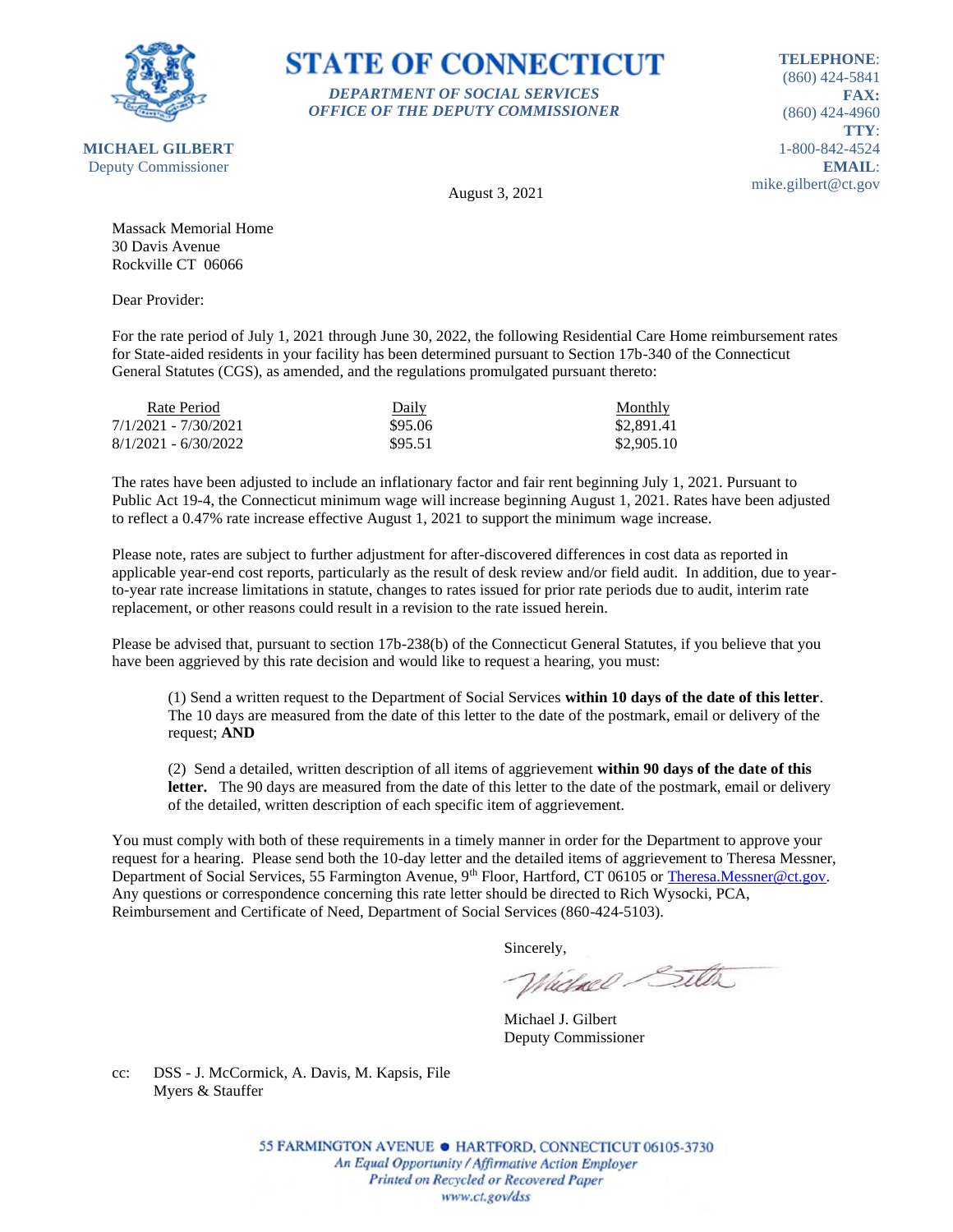**STATE OF CONNECTICUT**

*DEPARTMENT OF SOCIAL SERVICES*
*OFFICE OF THE DEPUTY COMMISSIONER*

**MICHAEL GILBERT**
Deputy Commissioner

**TELEPHONE**: (860) 424-5841
**FAX:** (860) 424-4960
**TTY**: 1-800-842-4524
**EMAIL**: mike.gilbert@ct.gov

August 3, 2021

Massack Memorial Home
30 Davis Avenue
Rockville CT 06066

Dear Provider:

For the rate period of July 1, 2021 through June 30, 2022, the following Residential Care Home reimbursement rates for State-aided residents in your facility has been determined pursuant to Section 17b-340 of the Connecticut General Statutes (CGS), as amended, and the regulations promulgated pursuant thereto:

| Rate Period | Daily | Monthly |
|---|---|---|
| 7/1/2021 - 7/30/2021 | $95.06 | $2,891.41 |
| 8/1/2021 - 6/30/2022 | $95.51 | $2,905.10 |

The rates have been adjusted to include an inflationary factor and fair rent beginning July 1, 2021. Pursuant to Public Act 19-4, the Connecticut minimum wage will increase beginning August 1, 2021. Rates have been adjusted to reflect a 0.47% rate increase effective August 1, 2021 to support the minimum wage increase.

Please note, rates are subject to further adjustment for after-discovered differences in cost data as reported in applicable year-end cost reports, particularly as the result of desk review and/or field audit. In addition, due to year-to-year rate increase limitations in statute, changes to rates issued for prior rate periods due to audit, interim rate replacement, or other reasons could result in a revision to the rate issued herein.

Please be advised that, pursuant to section 17b-238(b) of the Connecticut General Statutes, if you believe that you have been aggrieved by this rate decision and would like to request a hearing, you must:

(1) Send a written request to the Department of Social Services **within 10 days of the date of this letter**. The 10 days are measured from the date of this letter to the date of the postmark, email or delivery of the request; **AND**

(2) Send a detailed, written description of all items of aggrievement **within 90 days of the date of this letter.** The 90 days are measured from the date of this letter to the date of the postmark, email or delivery of the detailed, written description of each specific item of aggrievement.

You must comply with both of these requirements in a timely manner in order for the Department to approve your request for a hearing. Please send both the 10-day letter and the detailed items of aggrievement to Theresa Messner, Department of Social Services, 55 Farmington Avenue, 9th Floor, Hartford, CT 06105 or Theresa.Messner@ct.gov. Any questions or correspondence concerning this rate letter should be directed to Rich Wysocki, PCA, Reimbursement and Certificate of Need, Department of Social Services (860-424-5103).

Sincerely,

Michael J. Gilbert
Deputy Commissioner

cc: DSS - J. McCormick, A. Davis, M. Kapsis, File
Myers & Stauffer

55 FARMINGTON AVENUE • HARTFORD, CONNECTICUT 06105-3730
*An Equal Opportunity / Affirmative Action Employer*
*Printed on Recycled or Recovered Paper*
*www.ct.gov/dss*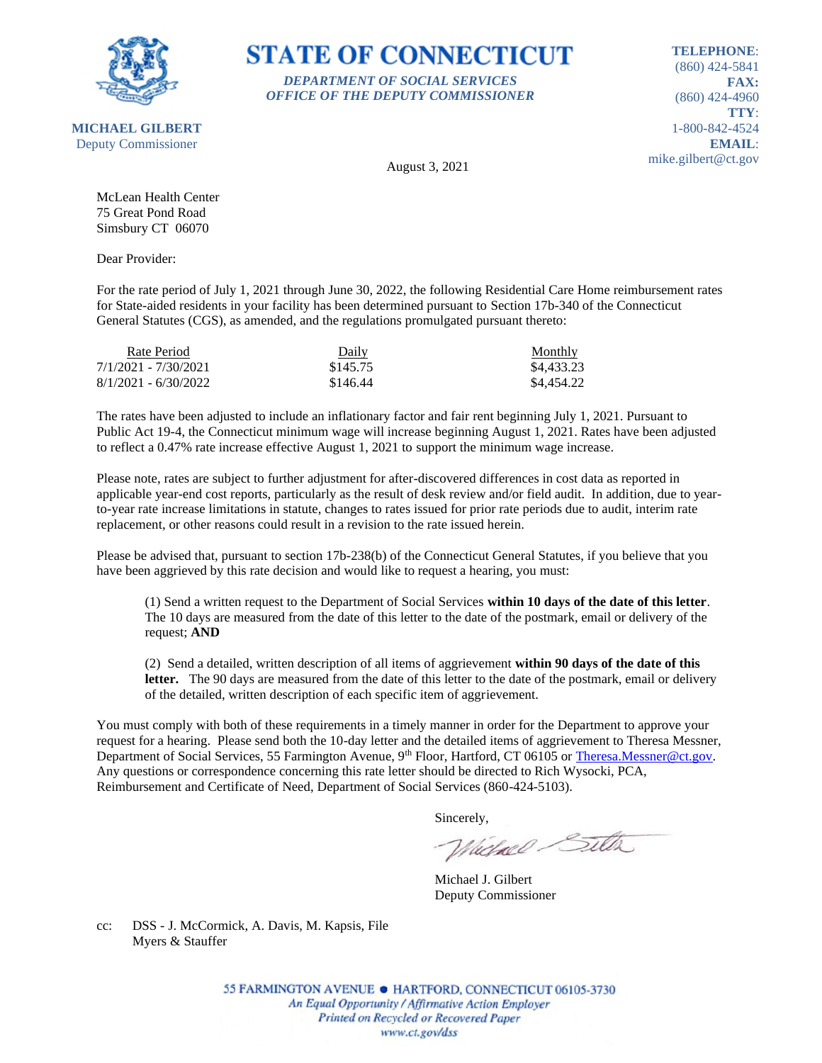# STATE OF CONNECTICUT

***DEPARTMENT OF SOCIAL SERVICES***
***OFFICE OF THE DEPUTY COMMISSIONER***

**MICHAEL GILBERT**
Deputy Commissioner

**TELEPHONE**: (860) 424-5841
**FAX:** (860) 424-4960
**TTY**: 1-800-842-4524
**EMAIL**: mike.gilbert@ct.gov

August 3, 2021

McLean Health Center
75 Great Pond Road
Simsbury CT 06070

Dear Provider:

For the rate period of July 1, 2021 through June 30, 2022, the following Residential Care Home reimbursement rates for State-aided residents in your facility has been determined pursuant to Section 17b-340 of the Connecticut General Statutes (CGS), as amended, and the regulations promulgated pursuant thereto:

| Rate Period | Daily | Monthly |
|---|---|---|
| 7/1/2021 - 7/30/2021 | $145.75 | $4,433.23 |
| 8/1/2021 - 6/30/2022 | $146.44 | $4,454.22 |

The rates have been adjusted to include an inflationary factor and fair rent beginning July 1, 2021. Pursuant to Public Act 19-4, the Connecticut minimum wage will increase beginning August 1, 2021. Rates have been adjusted to reflect a 0.47% rate increase effective August 1, 2021 to support the minimum wage increase.

Please note, rates are subject to further adjustment for after-discovered differences in cost data as reported in applicable year-end cost reports, particularly as the result of desk review and/or field audit. In addition, due to year-to-year rate increase limitations in statute, changes to rates issued for prior rate periods due to audit, interim rate replacement, or other reasons could result in a revision to the rate issued herein.

Please be advised that, pursuant to section 17b-238(b) of the Connecticut General Statutes, if you believe that you have been aggrieved by this rate decision and would like to request a hearing, you must:

(1) Send a written request to the Department of Social Services **within 10 days of the date of this letter**. The 10 days are measured from the date of this letter to the date of the postmark, email or delivery of the request; **AND**

(2) Send a detailed, written description of all items of aggrievement **within 90 days of the date of this letter.** The 90 days are measured from the date of this letter to the date of the postmark, email or delivery of the detailed, written description of each specific item of aggrievement.

You must comply with both of these requirements in a timely manner in order for the Department to approve your request for a hearing. Please send both the 10-day letter and the detailed items of aggrievement to Theresa Messner, Department of Social Services, 55 Farmington Avenue, 9th Floor, Hartford, CT 06105 or Theresa.Messner@ct.gov. Any questions or correspondence concerning this rate letter should be directed to Rich Wysocki, PCA, Reimbursement and Certificate of Need, Department of Social Services (860-424-5103).

Sincerely,

Michael J. Gilbert
Deputy Commissioner

cc: DSS - J. McCormick, A. Davis, M. Kapsis, File
Myers & Stauffer

55 FARMINGTON AVENUE • HARTFORD, CONNECTICUT 06105-3730
*An Equal Opportunity / Affirmative Action Employer*
*Printed on Recycled or Recovered Paper*
*www.ct.gov/dss*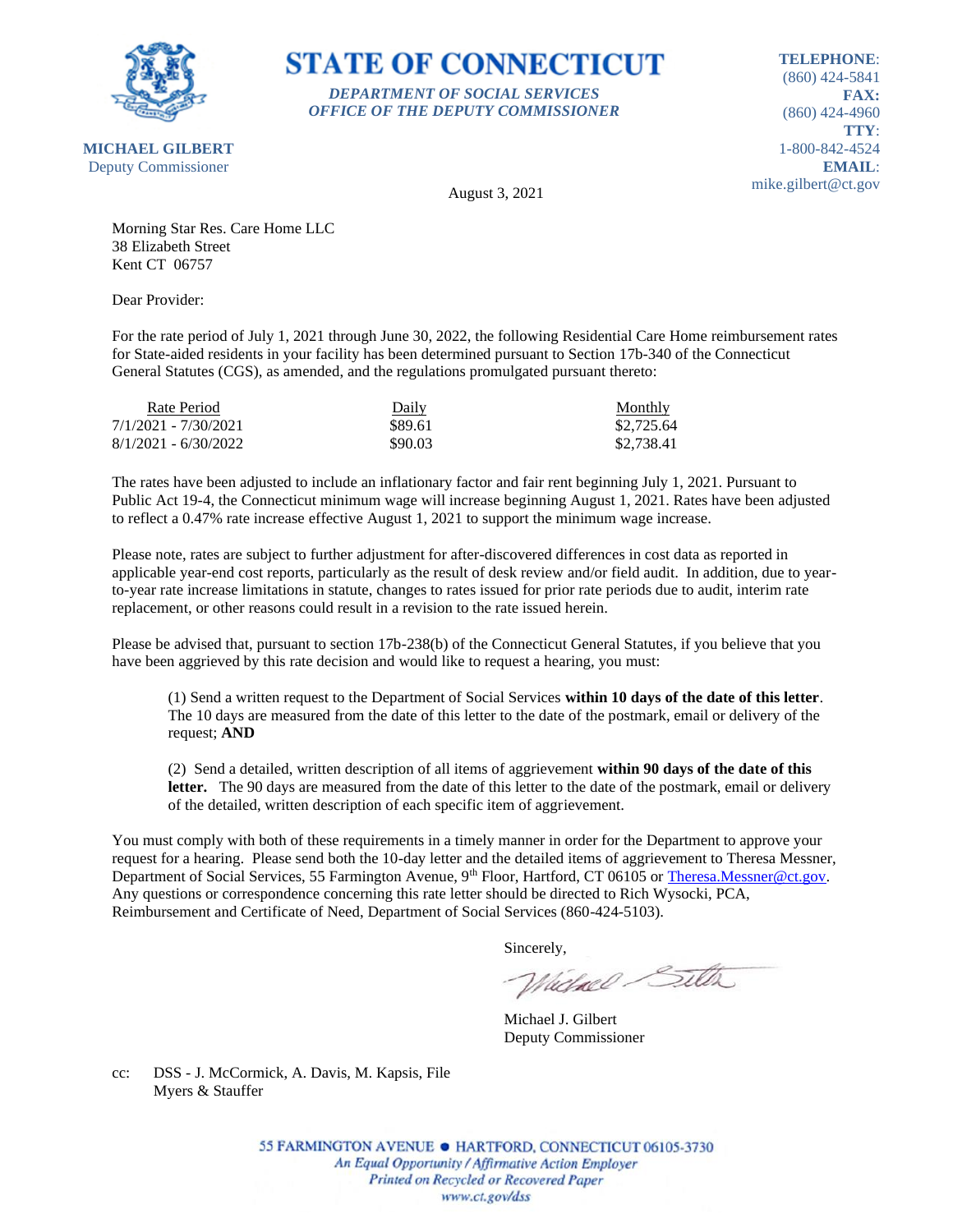# STATE OF CONNECTICUT

*DEPARTMENT OF SOCIAL SERVICES*
*OFFICE OF THE DEPUTY COMMISSIONER*

**MICHAEL GILBERT**
Deputy Commissioner

**TELEPHONE**:
(860) 424-5841
**FAX:**
(860) 424-4960
**TTY**:
1-800-842-4524
**EMAIL**:
mike.gilbert@ct.gov

August 3, 2021

Morning Star Res. Care Home LLC
38 Elizabeth Street
Kent CT 06757

Dear Provider:

For the rate period of July 1, 2021 through June 30, 2022, the following Residential Care Home reimbursement rates for State-aided residents in your facility has been determined pursuant to Section 17b-340 of the Connecticut General Statutes (CGS), as amended, and the regulations promulgated pursuant thereto:

| Rate Period | Daily | Monthly |
|---|---|---|
| 7/1/2021 - 7/30/2021 | \$89.61 | \$2,725.64 |
| 8/1/2021 - 6/30/2022 | \$90.03 | \$2,738.41 |

The rates have been adjusted to include an inflationary factor and fair rent beginning July 1, 2021. Pursuant to Public Act 19-4, the Connecticut minimum wage will increase beginning August 1, 2021. Rates have been adjusted to reflect a 0.47% rate increase effective August 1, 2021 to support the minimum wage increase.

Please note, rates are subject to further adjustment for after-discovered differences in cost data as reported in applicable year-end cost reports, particularly as the result of desk review and/or field audit. In addition, due to year-to-year rate increase limitations in statute, changes to rates issued for prior rate periods due to audit, interim rate replacement, or other reasons could result in a revision to the rate issued herein.

Please be advised that, pursuant to section 17b-238(b) of the Connecticut General Statutes, if you believe that you have been aggrieved by this rate decision and would like to request a hearing, you must:

(1) Send a written request to the Department of Social Services **within 10 days of the date of this letter**. The 10 days are measured from the date of this letter to the date of the postmark, email or delivery of the request; **AND**

(2) Send a detailed, written description of all items of aggrievement **within 90 days of the date of this letter.** The 90 days are measured from the date of this letter to the date of the postmark, email or delivery of the detailed, written description of each specific item of aggrievement.

You must comply with both of these requirements in a timely manner in order for the Department to approve your request for a hearing. Please send both the 10-day letter and the detailed items of aggrievement to Theresa Messner, Department of Social Services, 55 Farmington Avenue, 9th Floor, Hartford, CT 06105 or Theresa.Messner@ct.gov. Any questions or correspondence concerning this rate letter should be directed to Rich Wysocki, PCA, Reimbursement and Certificate of Need, Department of Social Services (860-424-5103).

Sincerely,

Michael J. Gilbert
Deputy Commissioner

cc: DSS - J. McCormick, A. Davis, M. Kapsis, File
Myers & Stauffer

55 FARMINGTON AVENUE • HARTFORD, CONNECTICUT 06105-3730
*An Equal Opportunity / Affirmative Action Employer*
*Printed on Recycled or Recovered Paper*
*www.ct.gov/dss*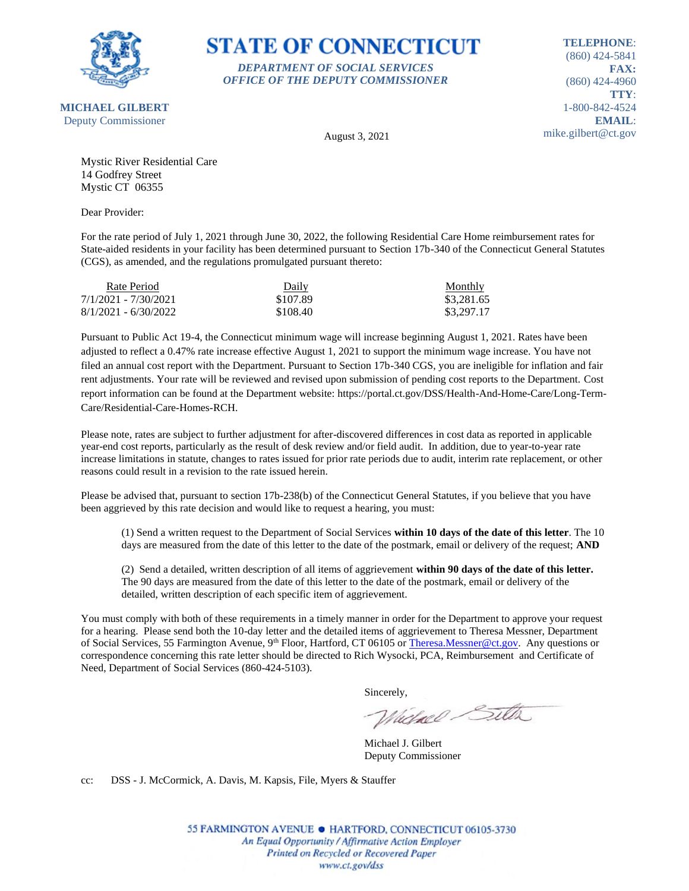# STATE OF CONNECTICUT

*DEPARTMENT OF SOCIAL SERVICES*
*OFFICE OF THE DEPUTY COMMISSIONER*

**MICHAEL GILBERT**
Deputy Commissioner

**TELEPHONE**: (860) 424-5841
**FAX:** (860) 424-4960
**TTY**: 1-800-842-4524
**EMAIL**: mike.gilbert@ct.gov

August 3, 2021

Mystic River Residential Care
14 Godfrey Street
Mystic CT 06355

Dear Provider:

For the rate period of July 1, 2021 through June 30, 2022, the following Residential Care Home reimbursement rates for State-aided residents in your facility has been determined pursuant to Section 17b-340 of the Connecticut General Statutes (CGS), as amended, and the regulations promulgated pursuant thereto:

| Rate Period | Daily | Monthly |
|---|---|---|
| 7/1/2021 - 7/30/2021 | $107.89 | $3,281.65 |
| 8/1/2021 - 6/30/2022 | $108.40 | $3,297.17 |

Pursuant to Public Act 19-4, the Connecticut minimum wage will increase beginning August 1, 2021. Rates have been adjusted to reflect a 0.47% rate increase effective August 1, 2021 to support the minimum wage increase. You have not filed an annual cost report with the Department. Pursuant to Section 17b-340 CGS, you are ineligible for inflation and fair rent adjustments. Your rate will be reviewed and revised upon submission of pending cost reports to the Department. Cost report information can be found at the Department website: https://portal.ct.gov/DSS/Health-And-Home-Care/Long-Term-Care/Residential-Care-Homes-RCH.

Please note, rates are subject to further adjustment for after-discovered differences in cost data as reported in applicable year-end cost reports, particularly as the result of desk review and/or field audit. In addition, due to year-to-year rate increase limitations in statute, changes to rates issued for prior rate periods due to audit, interim rate replacement, or other reasons could result in a revision to the rate issued herein.

Please be advised that, pursuant to section 17b-238(b) of the Connecticut General Statutes, if you believe that you have been aggrieved by this rate decision and would like to request a hearing, you must:

(1) Send a written request to the Department of Social Services **within 10 days of the date of this letter**. The 10 days are measured from the date of this letter to the date of the postmark, email or delivery of the request; **AND**

(2) Send a detailed, written description of all items of aggrievement **within 90 days of the date of this letter.** The 90 days are measured from the date of this letter to the date of the postmark, email or delivery of the detailed, written description of each specific item of aggrievement.

You must comply with both of these requirements in a timely manner in order for the Department to approve your request for a hearing. Please send both the 10-day letter and the detailed items of aggrievement to Theresa Messner, Department of Social Services, 55 Farmington Avenue, 9th Floor, Hartford, CT 06105 or Theresa.Messner@ct.gov. Any questions or correspondence concerning this rate letter should be directed to Rich Wysocki, PCA, Reimbursement and Certificate of Need, Department of Social Services (860-424-5103).

Sincerely,

Michael J. Gilbert
Deputy Commissioner

cc: DSS - J. McCormick, A. Davis, M. Kapsis, File, Myers & Stauffer

55 FARMINGTON AVENUE • HARTFORD, CONNECTICUT 06105-3730
*An Equal Opportunity / Affirmative Action Employer*
*Printed on Recycled or Recovered Paper*
*www.ct.gov/dss*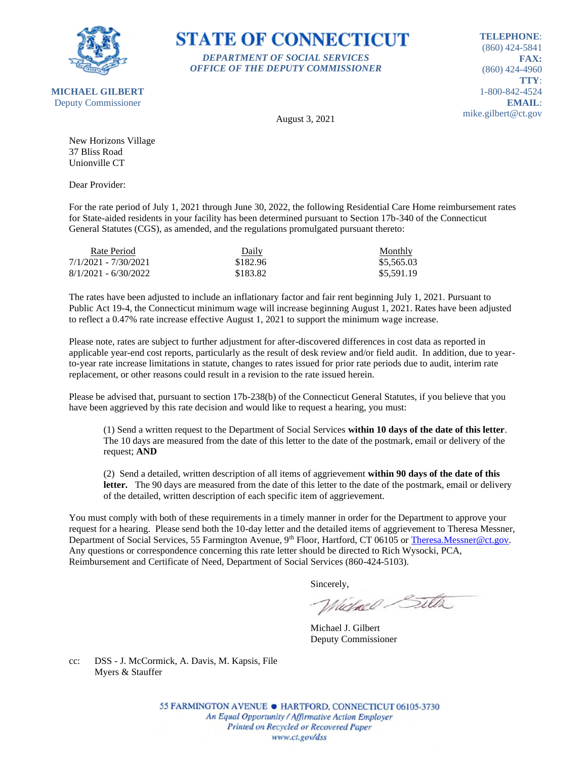**STATE OF CONNECTICUT**

*DEPARTMENT OF SOCIAL SERVICES*
*OFFICE OF THE DEPUTY COMMISSIONER*

**MICHAEL GILBERT**
Deputy Commissioner

**TELEPHONE**:
(860) 424-5841
**FAX:**
(860) 424-4960
**TTY**:
1-800-842-4524
**EMAIL**:
mike.gilbert@ct.gov

August 3, 2021

New Horizons Village
37 Bliss Road
Unionville CT

Dear Provider:

For the rate period of July 1, 2021 through June 30, 2022, the following Residential Care Home reimbursement rates for State-aided residents in your facility has been determined pursuant to Section 17b-340 of the Connecticut General Statutes (CGS), as amended, and the regulations promulgated pursuant thereto:

| Rate Period | Daily | Monthly |
|---|---|---|
| 7/1/2021 - 7/30/2021 | $182.96 | $5,565.03 |
| 8/1/2021 - 6/30/2022 | $183.82 | $5,591.19 |

The rates have been adjusted to include an inflationary factor and fair rent beginning July 1, 2021. Pursuant to Public Act 19-4, the Connecticut minimum wage will increase beginning August 1, 2021. Rates have been adjusted to reflect a 0.47% rate increase effective August 1, 2021 to support the minimum wage increase.

Please note, rates are subject to further adjustment for after-discovered differences in cost data as reported in applicable year-end cost reports, particularly as the result of desk review and/or field audit. In addition, due to year-to-year rate increase limitations in statute, changes to rates issued for prior rate periods due to audit, interim rate replacement, or other reasons could result in a revision to the rate issued herein.

Please be advised that, pursuant to section 17b-238(b) of the Connecticut General Statutes, if you believe that you have been aggrieved by this rate decision and would like to request a hearing, you must:

(1) Send a written request to the Department of Social Services **within 10 days of the date of this letter**. The 10 days are measured from the date of this letter to the date of the postmark, email or delivery of the request; **AND**

(2) Send a detailed, written description of all items of aggrievement **within 90 days of the date of this letter.** The 90 days are measured from the date of this letter to the date of the postmark, email or delivery of the detailed, written description of each specific item of aggrievement.

You must comply with both of these requirements in a timely manner in order for the Department to approve your request for a hearing. Please send both the 10-day letter and the detailed items of aggrievement to Theresa Messner, Department of Social Services, 55 Farmington Avenue, 9th Floor, Hartford, CT 06105 or Theresa.Messner@ct.gov. Any questions or correspondence concerning this rate letter should be directed to Rich Wysocki, PCA, Reimbursement and Certificate of Need, Department of Social Services (860-424-5103).

Sincerely,

Michael J. Gilbert
Deputy Commissioner

cc: DSS - J. McCormick, A. Davis, M. Kapsis, File
Myers & Stauffer

55 FARMINGTON AVENUE • HARTFORD, CONNECTICUT 06105-3730
*An Equal Opportunity / Affirmative Action Employer*
*Printed on Recycled or Recovered Paper*
*www.ct.gov/dss*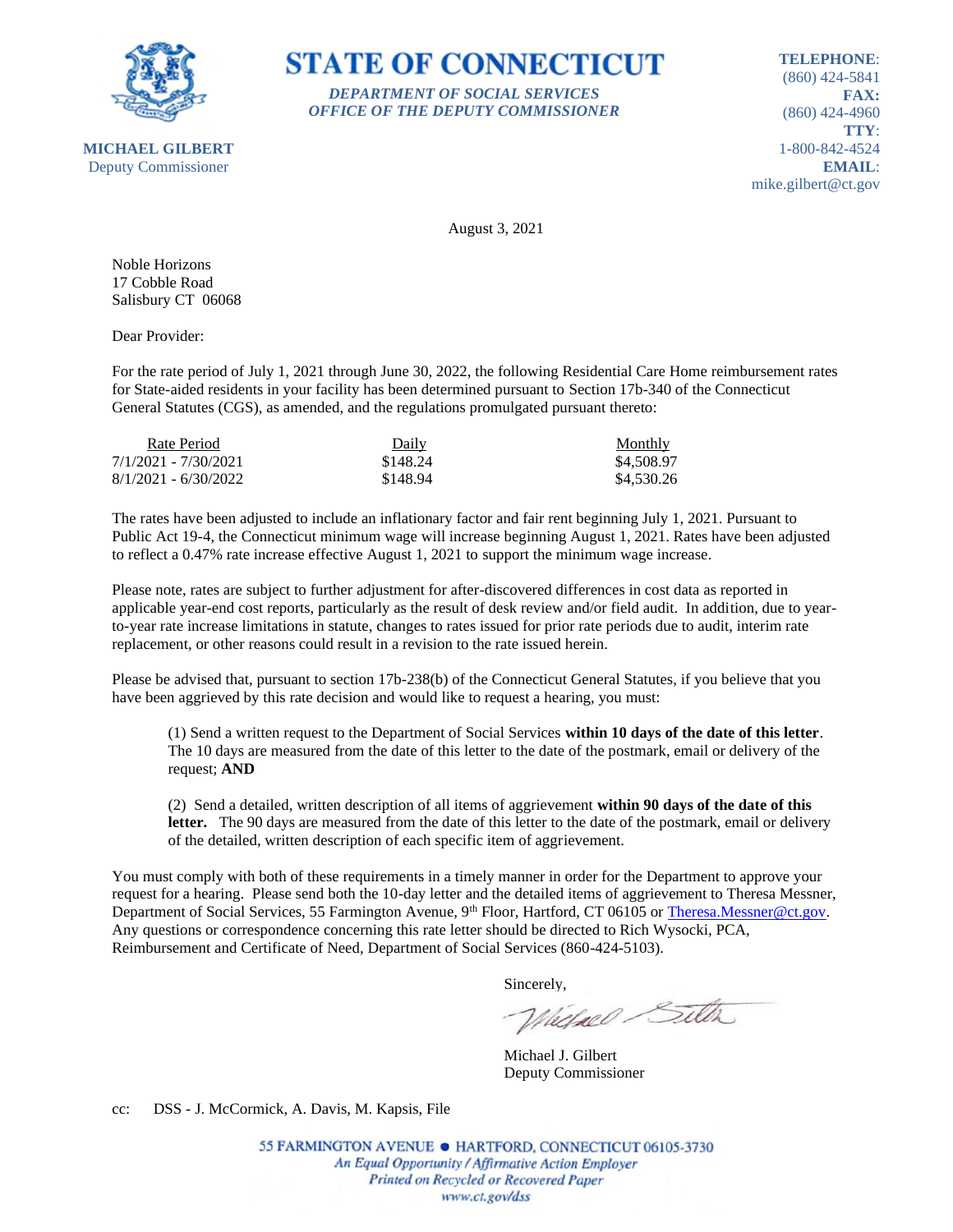**STATE OF CONNECTICUT**

*DEPARTMENT OF SOCIAL SERVICES*
*OFFICE OF THE DEPUTY COMMISSIONER*

**MICHAEL GILBERT**
Deputy Commissioner

**TELEPHONE**: (860) 424-5841
**FAX:** (860) 424-4960
**TTY**: 1-800-842-4524
**EMAIL**: mike.gilbert@ct.gov

August 3, 2021

Noble Horizons
17 Cobble Road
Salisbury CT 06068

Dear Provider:

For the rate period of July 1, 2021 through June 30, 2022, the following Residential Care Home reimbursement rates for State-aided residents in your facility has been determined pursuant to Section 17b-340 of the Connecticut General Statutes (CGS), as amended, and the regulations promulgated pursuant thereto:

| Rate Period | Daily | Monthly |
|---|---|---|
| 7/1/2021 - 7/30/2021 | $148.24 | $4,508.97 |
| 8/1/2021 - 6/30/2022 | $148.94 | $4,530.26 |

The rates have been adjusted to include an inflationary factor and fair rent beginning July 1, 2021. Pursuant to Public Act 19-4, the Connecticut minimum wage will increase beginning August 1, 2021. Rates have been adjusted to reflect a 0.47% rate increase effective August 1, 2021 to support the minimum wage increase.

Please note, rates are subject to further adjustment for after-discovered differences in cost data as reported in applicable year-end cost reports, particularly as the result of desk review and/or field audit. In addition, due to year-to-year rate increase limitations in statute, changes to rates issued for prior rate periods due to audit, interim rate replacement, or other reasons could result in a revision to the rate issued herein.

Please be advised that, pursuant to section 17b-238(b) of the Connecticut General Statutes, if you believe that you have been aggrieved by this rate decision and would like to request a hearing, you must:

(1) Send a written request to the Department of Social Services **within 10 days of the date of this letter**. The 10 days are measured from the date of this letter to the date of the postmark, email or delivery of the request; **AND**

(2) Send a detailed, written description of all items of aggrievement **within 90 days of the date of this letter.** The 90 days are measured from the date of this letter to the date of the postmark, email or delivery of the detailed, written description of each specific item of aggrievement.

You must comply with both of these requirements in a timely manner in order for the Department to approve your request for a hearing. Please send both the 10-day letter and the detailed items of aggrievement to Theresa Messner, Department of Social Services, 55 Farmington Avenue, 9th Floor, Hartford, CT 06105 or Theresa.Messner@ct.gov. Any questions or correspondence concerning this rate letter should be directed to Rich Wysocki, PCA, Reimbursement and Certificate of Need, Department of Social Services (860-424-5103).

Sincerely,

Michael J. Gilbert
Deputy Commissioner

cc: DSS - J. McCormick, A. Davis, M. Kapsis, File

55 FARMINGTON AVENUE • HARTFORD, CONNECTICUT 06105-3730
*An Equal Opportunity / Affirmative Action Employer*
*Printed on Recycled or Recovered Paper*
*www.ct.gov/dss*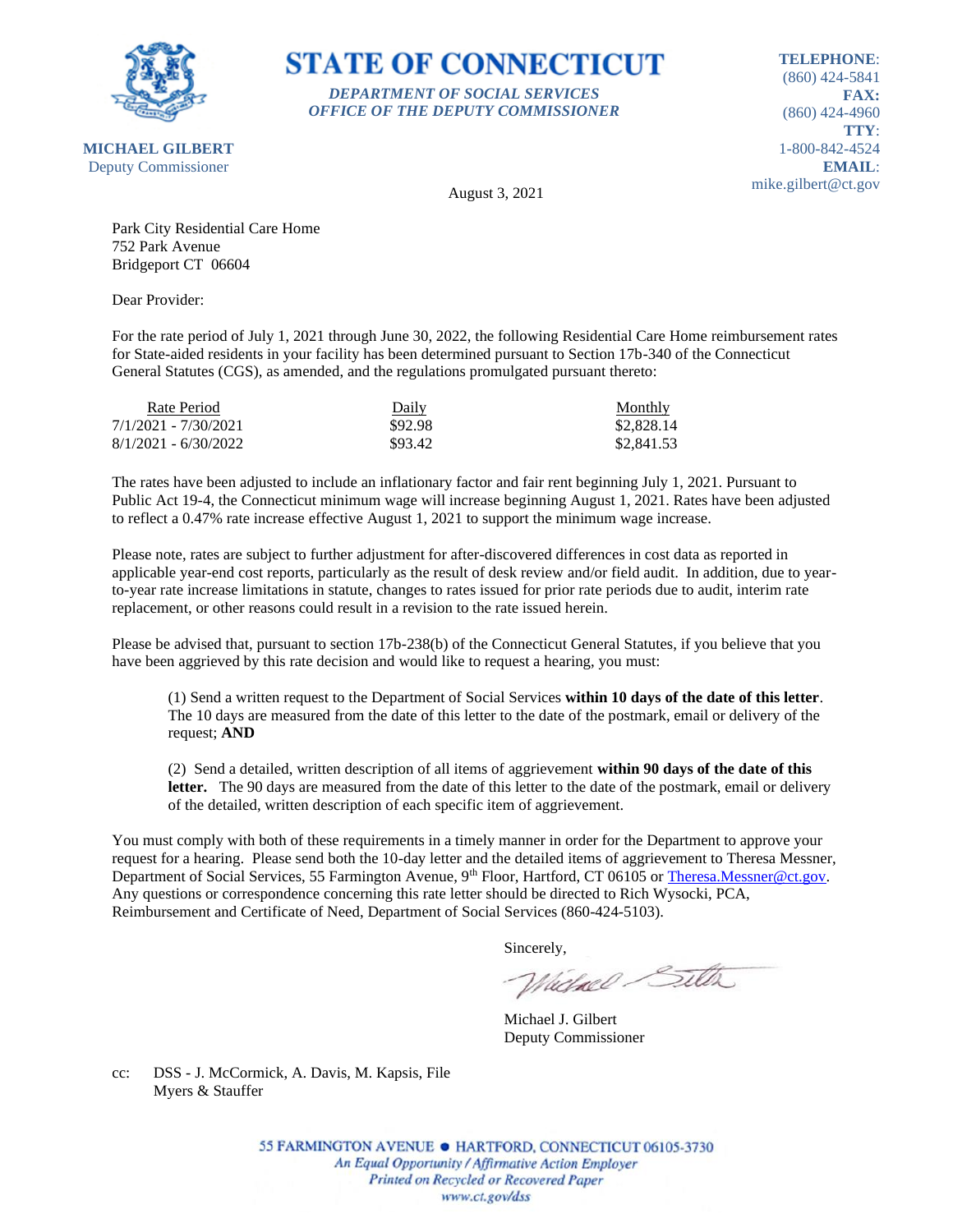# STATE OF CONNECTICUT

*DEPARTMENT OF SOCIAL SERVICES*
*OFFICE OF THE DEPUTY COMMISSIONER*

**MICHAEL GILBERT**
Deputy Commissioner

**TELEPHONE**:
(860) 424-5841
**FAX:**
(860) 424-4960
**TTY**:
1-800-842-4524
**EMAIL**:
mike.gilbert@ct.gov

August 3, 2021

Park City Residential Care Home
752 Park Avenue
Bridgeport CT 06604

Dear Provider:

For the rate period of July 1, 2021 through June 30, 2022, the following Residential Care Home reimbursement rates for State-aided residents in your facility has been determined pursuant to Section 17b-340 of the Connecticut General Statutes (CGS), as amended, and the regulations promulgated pursuant thereto:

| Rate Period | Daily | Monthly |
|---|---|---|
| 7/1/2021 - 7/30/2021 | $92.98 | $2,828.14 |
| 8/1/2021 - 6/30/2022 | $93.42 | $2,841.53 |

The rates have been adjusted to include an inflationary factor and fair rent beginning July 1, 2021. Pursuant to Public Act 19-4, the Connecticut minimum wage will increase beginning August 1, 2021. Rates have been adjusted to reflect a 0.47% rate increase effective August 1, 2021 to support the minimum wage increase.

Please note, rates are subject to further adjustment for after-discovered differences in cost data as reported in applicable year-end cost reports, particularly as the result of desk review and/or field audit. In addition, due to year-to-year rate increase limitations in statute, changes to rates issued for prior rate periods due to audit, interim rate replacement, or other reasons could result in a revision to the rate issued herein.

Please be advised that, pursuant to section 17b-238(b) of the Connecticut General Statutes, if you believe that you have been aggrieved by this rate decision and would like to request a hearing, you must:

(1) Send a written request to the Department of Social Services **within 10 days of the date of this letter**. The 10 days are measured from the date of this letter to the date of the postmark, email or delivery of the request; **AND**

(2) Send a detailed, written description of all items of aggrievement **within 90 days of the date of this letter.** The 90 days are measured from the date of this letter to the date of the postmark, email or delivery of the detailed, written description of each specific item of aggrievement.

You must comply with both of these requirements in a timely manner in order for the Department to approve your request for a hearing. Please send both the 10-day letter and the detailed items of aggrievement to Theresa Messner, Department of Social Services, 55 Farmington Avenue, 9th Floor, Hartford, CT 06105 or Theresa.Messner@ct.gov. Any questions or correspondence concerning this rate letter should be directed to Rich Wysocki, PCA, Reimbursement and Certificate of Need, Department of Social Services (860-424-5103).

Sincerely,

Michael J. Gilbert
Deputy Commissioner

cc: DSS - J. McCormick, A. Davis, M. Kapsis, File
Myers & Stauffer

55 FARMINGTON AVENUE • HARTFORD, CONNECTICUT 06105-3730
*An Equal Opportunity / Affirmative Action Employer*
*Printed on Recycled or Recovered Paper*
*www.ct.gov/dss*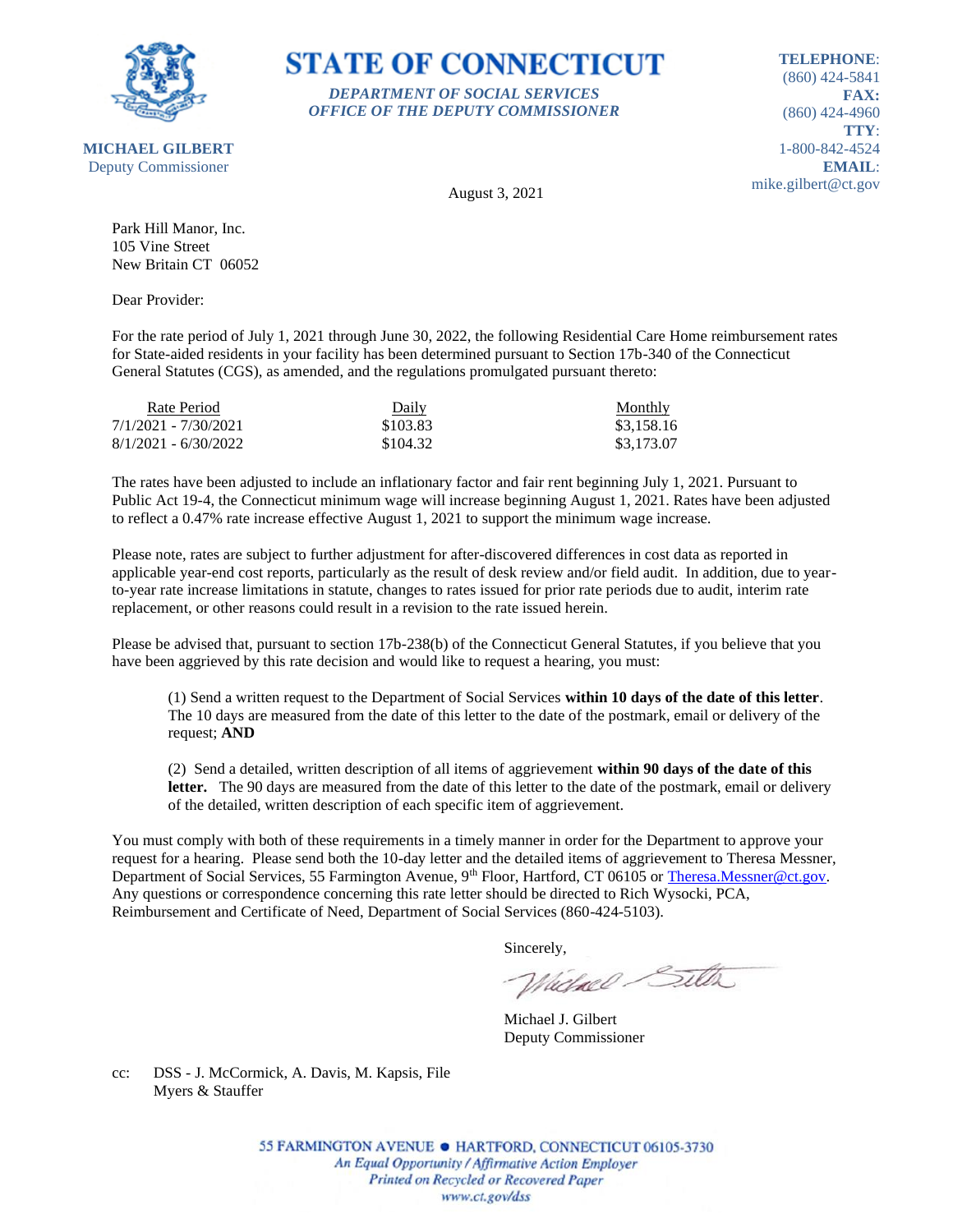**MICHAEL GILBERT**
Deputy Commissioner

# STATE OF CONNECTICUT

***DEPARTMENT OF SOCIAL SERVICES***
***OFFICE OF THE DEPUTY COMMISSIONER***

**TELEPHONE**:
(860) 424-5841
**FAX:**
(860) 424-4960
**TTY**:
1-800-842-4524
**EMAIL**:
mike.gilbert@ct.gov

August 3, 2021

Park Hill Manor, Inc.
105 Vine Street
New Britain CT 06052

Dear Provider:

For the rate period of July 1, 2021 through June 30, 2022, the following Residential Care Home reimbursement rates for State-aided residents in your facility has been determined pursuant to Section 17b-340 of the Connecticut General Statutes (CGS), as amended, and the regulations promulgated pursuant thereto:

| Rate Period | Daily | Monthly |
|---|---|---|
| 7/1/2021 - 7/30/2021 | $103.83 | $3,158.16 |
| 8/1/2021 - 6/30/2022 | $104.32 | $3,173.07 |

The rates have been adjusted to include an inflationary factor and fair rent beginning July 1, 2021. Pursuant to Public Act 19-4, the Connecticut minimum wage will increase beginning August 1, 2021. Rates have been adjusted to reflect a 0.47% rate increase effective August 1, 2021 to support the minimum wage increase.

Please note, rates are subject to further adjustment for after-discovered differences in cost data as reported in applicable year-end cost reports, particularly as the result of desk review and/or field audit. In addition, due to year-to-year rate increase limitations in statute, changes to rates issued for prior rate periods due to audit, interim rate replacement, or other reasons could result in a revision to the rate issued herein.

Please be advised that, pursuant to section 17b-238(b) of the Connecticut General Statutes, if you believe that you have been aggrieved by this rate decision and would like to request a hearing, you must:

(1) Send a written request to the Department of Social Services **within 10 days of the date of this letter**. The 10 days are measured from the date of this letter to the date of the postmark, email or delivery of the request; **AND**

(2) Send a detailed, written description of all items of aggrievement **within 90 days of the date of this letter.** The 90 days are measured from the date of this letter to the date of the postmark, email or delivery of the detailed, written description of each specific item of aggrievement.

You must comply with both of these requirements in a timely manner in order for the Department to approve your request for a hearing. Please send both the 10-day letter and the detailed items of aggrievement to Theresa Messner, Department of Social Services, 55 Farmington Avenue, 9th Floor, Hartford, CT 06105 or Theresa.Messner@ct.gov. Any questions or correspondence concerning this rate letter should be directed to Rich Wysocki, PCA, Reimbursement and Certificate of Need, Department of Social Services (860-424-5103).

Sincerely,

Michael J. Gilbert
Deputy Commissioner

cc: DSS - J. McCormick, A. Davis, M. Kapsis, File
Myers & Stauffer

55 FARMINGTON AVENUE • HARTFORD, CONNECTICUT 06105-3730
*An Equal Opportunity / Affirmative Action Employer*
*Printed on Recycled or Recovered Paper*
*www.ct.gov/dss*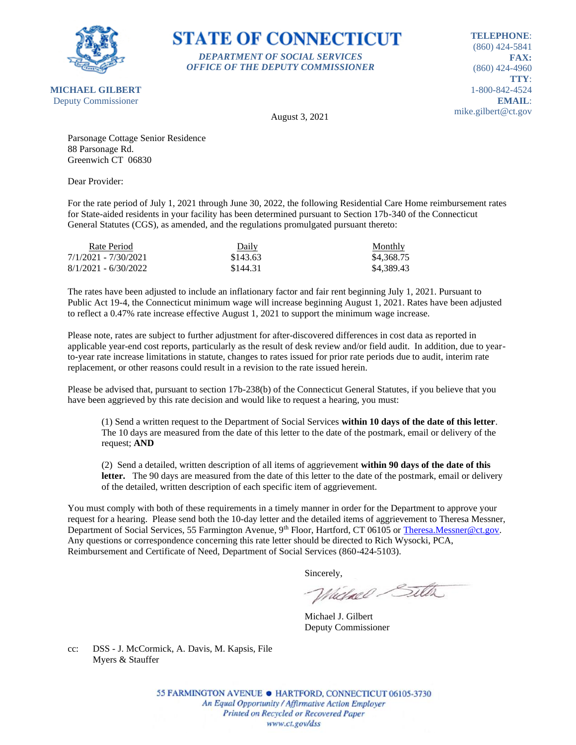**STATE OF CONNECTICUT**

***DEPARTMENT OF SOCIAL SERVICES***
***OFFICE OF THE DEPUTY COMMISSIONER***

**MICHAEL GILBERT**
Deputy Commissioner

**TELEPHONE**: (860) 424-5841
**FAX:** (860) 424-4960
**TTY**: 1-800-842-4524
**EMAIL**: mike.gilbert@ct.gov

August 3, 2021

Parsonage Cottage Senior Residence
88 Parsonage Rd.
Greenwich CT 06830

Dear Provider:

For the rate period of July 1, 2021 through June 30, 2022, the following Residential Care Home reimbursement rates for State-aided residents in your facility has been determined pursuant to Section 17b-340 of the Connecticut General Statutes (CGS), as amended, and the regulations promulgated pursuant thereto:

| Rate Period | Daily | Monthly |
|---|---|---|
| 7/1/2021 - 7/30/2021 | $143.63 | $4,368.75 |
| 8/1/2021 - 6/30/2022 | $144.31 | $4,389.43 |

The rates have been adjusted to include an inflationary factor and fair rent beginning July 1, 2021. Pursuant to Public Act 19-4, the Connecticut minimum wage will increase beginning August 1, 2021. Rates have been adjusted to reflect a 0.47% rate increase effective August 1, 2021 to support the minimum wage increase.

Please note, rates are subject to further adjustment for after-discovered differences in cost data as reported in applicable year-end cost reports, particularly as the result of desk review and/or field audit. In addition, due to year-to-year rate increase limitations in statute, changes to rates issued for prior rate periods due to audit, interim rate replacement, or other reasons could result in a revision to the rate issued herein.

Please be advised that, pursuant to section 17b-238(b) of the Connecticut General Statutes, if you believe that you have been aggrieved by this rate decision and would like to request a hearing, you must:

(1) Send a written request to the Department of Social Services **within 10 days of the date of this letter**. The 10 days are measured from the date of this letter to the date of the postmark, email or delivery of the request; **AND**

(2) Send a detailed, written description of all items of aggrievement **within 90 days of the date of this letter.** The 90 days are measured from the date of this letter to the date of the postmark, email or delivery of the detailed, written description of each specific item of aggrievement.

You must comply with both of these requirements in a timely manner in order for the Department to approve your request for a hearing. Please send both the 10-day letter and the detailed items of aggrievement to Theresa Messner, Department of Social Services, 55 Farmington Avenue, 9th Floor, Hartford, CT 06105 or Theresa.Messner@ct.gov. Any questions or correspondence concerning this rate letter should be directed to Rich Wysocki, PCA, Reimbursement and Certificate of Need, Department of Social Services (860-424-5103).

Sincerely,

Michael J. Gilbert
Deputy Commissioner

cc: DSS - J. McCormick, A. Davis, M. Kapsis, File
Myers & Stauffer

55 FARMINGTON AVENUE • HARTFORD, CONNECTICUT 06105-3730
*An Equal Opportunity / Affirmative Action Employer*
*Printed on Recycled or Recovered Paper*
*www.ct.gov/dss*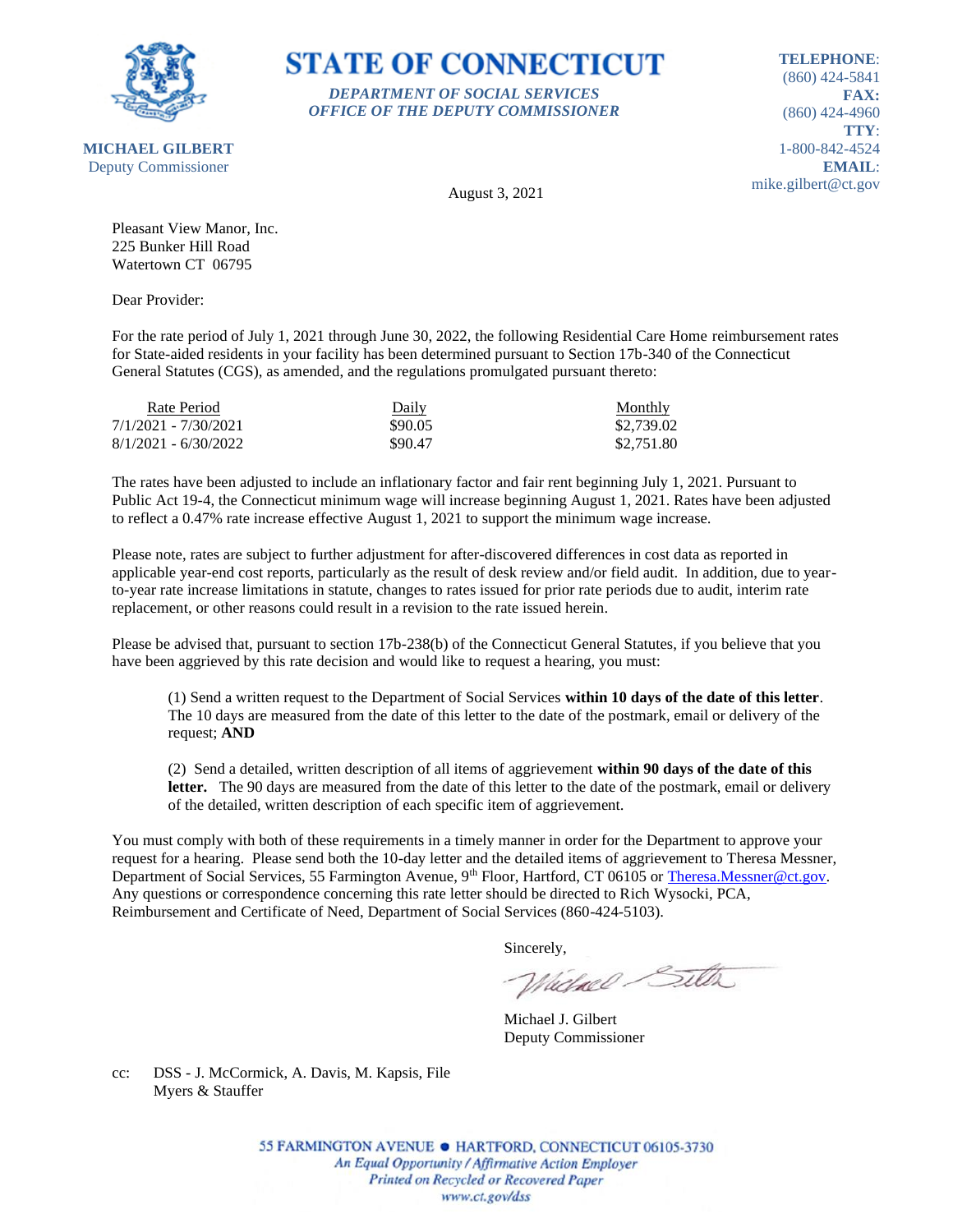**STATE OF CONNECTICUT**

*DEPARTMENT OF SOCIAL SERVICES*
*OFFICE OF THE DEPUTY COMMISSIONER*

**MICHAEL GILBERT**
Deputy Commissioner

**TELEPHONE**: (860) 424-5841
**FAX:** (860) 424-4960
**TTY**: 1-800-842-4524
**EMAIL**: mike.gilbert@ct.gov

August 3, 2021

Pleasant View Manor, Inc.
225 Bunker Hill Road
Watertown CT 06795

Dear Provider:

For the rate period of July 1, 2021 through June 30, 2022, the following Residential Care Home reimbursement rates for State-aided residents in your facility has been determined pursuant to Section 17b-340 of the Connecticut General Statutes (CGS), as amended, and the regulations promulgated pursuant thereto:

| Rate Period | Daily | Monthly |
|---|---|---|
| 7/1/2021 - 7/30/2021 | $90.05 | $2,739.02 |
| 8/1/2021 - 6/30/2022 | $90.47 | $2,751.80 |

The rates have been adjusted to include an inflationary factor and fair rent beginning July 1, 2021. Pursuant to Public Act 19-4, the Connecticut minimum wage will increase beginning August 1, 2021. Rates have been adjusted to reflect a 0.47% rate increase effective August 1, 2021 to support the minimum wage increase.

Please note, rates are subject to further adjustment for after-discovered differences in cost data as reported in applicable year-end cost reports, particularly as the result of desk review and/or field audit. In addition, due to year-to-year rate increase limitations in statute, changes to rates issued for prior rate periods due to audit, interim rate replacement, or other reasons could result in a revision to the rate issued herein.

Please be advised that, pursuant to section 17b-238(b) of the Connecticut General Statutes, if you believe that you have been aggrieved by this rate decision and would like to request a hearing, you must:

(1) Send a written request to the Department of Social Services **within 10 days of the date of this letter**. The 10 days are measured from the date of this letter to the date of the postmark, email or delivery of the request; **AND**

(2) Send a detailed, written description of all items of aggrievement **within 90 days of the date of this letter.** The 90 days are measured from the date of this letter to the date of the postmark, email or delivery of the detailed, written description of each specific item of aggrievement.

You must comply with both of these requirements in a timely manner in order for the Department to approve your request for a hearing. Please send both the 10-day letter and the detailed items of aggrievement to Theresa Messner, Department of Social Services, 55 Farmington Avenue, 9th Floor, Hartford, CT 06105 or Theresa.Messner@ct.gov. Any questions or correspondence concerning this rate letter should be directed to Rich Wysocki, PCA, Reimbursement and Certificate of Need, Department of Social Services (860-424-5103).

Sincerely,

Michael J. Gilbert
Deputy Commissioner

cc: DSS - J. McCormick, A. Davis, M. Kapsis, File
Myers & Stauffer

55 FARMINGTON AVENUE • HARTFORD, CONNECTICUT 06105-3730
*An Equal Opportunity / Affirmative Action Employer*
*Printed on Recycled or Recovered Paper*
*www.ct.gov/dss*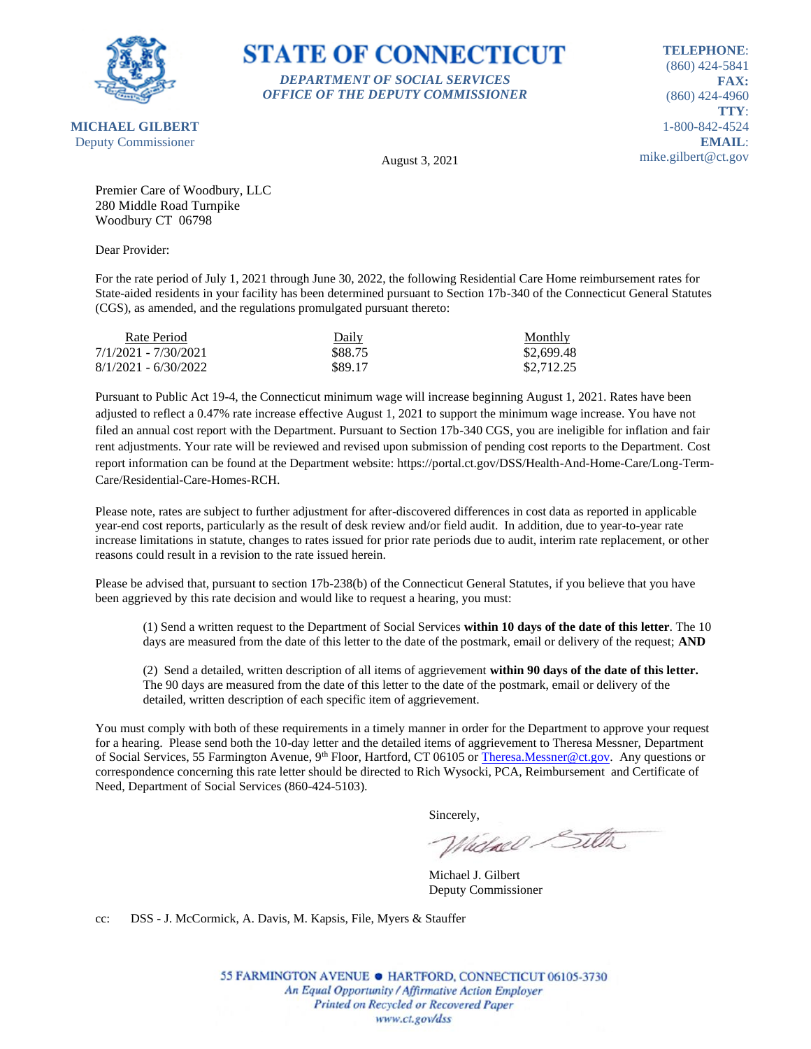**STATE OF CONNECTICUT**

*DEPARTMENT OF SOCIAL SERVICES*
*OFFICE OF THE DEPUTY COMMISSIONER*

**MICHAEL GILBERT**
Deputy Commissioner

**TELEPHONE**: (860) 424-5841
**FAX:** (860) 424-4960
**TTY**: 1-800-842-4524
**EMAIL**: mike.gilbert@ct.gov

August 3, 2021

Premier Care of Woodbury, LLC
280 Middle Road Turnpike
Woodbury CT 06798

Dear Provider:

For the rate period of July 1, 2021 through June 30, 2022, the following Residential Care Home reimbursement rates for State-aided residents in your facility has been determined pursuant to Section 17b-340 of the Connecticut General Statutes (CGS), as amended, and the regulations promulgated pursuant thereto:

| Rate Period | Daily | Monthly |
|---|---|---|
| 7/1/2021 - 7/30/2021 | $88.75 | $2,699.48 |
| 8/1/2021 - 6/30/2022 | $89.17 | $2,712.25 |

Pursuant to Public Act 19-4, the Connecticut minimum wage will increase beginning August 1, 2021. Rates have been adjusted to reflect a 0.47% rate increase effective August 1, 2021 to support the minimum wage increase. You have not filed an annual cost report with the Department. Pursuant to Section 17b-340 CGS, you are ineligible for inflation and fair rent adjustments. Your rate will be reviewed and revised upon submission of pending cost reports to the Department. Cost report information can be found at the Department website: https://portal.ct.gov/DSS/Health-And-Home-Care/Long-Term-Care/Residential-Care-Homes-RCH.

Please note, rates are subject to further adjustment for after-discovered differences in cost data as reported in applicable year-end cost reports, particularly as the result of desk review and/or field audit. In addition, due to year-to-year rate increase limitations in statute, changes to rates issued for prior rate periods due to audit, interim rate replacement, or other reasons could result in a revision to the rate issued herein.

Please be advised that, pursuant to section 17b-238(b) of the Connecticut General Statutes, if you believe that you have been aggrieved by this rate decision and would like to request a hearing, you must:

(1) Send a written request to the Department of Social Services **within 10 days of the date of this letter**. The 10 days are measured from the date of this letter to the date of the postmark, email or delivery of the request; **AND**

(2) Send a detailed, written description of all items of aggrievement **within 90 days of the date of this letter.** The 90 days are measured from the date of this letter to the date of the postmark, email or delivery of the detailed, written description of each specific item of aggrievement.

You must comply with both of these requirements in a timely manner in order for the Department to approve your request for a hearing. Please send both the 10-day letter and the detailed items of aggrievement to Theresa Messner, Department of Social Services, 55 Farmington Avenue, 9th Floor, Hartford, CT 06105 or Theresa.Messner@ct.gov. Any questions or correspondence concerning this rate letter should be directed to Rich Wysocki, PCA, Reimbursement and Certificate of Need, Department of Social Services (860-424-5103).

Sincerely,

Michael J. Gilbert
Deputy Commissioner

cc: DSS - J. McCormick, A. Davis, M. Kapsis, File, Myers & Stauffer

55 FARMINGTON AVENUE • HARTFORD, CONNECTICUT 06105-3730
*An Equal Opportunity / Affirmative Action Employer*
*Printed on Recycled or Recovered Paper*
*www.ct.gov/dss*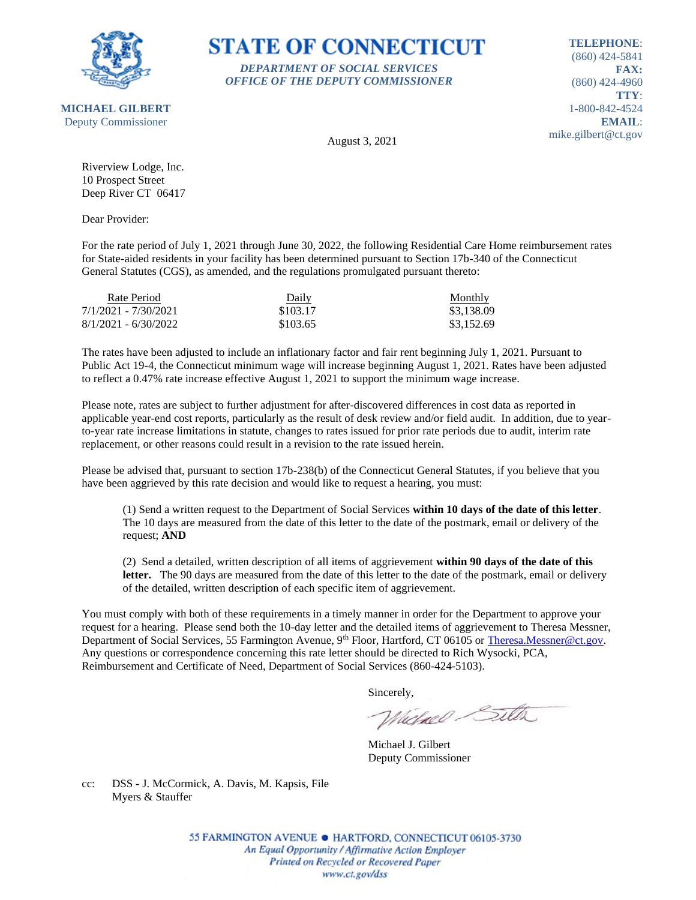**STATE OF CONNECTICUT**

*DEPARTMENT OF SOCIAL SERVICES*
*OFFICE OF THE DEPUTY COMMISSIONER*

**MICHAEL GILBERT**
Deputy Commissioner

**TELEPHONE**: (860) 424-5841
**FAX:** (860) 424-4960
**TTY**: 1-800-842-4524
**EMAIL**: mike.gilbert@ct.gov

August 3, 2021

Riverview Lodge, Inc.
10 Prospect Street
Deep River CT 06417

Dear Provider:

For the rate period of July 1, 2021 through June 30, 2022, the following Residential Care Home reimbursement rates for State-aided residents in your facility has been determined pursuant to Section 17b-340 of the Connecticut General Statutes (CGS), as amended, and the regulations promulgated pursuant thereto:

| Rate Period | Daily | Monthly |
|---|---|---|
| 7/1/2021 - 7/30/2021 | $103.17 | $3,138.09 |
| 8/1/2021 - 6/30/2022 | $103.65 | $3,152.69 |

The rates have been adjusted to include an inflationary factor and fair rent beginning July 1, 2021. Pursuant to Public Act 19-4, the Connecticut minimum wage will increase beginning August 1, 2021. Rates have been adjusted to reflect a 0.47% rate increase effective August 1, 2021 to support the minimum wage increase.

Please note, rates are subject to further adjustment for after-discovered differences in cost data as reported in applicable year-end cost reports, particularly as the result of desk review and/or field audit. In addition, due to year-to-year rate increase limitations in statute, changes to rates issued for prior rate periods due to audit, interim rate replacement, or other reasons could result in a revision to the rate issued herein.

Please be advised that, pursuant to section 17b-238(b) of the Connecticut General Statutes, if you believe that you have been aggrieved by this rate decision and would like to request a hearing, you must:

(1) Send a written request to the Department of Social Services **within 10 days of the date of this letter**. The 10 days are measured from the date of this letter to the date of the postmark, email or delivery of the request; **AND**

(2) Send a detailed, written description of all items of aggrievement **within 90 days of the date of this letter.** The 90 days are measured from the date of this letter to the date of the postmark, email or delivery of the detailed, written description of each specific item of aggrievement.

You must comply with both of these requirements in a timely manner in order for the Department to approve your request for a hearing. Please send both the 10-day letter and the detailed items of aggrievement to Theresa Messner, Department of Social Services, 55 Farmington Avenue, 9th Floor, Hartford, CT 06105 or Theresa.Messner@ct.gov. Any questions or correspondence concerning this rate letter should be directed to Rich Wysocki, PCA, Reimbursement and Certificate of Need, Department of Social Services (860-424-5103).

Sincerely,

Michael J. Gilbert
Deputy Commissioner

cc: DSS - J. McCormick, A. Davis, M. Kapsis, File
Myers & Stauffer

55 FARMINGTON AVENUE • HARTFORD, CONNECTICUT 06105-3730
*An Equal Opportunity / Affirmative Action Employer*
*Printed on Recycled or Recovered Paper*
*www.ct.gov/dss*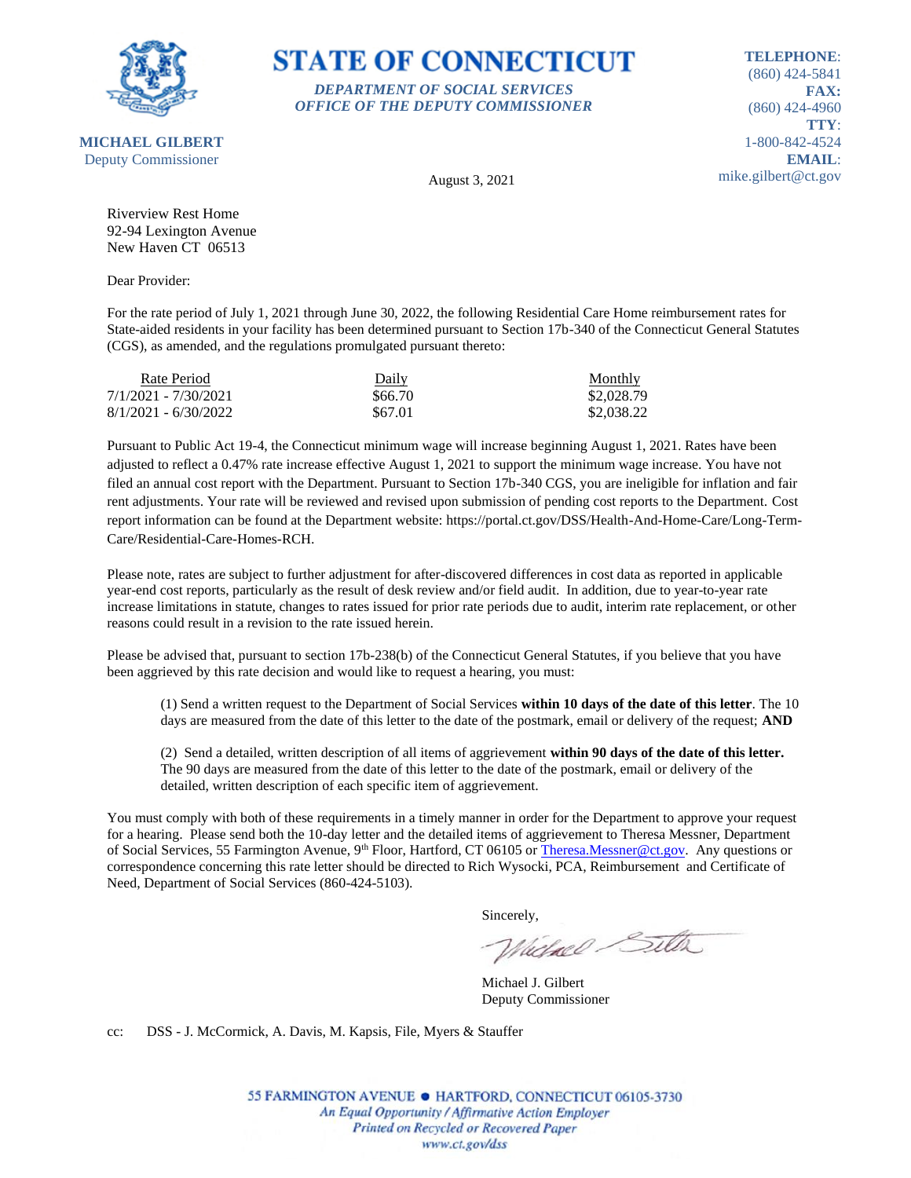# STATE OF CONNECTICUT

*DEPARTMENT OF SOCIAL SERVICES*
*OFFICE OF THE DEPUTY COMMISSIONER*

**MICHAEL GILBERT**
Deputy Commissioner

**TELEPHONE**: (860) 424-5841
**FAX:** (860) 424-4960
**TTY**: 1-800-842-4524
**EMAIL**: mike.gilbert@ct.gov

August 3, 2021

Riverview Rest Home
92-94 Lexington Avenue
New Haven CT 06513

Dear Provider:

For the rate period of July 1, 2021 through June 30, 2022, the following Residential Care Home reimbursement rates for State-aided residents in your facility has been determined pursuant to Section 17b-340 of the Connecticut General Statutes (CGS), as amended, and the regulations promulgated pursuant thereto:

| Rate Period | Daily | Monthly |
|---|---|---|
| 7/1/2021 - 7/30/2021 | $66.70 | $2,028.79 |
| 8/1/2021 - 6/30/2022 | $67.01 | $2,038.22 |

Pursuant to Public Act 19-4, the Connecticut minimum wage will increase beginning August 1, 2021. Rates have been adjusted to reflect a 0.47% rate increase effective August 1, 2021 to support the minimum wage increase. You have not filed an annual cost report with the Department. Pursuant to Section 17b-340 CGS, you are ineligible for inflation and fair rent adjustments. Your rate will be reviewed and revised upon submission of pending cost reports to the Department. Cost report information can be found at the Department website: https://portal.ct.gov/DSS/Health-And-Home-Care/Long-Term-Care/Residential-Care-Homes-RCH.

Please note, rates are subject to further adjustment for after-discovered differences in cost data as reported in applicable year-end cost reports, particularly as the result of desk review and/or field audit. In addition, due to year-to-year rate increase limitations in statute, changes to rates issued for prior rate periods due to audit, interim rate replacement, or other reasons could result in a revision to the rate issued herein.

Please be advised that, pursuant to section 17b-238(b) of the Connecticut General Statutes, if you believe that you have been aggrieved by this rate decision and would like to request a hearing, you must:

(1) Send a written request to the Department of Social Services **within 10 days of the date of this letter**. The 10 days are measured from the date of this letter to the date of the postmark, email or delivery of the request; **AND**

(2) Send a detailed, written description of all items of aggrievement **within 90 days of the date of this letter.** The 90 days are measured from the date of this letter to the date of the postmark, email or delivery of the detailed, written description of each specific item of aggrievement.

You must comply with both of these requirements in a timely manner in order for the Department to approve your request for a hearing. Please send both the 10-day letter and the detailed items of aggrievement to Theresa Messner, Department of Social Services, 55 Farmington Avenue, 9th Floor, Hartford, CT 06105 or Theresa.Messner@ct.gov. Any questions or correspondence concerning this rate letter should be directed to Rich Wysocki, PCA, Reimbursement and Certificate of Need, Department of Social Services (860-424-5103).

Sincerely,

Michael J. Gilbert
Deputy Commissioner

cc: DSS - J. McCormick, A. Davis, M. Kapsis, File, Myers & Stauffer

55 FARMINGTON AVENUE • HARTFORD, CONNECTICUT 06105-3730
*An Equal Opportunity / Affirmative Action Employer*
*Printed on Recycled or Recovered Paper*
*www.ct.gov/dss*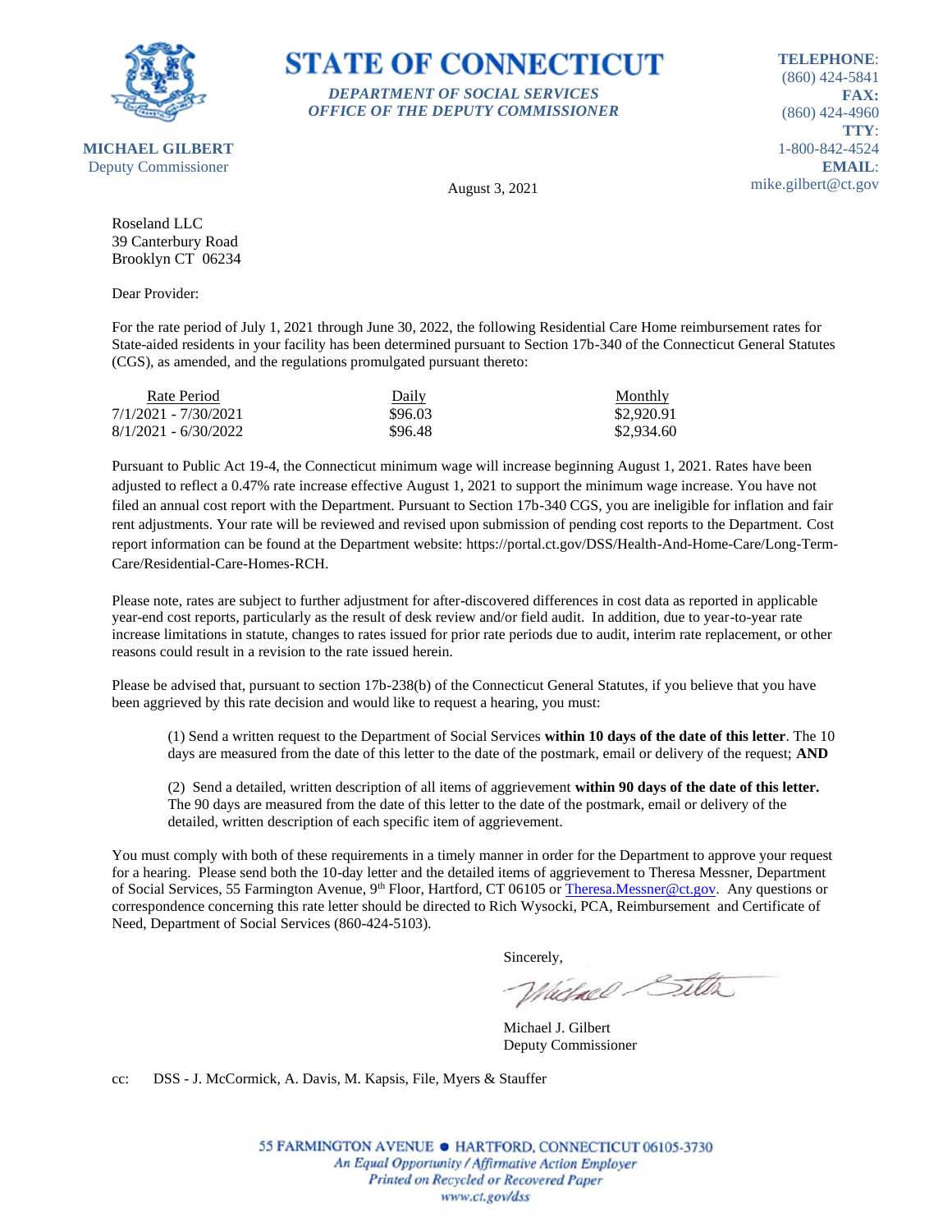**MICHAEL GILBERT**
Deputy Commissioner

# STATE OF CONNECTICUT

***DEPARTMENT OF SOCIAL SERVICES***
***OFFICE OF THE DEPUTY COMMISSIONER***

**TELEPHONE**: (860) 424-5841
**FAX:** (860) 424-4960
**TTY**: 1-800-842-4524
**EMAIL**: mike.gilbert@ct.gov

August 3, 2021

Roseland LLC
39 Canterbury Road
Brooklyn CT 06234

Dear Provider:

For the rate period of July 1, 2021 through June 30, 2022, the following Residential Care Home reimbursement rates for State-aided residents in your facility has been determined pursuant to Section 17b-340 of the Connecticut General Statutes (CGS), as amended, and the regulations promulgated pursuant thereto:

| Rate Period | Daily | Monthly |
|---|---|---|
| 7/1/2021 - 7/30/2021 | $96.03 | $2,920.91 |
| 8/1/2021 - 6/30/2022 | $96.48 | $2,934.60 |

Pursuant to Public Act 19-4, the Connecticut minimum wage will increase beginning August 1, 2021. Rates have been adjusted to reflect a 0.47% rate increase effective August 1, 2021 to support the minimum wage increase. You have not filed an annual cost report with the Department. Pursuant to Section 17b-340 CGS, you are ineligible for inflation and fair rent adjustments. Your rate will be reviewed and revised upon submission of pending cost reports to the Department. Cost report information can be found at the Department website: https://portal.ct.gov/DSS/Health-And-Home-Care/Long-Term-Care/Residential-Care-Homes-RCH.

Please note, rates are subject to further adjustment for after-discovered differences in cost data as reported in applicable year-end cost reports, particularly as the result of desk review and/or field audit. In addition, due to year-to-year rate increase limitations in statute, changes to rates issued for prior rate periods due to audit, interim rate replacement, or other reasons could result in a revision to the rate issued herein.

Please be advised that, pursuant to section 17b-238(b) of the Connecticut General Statutes, if you believe that you have been aggrieved by this rate decision and would like to request a hearing, you must:

(1) Send a written request to the Department of Social Services **within 10 days of the date of this letter**. The 10 days are measured from the date of this letter to the date of the postmark, email or delivery of the request; **AND**

(2) Send a detailed, written description of all items of aggrievement **within 90 days of the date of this letter.** The 90 days are measured from the date of this letter to the date of the postmark, email or delivery of the detailed, written description of each specific item of aggrievement.

You must comply with both of these requirements in a timely manner in order for the Department to approve your request for a hearing. Please send both the 10-day letter and the detailed items of aggrievement to Theresa Messner, Department of Social Services, 55 Farmington Avenue, 9th Floor, Hartford, CT 06105 or Theresa.Messner@ct.gov. Any questions or correspondence concerning this rate letter should be directed to Rich Wysocki, PCA, Reimbursement and Certificate of Need, Department of Social Services (860-424-5103).

Sincerely,

Michael J. Gilbert
Deputy Commissioner

cc: DSS - J. McCormick, A. Davis, M. Kapsis, File, Myers & Stauffer

55 FARMINGTON AVENUE • HARTFORD, CONNECTICUT 06105-3730
*An Equal Opportunity / Affirmative Action Employer*
*Printed on Recycled or Recovered Paper*
*www.ct.gov/dss*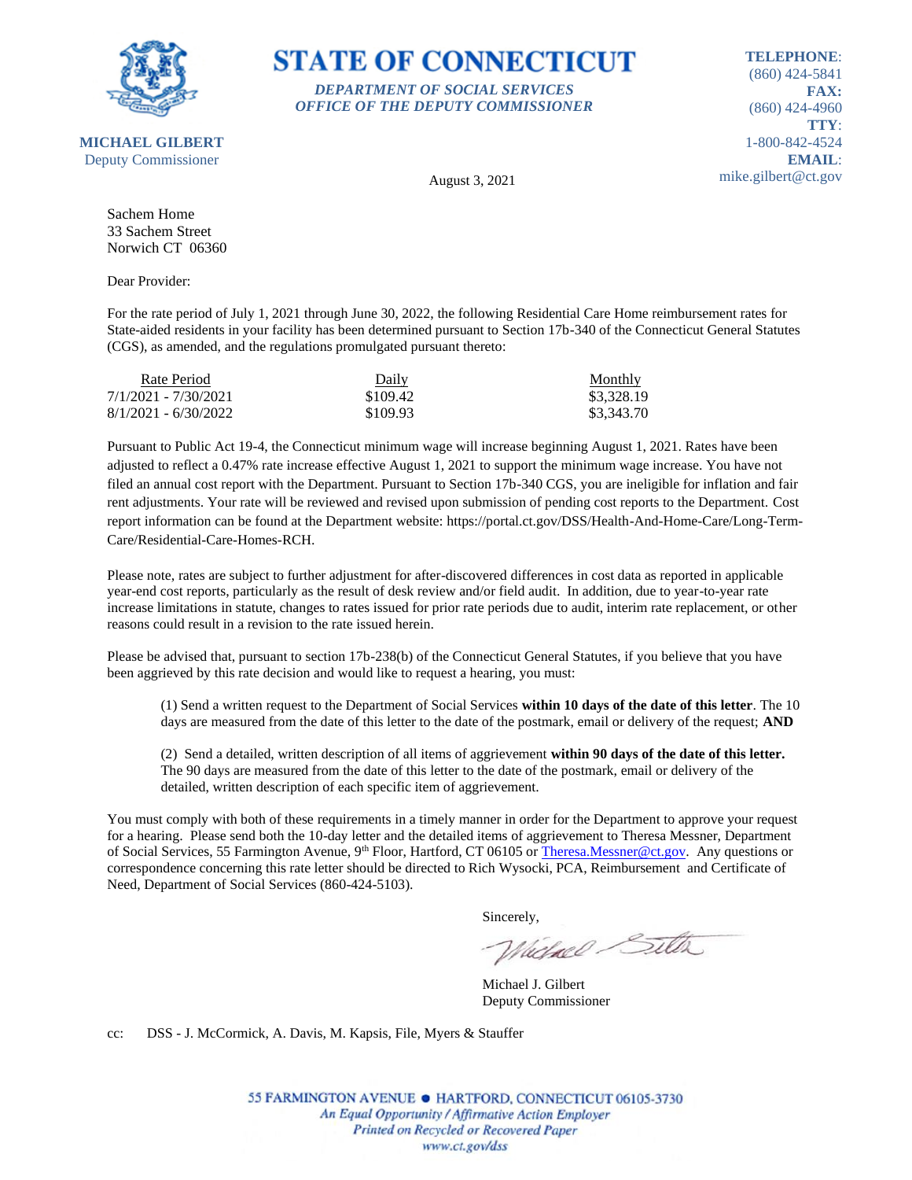**STATE OF CONNECTICUT**

*DEPARTMENT OF SOCIAL SERVICES*
*OFFICE OF THE DEPUTY COMMISSIONER*

**MICHAEL GILBERT**
Deputy Commissioner

**TELEPHONE**: (860) 424-5841
**FAX:** (860) 424-4960
**TTY**: 1-800-842-4524
**EMAIL**: mike.gilbert@ct.gov

August 3, 2021

Sachem Home
33 Sachem Street
Norwich CT 06360

Dear Provider:

For the rate period of July 1, 2021 through June 30, 2022, the following Residential Care Home reimbursement rates for State-aided residents in your facility has been determined pursuant to Section 17b-340 of the Connecticut General Statutes (CGS), as amended, and the regulations promulgated pursuant thereto:

| Rate Period | Daily | Monthly |
|---|---|---|
| 7/1/2021 - 7/30/2021 | $109.42 | $3,328.19 |
| 8/1/2021 - 6/30/2022 | $109.93 | $3,343.70 |

Pursuant to Public Act 19-4, the Connecticut minimum wage will increase beginning August 1, 2021. Rates have been adjusted to reflect a 0.47% rate increase effective August 1, 2021 to support the minimum wage increase. You have not filed an annual cost report with the Department. Pursuant to Section 17b-340 CGS, you are ineligible for inflation and fair rent adjustments. Your rate will be reviewed and revised upon submission of pending cost reports to the Department. Cost report information can be found at the Department website: https://portal.ct.gov/DSS/Health-And-Home-Care/Long-Term-Care/Residential-Care-Homes-RCH.

Please note, rates are subject to further adjustment for after-discovered differences in cost data as reported in applicable year-end cost reports, particularly as the result of desk review and/or field audit. In addition, due to year-to-year rate increase limitations in statute, changes to rates issued for prior rate periods due to audit, interim rate replacement, or other reasons could result in a revision to the rate issued herein.

Please be advised that, pursuant to section 17b-238(b) of the Connecticut General Statutes, if you believe that you have been aggrieved by this rate decision and would like to request a hearing, you must:

(1) Send a written request to the Department of Social Services **within 10 days of the date of this letter**. The 10 days are measured from the date of this letter to the date of the postmark, email or delivery of the request; **AND**

(2) Send a detailed, written description of all items of aggrievement **within 90 days of the date of this letter.** The 90 days are measured from the date of this letter to the date of the postmark, email or delivery of the detailed, written description of each specific item of aggrievement.

You must comply with both of these requirements in a timely manner in order for the Department to approve your request for a hearing. Please send both the 10-day letter and the detailed items of aggrievement to Theresa Messner, Department of Social Services, 55 Farmington Avenue, 9th Floor, Hartford, CT 06105 or Theresa.Messner@ct.gov. Any questions or correspondence concerning this rate letter should be directed to Rich Wysocki, PCA, Reimbursement and Certificate of Need, Department of Social Services (860-424-5103).

Sincerely,

Michael J. Gilbert
Deputy Commissioner

cc: DSS - J. McCormick, A. Davis, M. Kapsis, File, Myers & Stauffer

55 FARMINGTON AVENUE • HARTFORD, CONNECTICUT 06105-3730
*An Equal Opportunity / Affirmative Action Employer*
*Printed on Recycled or Recovered Paper*
*www.ct.gov/dss*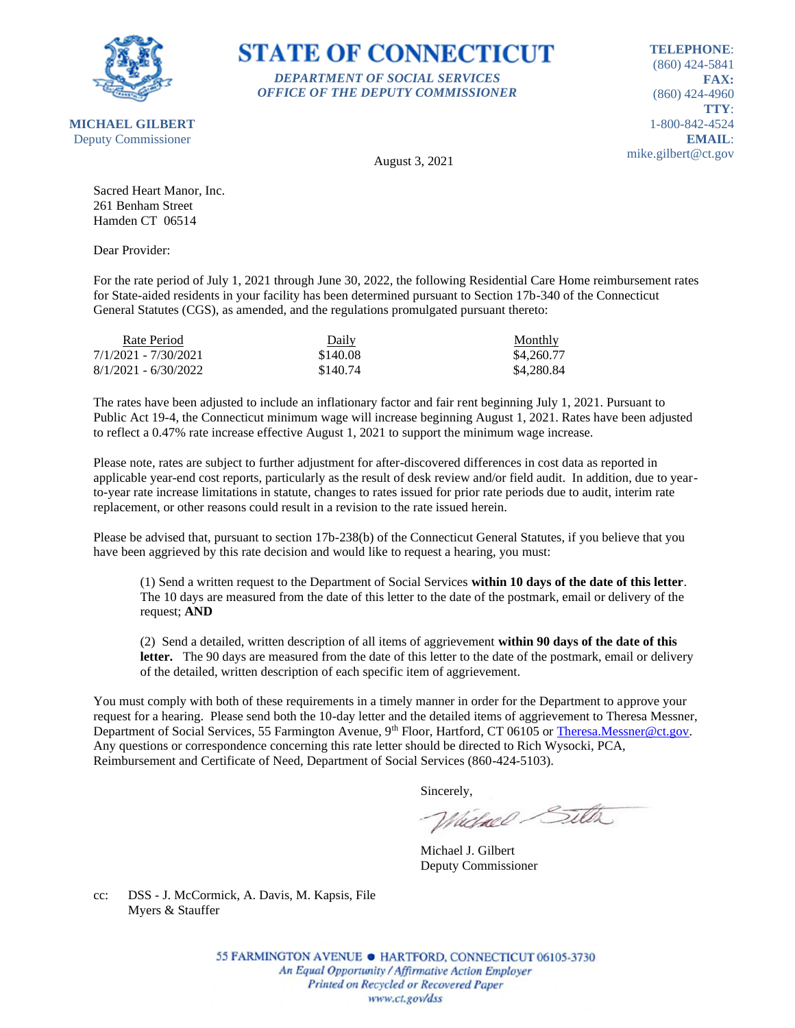**MICHAEL GILBERT**
Deputy Commissioner

# STATE OF CONNECTICUT

***DEPARTMENT OF SOCIAL SERVICES***
***OFFICE OF THE DEPUTY COMMISSIONER***

**TELEPHONE**: (860) 424-5841
**FAX:** (860) 424-4960
**TTY**: 1-800-842-4524
**EMAIL**: mike.gilbert@ct.gov

August 3, 2021

Sacred Heart Manor, Inc.
261 Benham Street
Hamden CT 06514

Dear Provider:

For the rate period of July 1, 2021 through June 30, 2022, the following Residential Care Home reimbursement rates for State-aided residents in your facility has been determined pursuant to Section 17b-340 of the Connecticut General Statutes (CGS), as amended, and the regulations promulgated pursuant thereto:

| Rate Period | Daily | Monthly |
|---|---|---|
| 7/1/2021 - 7/30/2021 | $140.08 | $4,260.77 |
| 8/1/2021 - 6/30/2022 | $140.74 | $4,280.84 |

The rates have been adjusted to include an inflationary factor and fair rent beginning July 1, 2021. Pursuant to Public Act 19-4, the Connecticut minimum wage will increase beginning August 1, 2021. Rates have been adjusted to reflect a 0.47% rate increase effective August 1, 2021 to support the minimum wage increase.

Please note, rates are subject to further adjustment for after-discovered differences in cost data as reported in applicable year-end cost reports, particularly as the result of desk review and/or field audit. In addition, due to year-to-year rate increase limitations in statute, changes to rates issued for prior rate periods due to audit, interim rate replacement, or other reasons could result in a revision to the rate issued herein.

Please be advised that, pursuant to section 17b-238(b) of the Connecticut General Statutes, if you believe that you have been aggrieved by this rate decision and would like to request a hearing, you must:

(1) Send a written request to the Department of Social Services **within 10 days of the date of this letter**. The 10 days are measured from the date of this letter to the date of the postmark, email or delivery of the request; **AND**

(2) Send a detailed, written description of all items of aggrievement **within 90 days of the date of this letter.** The 90 days are measured from the date of this letter to the date of the postmark, email or delivery of the detailed, written description of each specific item of aggrievement.

You must comply with both of these requirements in a timely manner in order for the Department to approve your request for a hearing. Please send both the 10-day letter and the detailed items of aggrievement to Theresa Messner, Department of Social Services, 55 Farmington Avenue, 9th Floor, Hartford, CT 06105 or Theresa.Messner@ct.gov. Any questions or correspondence concerning this rate letter should be directed to Rich Wysocki, PCA, Reimbursement and Certificate of Need, Department of Social Services (860-424-5103).

Sincerely,

Michael J. Gilbert
Deputy Commissioner

cc: DSS - J. McCormick, A. Davis, M. Kapsis, File
Myers & Stauffer

55 FARMINGTON AVENUE • HARTFORD, CONNECTICUT 06105-3730
*An Equal Opportunity / Affirmative Action Employer*
*Printed on Recycled or Recovered Paper*
*www.ct.gov/dss*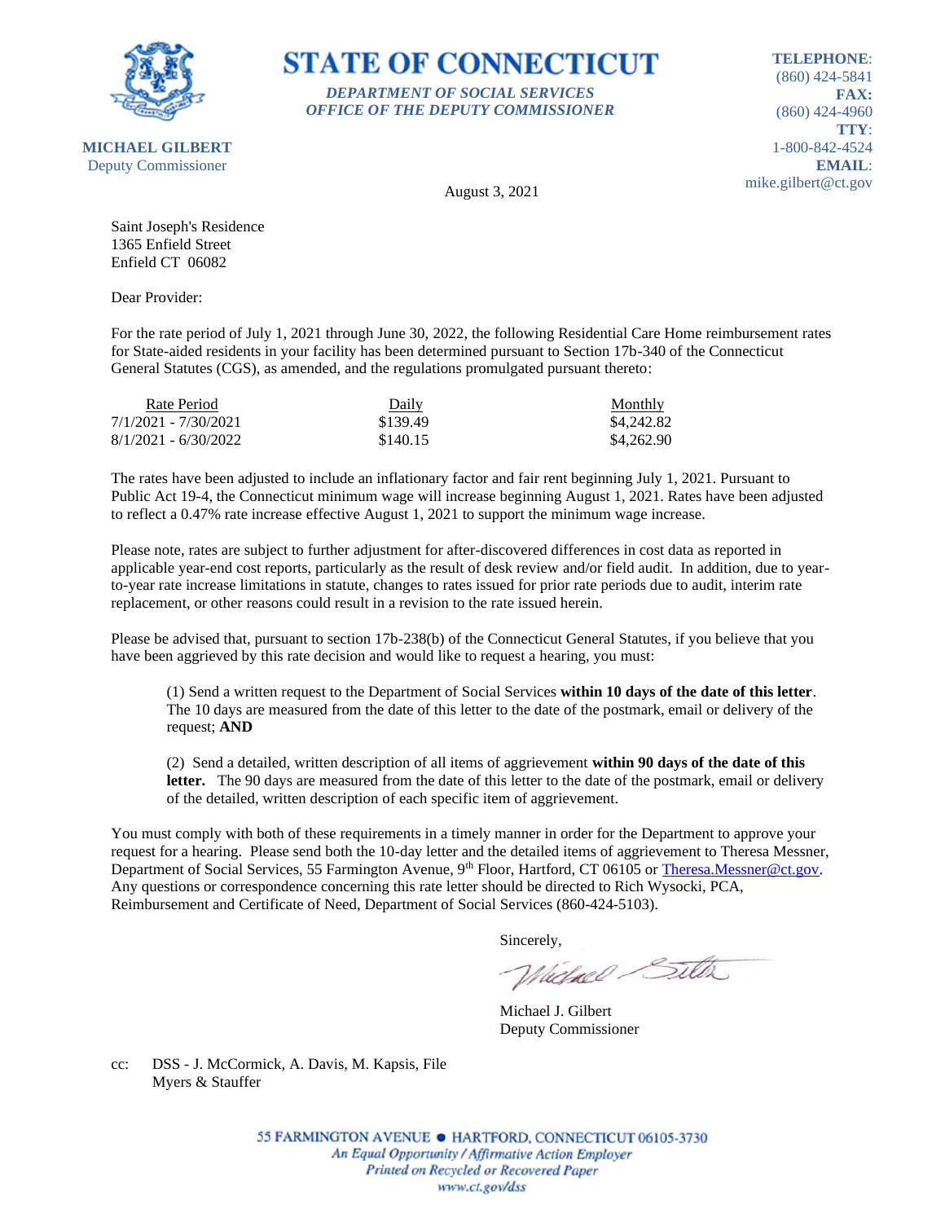**MICHAEL GILBERT**
Deputy Commissioner

# STATE OF CONNECTICUT

***DEPARTMENT OF SOCIAL SERVICES***
***OFFICE OF THE DEPUTY COMMISSIONER***

**TELEPHONE**: (860) 424-5841
**FAX:** (860) 424-4960
**TTY**: 1-800-842-4524
**EMAIL**: mike.gilbert@ct.gov

August 3, 2021

Saint Joseph's Residence
1365 Enfield Street
Enfield CT 06082

Dear Provider:

For the rate period of July 1, 2021 through June 30, 2022, the following Residential Care Home reimbursement rates for State-aided residents in your facility has been determined pursuant to Section 17b-340 of the Connecticut General Statutes (CGS), as amended, and the regulations promulgated pursuant thereto:

| Rate Period | Daily | Monthly |
|---|---|---|
| 7/1/2021 - 7/30/2021 | $139.49 | $4,242.82 |
| 8/1/2021 - 6/30/2022 | $140.15 | $4,262.90 |

The rates have been adjusted to include an inflationary factor and fair rent beginning July 1, 2021. Pursuant to Public Act 19-4, the Connecticut minimum wage will increase beginning August 1, 2021. Rates have been adjusted to reflect a 0.47% rate increase effective August 1, 2021 to support the minimum wage increase.

Please note, rates are subject to further adjustment for after-discovered differences in cost data as reported in applicable year-end cost reports, particularly as the result of desk review and/or field audit. In addition, due to year-to-year rate increase limitations in statute, changes to rates issued for prior rate periods due to audit, interim rate replacement, or other reasons could result in a revision to the rate issued herein.

Please be advised that, pursuant to section 17b-238(b) of the Connecticut General Statutes, if you believe that you have been aggrieved by this rate decision and would like to request a hearing, you must:

(1) Send a written request to the Department of Social Services **within 10 days of the date of this letter**. The 10 days are measured from the date of this letter to the date of the postmark, email or delivery of the request; **AND**

(2) Send a detailed, written description of all items of aggrievement **within 90 days of the date of this letter.** The 90 days are measured from the date of this letter to the date of the postmark, email or delivery of the detailed, written description of each specific item of aggrievement.

You must comply with both of these requirements in a timely manner in order for the Department to approve your request for a hearing. Please send both the 10-day letter and the detailed items of aggrievement to Theresa Messner, Department of Social Services, 55 Farmington Avenue, 9th Floor, Hartford, CT 06105 or Theresa.Messner@ct.gov. Any questions or correspondence concerning this rate letter should be directed to Rich Wysocki, PCA, Reimbursement and Certificate of Need, Department of Social Services (860-424-5103).

Sincerely,

Michael J. Gilbert
Deputy Commissioner

cc: DSS - J. McCormick, A. Davis, M. Kapsis, File
Myers & Stauffer

55 FARMINGTON AVENUE • HARTFORD, CONNECTICUT 06105-3730
*An Equal Opportunity / Affirmative Action Employer*
*Printed on Recycled or Recovered Paper*
*www.ct.gov/dss*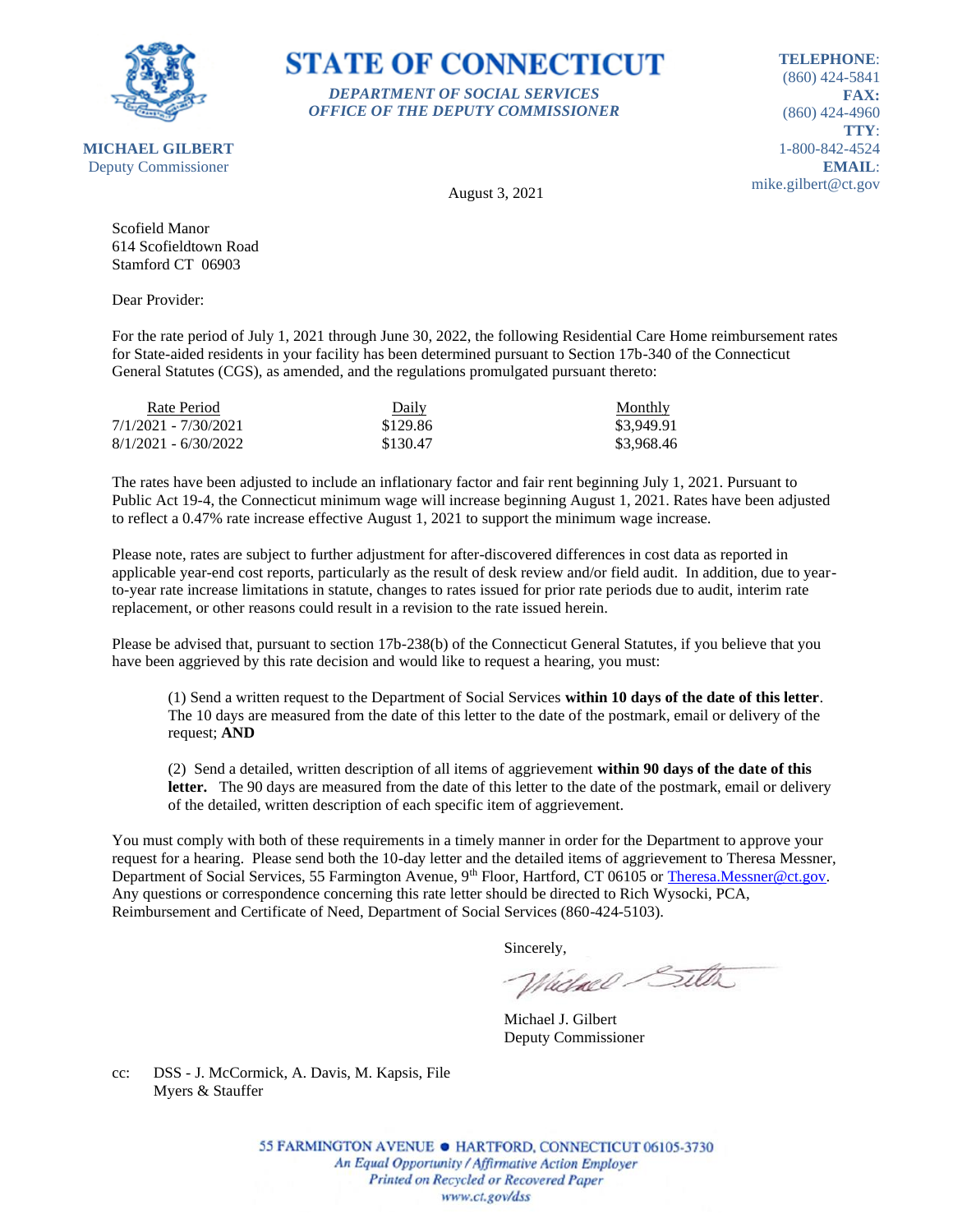**MICHAEL GILBERT**
Deputy Commissioner

# STATE OF CONNECTICUT

***DEPARTMENT OF SOCIAL SERVICES***
***OFFICE OF THE DEPUTY COMMISSIONER***

**TELEPHONE**:
(860) 424-5841
**FAX:**
(860) 424-4960
**TTY**:
1-800-842-4524
**EMAIL**:
mike.gilbert@ct.gov

August 3, 2021

Scofield Manor
614 Scofieldtown Road
Stamford CT 06903

Dear Provider:

For the rate period of July 1, 2021 through June 30, 2022, the following Residential Care Home reimbursement rates for State-aided residents in your facility has been determined pursuant to Section 17b-340 of the Connecticut General Statutes (CGS), as amended, and the regulations promulgated pursuant thereto:

| Rate Period | Daily | Monthly |
|---|---|---|
| 7/1/2021 - 7/30/2021 | $129.86 | $3,949.91 |
| 8/1/2021 - 6/30/2022 | $130.47 | $3,968.46 |

The rates have been adjusted to include an inflationary factor and fair rent beginning July 1, 2021. Pursuant to Public Act 19-4, the Connecticut minimum wage will increase beginning August 1, 2021. Rates have been adjusted to reflect a 0.47% rate increase effective August 1, 2021 to support the minimum wage increase.

Please note, rates are subject to further adjustment for after-discovered differences in cost data as reported in applicable year-end cost reports, particularly as the result of desk review and/or field audit. In addition, due to year-to-year rate increase limitations in statute, changes to rates issued for prior rate periods due to audit, interim rate replacement, or other reasons could result in a revision to the rate issued herein.

Please be advised that, pursuant to section 17b-238(b) of the Connecticut General Statutes, if you believe that you have been aggrieved by this rate decision and would like to request a hearing, you must:

(1) Send a written request to the Department of Social Services **within 10 days of the date of this letter**. The 10 days are measured from the date of this letter to the date of the postmark, email or delivery of the request; **AND**

(2) Send a detailed, written description of all items of aggrievement **within 90 days of the date of this letter.** The 90 days are measured from the date of this letter to the date of the postmark, email or delivery of the detailed, written description of each specific item of aggrievement.

You must comply with both of these requirements in a timely manner in order for the Department to approve your request for a hearing. Please send both the 10-day letter and the detailed items of aggrievement to Theresa Messner, Department of Social Services, 55 Farmington Avenue, 9th Floor, Hartford, CT 06105 or Theresa.Messner@ct.gov. Any questions or correspondence concerning this rate letter should be directed to Rich Wysocki, PCA, Reimbursement and Certificate of Need, Department of Social Services (860-424-5103).

Sincerely,

Michael J. Gilbert
Deputy Commissioner

cc: DSS - J. McCormick, A. Davis, M. Kapsis, File
Myers & Stauffer

55 FARMINGTON AVENUE • HARTFORD, CONNECTICUT 06105-3730
*An Equal Opportunity / Affirmative Action Employer*
*Printed on Recycled or Recovered Paper*
*www.ct.gov/dss*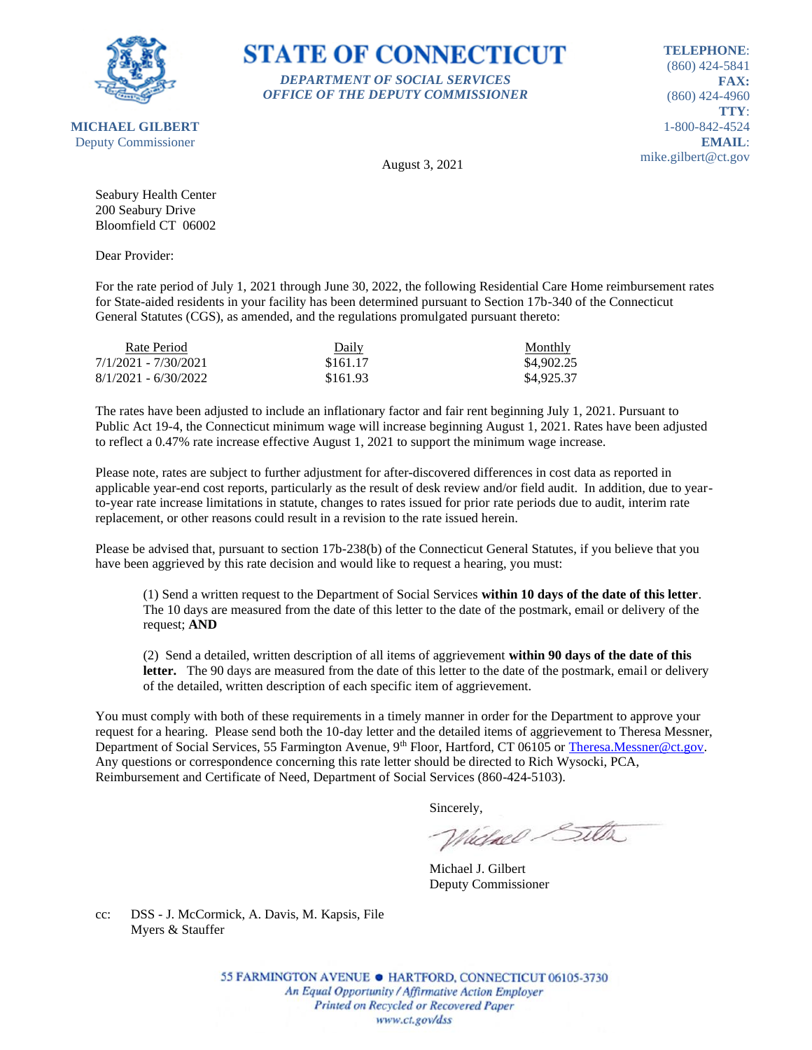# STATE OF CONNECTICUT

***DEPARTMENT OF SOCIAL SERVICES***
***OFFICE OF THE DEPUTY COMMISSIONER***

**MICHAEL GILBERT**
Deputy Commissioner

**TELEPHONE**: (860) 424-5841
**FAX:** (860) 424-4960
**TTY**: 1-800-842-4524
**EMAIL**: mike.gilbert@ct.gov

August 3, 2021

Seabury Health Center
200 Seabury Drive
Bloomfield CT 06002

Dear Provider:

For the rate period of July 1, 2021 through June 30, 2022, the following Residential Care Home reimbursement rates for State-aided residents in your facility has been determined pursuant to Section 17b-340 of the Connecticut General Statutes (CGS), as amended, and the regulations promulgated pursuant thereto:

| Rate Period | Daily | Monthly |
|---|---|---|
| 7/1/2021 - 7/30/2021 | $161.17 | $4,902.25 |
| 8/1/2021 - 6/30/2022 | $161.93 | $4,925.37 |

The rates have been adjusted to include an inflationary factor and fair rent beginning July 1, 2021. Pursuant to Public Act 19-4, the Connecticut minimum wage will increase beginning August 1, 2021. Rates have been adjusted to reflect a 0.47% rate increase effective August 1, 2021 to support the minimum wage increase.

Please note, rates are subject to further adjustment for after-discovered differences in cost data as reported in applicable year-end cost reports, particularly as the result of desk review and/or field audit. In addition, due to year-to-year rate increase limitations in statute, changes to rates issued for prior rate periods due to audit, interim rate replacement, or other reasons could result in a revision to the rate issued herein.

Please be advised that, pursuant to section 17b-238(b) of the Connecticut General Statutes, if you believe that you have been aggrieved by this rate decision and would like to request a hearing, you must:

(1) Send a written request to the Department of Social Services **within 10 days of the date of this letter**. The 10 days are measured from the date of this letter to the date of the postmark, email or delivery of the request; **AND**

(2) Send a detailed, written description of all items of aggrievement **within 90 days of the date of this letter.** The 90 days are measured from the date of this letter to the date of the postmark, email or delivery of the detailed, written description of each specific item of aggrievement.

You must comply with both of these requirements in a timely manner in order for the Department to approve your request for a hearing. Please send both the 10-day letter and the detailed items of aggrievement to Theresa Messner, Department of Social Services, 55 Farmington Avenue, 9th Floor, Hartford, CT 06105 or Theresa.Messner@ct.gov. Any questions or correspondence concerning this rate letter should be directed to Rich Wysocki, PCA, Reimbursement and Certificate of Need, Department of Social Services (860-424-5103).

Sincerely,

Michael J. Gilbert
Deputy Commissioner

cc: DSS - J. McCormick, A. Davis, M. Kapsis, File
Myers & Stauffer

55 FARMINGTON AVENUE • HARTFORD, CONNECTICUT 06105-3730
*An Equal Opportunity / Affirmative Action Employer*
*Printed on Recycled or Recovered Paper*
*www.ct.gov/dss*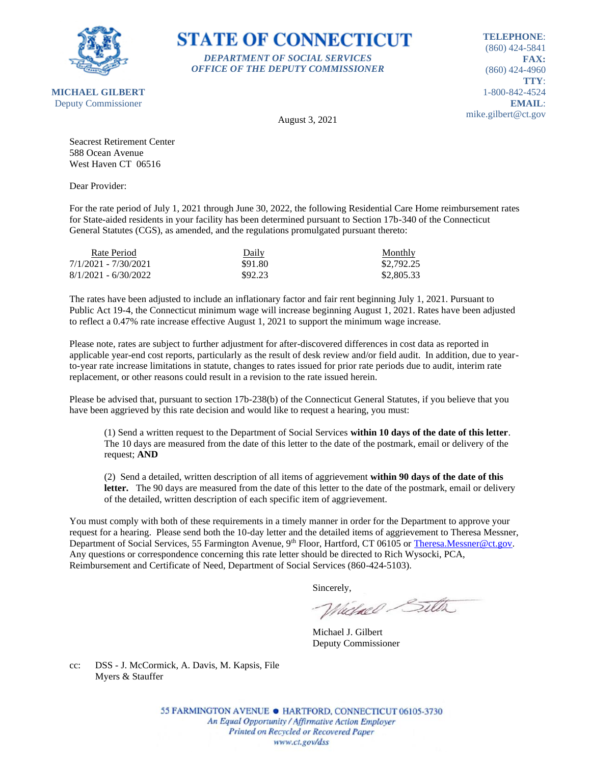# STATE OF CONNECTICUT

*DEPARTMENT OF SOCIAL SERVICES*
*OFFICE OF THE DEPUTY COMMISSIONER*

**MICHAEL GILBERT**
Deputy Commissioner

**TELEPHONE**:
(860) 424-5841
**FAX:**
(860) 424-4960
**TTY**:
1-800-842-4524
**EMAIL**:
mike.gilbert@ct.gov

August 3, 2021

Seacrest Retirement Center
588 Ocean Avenue
West Haven CT 06516

Dear Provider:

For the rate period of July 1, 2021 through June 30, 2022, the following Residential Care Home reimbursement rates for State-aided residents in your facility has been determined pursuant to Section 17b-340 of the Connecticut General Statutes (CGS), as amended, and the regulations promulgated pursuant thereto:

| Rate Period | Daily | Monthly |
|---|---|---|
| 7/1/2021 - 7/30/2021 | $91.80 | $2,792.25 |
| 8/1/2021 - 6/30/2022 | $92.23 | $2,805.33 |

The rates have been adjusted to include an inflationary factor and fair rent beginning July 1, 2021. Pursuant to Public Act 19-4, the Connecticut minimum wage will increase beginning August 1, 2021. Rates have been adjusted to reflect a 0.47% rate increase effective August 1, 2021 to support the minimum wage increase.

Please note, rates are subject to further adjustment for after-discovered differences in cost data as reported in applicable year-end cost reports, particularly as the result of desk review and/or field audit. In addition, due to year-to-year rate increase limitations in statute, changes to rates issued for prior rate periods due to audit, interim rate replacement, or other reasons could result in a revision to the rate issued herein.

Please be advised that, pursuant to section 17b-238(b) of the Connecticut General Statutes, if you believe that you have been aggrieved by this rate decision and would like to request a hearing, you must:

(1) Send a written request to the Department of Social Services **within 10 days of the date of this letter**. The 10 days are measured from the date of this letter to the date of the postmark, email or delivery of the request; **AND**

(2) Send a detailed, written description of all items of aggrievement **within 90 days of the date of this letter.** The 90 days are measured from the date of this letter to the date of the postmark, email or delivery of the detailed, written description of each specific item of aggrievement.

You must comply with both of these requirements in a timely manner in order for the Department to approve your request for a hearing. Please send both the 10-day letter and the detailed items of aggrievement to Theresa Messner, Department of Social Services, 55 Farmington Avenue, 9th Floor, Hartford, CT 06105 or Theresa.Messner@ct.gov. Any questions or correspondence concerning this rate letter should be directed to Rich Wysocki, PCA, Reimbursement and Certificate of Need, Department of Social Services (860-424-5103).

Sincerely,

Michael J. Gilbert
Deputy Commissioner

cc: DSS - J. McCormick, A. Davis, M. Kapsis, File
Myers & Stauffer

55 FARMINGTON AVENUE • HARTFORD, CONNECTICUT 06105-3730
*An Equal Opportunity / Affirmative Action Employer*
*Printed on Recycled or Recovered Paper*
*www.ct.gov/dss*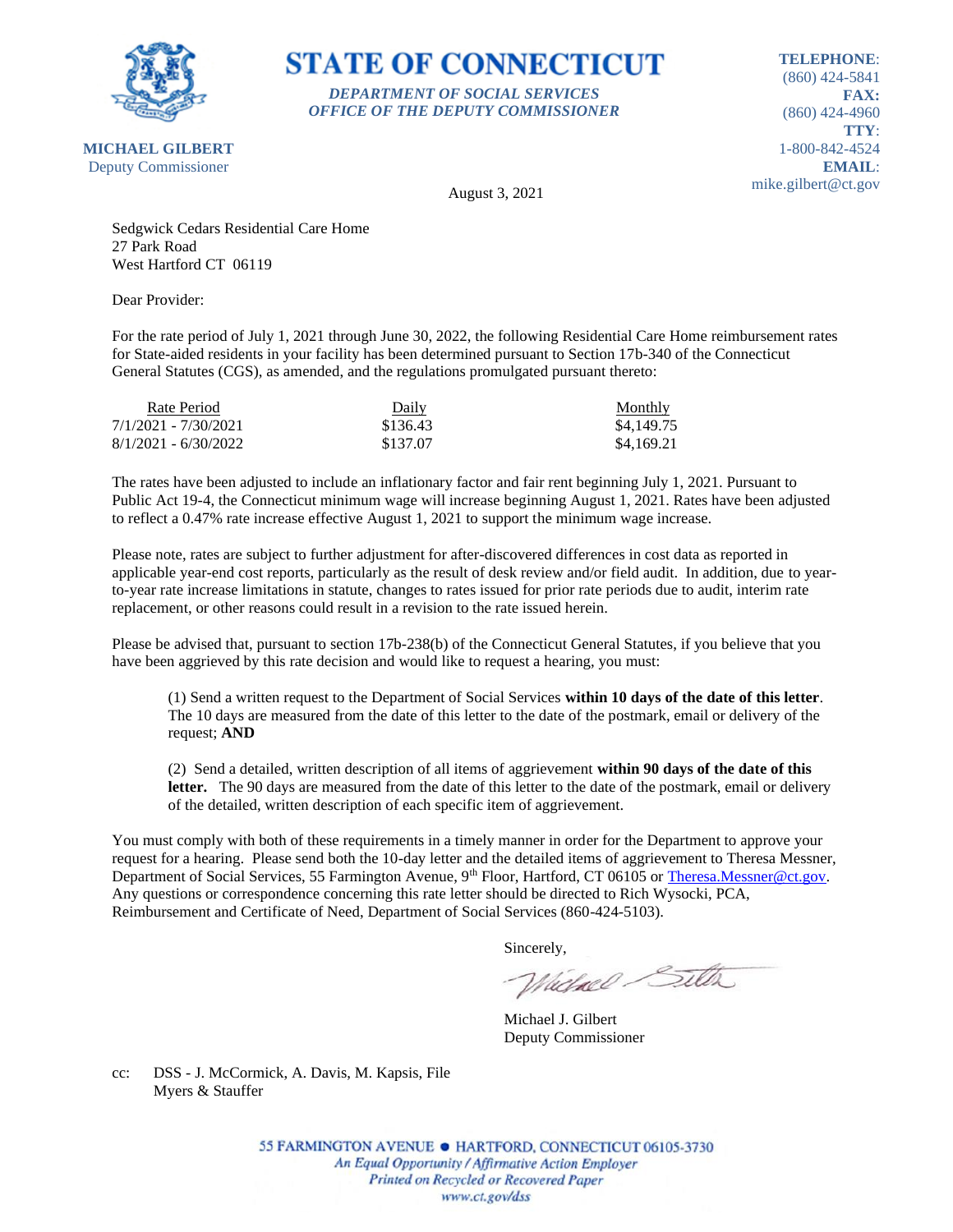**STATE OF CONNECTICUT**

*DEPARTMENT OF SOCIAL SERVICES*
*OFFICE OF THE DEPUTY COMMISSIONER*

**MICHAEL GILBERT**
Deputy Commissioner

**TELEPHONE**: (860) 424-5841
**FAX:** (860) 424-4960
**TTY**: 1-800-842-4524
**EMAIL**: mike.gilbert@ct.gov

August 3, 2021

Sedgwick Cedars Residential Care Home
27 Park Road
West Hartford CT 06119

Dear Provider:

For the rate period of July 1, 2021 through June 30, 2022, the following Residential Care Home reimbursement rates for State-aided residents in your facility has been determined pursuant to Section 17b-340 of the Connecticut General Statutes (CGS), as amended, and the regulations promulgated pursuant thereto:

| Rate Period | Daily | Monthly |
|---|---|---|
| 7/1/2021 - 7/30/2021 | $136.43 | $4,149.75 |
| 8/1/2021 - 6/30/2022 | $137.07 | $4,169.21 |

The rates have been adjusted to include an inflationary factor and fair rent beginning July 1, 2021. Pursuant to Public Act 19-4, the Connecticut minimum wage will increase beginning August 1, 2021. Rates have been adjusted to reflect a 0.47% rate increase effective August 1, 2021 to support the minimum wage increase.

Please note, rates are subject to further adjustment for after-discovered differences in cost data as reported in applicable year-end cost reports, particularly as the result of desk review and/or field audit. In addition, due to year-to-year rate increase limitations in statute, changes to rates issued for prior rate periods due to audit, interim rate replacement, or other reasons could result in a revision to the rate issued herein.

Please be advised that, pursuant to section 17b-238(b) of the Connecticut General Statutes, if you believe that you have been aggrieved by this rate decision and would like to request a hearing, you must:

(1) Send a written request to the Department of Social Services **within 10 days of the date of this letter**. The 10 days are measured from the date of this letter to the date of the postmark, email or delivery of the request; **AND**

(2) Send a detailed, written description of all items of aggrievement **within 90 days of the date of this letter.** The 90 days are measured from the date of this letter to the date of the postmark, email or delivery of the detailed, written description of each specific item of aggrievement.

You must comply with both of these requirements in a timely manner in order for the Department to approve your request for a hearing. Please send both the 10-day letter and the detailed items of aggrievement to Theresa Messner, Department of Social Services, 55 Farmington Avenue, 9th Floor, Hartford, CT 06105 or Theresa.Messner@ct.gov. Any questions or correspondence concerning this rate letter should be directed to Rich Wysocki, PCA, Reimbursement and Certificate of Need, Department of Social Services (860-424-5103).

Sincerely,

Michael J. Gilbert
Deputy Commissioner

cc: DSS - J. McCormick, A. Davis, M. Kapsis, File
Myers & Stauffer

55 FARMINGTON AVENUE • HARTFORD, CONNECTICUT 06105-3730
*An Equal Opportunity / Affirmative Action Employer*
*Printed on Recycled or Recovered Paper*
*www.ct.gov/dss*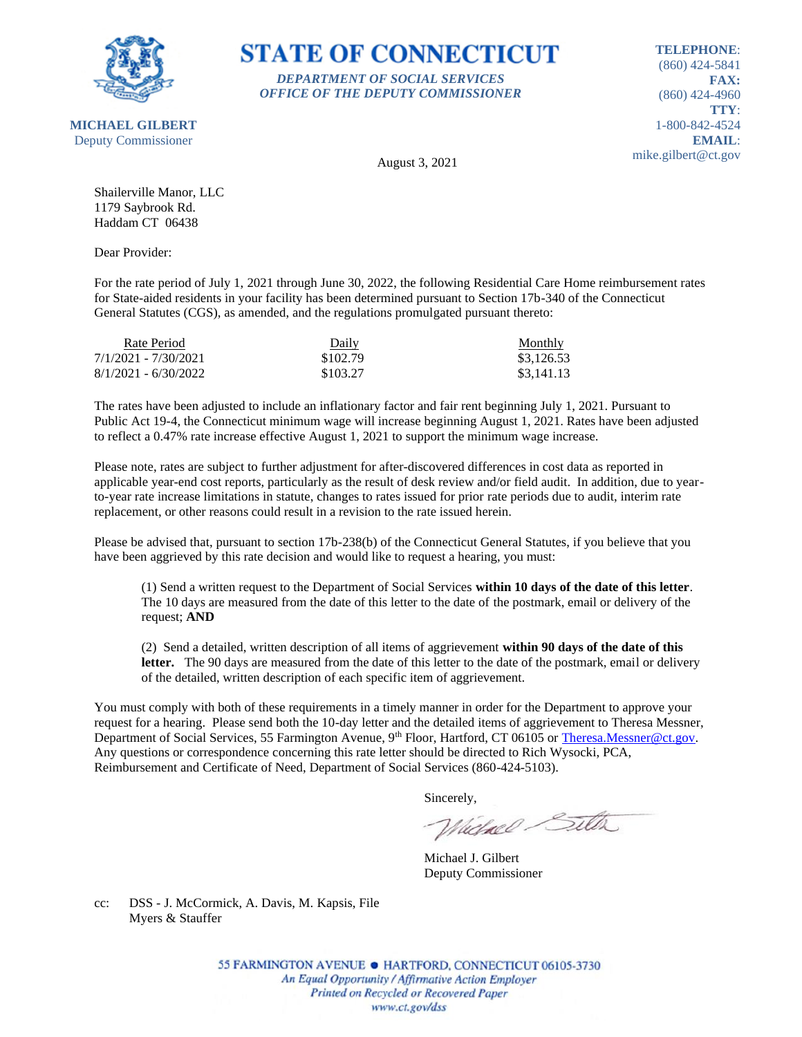**STATE OF CONNECTICUT**

*DEPARTMENT OF SOCIAL SERVICES*
*OFFICE OF THE DEPUTY COMMISSIONER*

**MICHAEL GILBERT**
Deputy Commissioner

**TELEPHONE**: (860) 424-5841
**FAX:** (860) 424-4960
**TTY**: 1-800-842-4524
**EMAIL**: mike.gilbert@ct.gov

August 3, 2021

Shailerville Manor, LLC
1179 Saybrook Rd.
Haddam CT 06438

Dear Provider:

For the rate period of July 1, 2021 through June 30, 2022, the following Residential Care Home reimbursement rates for State-aided residents in your facility has been determined pursuant to Section 17b-340 of the Connecticut General Statutes (CGS), as amended, and the regulations promulgated pursuant thereto:

| Rate Period | Daily | Monthly |
|---|---|---|
| 7/1/2021 - 7/30/2021 | $102.79 | $3,126.53 |
| 8/1/2021 - 6/30/2022 | $103.27 | $3,141.13 |

The rates have been adjusted to include an inflationary factor and fair rent beginning July 1, 2021. Pursuant to Public Act 19-4, the Connecticut minimum wage will increase beginning August 1, 2021. Rates have been adjusted to reflect a 0.47% rate increase effective August 1, 2021 to support the minimum wage increase.

Please note, rates are subject to further adjustment for after-discovered differences in cost data as reported in applicable year-end cost reports, particularly as the result of desk review and/or field audit. In addition, due to year-to-year rate increase limitations in statute, changes to rates issued for prior rate periods due to audit, interim rate replacement, or other reasons could result in a revision to the rate issued herein.

Please be advised that, pursuant to section 17b-238(b) of the Connecticut General Statutes, if you believe that you have been aggrieved by this rate decision and would like to request a hearing, you must:

(1) Send a written request to the Department of Social Services **within 10 days of the date of this letter**. The 10 days are measured from the date of this letter to the date of the postmark, email or delivery of the request; **AND**

(2) Send a detailed, written description of all items of aggrievement **within 90 days of the date of this letter.** The 90 days are measured from the date of this letter to the date of the postmark, email or delivery of the detailed, written description of each specific item of aggrievement.

You must comply with both of these requirements in a timely manner in order for the Department to approve your request for a hearing. Please send both the 10-day letter and the detailed items of aggrievement to Theresa Messner, Department of Social Services, 55 Farmington Avenue, 9th Floor, Hartford, CT 06105 or Theresa.Messner@ct.gov. Any questions or correspondence concerning this rate letter should be directed to Rich Wysocki, PCA, Reimbursement and Certificate of Need, Department of Social Services (860-424-5103).

Sincerely,

Michael J. Gilbert
Deputy Commissioner

cc: DSS - J. McCormick, A. Davis, M. Kapsis, File
Myers & Stauffer

55 FARMINGTON AVENUE • HARTFORD, CONNECTICUT 06105-3730
*An Equal Opportunity / Affirmative Action Employer*
*Printed on Recycled or Recovered Paper*
*www.ct.gov/dss*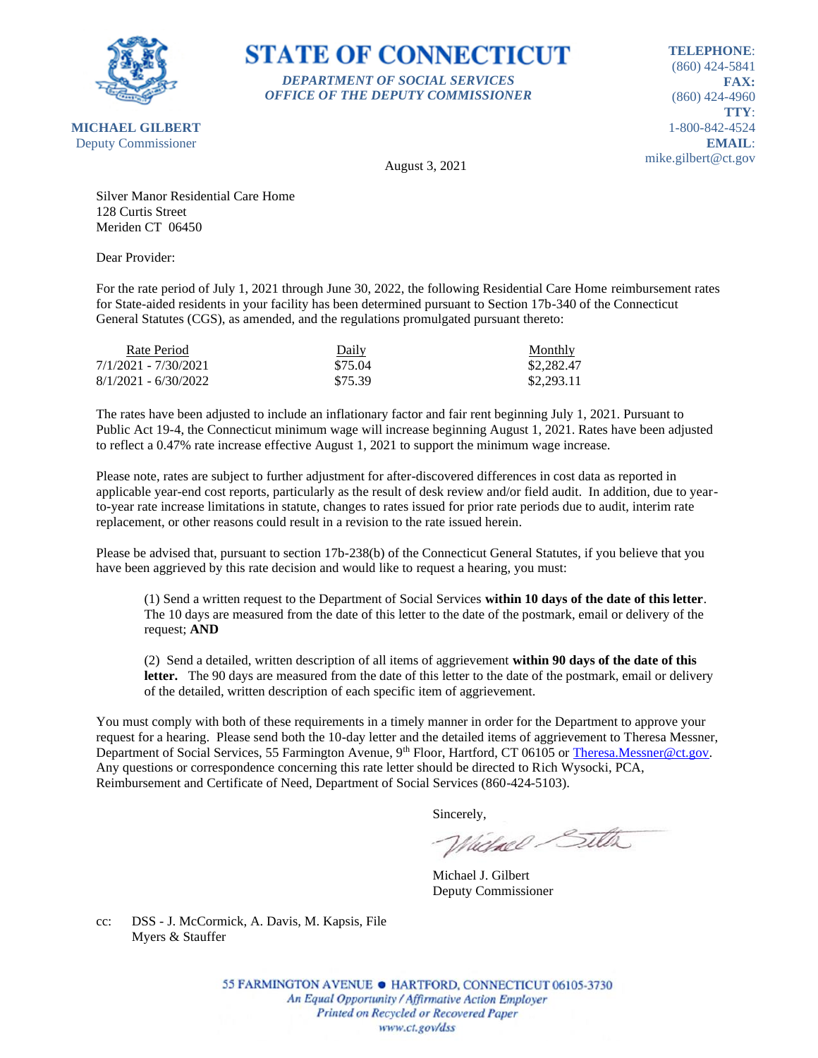# STATE OF CONNECTICUT

*DEPARTMENT OF SOCIAL SERVICES*
*OFFICE OF THE DEPUTY COMMISSIONER*

**MICHAEL GILBERT**
Deputy Commissioner

**TELEPHONE**: (860) 424-5841
**FAX:** (860) 424-4960
**TTY**: 1-800-842-4524
**EMAIL**: mike.gilbert@ct.gov

August 3, 2021

Silver Manor Residential Care Home
128 Curtis Street
Meriden CT 06450

Dear Provider:

For the rate period of July 1, 2021 through June 30, 2022, the following Residential Care Home reimbursement rates for State-aided residents in your facility has been determined pursuant to Section 17b-340 of the Connecticut General Statutes (CGS), as amended, and the regulations promulgated pursuant thereto:

| Rate Period | Daily | Monthly |
|---|---|---|
| 7/1/2021 - 7/30/2021 | $75.04 | $2,282.47 |
| 8/1/2021 - 6/30/2022 | $75.39 | $2,293.11 |

The rates have been adjusted to include an inflationary factor and fair rent beginning July 1, 2021. Pursuant to Public Act 19-4, the Connecticut minimum wage will increase beginning August 1, 2021. Rates have been adjusted to reflect a 0.47% rate increase effective August 1, 2021 to support the minimum wage increase.

Please note, rates are subject to further adjustment for after-discovered differences in cost data as reported in applicable year-end cost reports, particularly as the result of desk review and/or field audit. In addition, due to year-to-year rate increase limitations in statute, changes to rates issued for prior rate periods due to audit, interim rate replacement, or other reasons could result in a revision to the rate issued herein.

Please be advised that, pursuant to section 17b-238(b) of the Connecticut General Statutes, if you believe that you have been aggrieved by this rate decision and would like to request a hearing, you must:

(1) Send a written request to the Department of Social Services **within 10 days of the date of this letter**. The 10 days are measured from the date of this letter to the date of the postmark, email or delivery of the request; **AND**

(2) Send a detailed, written description of all items of aggrievement **within 90 days of the date of this letter.** The 90 days are measured from the date of this letter to the date of the postmark, email or delivery of the detailed, written description of each specific item of aggrievement.

You must comply with both of these requirements in a timely manner in order for the Department to approve your request for a hearing. Please send both the 10-day letter and the detailed items of aggrievement to Theresa Messner, Department of Social Services, 55 Farmington Avenue, 9th Floor, Hartford, CT 06105 or Theresa.Messner@ct.gov. Any questions or correspondence concerning this rate letter should be directed to Rich Wysocki, PCA, Reimbursement and Certificate of Need, Department of Social Services (860-424-5103).

Sincerely,

Michael J. Gilbert
Deputy Commissioner

cc: DSS - J. McCormick, A. Davis, M. Kapsis, File
Myers & Stauffer

55 FARMINGTON AVENUE • HARTFORD, CONNECTICUT 06105-3730
*An Equal Opportunity / Affirmative Action Employer*
*Printed on Recycled or Recovered Paper*
*www.ct.gov/dss*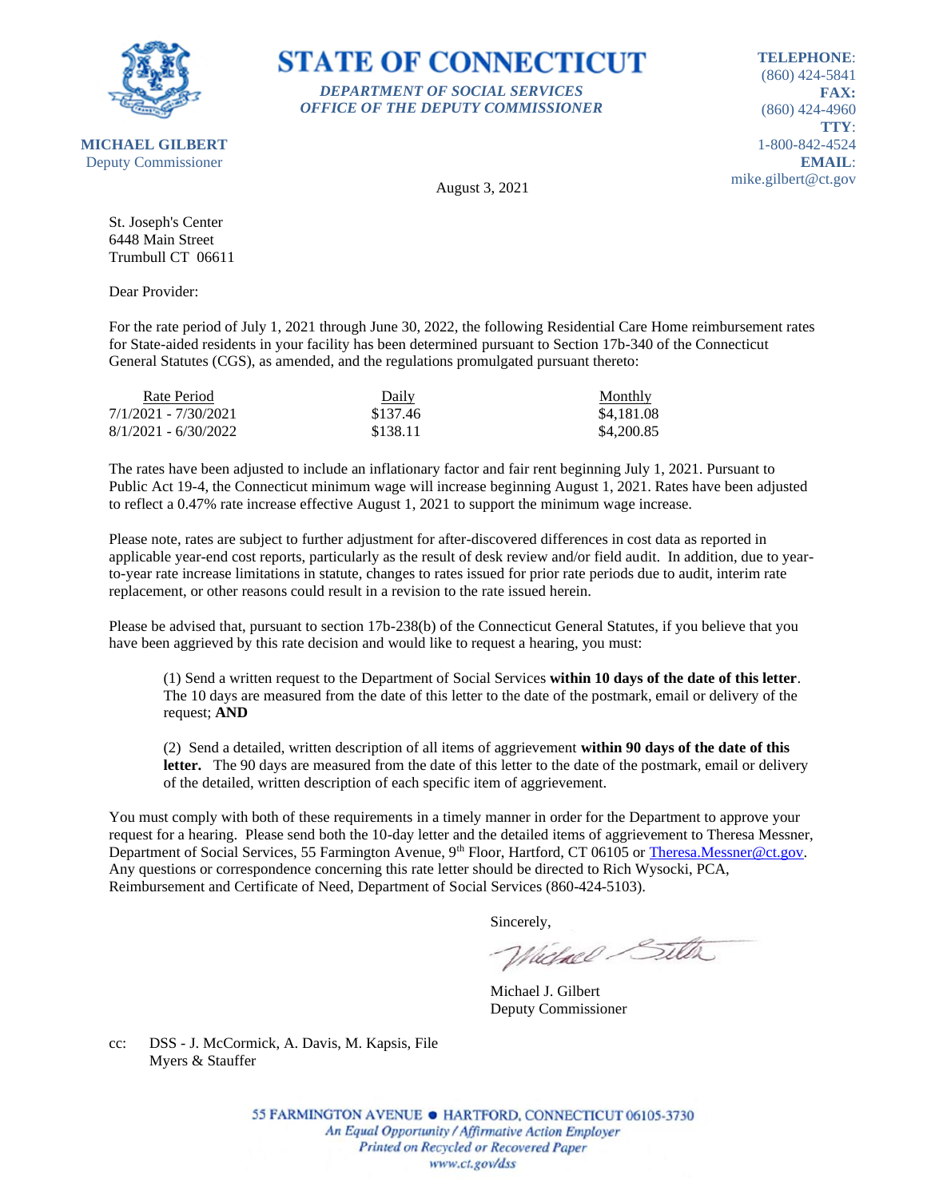# STATE OF CONNECTICUT

***DEPARTMENT OF SOCIAL SERVICES***
***OFFICE OF THE DEPUTY COMMISSIONER***

**MICHAEL GILBERT**
Deputy Commissioner

**TELEPHONE**: (860) 424-5841
**FAX:** (860) 424-4960
**TTY**: 1-800-842-4524
**EMAIL**: mike.gilbert@ct.gov

August 3, 2021

St. Joseph's Center
6448 Main Street
Trumbull CT 06611

Dear Provider:

For the rate period of July 1, 2021 through June 30, 2022, the following Residential Care Home reimbursement rates for State-aided residents in your facility has been determined pursuant to Section 17b-340 of the Connecticut General Statutes (CGS), as amended, and the regulations promulgated pursuant thereto:

| Rate Period | Daily | Monthly |
|---|---|---|
| 7/1/2021 - 7/30/2021 | $137.46 | $4,181.08 |
| 8/1/2021 - 6/30/2022 | $138.11 | $4,200.85 |

The rates have been adjusted to include an inflationary factor and fair rent beginning July 1, 2021. Pursuant to Public Act 19-4, the Connecticut minimum wage will increase beginning August 1, 2021. Rates have been adjusted to reflect a 0.47% rate increase effective August 1, 2021 to support the minimum wage increase.

Please note, rates are subject to further adjustment for after-discovered differences in cost data as reported in applicable year-end cost reports, particularly as the result of desk review and/or field audit. In addition, due to year-to-year rate increase limitations in statute, changes to rates issued for prior rate periods due to audit, interim rate replacement, or other reasons could result in a revision to the rate issued herein.

Please be advised that, pursuant to section 17b-238(b) of the Connecticut General Statutes, if you believe that you have been aggrieved by this rate decision and would like to request a hearing, you must:

(1) Send a written request to the Department of Social Services **within 10 days of the date of this letter**. The 10 days are measured from the date of this letter to the date of the postmark, email or delivery of the request; **AND**

(2) Send a detailed, written description of all items of aggrievement **within 90 days of the date of this letter.** The 90 days are measured from the date of this letter to the date of the postmark, email or delivery of the detailed, written description of each specific item of aggrievement.

You must comply with both of these requirements in a timely manner in order for the Department to approve your request for a hearing. Please send both the 10-day letter and the detailed items of aggrievement to Theresa Messner, Department of Social Services, 55 Farmington Avenue, 9th Floor, Hartford, CT 06105 or Theresa.Messner@ct.gov. Any questions or correspondence concerning this rate letter should be directed to Rich Wysocki, PCA, Reimbursement and Certificate of Need, Department of Social Services (860-424-5103).

Sincerely,

Michael J. Gilbert
Deputy Commissioner

cc: DSS - J. McCormick, A. Davis, M. Kapsis, File
Myers & Stauffer

55 FARMINGTON AVENUE • HARTFORD, CONNECTICUT 06105-3730
*An Equal Opportunity / Affirmative Action Employer*
*Printed on Recycled or Recovered Paper*
*www.ct.gov/dss*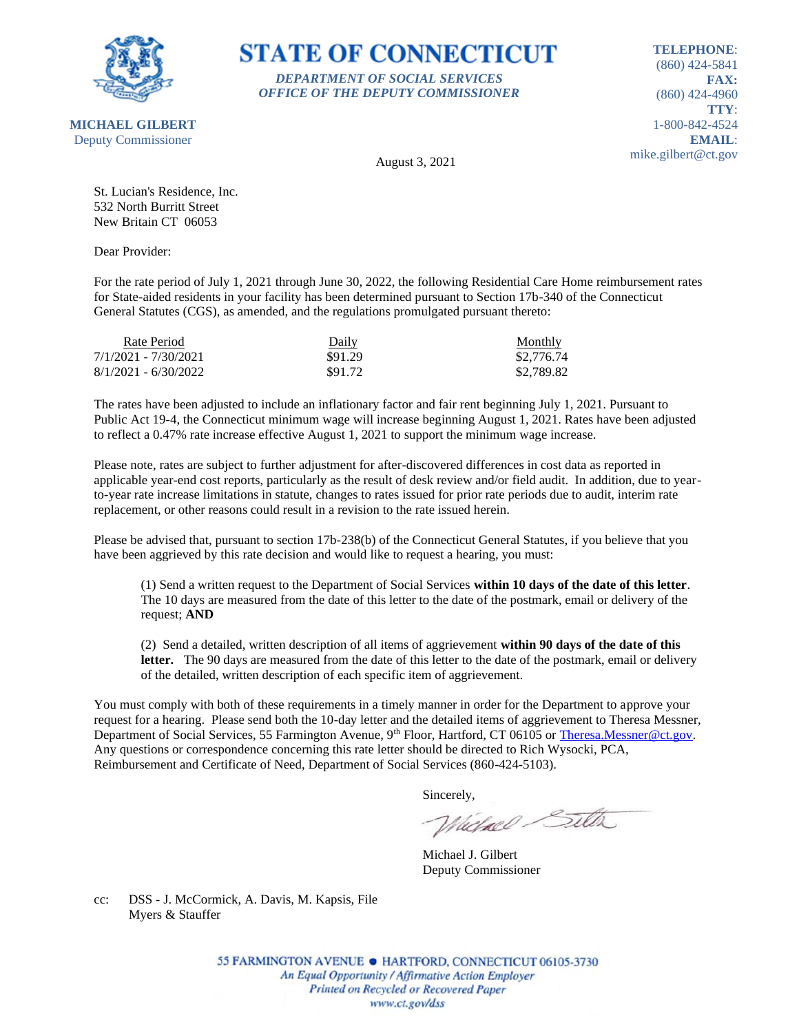**STATE OF CONNECTICUT**

***DEPARTMENT OF SOCIAL SERVICES***
***OFFICE OF THE DEPUTY COMMISSIONER***

**MICHAEL GILBERT**
Deputy Commissioner

**TELEPHONE**: (860) 424-5841
**FAX:** (860) 424-4960
**TTY**: 1-800-842-4524
**EMAIL**: mike.gilbert@ct.gov

August 3, 2021

St. Lucian's Residence, Inc.
532 North Burritt Street
New Britain CT 06053

Dear Provider:

For the rate period of July 1, 2021 through June 30, 2022, the following Residential Care Home reimbursement rates for State-aided residents in your facility has been determined pursuant to Section 17b-340 of the Connecticut General Statutes (CGS), as amended, and the regulations promulgated pursuant thereto:

| Rate Period | Daily | Monthly |
|---|---|---|
| 7/1/2021 - 7/30/2021 | $91.29 | $2,776.74 |
| 8/1/2021 - 6/30/2022 | $91.72 | $2,789.82 |

The rates have been adjusted to include an inflationary factor and fair rent beginning July 1, 2021. Pursuant to Public Act 19-4, the Connecticut minimum wage will increase beginning August 1, 2021. Rates have been adjusted to reflect a 0.47% rate increase effective August 1, 2021 to support the minimum wage increase.

Please note, rates are subject to further adjustment for after-discovered differences in cost data as reported in applicable year-end cost reports, particularly as the result of desk review and/or field audit. In addition, due to year-to-year rate increase limitations in statute, changes to rates issued for prior rate periods due to audit, interim rate replacement, or other reasons could result in a revision to the rate issued herein.

Please be advised that, pursuant to section 17b-238(b) of the Connecticut General Statutes, if you believe that you have been aggrieved by this rate decision and would like to request a hearing, you must:

(1) Send a written request to the Department of Social Services **within 10 days of the date of this letter**. The 10 days are measured from the date of this letter to the date of the postmark, email or delivery of the request; **AND**

(2) Send a detailed, written description of all items of aggrievement **within 90 days of the date of this letter.** The 90 days are measured from the date of this letter to the date of the postmark, email or delivery of the detailed, written description of each specific item of aggrievement.

You must comply with both of these requirements in a timely manner in order for the Department to approve your request for a hearing. Please send both the 10-day letter and the detailed items of aggrievement to Theresa Messner, Department of Social Services, 55 Farmington Avenue, 9th Floor, Hartford, CT 06105 or Theresa.Messner@ct.gov. Any questions or correspondence concerning this rate letter should be directed to Rich Wysocki, PCA, Reimbursement and Certificate of Need, Department of Social Services (860-424-5103).

Sincerely,

Michael J. Gilbert
Deputy Commissioner

cc: DSS - J. McCormick, A. Davis, M. Kapsis, File
Myers & Stauffer

55 FARMINGTON AVENUE • HARTFORD, CONNECTICUT 06105-3730
*An Equal Opportunity / Affirmative Action Employer*
*Printed on Recycled or Recovered Paper*
*www.ct.gov/dss*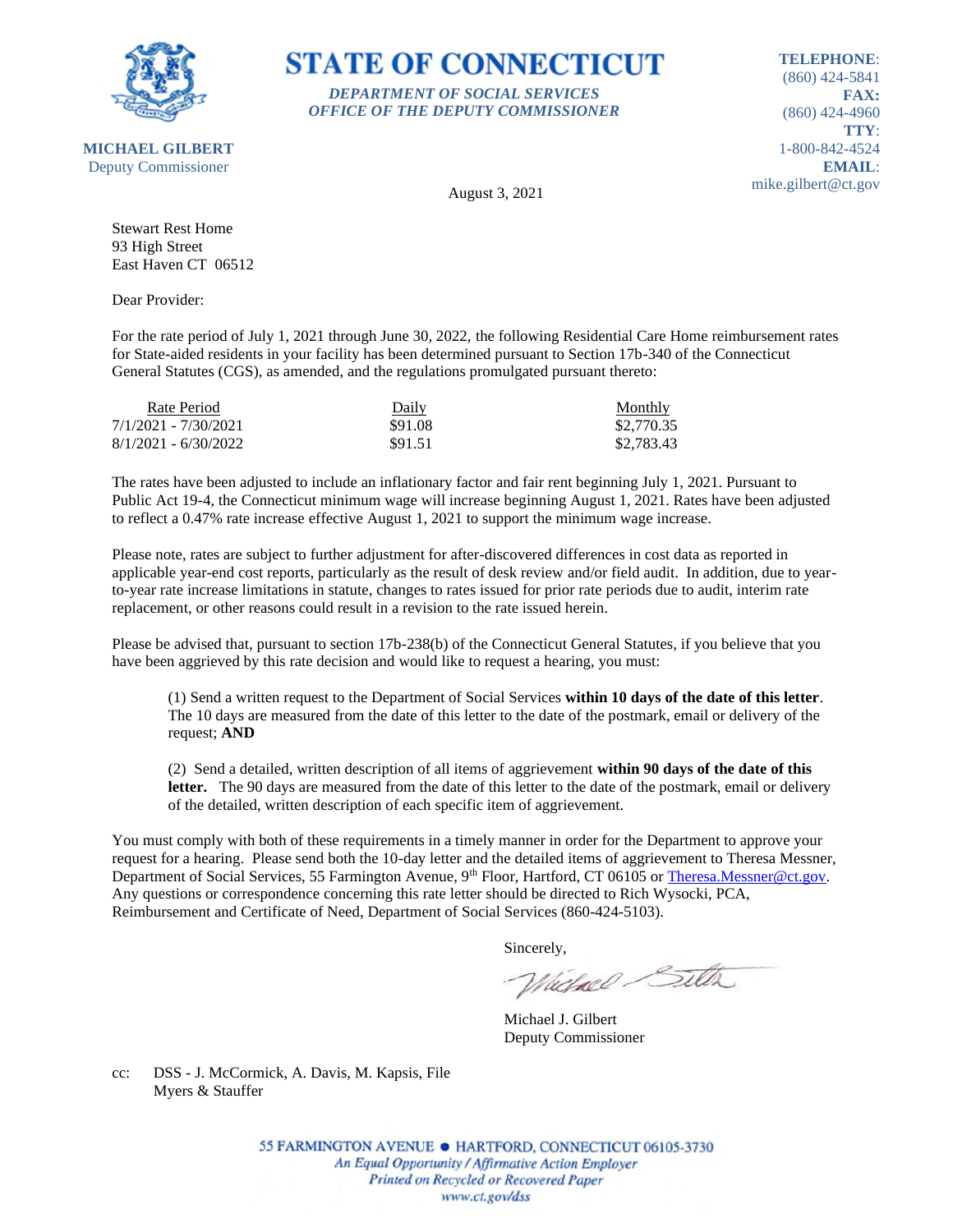**STATE OF CONNECTICUT**

*DEPARTMENT OF SOCIAL SERVICES*
*OFFICE OF THE DEPUTY COMMISSIONER*

**MICHAEL GILBERT**
Deputy Commissioner

**TELEPHONE**:
(860) 424-5841
**FAX**:
(860) 424-4960
**TTY**:
1-800-842-4524
**EMAIL**:
mike.gilbert@ct.gov

August 3, 2021

Stewart Rest Home
93 High Street
East Haven CT 06512

Dear Provider:

For the rate period of July 1, 2021 through June 30, 2022, the following Residential Care Home reimbursement rates for State-aided residents in your facility has been determined pursuant to Section 17b-340 of the Connecticut General Statutes (CGS), as amended, and the regulations promulgated pursuant thereto:

| Rate Period | Daily | Monthly |
|---|---|---|
| 7/1/2021 - 7/30/2021 | $91.08 | $2,770.35 |
| 8/1/2021 - 6/30/2022 | $91.51 | $2,783.43 |

The rates have been adjusted to include an inflationary factor and fair rent beginning July 1, 2021. Pursuant to Public Act 19-4, the Connecticut minimum wage will increase beginning August 1, 2021. Rates have been adjusted to reflect a 0.47% rate increase effective August 1, 2021 to support the minimum wage increase.

Please note, rates are subject to further adjustment for after-discovered differences in cost data as reported in applicable year-end cost reports, particularly as the result of desk review and/or field audit. In addition, due to year-to-year rate increase limitations in statute, changes to rates issued for prior rate periods due to audit, interim rate replacement, or other reasons could result in a revision to the rate issued herein.

Please be advised that, pursuant to section 17b-238(b) of the Connecticut General Statutes, if you believe that you have been aggrieved by this rate decision and would like to request a hearing, you must:

(1) Send a written request to the Department of Social Services **within 10 days of the date of this letter**. The 10 days are measured from the date of this letter to the date of the postmark, email or delivery of the request; **AND**

(2) Send a detailed, written description of all items of aggrievement **within 90 days of the date of this letter.** The 90 days are measured from the date of this letter to the date of the postmark, email or delivery of the detailed, written description of each specific item of aggrievement.

You must comply with both of these requirements in a timely manner in order for the Department to approve your request for a hearing. Please send both the 10-day letter and the detailed items of aggrievement to Theresa Messner, Department of Social Services, 55 Farmington Avenue, 9th Floor, Hartford, CT 06105 or Theresa.Messner@ct.gov. Any questions or correspondence concerning this rate letter should be directed to Rich Wysocki, PCA, Reimbursement and Certificate of Need, Department of Social Services (860-424-5103).

Sincerely,

Michael J. Gilbert
Deputy Commissioner

cc: DSS - J. McCormick, A. Davis, M. Kapsis, File
Myers & Stauffer

55 FARMINGTON AVENUE • HARTFORD, CONNECTICUT 06105-3730
*An Equal Opportunity / Affirmative Action Employer*
*Printed on Recycled or Recovered Paper*
*www.ct.gov/dss*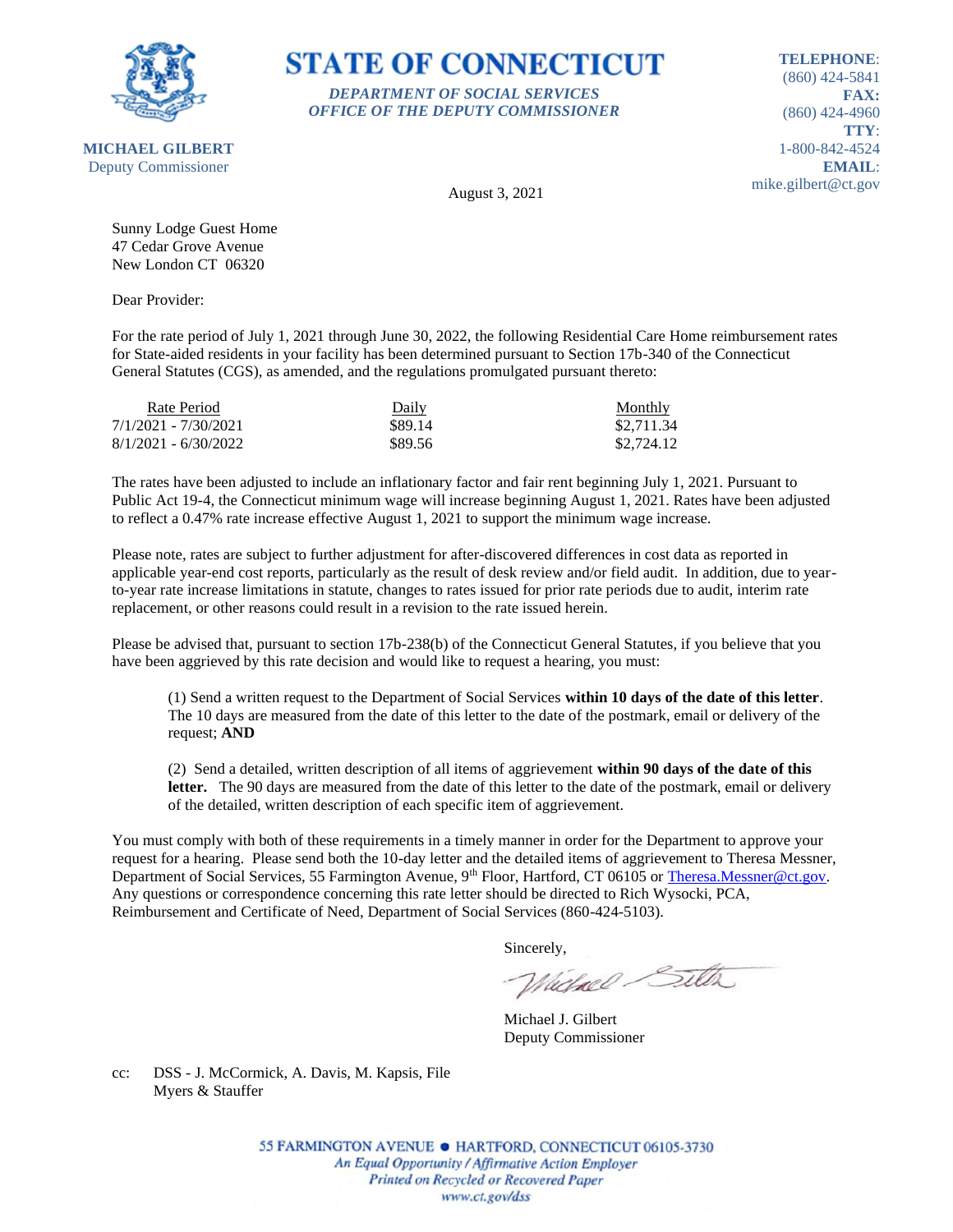**STATE OF CONNECTICUT**

*DEPARTMENT OF SOCIAL SERVICES*
*OFFICE OF THE DEPUTY COMMISSIONER*

**MICHAEL GILBERT**
Deputy Commissioner

**TELEPHONE**: (860) 424-5841
**FAX:** (860) 424-4960
**TTY**: 1-800-842-4524
**EMAIL**: mike.gilbert@ct.gov

August 3, 2021

Sunny Lodge Guest Home
47 Cedar Grove Avenue
New London CT 06320

Dear Provider:

For the rate period of July 1, 2021 through June 30, 2022, the following Residential Care Home reimbursement rates for State-aided residents in your facility has been determined pursuant to Section 17b-340 of the Connecticut General Statutes (CGS), as amended, and the regulations promulgated pursuant thereto:

| Rate Period | Daily | Monthly |
|---|---|---|
| 7/1/2021 - 7/30/2021 | $89.14 | $2,711.34 |
| 8/1/2021 - 6/30/2022 | $89.56 | $2,724.12 |

The rates have been adjusted to include an inflationary factor and fair rent beginning July 1, 2021. Pursuant to Public Act 19-4, the Connecticut minimum wage will increase beginning August 1, 2021. Rates have been adjusted to reflect a 0.47% rate increase effective August 1, 2021 to support the minimum wage increase.

Please note, rates are subject to further adjustment for after-discovered differences in cost data as reported in applicable year-end cost reports, particularly as the result of desk review and/or field audit. In addition, due to year-to-year rate increase limitations in statute, changes to rates issued for prior rate periods due to audit, interim rate replacement, or other reasons could result in a revision to the rate issued herein.

Please be advised that, pursuant to section 17b-238(b) of the Connecticut General Statutes, if you believe that you have been aggrieved by this rate decision and would like to request a hearing, you must:

(1) Send a written request to the Department of Social Services **within 10 days of the date of this letter**. The 10 days are measured from the date of this letter to the date of the postmark, email or delivery of the request; **AND**

(2) Send a detailed, written description of all items of aggrievement **within 90 days of the date of this letter.** The 90 days are measured from the date of this letter to the date of the postmark, email or delivery of the detailed, written description of each specific item of aggrievement.

You must comply with both of these requirements in a timely manner in order for the Department to approve your request for a hearing. Please send both the 10-day letter and the detailed items of aggrievement to Theresa Messner, Department of Social Services, 55 Farmington Avenue, 9th Floor, Hartford, CT 06105 or Theresa.Messner@ct.gov. Any questions or correspondence concerning this rate letter should be directed to Rich Wysocki, PCA, Reimbursement and Certificate of Need, Department of Social Services (860-424-5103).

Sincerely,

Michael J. Gilbert
Deputy Commissioner

cc: DSS - J. McCormick, A. Davis, M. Kapsis, File
Myers & Stauffer

55 FARMINGTON AVENUE • HARTFORD, CONNECTICUT 06105-3730
*An Equal Opportunity / Affirmative Action Employer*
*Printed on Recycled or Recovered Paper*
*www.ct.gov/dss*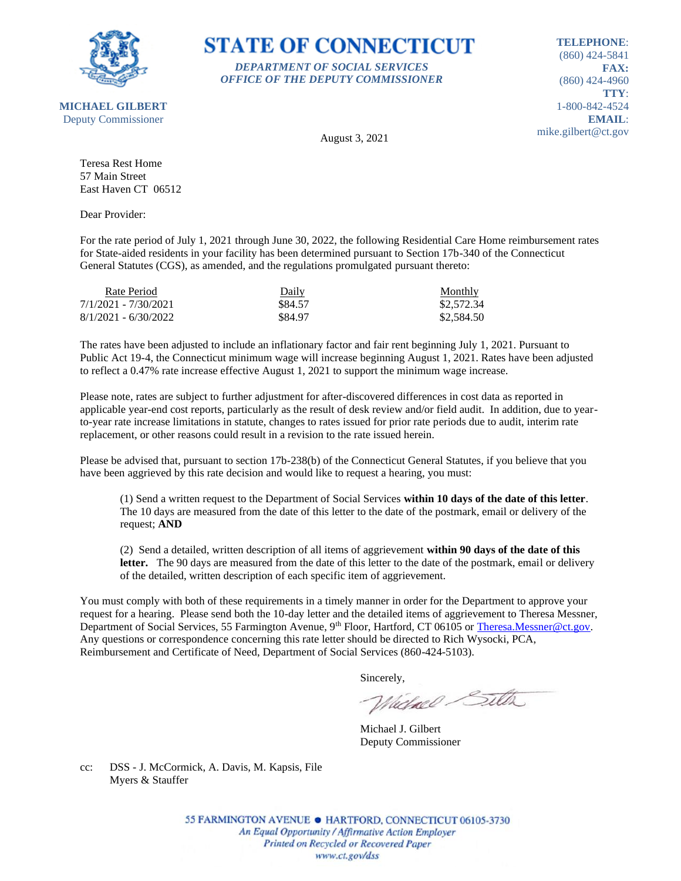**MICHAEL GILBERT**
Deputy Commissioner

# STATE OF CONNECTICUT

***DEPARTMENT OF SOCIAL SERVICES***
***OFFICE OF THE DEPUTY COMMISSIONER***

**TELEPHONE**: (860) 424-5841
**FAX:** (860) 424-4960
**TTY**: 1-800-842-4524
**EMAIL**: mike.gilbert@ct.gov

August 3, 2021

Teresa Rest Home
57 Main Street
East Haven CT 06512

Dear Provider:

For the rate period of July 1, 2021 through June 30, 2022, the following Residential Care Home reimbursement rates for State-aided residents in your facility has been determined pursuant to Section 17b-340 of the Connecticut General Statutes (CGS), as amended, and the regulations promulgated pursuant thereto:

| Rate Period | Daily | Monthly |
|---|---|---|
| 7/1/2021 - 7/30/2021 | $84.57 | $2,572.34 |
| 8/1/2021 - 6/30/2022 | $84.97 | $2,584.50 |

The rates have been adjusted to include an inflationary factor and fair rent beginning July 1, 2021. Pursuant to Public Act 19-4, the Connecticut minimum wage will increase beginning August 1, 2021. Rates have been adjusted to reflect a 0.47% rate increase effective August 1, 2021 to support the minimum wage increase.

Please note, rates are subject to further adjustment for after-discovered differences in cost data as reported in applicable year-end cost reports, particularly as the result of desk review and/or field audit. In addition, due to year-to-year rate increase limitations in statute, changes to rates issued for prior rate periods due to audit, interim rate replacement, or other reasons could result in a revision to the rate issued herein.

Please be advised that, pursuant to section 17b-238(b) of the Connecticut General Statutes, if you believe that you have been aggrieved by this rate decision and would like to request a hearing, you must:

(1) Send a written request to the Department of Social Services **within 10 days of the date of this letter**. The 10 days are measured from the date of this letter to the date of the postmark, email or delivery of the request; **AND**

(2) Send a detailed, written description of all items of aggrievement **within 90 days of the date of this letter.** The 90 days are measured from the date of this letter to the date of the postmark, email or delivery of the detailed, written description of each specific item of aggrievement.

You must comply with both of these requirements in a timely manner in order for the Department to approve your request for a hearing. Please send both the 10-day letter and the detailed items of aggrievement to Theresa Messner, Department of Social Services, 55 Farmington Avenue, 9th Floor, Hartford, CT 06105 or Theresa.Messner@ct.gov. Any questions or correspondence concerning this rate letter should be directed to Rich Wysocki, PCA, Reimbursement and Certificate of Need, Department of Social Services (860-424-5103).

Sincerely,

Michael J. Gilbert
Deputy Commissioner

cc: DSS - J. McCormick, A. Davis, M. Kapsis, File
Myers & Stauffer

55 FARMINGTON AVENUE • HARTFORD, CONNECTICUT 06105-3730
*An Equal Opportunity / Affirmative Action Employer*
*Printed on Recycled or Recovered Paper*
*www.ct.gov/dss*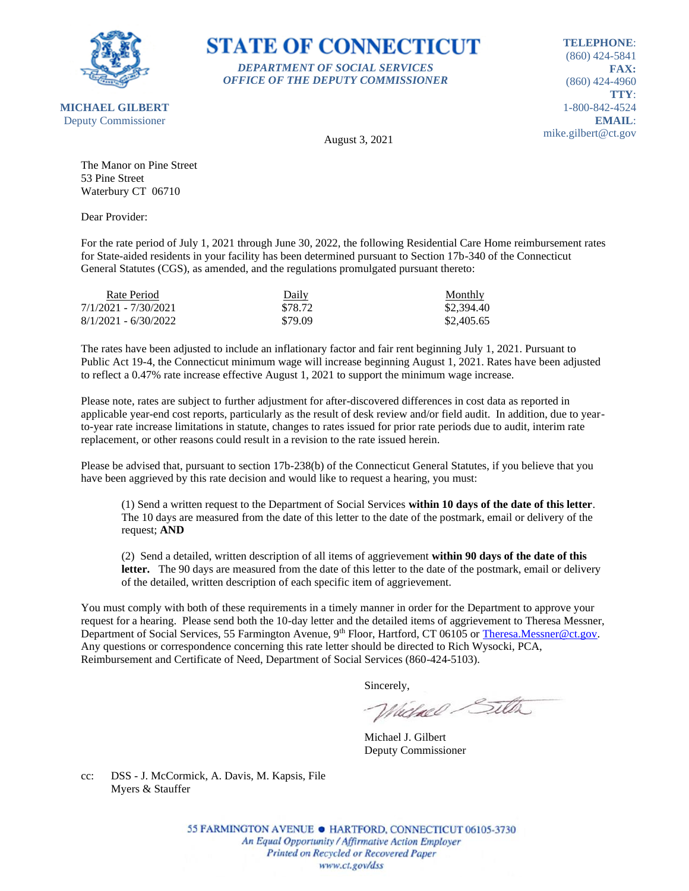**MICHAEL GILBERT**
Deputy Commissioner

# STATE OF CONNECTICUT

***DEPARTMENT OF SOCIAL SERVICES***
***OFFICE OF THE DEPUTY COMMISSIONER***

**TELEPHONE**: (860) 424-5841
**FAX:** (860) 424-4960
**TTY**: 1-800-842-4524
**EMAIL**: mike.gilbert@ct.gov

August 3, 2021

The Manor on Pine Street
53 Pine Street
Waterbury CT 06710

Dear Provider:

For the rate period of July 1, 2021 through June 30, 2022, the following Residential Care Home reimbursement rates for State-aided residents in your facility has been determined pursuant to Section 17b-340 of the Connecticut General Statutes (CGS), as amended, and the regulations promulgated pursuant thereto:

| Rate Period | Daily | Monthly |
|---|---|---|
| 7/1/2021 - 7/30/2021 | $78.72 | $2,394.40 |
| 8/1/2021 - 6/30/2022 | $79.09 | $2,405.65 |

The rates have been adjusted to include an inflationary factor and fair rent beginning July 1, 2021. Pursuant to Public Act 19-4, the Connecticut minimum wage will increase beginning August 1, 2021. Rates have been adjusted to reflect a 0.47% rate increase effective August 1, 2021 to support the minimum wage increase.

Please note, rates are subject to further adjustment for after-discovered differences in cost data as reported in applicable year-end cost reports, particularly as the result of desk review and/or field audit. In addition, due to year-to-year rate increase limitations in statute, changes to rates issued for prior rate periods due to audit, interim rate replacement, or other reasons could result in a revision to the rate issued herein.

Please be advised that, pursuant to section 17b-238(b) of the Connecticut General Statutes, if you believe that you have been aggrieved by this rate decision and would like to request a hearing, you must:

> (1) Send a written request to the Department of Social Services **within 10 days of the date of this letter**. The 10 days are measured from the date of this letter to the date of the postmark, email or delivery of the request; **AND**
>
> (2) Send a detailed, written description of all items of aggrievement **within 90 days of the date of this letter.** The 90 days are measured from the date of this letter to the date of the postmark, email or delivery of the detailed, written description of each specific item of aggrievement.

You must comply with both of these requirements in a timely manner in order for the Department to approve your request for a hearing. Please send both the 10-day letter and the detailed items of aggrievement to Theresa Messner, Department of Social Services, 55 Farmington Avenue, 9th Floor, Hartford, CT 06105 or Theresa.Messner@ct.gov. Any questions or correspondence concerning this rate letter should be directed to Rich Wysocki, PCA, Reimbursement and Certificate of Need, Department of Social Services (860-424-5103).

Sincerely,

Michael J. Gilbert
Deputy Commissioner

cc: DSS - J. McCormick, A. Davis, M. Kapsis, File
Myers & Stauffer

55 FARMINGTON AVENUE • HARTFORD, CONNECTICUT 06105-3730
*An Equal Opportunity / Affirmative Action Employer*
*Printed on Recycled or Recovered Paper*
*www.ct.gov/dss*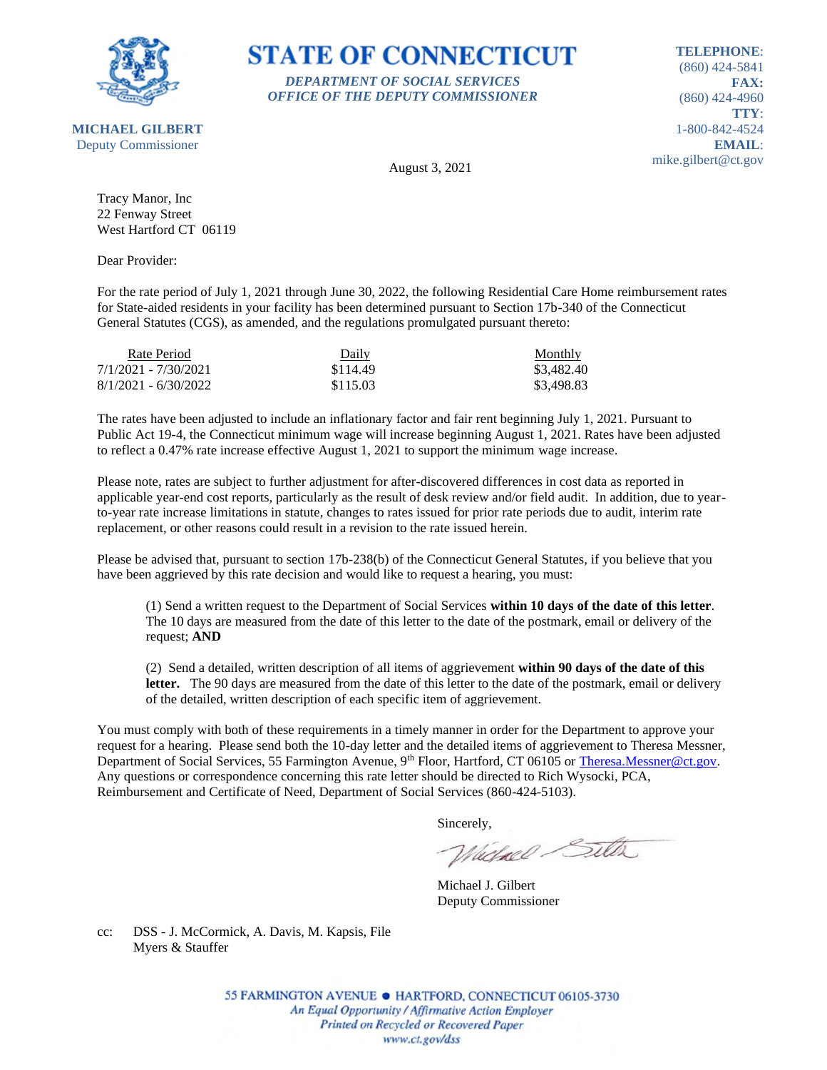**MICHAEL GILBERT**
Deputy Commissioner

# STATE OF CONNECTICUT

***DEPARTMENT OF SOCIAL SERVICES***
***OFFICE OF THE DEPUTY COMMISSIONER***

**TELEPHONE**:
(860) 424-5841
**FAX:**
(860) 424-4960
**TTY**:
1-800-842-4524
**EMAIL**:
mike.gilbert@ct.gov

August 3, 2021

Tracy Manor, Inc
22 Fenway Street
West Hartford CT 06119

Dear Provider:

For the rate period of July 1, 2021 through June 30, 2022, the following Residential Care Home reimbursement rates for State-aided residents in your facility has been determined pursuant to Section 17b-340 of the Connecticut General Statutes (CGS), as amended, and the regulations promulgated pursuant thereto:

| Rate Period | Daily | Monthly |
|---|---|---|
| 7/1/2021 - 7/30/2021 | $114.49 | $3,482.40 |
| 8/1/2021 - 6/30/2022 | $115.03 | $3,498.83 |

The rates have been adjusted to include an inflationary factor and fair rent beginning July 1, 2021. Pursuant to Public Act 19-4, the Connecticut minimum wage will increase beginning August 1, 2021. Rates have been adjusted to reflect a 0.47% rate increase effective August 1, 2021 to support the minimum wage increase.

Please note, rates are subject to further adjustment for after-discovered differences in cost data as reported in applicable year-end cost reports, particularly as the result of desk review and/or field audit. In addition, due to year-to-year rate increase limitations in statute, changes to rates issued for prior rate periods due to audit, interim rate replacement, or other reasons could result in a revision to the rate issued herein.

Please be advised that, pursuant to section 17b-238(b) of the Connecticut General Statutes, if you believe that you have been aggrieved by this rate decision and would like to request a hearing, you must:

(1) Send a written request to the Department of Social Services **within 10 days of the date of this letter**. The 10 days are measured from the date of this letter to the date of the postmark, email or delivery of the request; **AND**

(2) Send a detailed, written description of all items of aggrievement **within 90 days of the date of this letter.** The 90 days are measured from the date of this letter to the date of the postmark, email or delivery of the detailed, written description of each specific item of aggrievement.

You must comply with both of these requirements in a timely manner in order for the Department to approve your request for a hearing. Please send both the 10-day letter and the detailed items of aggrievement to Theresa Messner, Department of Social Services, 55 Farmington Avenue, 9th Floor, Hartford, CT 06105 or Theresa.Messner@ct.gov. Any questions or correspondence concerning this rate letter should be directed to Rich Wysocki, PCA, Reimbursement and Certificate of Need, Department of Social Services (860-424-5103).

Sincerely,

Michael J. Gilbert
Deputy Commissioner

cc: DSS - J. McCormick, A. Davis, M. Kapsis, File
Myers & Stauffer

55 FARMINGTON AVENUE • HARTFORD, CONNECTICUT 06105-3730
*An Equal Opportunity / Affirmative Action Employer*
*Printed on Recycled or Recovered Paper*
*www.ct.gov/dss*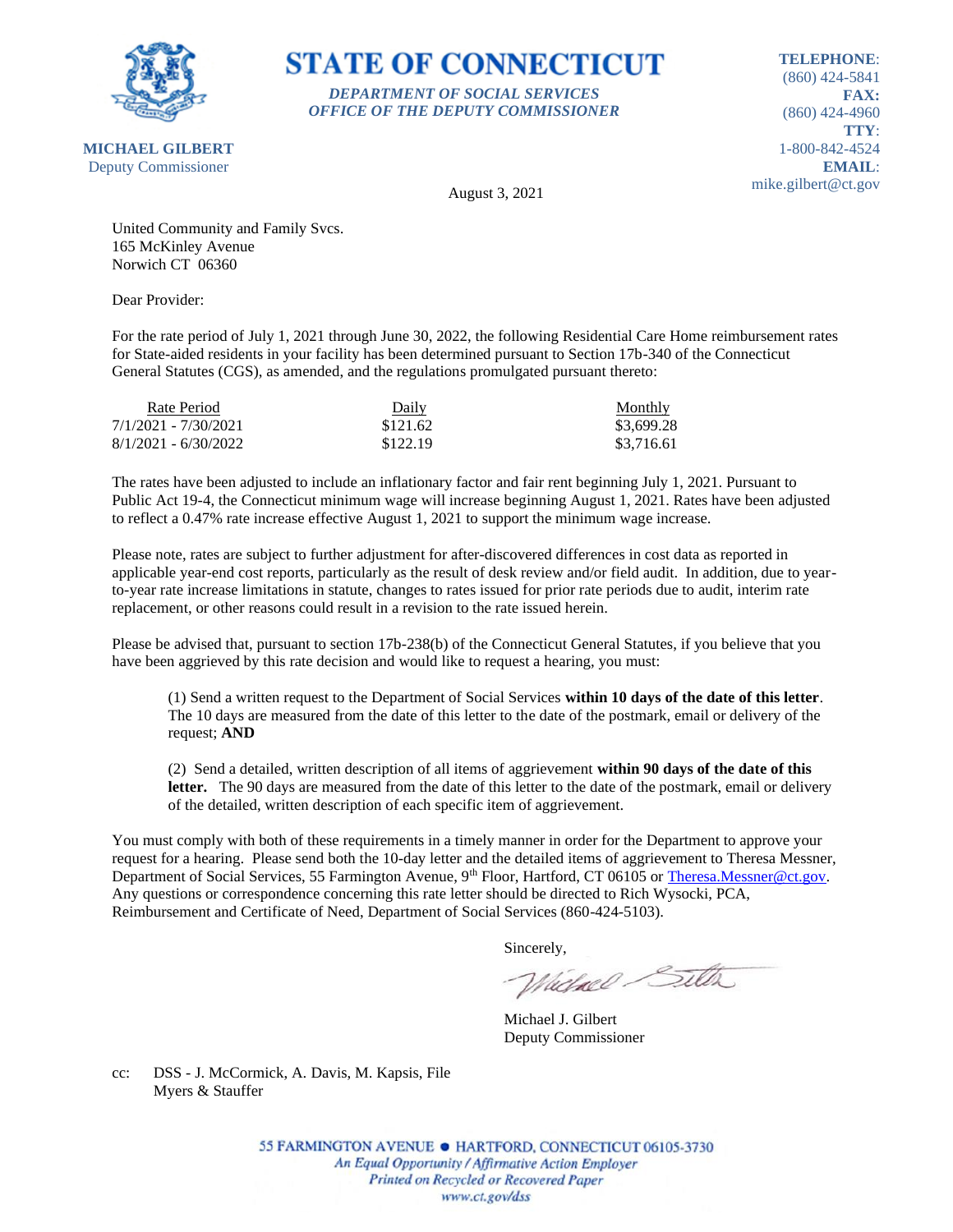# STATE OF CONNECTICUT

***DEPARTMENT OF SOCIAL SERVICES***
***OFFICE OF THE DEPUTY COMMISSIONER***

**MICHAEL GILBERT**
Deputy Commissioner

**TELEPHONE**: (860) 424-5841
**FAX:** (860) 424-4960
**TTY**: 1-800-842-4524
**EMAIL**: mike.gilbert@ct.gov

August 3, 2021

United Community and Family Svcs.
165 McKinley Avenue
Norwich CT 06360

Dear Provider:

For the rate period of July 1, 2021 through June 30, 2022, the following Residential Care Home reimbursement rates for State-aided residents in your facility has been determined pursuant to Section 17b-340 of the Connecticut General Statutes (CGS), as amended, and the regulations promulgated pursuant thereto:

| Rate Period | Daily | Monthly |
| --- | --- | --- |
| 7/1/2021 - 7/30/2021 | $121.62 | $3,699.28 |
| 8/1/2021 - 6/30/2022 | $122.19 | $3,716.61 |

The rates have been adjusted to include an inflationary factor and fair rent beginning July 1, 2021. Pursuant to Public Act 19-4, the Connecticut minimum wage will increase beginning August 1, 2021. Rates have been adjusted to reflect a 0.47% rate increase effective August 1, 2021 to support the minimum wage increase.

Please note, rates are subject to further adjustment for after-discovered differences in cost data as reported in applicable year-end cost reports, particularly as the result of desk review and/or field audit. In addition, due to year-to-year rate increase limitations in statute, changes to rates issued for prior rate periods due to audit, interim rate replacement, or other reasons could result in a revision to the rate issued herein.

Please be advised that, pursuant to section 17b-238(b) of the Connecticut General Statutes, if you believe that you have been aggrieved by this rate decision and would like to request a hearing, you must:

(1) Send a written request to the Department of Social Services **within 10 days of the date of this letter**. The 10 days are measured from the date of this letter to the date of the postmark, email or delivery of the request; **AND**

(2) Send a detailed, written description of all items of aggrievement **within 90 days of the date of this letter.** The 90 days are measured from the date of this letter to the date of the postmark, email or delivery of the detailed, written description of each specific item of aggrievement.

You must comply with both of these requirements in a timely manner in order for the Department to approve your request for a hearing. Please send both the 10-day letter and the detailed items of aggrievement to Theresa Messner, Department of Social Services, 55 Farmington Avenue, 9th Floor, Hartford, CT 06105 or Theresa.Messner@ct.gov. Any questions or correspondence concerning this rate letter should be directed to Rich Wysocki, PCA, Reimbursement and Certificate of Need, Department of Social Services (860-424-5103).

Sincerely,

Michael J. Gilbert
Deputy Commissioner

cc: DSS - J. McCormick, A. Davis, M. Kapsis, File
Myers & Stauffer

55 FARMINGTON AVENUE • HARTFORD, CONNECTICUT 06105-3730
*An Equal Opportunity / Affirmative Action Employer*
*Printed on Recycled or Recovered Paper*
*www.ct.gov/dss*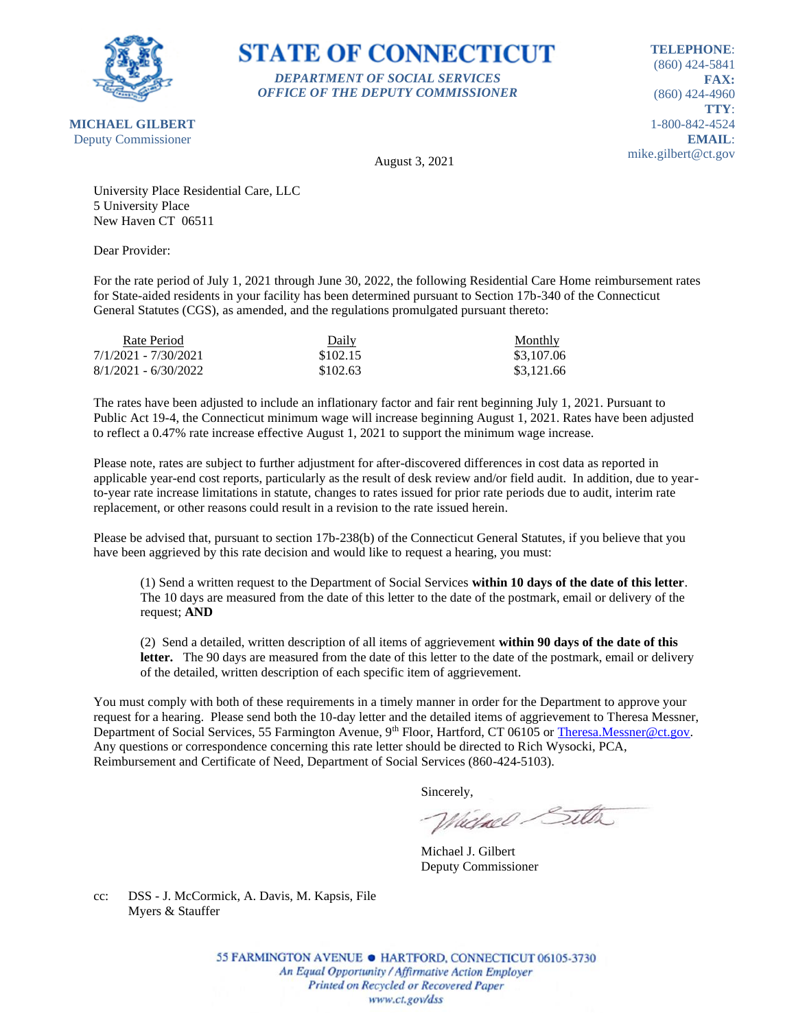# STATE OF CONNECTICUT

*DEPARTMENT OF SOCIAL SERVICES*
*OFFICE OF THE DEPUTY COMMISSIONER*

**MICHAEL GILBERT**
Deputy Commissioner

**TELEPHONE**: (860) 424-5841
**FAX**: (860) 424-4960
**TTY**: 1-800-842-4524
**EMAIL**: mike.gilbert@ct.gov

August 3, 2021

University Place Residential Care, LLC
5 University Place
New Haven CT 06511

Dear Provider:

For the rate period of July 1, 2021 through June 30, 2022, the following Residential Care Home reimbursement rates for State-aided residents in your facility has been determined pursuant to Section 17b-340 of the Connecticut General Statutes (CGS), as amended, and the regulations promulgated pursuant thereto:

| Rate Period | Daily | Monthly |
|---|---|---|
| 7/1/2021 - 7/30/2021 | $102.15 | $3,107.06 |
| 8/1/2021 - 6/30/2022 | $102.63 | $3,121.66 |

The rates have been adjusted to include an inflationary factor and fair rent beginning July 1, 2021. Pursuant to Public Act 19-4, the Connecticut minimum wage will increase beginning August 1, 2021. Rates have been adjusted to reflect a 0.47% rate increase effective August 1, 2021 to support the minimum wage increase.

Please note, rates are subject to further adjustment for after-discovered differences in cost data as reported in applicable year-end cost reports, particularly as the result of desk review and/or field audit. In addition, due to year-to-year rate increase limitations in statute, changes to rates issued for prior rate periods due to audit, interim rate replacement, or other reasons could result in a revision to the rate issued herein.

Please be advised that, pursuant to section 17b-238(b) of the Connecticut General Statutes, if you believe that you have been aggrieved by this rate decision and would like to request a hearing, you must:

(1) Send a written request to the Department of Social Services **within 10 days of the date of this letter**. The 10 days are measured from the date of this letter to the date of the postmark, email or delivery of the request; **AND**

(2) Send a detailed, written description of all items of aggrievement **within 90 days of the date of this letter.** The 90 days are measured from the date of this letter to the date of the postmark, email or delivery of the detailed, written description of each specific item of aggrievement.

You must comply with both of these requirements in a timely manner in order for the Department to approve your request for a hearing. Please send both the 10-day letter and the detailed items of aggrievement to Theresa Messner, Department of Social Services, 55 Farmington Avenue, 9th Floor, Hartford, CT 06105 or Theresa.Messner@ct.gov. Any questions or correspondence concerning this rate letter should be directed to Rich Wysocki, PCA, Reimbursement and Certificate of Need, Department of Social Services (860-424-5103).

Sincerely,

Michael J. Gilbert
Deputy Commissioner

cc: DSS - J. McCormick, A. Davis, M. Kapsis, File
Myers & Stauffer

55 FARMINGTON AVENUE • HARTFORD, CONNECTICUT 06105-3730
*An Equal Opportunity / Affirmative Action Employer*
*Printed on Recycled or Recovered Paper*
*www.ct.gov/dss*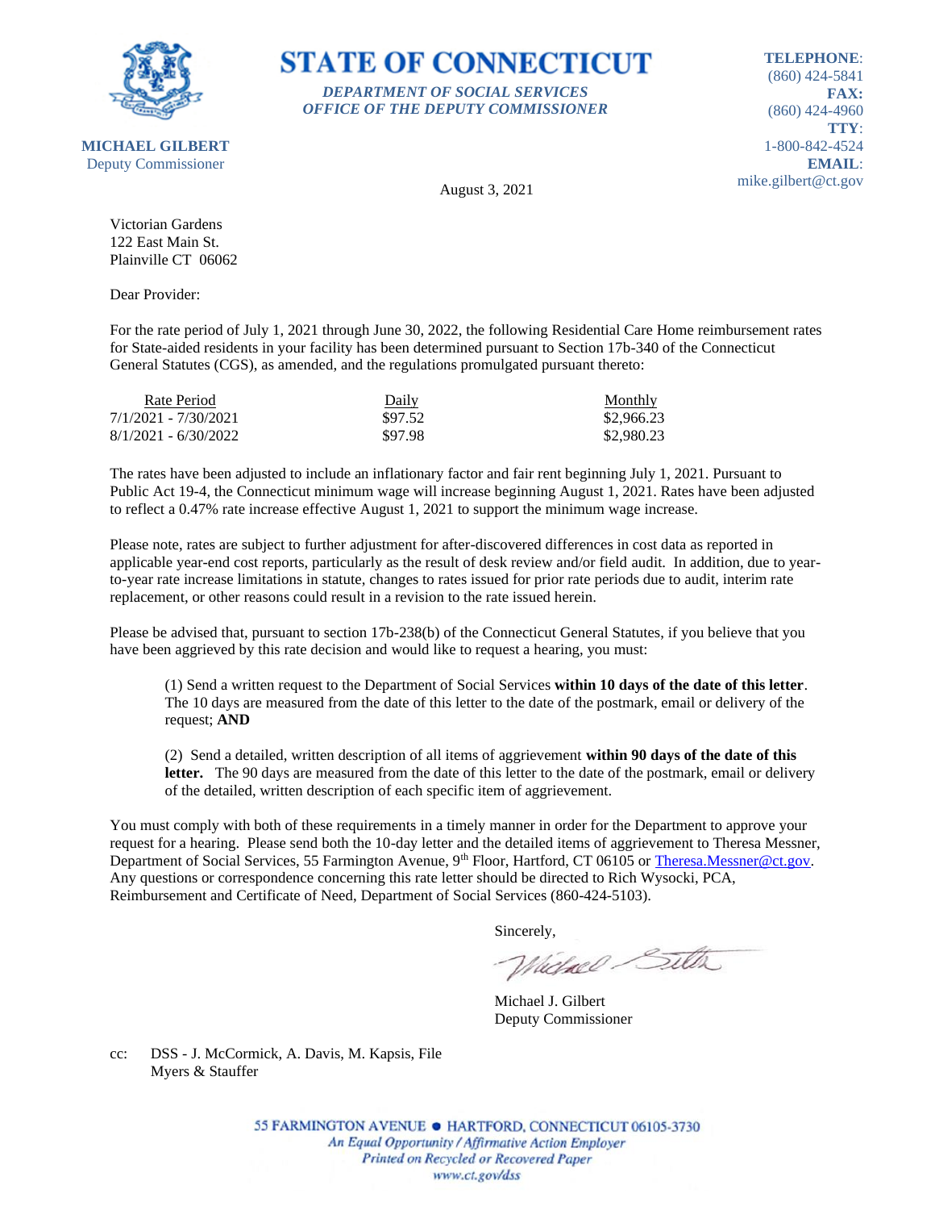**MICHAEL GILBERT**
Deputy Commissioner

# STATE OF CONNECTICUT

***DEPARTMENT OF SOCIAL SERVICES***
***OFFICE OF THE DEPUTY COMMISSIONER***

**TELEPHONE**: (860) 424-5841
**FAX:** (860) 424-4960
**TTY**: 1-800-842-4524
**EMAIL**: mike.gilbert@ct.gov

August 3, 2021

Victorian Gardens
122 East Main St.
Plainville CT 06062

Dear Provider:

For the rate period of July 1, 2021 through June 30, 2022, the following Residential Care Home reimbursement rates for State-aided residents in your facility has been determined pursuant to Section 17b-340 of the Connecticut General Statutes (CGS), as amended, and the regulations promulgated pursuant thereto:

| Rate Period | Daily | Monthly |
|---|---|---|
| 7/1/2021 - 7/30/2021 | $97.52 | $2,966.23 |
| 8/1/2021 - 6/30/2022 | $97.98 | $2,980.23 |

The rates have been adjusted to include an inflationary factor and fair rent beginning July 1, 2021. Pursuant to Public Act 19-4, the Connecticut minimum wage will increase beginning August 1, 2021. Rates have been adjusted to reflect a 0.47% rate increase effective August 1, 2021 to support the minimum wage increase.

Please note, rates are subject to further adjustment for after-discovered differences in cost data as reported in applicable year-end cost reports, particularly as the result of desk review and/or field audit. In addition, due to year-to-year rate increase limitations in statute, changes to rates issued for prior rate periods due to audit, interim rate replacement, or other reasons could result in a revision to the rate issued herein.

Please be advised that, pursuant to section 17b-238(b) of the Connecticut General Statutes, if you believe that you have been aggrieved by this rate decision and would like to request a hearing, you must:

(1) Send a written request to the Department of Social Services **within 10 days of the date of this letter**. The 10 days are measured from the date of this letter to the date of the postmark, email or delivery of the request; **AND**

(2) Send a detailed, written description of all items of aggrievement **within 90 days of the date of this letter.** The 90 days are measured from the date of this letter to the date of the postmark, email or delivery of the detailed, written description of each specific item of aggrievement.

You must comply with both of these requirements in a timely manner in order for the Department to approve your request for a hearing. Please send both the 10-day letter and the detailed items of aggrievement to Theresa Messner, Department of Social Services, 55 Farmington Avenue, 9th Floor, Hartford, CT 06105 or Theresa.Messner@ct.gov. Any questions or correspondence concerning this rate letter should be directed to Rich Wysocki, PCA, Reimbursement and Certificate of Need, Department of Social Services (860-424-5103).

Sincerely,

Michael J. Gilbert
Deputy Commissioner

cc: DSS - J. McCormick, A. Davis, M. Kapsis, File
Myers & Stauffer

55 FARMINGTON AVENUE • HARTFORD, CONNECTICUT 06105-3730
*An Equal Opportunity / Affirmative Action Employer*
*Printed on Recycled or Recovered Paper*
*www.ct.gov/dss*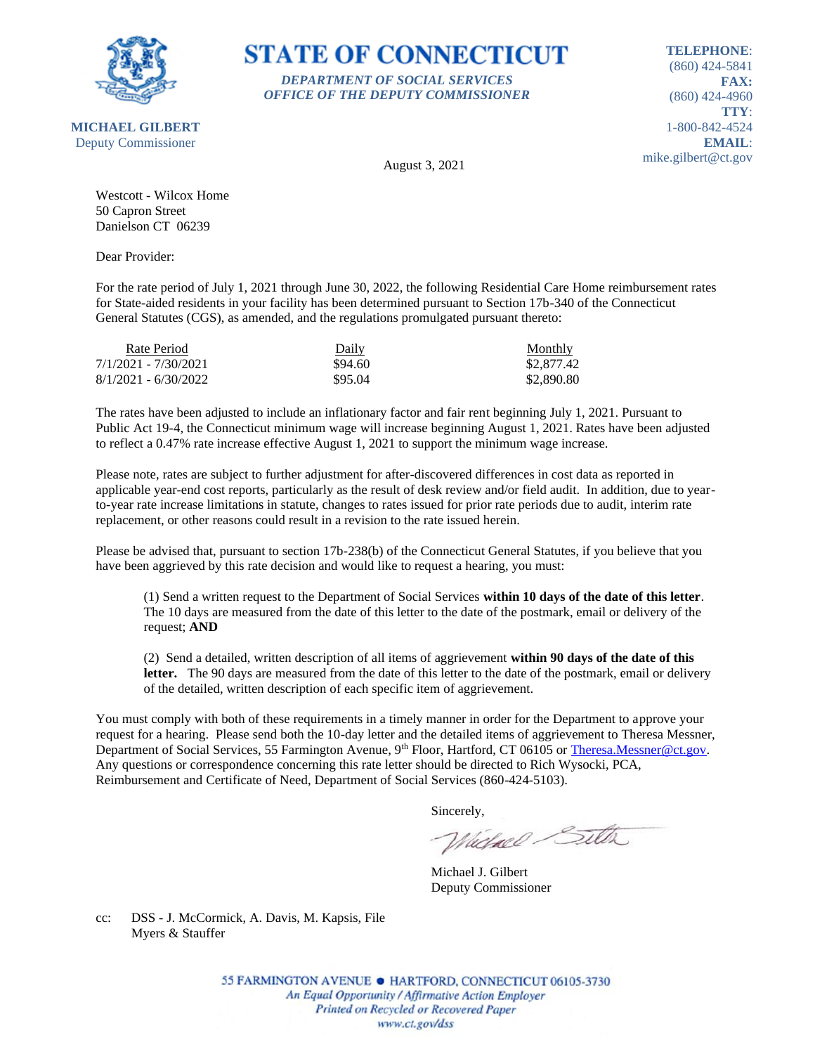**STATE OF CONNECTICUT**

***DEPARTMENT OF SOCIAL SERVICES***
***OFFICE OF THE DEPUTY COMMISSIONER***

**MICHAEL GILBERT**
Deputy Commissioner

**TELEPHONE**: (860) 424-5841
**FAX:** (860) 424-4960
**TTY**: 1-800-842-4524
**EMAIL**: mike.gilbert@ct.gov

August 3, 2021

Westcott - Wilcox Home
50 Capron Street
Danielson CT 06239

Dear Provider:

For the rate period of July 1, 2021 through June 30, 2022, the following Residential Care Home reimbursement rates for State-aided residents in your facility has been determined pursuant to Section 17b-340 of the Connecticut General Statutes (CGS), as amended, and the regulations promulgated pursuant thereto:

| Rate Period | Daily | Monthly |
|---|---|---|
| 7/1/2021 - 7/30/2021 | $94.60 | $2,877.42 |
| 8/1/2021 - 6/30/2022 | $95.04 | $2,890.80 |

The rates have been adjusted to include an inflationary factor and fair rent beginning July 1, 2021. Pursuant to Public Act 19-4, the Connecticut minimum wage will increase beginning August 1, 2021. Rates have been adjusted to reflect a 0.47% rate increase effective August 1, 2021 to support the minimum wage increase.

Please note, rates are subject to further adjustment for after-discovered differences in cost data as reported in applicable year-end cost reports, particularly as the result of desk review and/or field audit. In addition, due to year-to-year rate increase limitations in statute, changes to rates issued for prior rate periods due to audit, interim rate replacement, or other reasons could result in a revision to the rate issued herein.

Please be advised that, pursuant to section 17b-238(b) of the Connecticut General Statutes, if you believe that you have been aggrieved by this rate decision and would like to request a hearing, you must:

(1) Send a written request to the Department of Social Services **within 10 days of the date of this letter**. The 10 days are measured from the date of this letter to the date of the postmark, email or delivery of the request; **AND**

(2) Send a detailed, written description of all items of aggrievement **within 90 days of the date of this letter.** The 90 days are measured from the date of this letter to the date of the postmark, email or delivery of the detailed, written description of each specific item of aggrievement.

You must comply with both of these requirements in a timely manner in order for the Department to approve your request for a hearing. Please send both the 10-day letter and the detailed items of aggrievement to Theresa Messner, Department of Social Services, 55 Farmington Avenue, 9th Floor, Hartford, CT 06105 or Theresa.Messner@ct.gov. Any questions or correspondence concerning this rate letter should be directed to Rich Wysocki, PCA, Reimbursement and Certificate of Need, Department of Social Services (860-424-5103).

Sincerely,

Michael J. Gilbert
Deputy Commissioner

cc: DSS - J. McCormick, A. Davis, M. Kapsis, File
Myers & Stauffer

55 FARMINGTON AVENUE • HARTFORD, CONNECTICUT 06105-3730
*An Equal Opportunity / Affirmative Action Employer*
*Printed on Recycled or Recovered Paper*
*www.ct.gov/dss*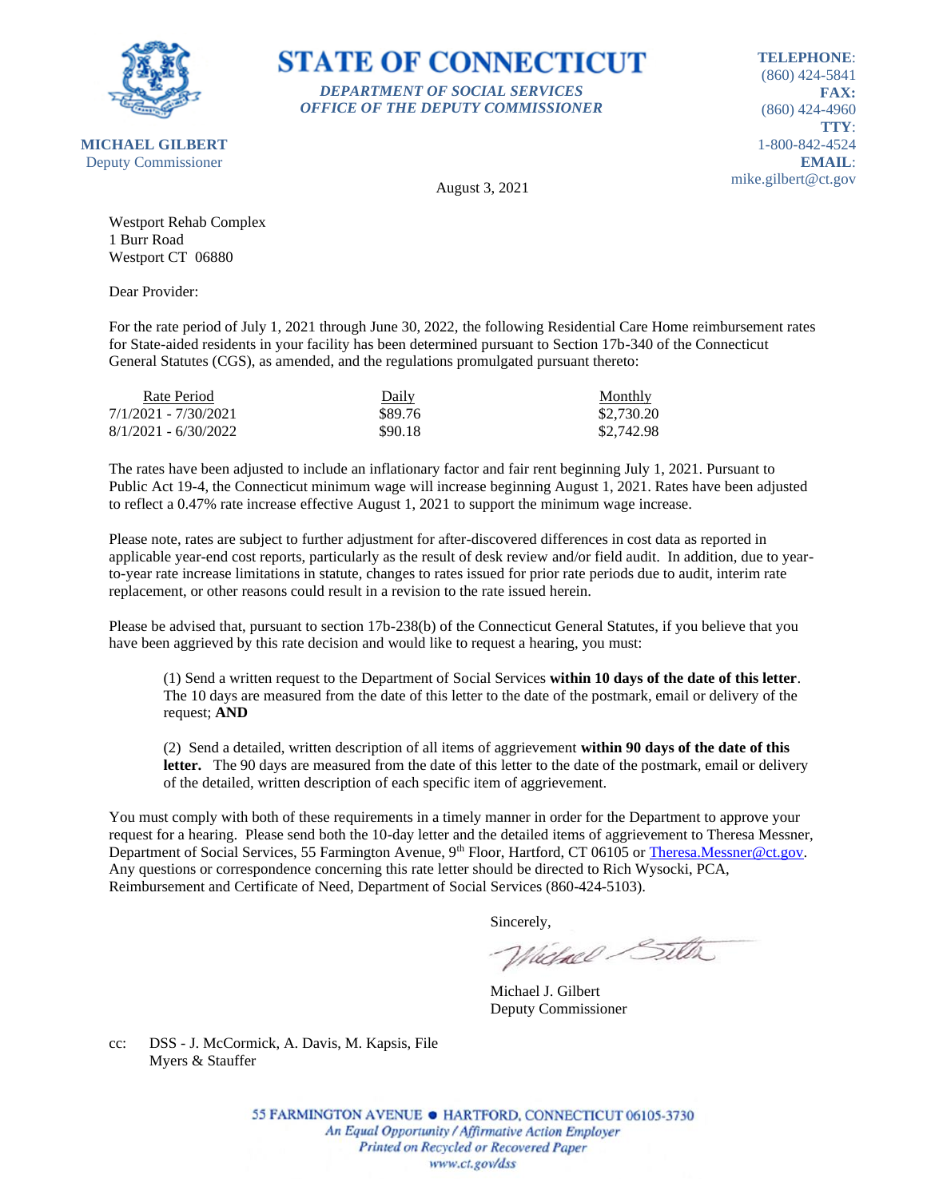**MICHAEL GILBERT**
Deputy Commissioner

# STATE OF CONNECTICUT

***DEPARTMENT OF SOCIAL SERVICES***
***OFFICE OF THE DEPUTY COMMISSIONER***

**TELEPHONE**: (860) 424-5841
**FAX:** (860) 424-4960
**TTY**: 1-800-842-4524
**EMAIL**: mike.gilbert@ct.gov

August 3, 2021

Westport Rehab Complex
1 Burr Road
Westport CT 06880

Dear Provider:

For the rate period of July 1, 2021 through June 30, 2022, the following Residential Care Home reimbursement rates for State-aided residents in your facility has been determined pursuant to Section 17b-340 of the Connecticut General Statutes (CGS), as amended, and the regulations promulgated pursuant thereto:

| Rate Period | Daily | Monthly |
|---|---|---|
| 7/1/2021 - 7/30/2021 | $89.76 | $2,730.20 |
| 8/1/2021 - 6/30/2022 | $90.18 | $2,742.98 |

The rates have been adjusted to include an inflationary factor and fair rent beginning July 1, 2021. Pursuant to Public Act 19-4, the Connecticut minimum wage will increase beginning August 1, 2021. Rates have been adjusted to reflect a 0.47% rate increase effective August 1, 2021 to support the minimum wage increase.

Please note, rates are subject to further adjustment for after-discovered differences in cost data as reported in applicable year-end cost reports, particularly as the result of desk review and/or field audit. In addition, due to year-to-year rate increase limitations in statute, changes to rates issued for prior rate periods due to audit, interim rate replacement, or other reasons could result in a revision to the rate issued herein.

Please be advised that, pursuant to section 17b-238(b) of the Connecticut General Statutes, if you believe that you have been aggrieved by this rate decision and would like to request a hearing, you must:

(1) Send a written request to the Department of Social Services **within 10 days of the date of this letter**. The 10 days are measured from the date of this letter to the date of the postmark, email or delivery of the request; **AND**

(2) Send a detailed, written description of all items of aggrievement **within 90 days of the date of this letter.** The 90 days are measured from the date of this letter to the date of the postmark, email or delivery of the detailed, written description of each specific item of aggrievement.

You must comply with both of these requirements in a timely manner in order for the Department to approve your request for a hearing. Please send both the 10-day letter and the detailed items of aggrievement to Theresa Messner, Department of Social Services, 55 Farmington Avenue, 9th Floor, Hartford, CT 06105 or Theresa.Messner@ct.gov. Any questions or correspondence concerning this rate letter should be directed to Rich Wysocki, PCA, Reimbursement and Certificate of Need, Department of Social Services (860-424-5103).

Sincerely,

Michael J. Gilbert
Deputy Commissioner

cc: DSS - J. McCormick, A. Davis, M. Kapsis, File
Myers & Stauffer

55 FARMINGTON AVENUE • HARTFORD, CONNECTICUT 06105-3730
*An Equal Opportunity / Affirmative Action Employer*
*Printed on Recycled or Recovered Paper*
*www.ct.gov/dss*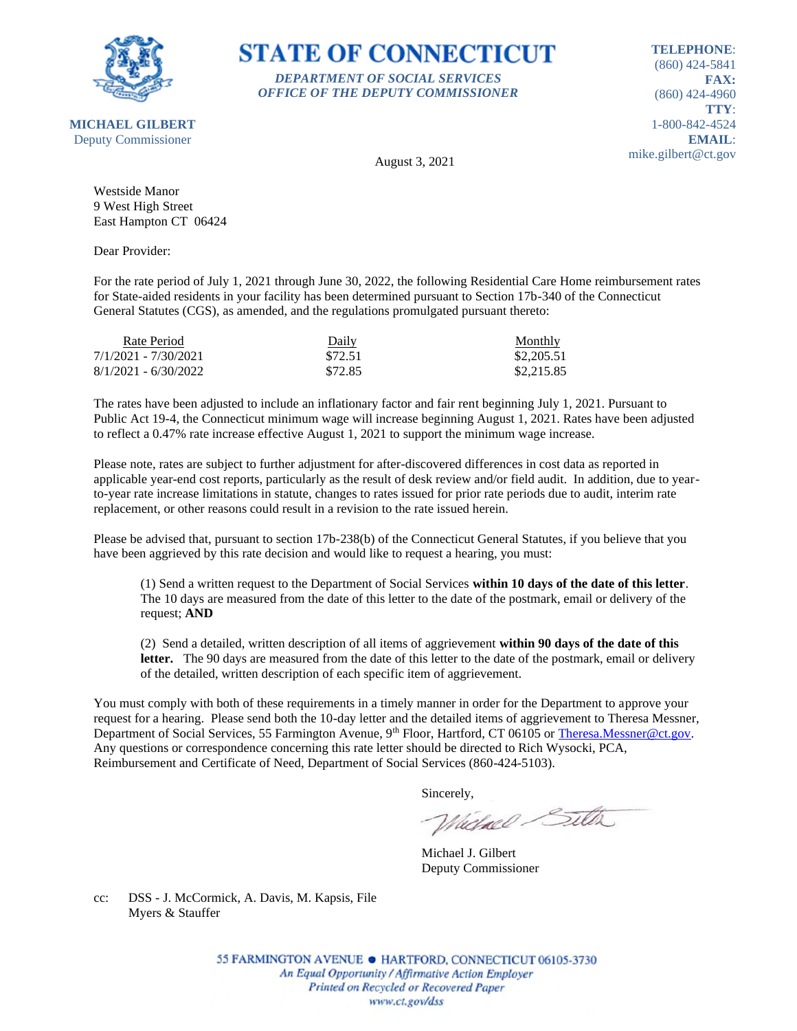**STATE OF CONNECTICUT**

*DEPARTMENT OF SOCIAL SERVICES*
*OFFICE OF THE DEPUTY COMMISSIONER*

**MICHAEL GILBERT**
Deputy Commissioner

**TELEPHONE**: (860) 424-5841
**FAX:** (860) 424-4960
**TTY**: 1-800-842-4524
**EMAIL**: mike.gilbert@ct.gov

August 3, 2021

Westside Manor
9 West High Street
East Hampton CT 06424

Dear Provider:

For the rate period of July 1, 2021 through June 30, 2022, the following Residential Care Home reimbursement rates for State-aided residents in your facility has been determined pursuant to Section 17b-340 of the Connecticut General Statutes (CGS), as amended, and the regulations promulgated pursuant thereto:

| Rate Period | Daily | Monthly |
|---|---|---|
| 7/1/2021 - 7/30/2021 | $72.51 | $2,205.51 |
| 8/1/2021 - 6/30/2022 | $72.85 | $2,215.85 |

The rates have been adjusted to include an inflationary factor and fair rent beginning July 1, 2021. Pursuant to Public Act 19-4, the Connecticut minimum wage will increase beginning August 1, 2021. Rates have been adjusted to reflect a 0.47% rate increase effective August 1, 2021 to support the minimum wage increase.

Please note, rates are subject to further adjustment for after-discovered differences in cost data as reported in applicable year-end cost reports, particularly as the result of desk review and/or field audit. In addition, due to year-to-year rate increase limitations in statute, changes to rates issued for prior rate periods due to audit, interim rate replacement, or other reasons could result in a revision to the rate issued herein.

Please be advised that, pursuant to section 17b-238(b) of the Connecticut General Statutes, if you believe that you have been aggrieved by this rate decision and would like to request a hearing, you must:

(1) Send a written request to the Department of Social Services **within 10 days of the date of this letter**. The 10 days are measured from the date of this letter to the date of the postmark, email or delivery of the request; **AND**

(2) Send a detailed, written description of all items of aggrievement **within 90 days of the date of this letter.** The 90 days are measured from the date of this letter to the date of the postmark, email or delivery of the detailed, written description of each specific item of aggrievement.

You must comply with both of these requirements in a timely manner in order for the Department to approve your request for a hearing. Please send both the 10-day letter and the detailed items of aggrievement to Theresa Messner, Department of Social Services, 55 Farmington Avenue, 9th Floor, Hartford, CT 06105 or Theresa.Messner@ct.gov. Any questions or correspondence concerning this rate letter should be directed to Rich Wysocki, PCA, Reimbursement and Certificate of Need, Department of Social Services (860-424-5103).

Sincerely,

Michael J. Gilbert
Deputy Commissioner

cc: DSS - J. McCormick, A. Davis, M. Kapsis, File
Myers & Stauffer

55 FARMINGTON AVENUE • HARTFORD, CONNECTICUT 06105-3730
*An Equal Opportunity / Affirmative Action Employer*
*Printed on Recycled or Recovered Paper*
*www.ct.gov/dss*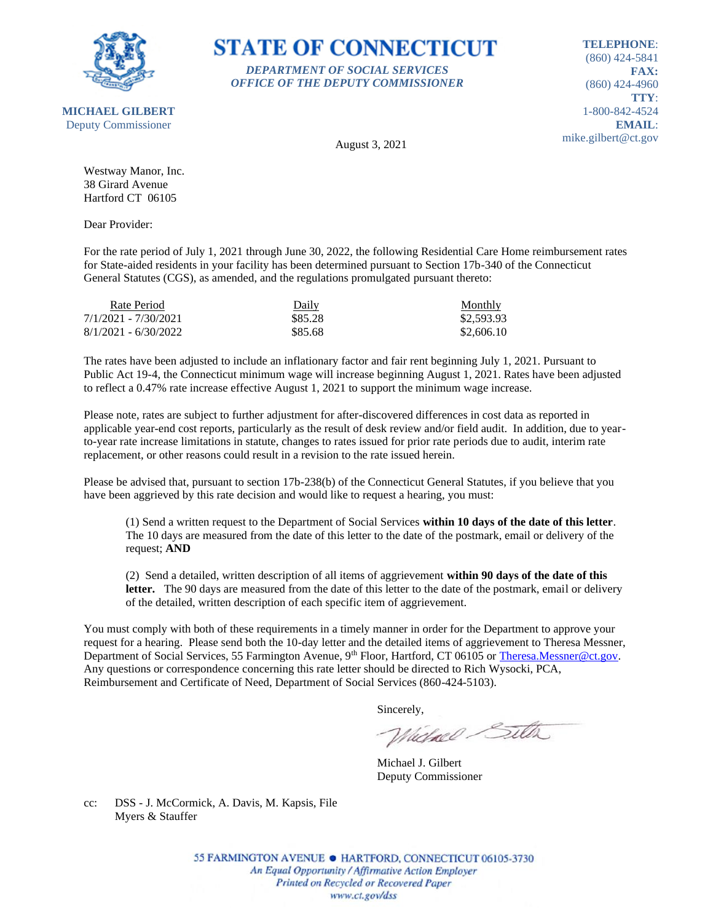**STATE OF CONNECTICUT**

***DEPARTMENT OF SOCIAL SERVICES***
***OFFICE OF THE DEPUTY COMMISSIONER***

**MICHAEL GILBERT**
Deputy Commissioner

**TELEPHONE**: (860) 424-5841
**FAX:** (860) 424-4960
**TTY**: 1-800-842-4524
**EMAIL**: mike.gilbert@ct.gov

August 3, 2021

Westway Manor, Inc.
38 Girard Avenue
Hartford CT 06105

Dear Provider:

For the rate period of July 1, 2021 through June 30, 2022, the following Residential Care Home reimbursement rates for State-aided residents in your facility has been determined pursuant to Section 17b-340 of the Connecticut General Statutes (CGS), as amended, and the regulations promulgated pursuant thereto:

| Rate Period | Daily | Monthly |
|---|---|---|
| 7/1/2021 - 7/30/2021 | $85.28 | $2,593.93 |
| 8/1/2021 - 6/30/2022 | $85.68 | $2,606.10 |

The rates have been adjusted to include an inflationary factor and fair rent beginning July 1, 2021. Pursuant to Public Act 19-4, the Connecticut minimum wage will increase beginning August 1, 2021. Rates have been adjusted to reflect a 0.47% rate increase effective August 1, 2021 to support the minimum wage increase.

Please note, rates are subject to further adjustment for after-discovered differences in cost data as reported in applicable year-end cost reports, particularly as the result of desk review and/or field audit. In addition, due to year-to-year rate increase limitations in statute, changes to rates issued for prior rate periods due to audit, interim rate replacement, or other reasons could result in a revision to the rate issued herein.

Please be advised that, pursuant to section 17b-238(b) of the Connecticut General Statutes, if you believe that you have been aggrieved by this rate decision and would like to request a hearing, you must:

> (1) Send a written request to the Department of Social Services **within 10 days of the date of this letter**. The 10 days are measured from the date of this letter to the date of the postmark, email or delivery of the request; **AND**
>
> (2) Send a detailed, written description of all items of aggrievement **within 90 days of the date of this letter.** The 90 days are measured from the date of this letter to the date of the postmark, email or delivery of the detailed, written description of each specific item of aggrievement.

You must comply with both of these requirements in a timely manner in order for the Department to approve your request for a hearing. Please send both the 10-day letter and the detailed items of aggrievement to Theresa Messner, Department of Social Services, 55 Farmington Avenue, 9th Floor, Hartford, CT 06105 or Theresa.Messner@ct.gov. Any questions or correspondence concerning this rate letter should be directed to Rich Wysocki, PCA, Reimbursement and Certificate of Need, Department of Social Services (860-424-5103).

Sincerely,

Michael J. Gilbert
Deputy Commissioner

cc: DSS - J. McCormick, A. Davis, M. Kapsis, File
Myers & Stauffer

55 FARMINGTON AVENUE • HARTFORD, CONNECTICUT 06105-3730
*An Equal Opportunity / Affirmative Action Employer*
*Printed on Recycled or Recovered Paper*
*www.ct.gov/dss*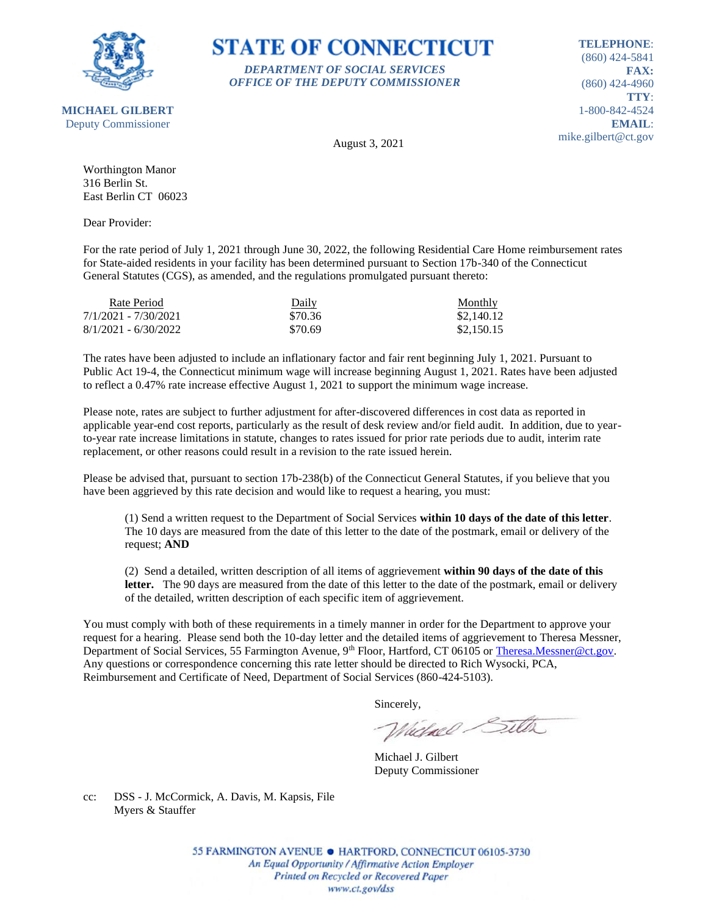**MICHAEL GILBERT**
Deputy Commissioner

# STATE OF CONNECTICUT

*DEPARTMENT OF SOCIAL SERVICES*
*OFFICE OF THE DEPUTY COMMISSIONER*

**TELEPHONE**: (860) 424-5841
**FAX:** (860) 424-4960
**TTY**: 1-800-842-4524
**EMAIL**: mike.gilbert@ct.gov

August 3, 2021

Worthington Manor
316 Berlin St.
East Berlin CT 06023

Dear Provider:

For the rate period of July 1, 2021 through June 30, 2022, the following Residential Care Home reimbursement rates for State-aided residents in your facility has been determined pursuant to Section 17b-340 of the Connecticut General Statutes (CGS), as amended, and the regulations promulgated pursuant thereto:

| Rate Period | Daily | Monthly |
|---|---|---|
| 7/1/2021 - 7/30/2021 | $70.36 | $2,140.12 |
| 8/1/2021 - 6/30/2022 | $70.69 | $2,150.15 |

The rates have been adjusted to include an inflationary factor and fair rent beginning July 1, 2021. Pursuant to Public Act 19-4, the Connecticut minimum wage will increase beginning August 1, 2021. Rates have been adjusted to reflect a 0.47% rate increase effective August 1, 2021 to support the minimum wage increase.

Please note, rates are subject to further adjustment for after-discovered differences in cost data as reported in applicable year-end cost reports, particularly as the result of desk review and/or field audit. In addition, due to year-to-year rate increase limitations in statute, changes to rates issued for prior rate periods due to audit, interim rate replacement, or other reasons could result in a revision to the rate issued herein.

Please be advised that, pursuant to section 17b-238(b) of the Connecticut General Statutes, if you believe that you have been aggrieved by this rate decision and would like to request a hearing, you must:

(1) Send a written request to the Department of Social Services **within 10 days of the date of this letter**. The 10 days are measured from the date of this letter to the date of the postmark, email or delivery of the request; **AND**

(2) Send a detailed, written description of all items of aggrievement **within 90 days of the date of this letter.** The 90 days are measured from the date of this letter to the date of the postmark, email or delivery of the detailed, written description of each specific item of aggrievement.

You must comply with both of these requirements in a timely manner in order for the Department to approve your request for a hearing. Please send both the 10-day letter and the detailed items of aggrievement to Theresa Messner, Department of Social Services, 55 Farmington Avenue, 9th Floor, Hartford, CT 06105 or Theresa.Messner@ct.gov. Any questions or correspondence concerning this rate letter should be directed to Rich Wysocki, PCA, Reimbursement and Certificate of Need, Department of Social Services (860-424-5103).

Sincerely,

Michael J. Gilbert
Deputy Commissioner

cc: DSS - J. McCormick, A. Davis, M. Kapsis, File
Myers & Stauffer

55 FARMINGTON AVENUE • HARTFORD, CONNECTICUT 06105-3730
*An Equal Opportunity / Affirmative Action Employer*
*Printed on Recycled or Recovered Paper*
*www.ct.gov/dss*